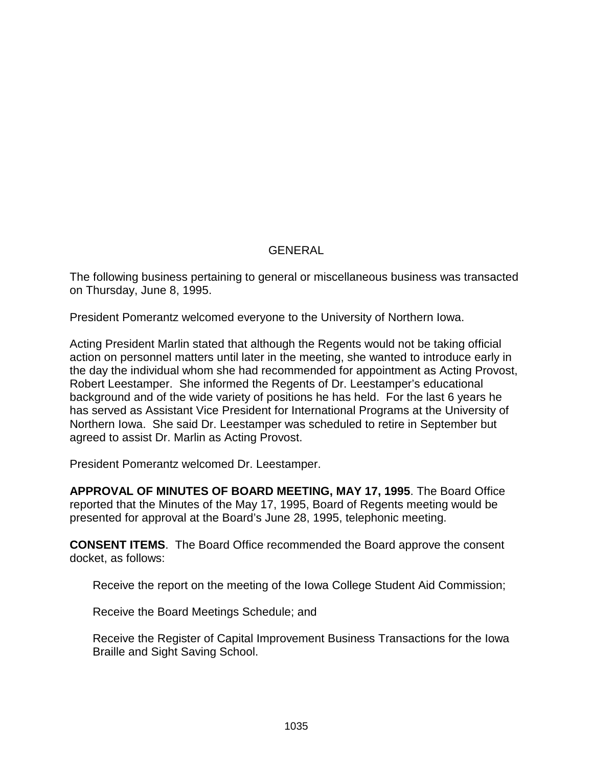# GENERAL

The following business pertaining to general or miscellaneous business was transacted on Thursday, June 8, 1995.

President Pomerantz welcomed everyone to the University of Northern Iowa.

Acting President Marlin stated that although the Regents would not be taking official action on personnel matters until later in the meeting, she wanted to introduce early in the day the individual whom she had recommended for appointment as Acting Provost, Robert Leestamper. She informed the Regents of Dr. Leestamper's educational background and of the wide variety of positions he has held. For the last 6 years he has served as Assistant Vice President for International Programs at the University of Northern Iowa. She said Dr. Leestamper was scheduled to retire in September but agreed to assist Dr. Marlin as Acting Provost.

President Pomerantz welcomed Dr. Leestamper.

**APPROVAL OF MINUTES OF BOARD MEETING, MAY 17, 1995**. The Board Office reported that the Minutes of the May 17, 1995, Board of Regents meeting would be presented for approval at the Board's June 28, 1995, telephonic meeting.

**CONSENT ITEMS**. The Board Office recommended the Board approve the consent docket, as follows:

> Receive the report on the meeting of the Iowa College Student Aid Commission;
>
> Receive the Board Meetings Schedule; and
>
> Receive the Register of Capital Improvement Business Transactions for the Iowa Braille and Sight Saving School.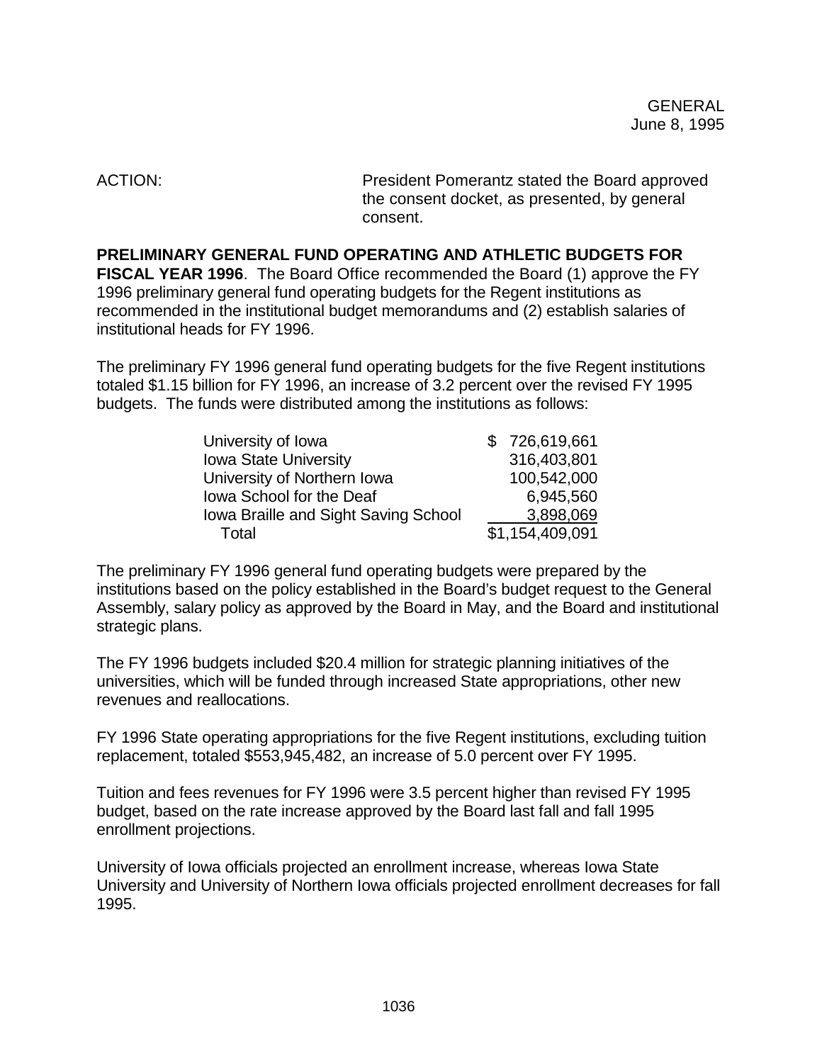ACTION: President Pomerantz stated the Board approved the consent docket, as presented, by general consent.

**PRELIMINARY GENERAL FUND OPERATING AND ATHLETIC BUDGETS FOR FISCAL YEAR 1996**. The Board Office recommended the Board (1) approve the FY 1996 preliminary general fund operating budgets for the Regent institutions as recommended in the institutional budget memorandums and (2) establish salaries of institutional heads for FY 1996.

The preliminary FY 1996 general fund operating budgets for the five Regent institutions totaled $1.15 billion for FY 1996, an increase of 3.2 percent over the revised FY 1995 budgets. The funds were distributed among the institutions as follows:

| | |
|---|---|
| University of Iowa | $ 726,619,661 |
| Iowa State University | 316,403,801 |
| University of Northern Iowa | 100,542,000 |
| Iowa School for the Deaf | 6,945,560 |
| Iowa Braille and Sight Saving School | 3,898,069 |
| Total | $1,154,409,091 |

The preliminary FY 1996 general fund operating budgets were prepared by the institutions based on the policy established in the Board's budget request to the General Assembly, salary policy as approved by the Board in May, and the Board and institutional strategic plans.

The FY 1996 budgets included $20.4 million for strategic planning initiatives of the universities, which will be funded through increased State appropriations, other new revenues and reallocations.

FY 1996 State operating appropriations for the five Regent institutions, excluding tuition replacement, totaled $553,945,482, an increase of 5.0 percent over FY 1995.

Tuition and fees revenues for FY 1996 were 3.5 percent higher than revised FY 1995 budget, based on the rate increase approved by the Board last fall and fall 1995 enrollment projections.

University of Iowa officials projected an enrollment increase, whereas Iowa State University and University of Northern Iowa officials projected enrollment decreases for fall 1995.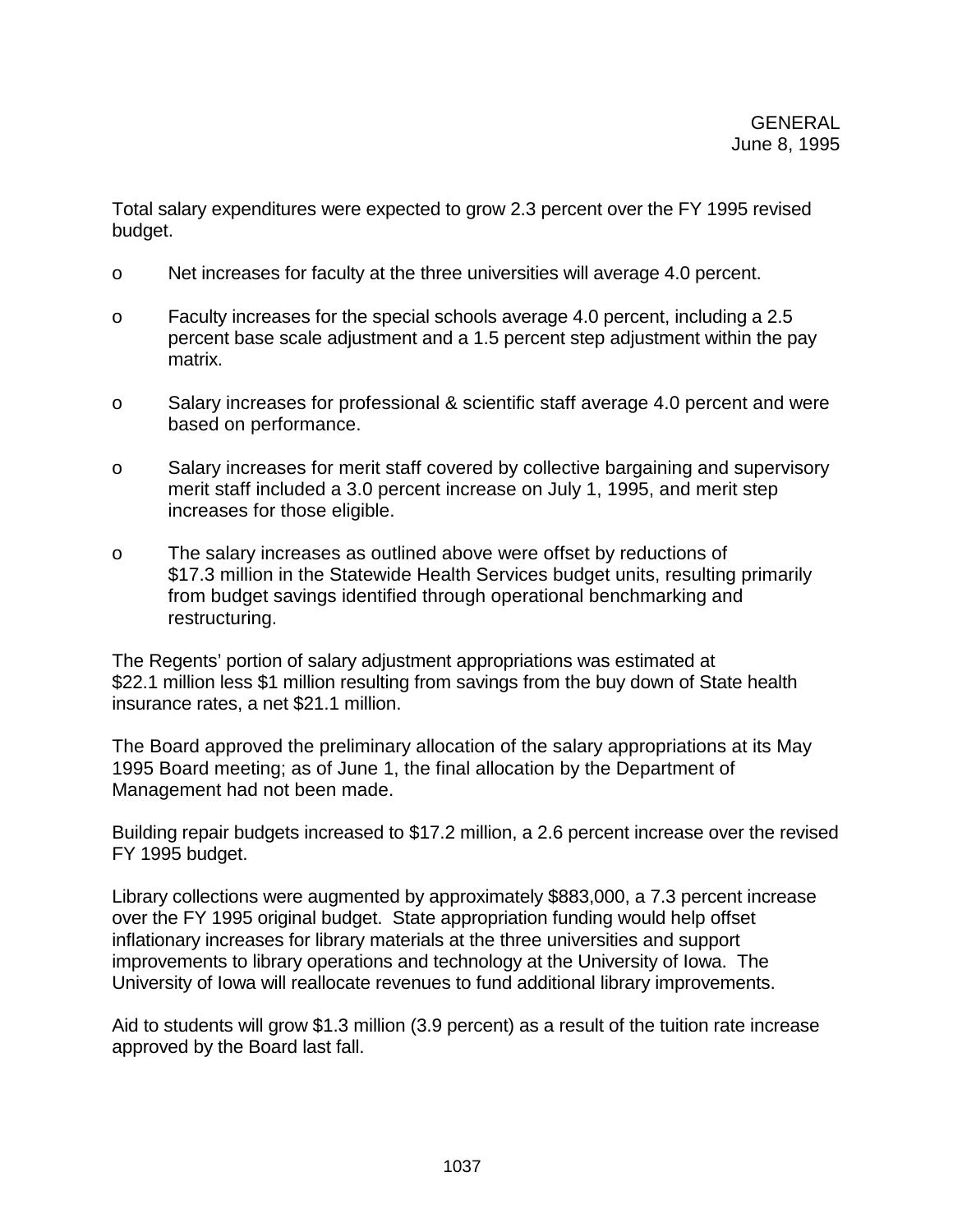Total salary expenditures were expected to grow 2.3 percent over the FY 1995 revised budget.

- o Net increases for faculty at the three universities will average 4.0 percent.
- o Faculty increases for the special schools average 4.0 percent, including a 2.5 percent base scale adjustment and a 1.5 percent step adjustment within the pay matrix.
- o Salary increases for professional & scientific staff average 4.0 percent and were based on performance.
- o Salary increases for merit staff covered by collective bargaining and supervisory merit staff included a 3.0 percent increase on July 1, 1995, and merit step increases for those eligible.
- o The salary increases as outlined above were offset by reductions of $17.3 million in the Statewide Health Services budget units, resulting primarily from budget savings identified through operational benchmarking and restructuring.

The Regents' portion of salary adjustment appropriations was estimated at $22.1 million less $1 million resulting from savings from the buy down of State health insurance rates, a net $21.1 million.

The Board approved the preliminary allocation of the salary appropriations at its May 1995 Board meeting; as of June 1, the final allocation by the Department of Management had not been made.

Building repair budgets increased to $17.2 million, a 2.6 percent increase over the revised FY 1995 budget.

Library collections were augmented by approximately $883,000, a 7.3 percent increase over the FY 1995 original budget. State appropriation funding would help offset inflationary increases for library materials at the three universities and support improvements to library operations and technology at the University of Iowa. The University of Iowa will reallocate revenues to fund additional library improvements.

Aid to students will grow $1.3 million (3.9 percent) as a result of the tuition rate increase approved by the Board last fall.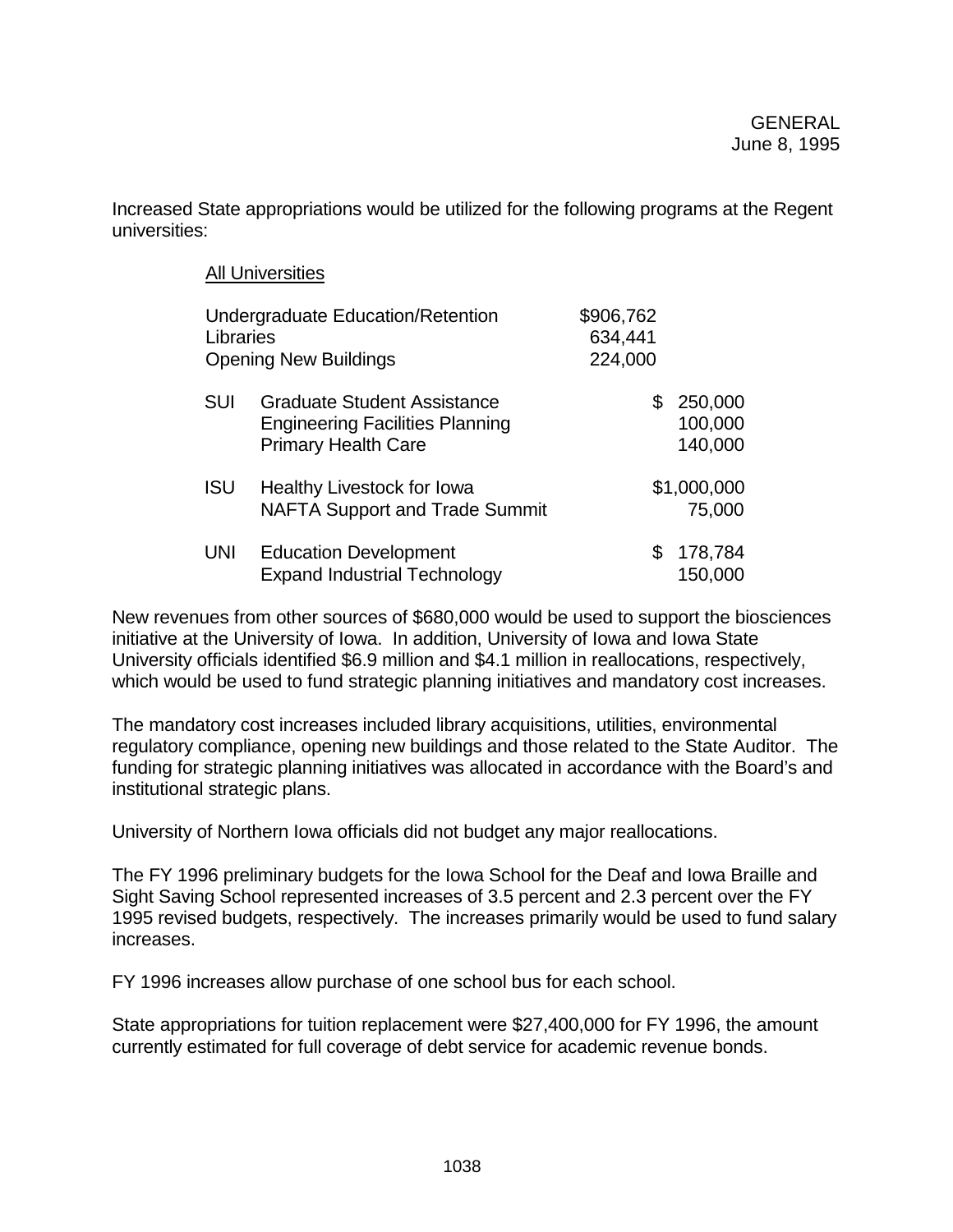Increased State appropriations would be utilized for the following programs at the Regent universities:

<u>All Universities</u>

| | | | |
|---|---|---|---|
| Undergraduate Education/Retention | | $906,762 | |
| Libraries | | 634,441 | |
| Opening New Buildings | | 224,000 | |
| SUI | Graduate Student Assistance | | $ 250,000 |
| | Engineering Facilities Planning | | 100,000 |
| | Primary Health Care | | 140,000 |
| ISU | Healthy Livestock for Iowa | | $1,000,000 |
| | NAFTA Support and Trade Summit | | 75,000 |
| UNI | Education Development | | $ 178,784 |
| | Expand Industrial Technology | | 150,000 |

New revenues from other sources of $680,000 would be used to support the biosciences initiative at the University of Iowa. In addition, University of Iowa and Iowa State University officials identified $6.9 million and $4.1 million in reallocations, respectively, which would be used to fund strategic planning initiatives and mandatory cost increases.

The mandatory cost increases included library acquisitions, utilities, environmental regulatory compliance, opening new buildings and those related to the State Auditor. The funding for strategic planning initiatives was allocated in accordance with the Board's and institutional strategic plans.

University of Northern Iowa officials did not budget any major reallocations.

The FY 1996 preliminary budgets for the Iowa School for the Deaf and Iowa Braille and Sight Saving School represented increases of 3.5 percent and 2.3 percent over the FY 1995 revised budgets, respectively. The increases primarily would be used to fund salary increases.

FY 1996 increases allow purchase of one school bus for each school.

State appropriations for tuition replacement were $27,400,000 for FY 1996, the amount currently estimated for full coverage of debt service for academic revenue bonds.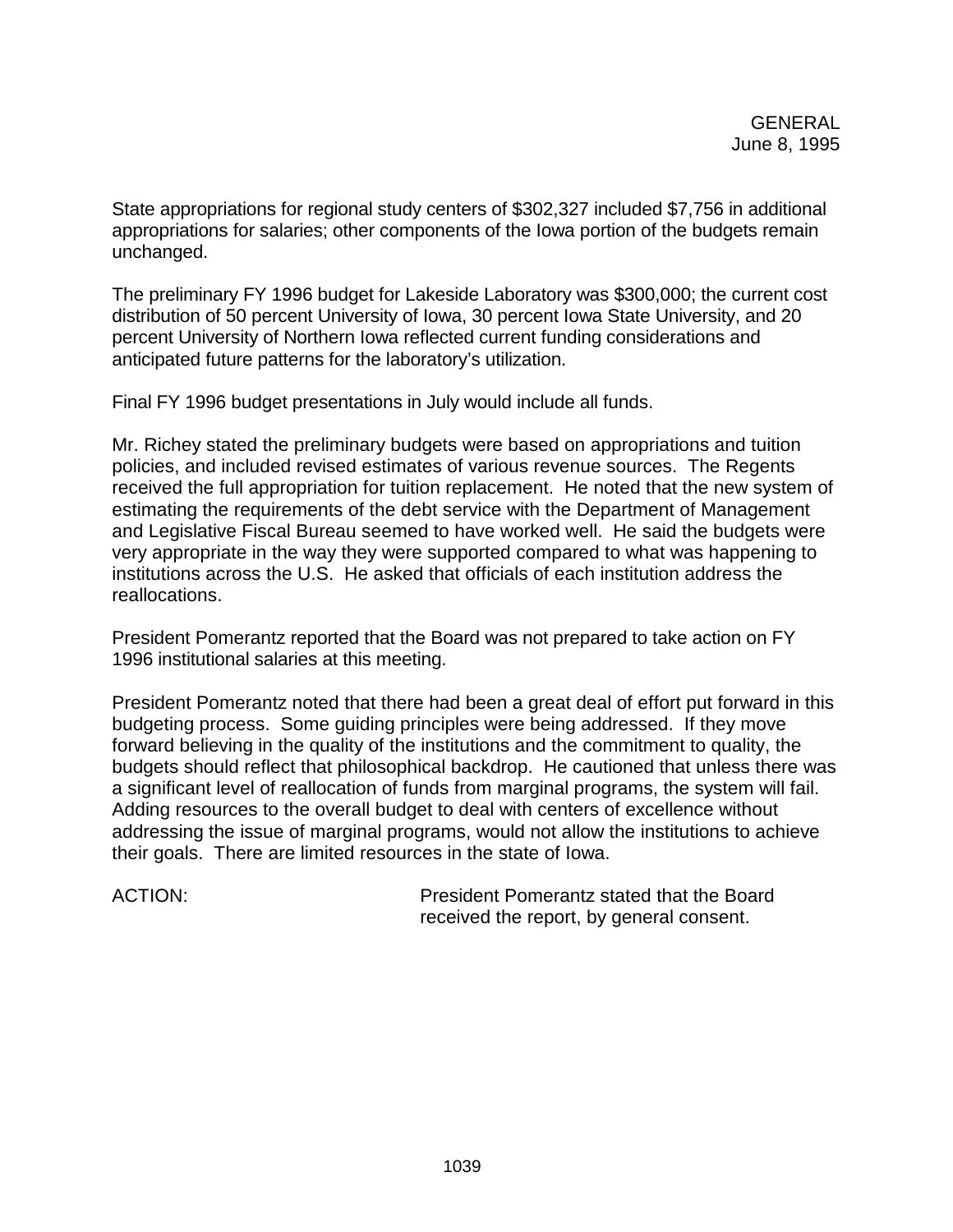State appropriations for regional study centers of $302,327 included $7,756 in additional appropriations for salaries; other components of the Iowa portion of the budgets remain unchanged.

The preliminary FY 1996 budget for Lakeside Laboratory was $300,000; the current cost distribution of 50 percent University of Iowa, 30 percent Iowa State University, and 20 percent University of Northern Iowa reflected current funding considerations and anticipated future patterns for the laboratory's utilization.

Final FY 1996 budget presentations in July would include all funds.

Mr. Richey stated the preliminary budgets were based on appropriations and tuition policies, and included revised estimates of various revenue sources. The Regents received the full appropriation for tuition replacement. He noted that the new system of estimating the requirements of the debt service with the Department of Management and Legislative Fiscal Bureau seemed to have worked well. He said the budgets were very appropriate in the way they were supported compared to what was happening to institutions across the U.S. He asked that officials of each institution address the reallocations.

President Pomerantz reported that the Board was not prepared to take action on FY 1996 institutional salaries at this meeting.

President Pomerantz noted that there had been a great deal of effort put forward in this budgeting process. Some guiding principles were being addressed. If they move forward believing in the quality of the institutions and the commitment to quality, the budgets should reflect that philosophical backdrop. He cautioned that unless there was a significant level of reallocation of funds from marginal programs, the system will fail. Adding resources to the overall budget to deal with centers of excellence without addressing the issue of marginal programs, would not allow the institutions to achieve their goals. There are limited resources in the state of Iowa.

ACTION: President Pomerantz stated that the Board received the report, by general consent.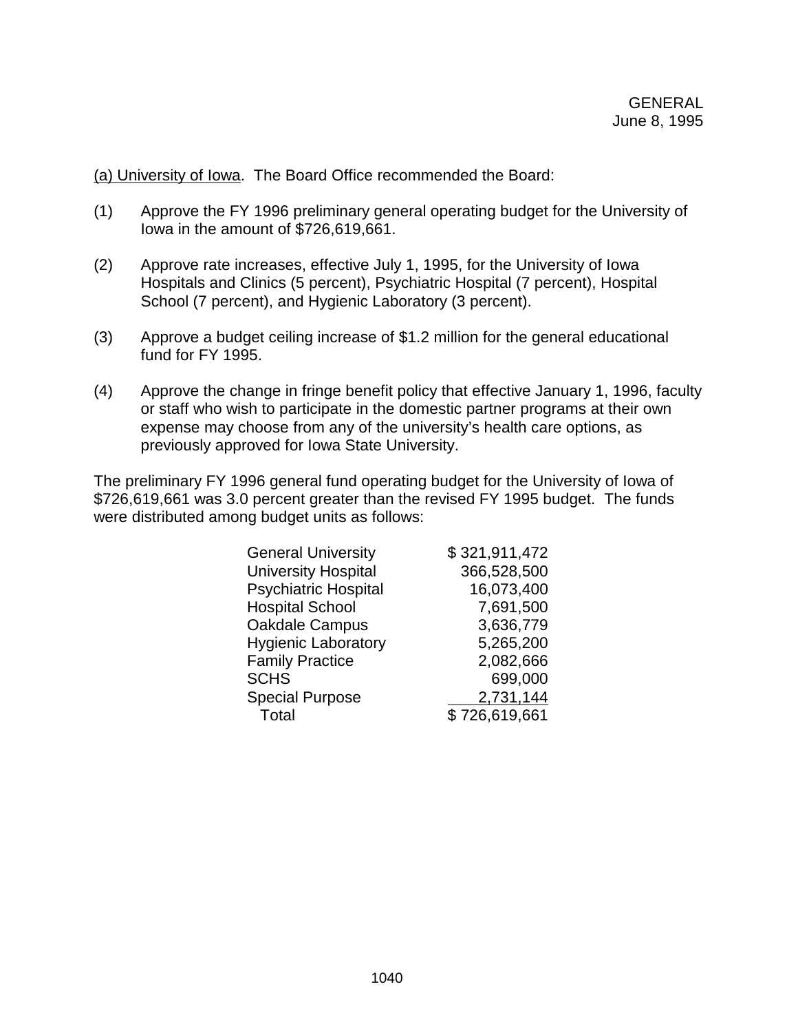GENERAL
June 8, 1995

(a) University of Iowa. The Board Office recommended the Board:

(1) Approve the FY 1996 preliminary general operating budget for the University of Iowa in the amount of $726,619,661.

(2) Approve rate increases, effective July 1, 1995, for the University of Iowa Hospitals and Clinics (5 percent), Psychiatric Hospital (7 percent), Hospital School (7 percent), and Hygienic Laboratory (3 percent).

(3) Approve a budget ceiling increase of $1.2 million for the general educational fund for FY 1995.

(4) Approve the change in fringe benefit policy that effective January 1, 1996, faculty or staff who wish to participate in the domestic partner programs at their own expense may choose from any of the university's health care options, as previously approved for Iowa State University.

The preliminary FY 1996 general fund operating budget for the University of Iowa of $726,619,661 was 3.0 percent greater than the revised FY 1995 budget. The funds were distributed among budget units as follows:

| Budget Unit | Amount |
|---|---|
| General University | $ 321,911,472 |
| University Hospital | 366,528,500 |
| Psychiatric Hospital | 16,073,400 |
| Hospital School | 7,691,500 |
| Oakdale Campus | 3,636,779 |
| Hygienic Laboratory | 5,265,200 |
| Family Practice | 2,082,666 |
| SCHS | 699,000 |
| Special Purpose | 2,731,144 |
| Total | $ 726,619,661 |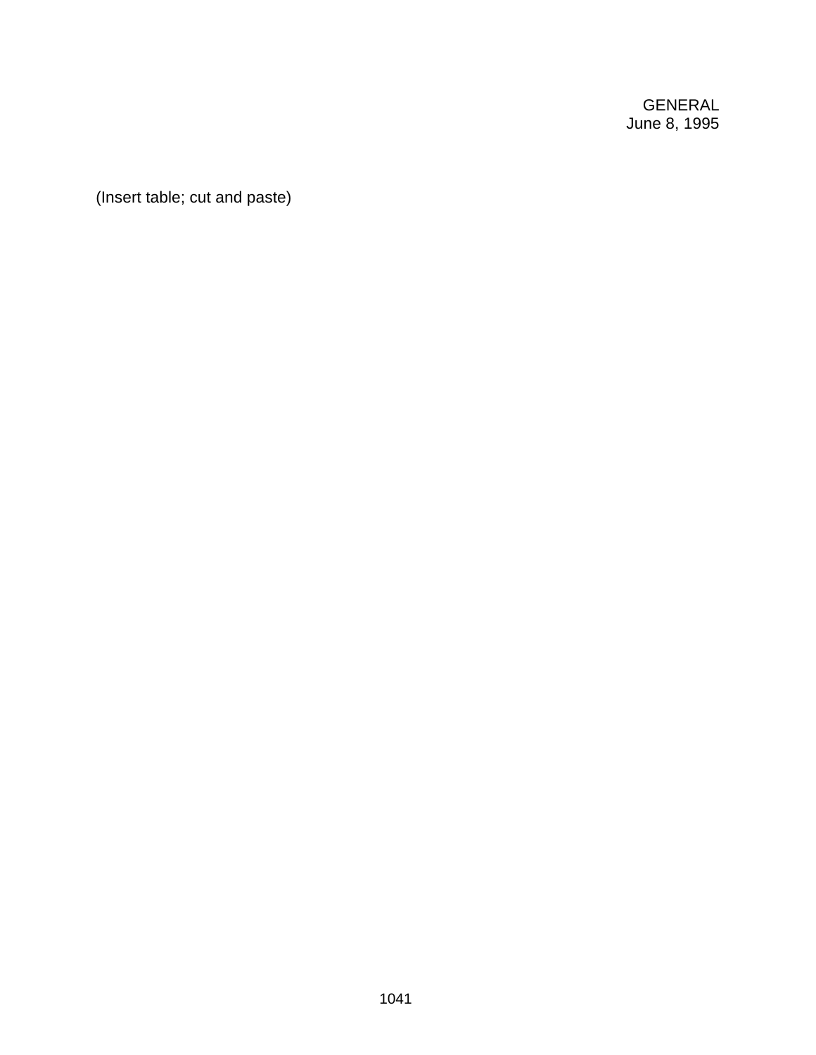GENERAL
June 8, 1995

(Insert table; cut and paste)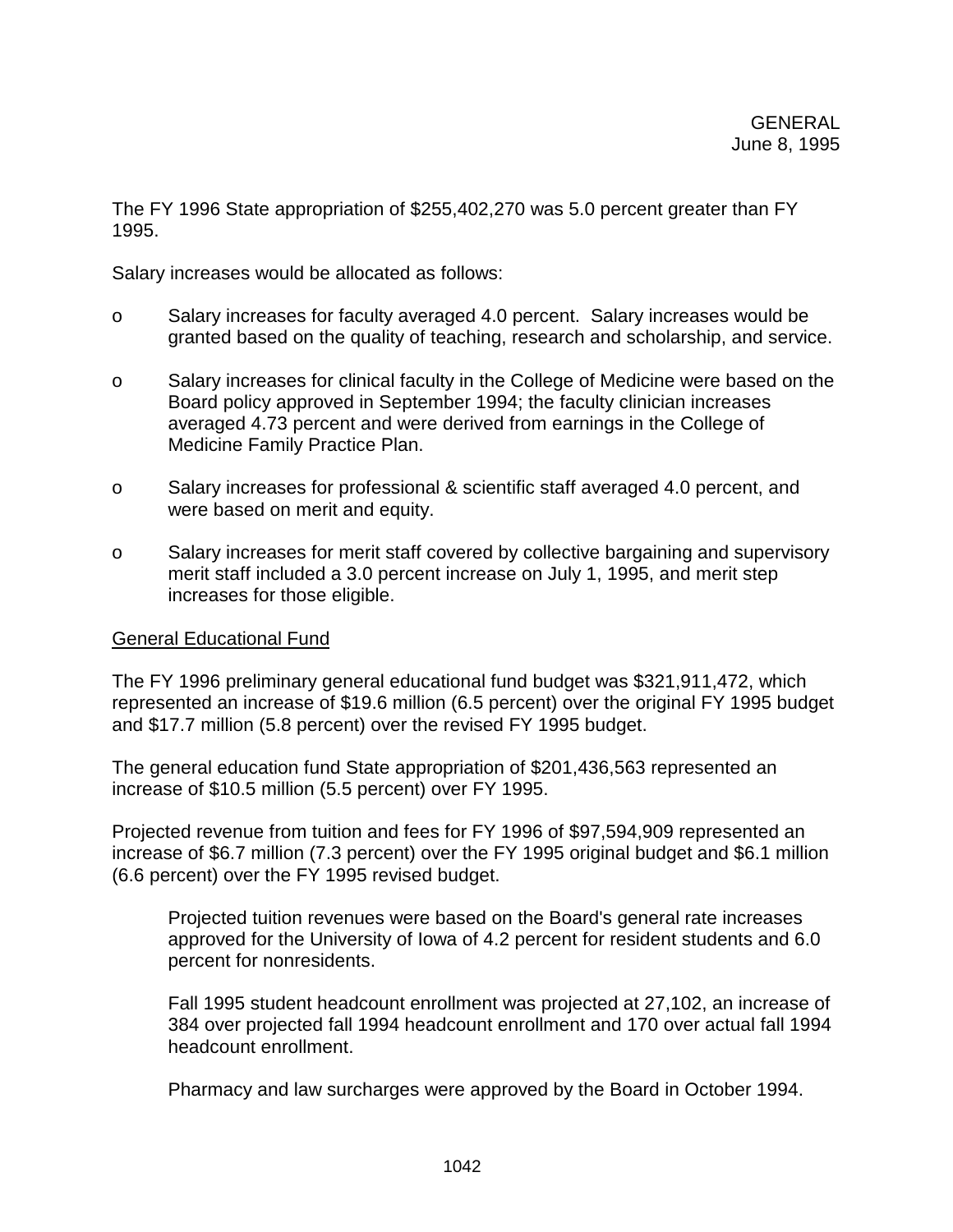GENERAL
June 8, 1995

The FY 1996 State appropriation of $255,402,270 was 5.0 percent greater than FY 1995.

Salary increases would be allocated as follows:

- Salary increases for faculty averaged 4.0 percent. Salary increases would be granted based on the quality of teaching, research and scholarship, and service.
- Salary increases for clinical faculty in the College of Medicine were based on the Board policy approved in September 1994; the faculty clinician increases averaged 4.73 percent and were derived from earnings in the College of Medicine Family Practice Plan.
- Salary increases for professional & scientific staff averaged 4.0 percent, and were based on merit and equity.
- Salary increases for merit staff covered by collective bargaining and supervisory merit staff included a 3.0 percent increase on July 1, 1995, and merit step increases for those eligible.

<u>General Educational Fund</u>

The FY 1996 preliminary general educational fund budget was $321,911,472, which represented an increase of $19.6 million (6.5 percent) over the original FY 1995 budget and $17.7 million (5.8 percent) over the revised FY 1995 budget.

The general education fund State appropriation of $201,436,563 represented an increase of $10.5 million (5.5 percent) over FY 1995.

Projected revenue from tuition and fees for FY 1996 of $97,594,909 represented an increase of $6.7 million (7.3 percent) over the FY 1995 original budget and $6.1 million (6.6 percent) over the FY 1995 revised budget.

> Projected tuition revenues were based on the Board's general rate increases approved for the University of Iowa of 4.2 percent for resident students and 6.0 percent for nonresidents.
>
> Fall 1995 student headcount enrollment was projected at 27,102, an increase of 384 over projected fall 1994 headcount enrollment and 170 over actual fall 1994 headcount enrollment.
>
> Pharmacy and law surcharges were approved by the Board in October 1994.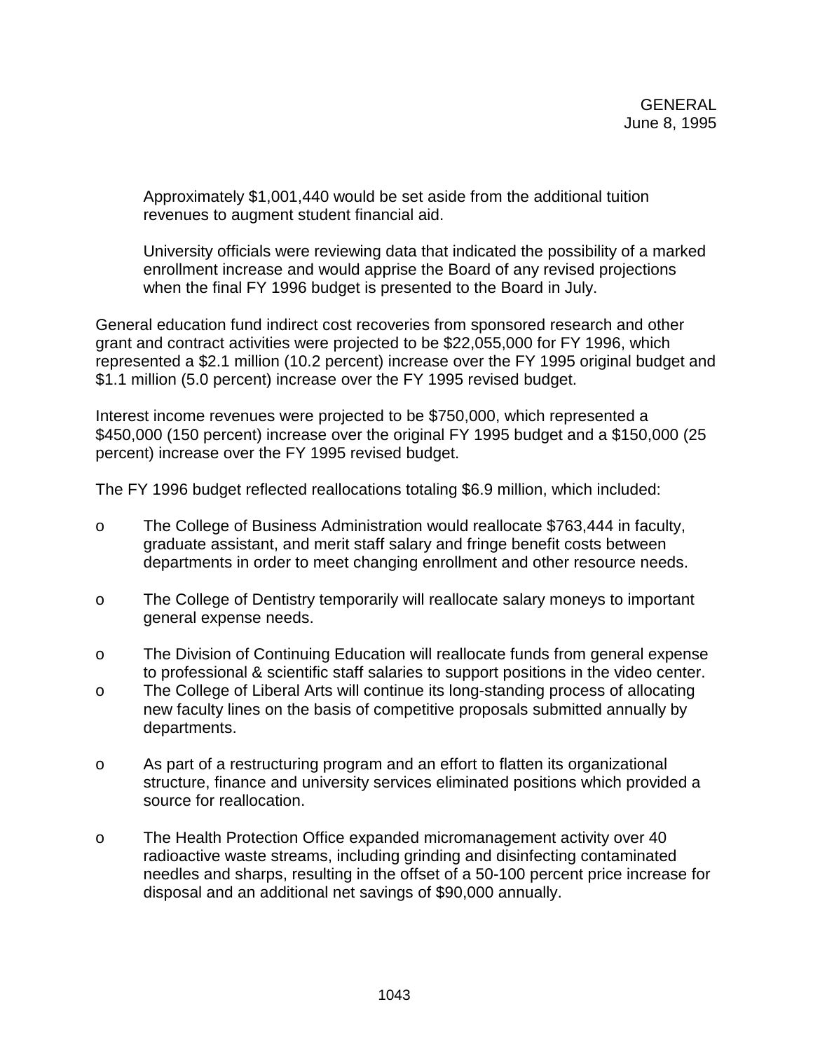Approximately $1,001,440 would be set aside from the additional tuition revenues to augment student financial aid.

University officials were reviewing data that indicated the possibility of a marked enrollment increase and would apprise the Board of any revised projections when the final FY 1996 budget is presented to the Board in July.

General education fund indirect cost recoveries from sponsored research and other grant and contract activities were projected to be $22,055,000 for FY 1996, which represented a $2.1 million (10.2 percent) increase over the FY 1995 original budget and $1.1 million (5.0 percent) increase over the FY 1995 revised budget.

Interest income revenues were projected to be $750,000, which represented a $450,000 (150 percent) increase over the original FY 1995 budget and a $150,000 (25 percent) increase over the FY 1995 revised budget.

The FY 1996 budget reflected reallocations totaling $6.9 million, which included:

- The College of Business Administration would reallocate $763,444 in faculty, graduate assistant, and merit staff salary and fringe benefit costs between departments in order to meet changing enrollment and other resource needs.

- The College of Dentistry temporarily will reallocate salary moneys to important general expense needs.

- The Division of Continuing Education will reallocate funds from general expense to professional & scientific staff salaries to support positions in the video center.
- The College of Liberal Arts will continue its long-standing process of allocating new faculty lines on the basis of competitive proposals submitted annually by departments.

- As part of a restructuring program and an effort to flatten its organizational structure, finance and university services eliminated positions which provided a source for reallocation.

- The Health Protection Office expanded micromanagement activity over 40 radioactive waste streams, including grinding and disinfecting contaminated needles and sharps, resulting in the offset of a 50-100 percent price increase for disposal and an additional net savings of $90,000 annually.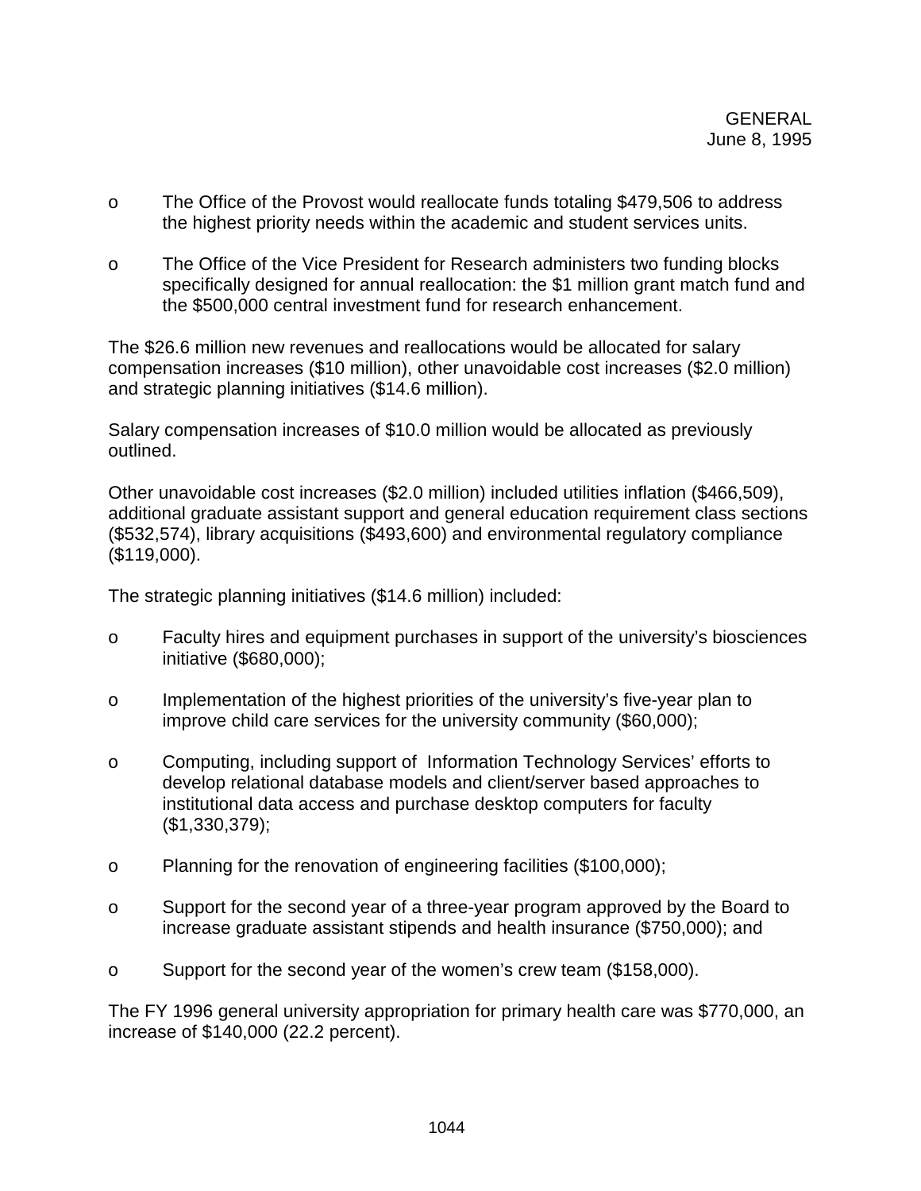- The Office of the Provost would reallocate funds totaling $479,506 to address the highest priority needs within the academic and student services units.

- The Office of the Vice President for Research administers two funding blocks specifically designed for annual reallocation: the $1 million grant match fund and the $500,000 central investment fund for research enhancement.

The $26.6 million new revenues and reallocations would be allocated for salary compensation increases ($10 million), other unavoidable cost increases ($2.0 million) and strategic planning initiatives ($14.6 million).

Salary compensation increases of $10.0 million would be allocated as previously outlined.

Other unavoidable cost increases ($2.0 million) included utilities inflation ($466,509), additional graduate assistant support and general education requirement class sections ($532,574), library acquisitions ($493,600) and environmental regulatory compliance ($119,000).

The strategic planning initiatives ($14.6 million) included:

- Faculty hires and equipment purchases in support of the university's biosciences initiative ($680,000);

- Implementation of the highest priorities of the university's five-year plan to improve child care services for the university community ($60,000);

- Computing, including support of Information Technology Services' efforts to develop relational database models and client/server based approaches to institutional data access and purchase desktop computers for faculty ($1,330,379);

- Planning for the renovation of engineering facilities ($100,000);

- Support for the second year of a three-year program approved by the Board to increase graduate assistant stipends and health insurance ($750,000); and

- Support for the second year of the women's crew team ($158,000).

The FY 1996 general university appropriation for primary health care was $770,000, an increase of $140,000 (22.2 percent).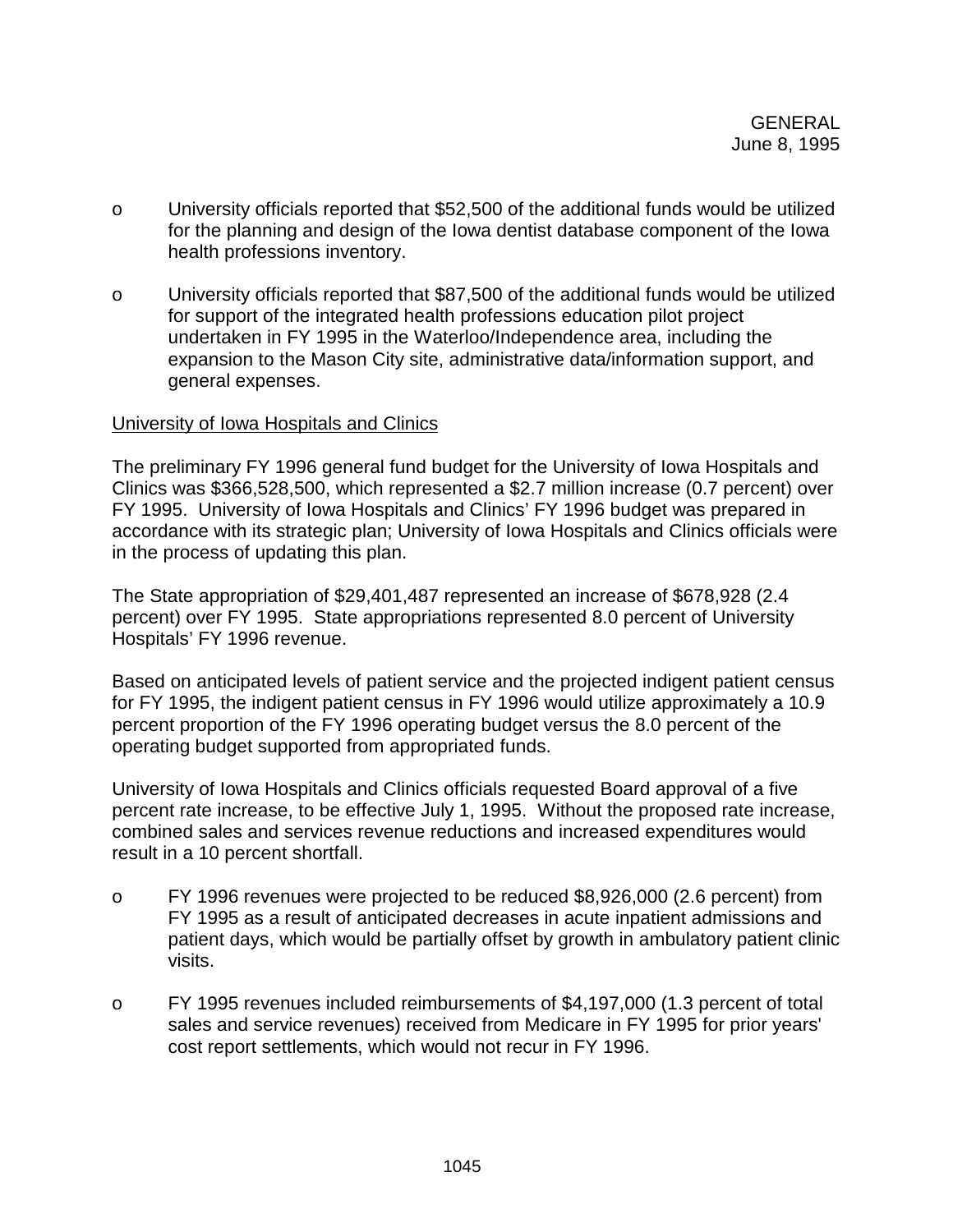- University officials reported that $52,500 of the additional funds would be utilized for the planning and design of the Iowa dentist database component of the Iowa health professions inventory.

- University officials reported that $87,500 of the additional funds would be utilized for support of the integrated health professions education pilot project undertaken in FY 1995 in the Waterloo/Independence area, including the expansion to the Mason City site, administrative data/information support, and general expenses.

University of Iowa Hospitals and Clinics

The preliminary FY 1996 general fund budget for the University of Iowa Hospitals and Clinics was $366,528,500, which represented a $2.7 million increase (0.7 percent) over FY 1995. University of Iowa Hospitals and Clinics' FY 1996 budget was prepared in accordance with its strategic plan; University of Iowa Hospitals and Clinics officials were in the process of updating this plan.

The State appropriation of $29,401,487 represented an increase of $678,928 (2.4 percent) over FY 1995. State appropriations represented 8.0 percent of University Hospitals' FY 1996 revenue.

Based on anticipated levels of patient service and the projected indigent patient census for FY 1995, the indigent patient census in FY 1996 would utilize approximately a 10.9 percent proportion of the FY 1996 operating budget versus the 8.0 percent of the operating budget supported from appropriated funds.

University of Iowa Hospitals and Clinics officials requested Board approval of a five percent rate increase, to be effective July 1, 1995. Without the proposed rate increase, combined sales and services revenue reductions and increased expenditures would result in a 10 percent shortfall.

- FY 1996 revenues were projected to be reduced $8,926,000 (2.6 percent) from FY 1995 as a result of anticipated decreases in acute inpatient admissions and patient days, which would be partially offset by growth in ambulatory patient clinic visits.

- FY 1995 revenues included reimbursements of $4,197,000 (1.3 percent of total sales and service revenues) received from Medicare in FY 1995 for prior years' cost report settlements, which would not recur in FY 1996.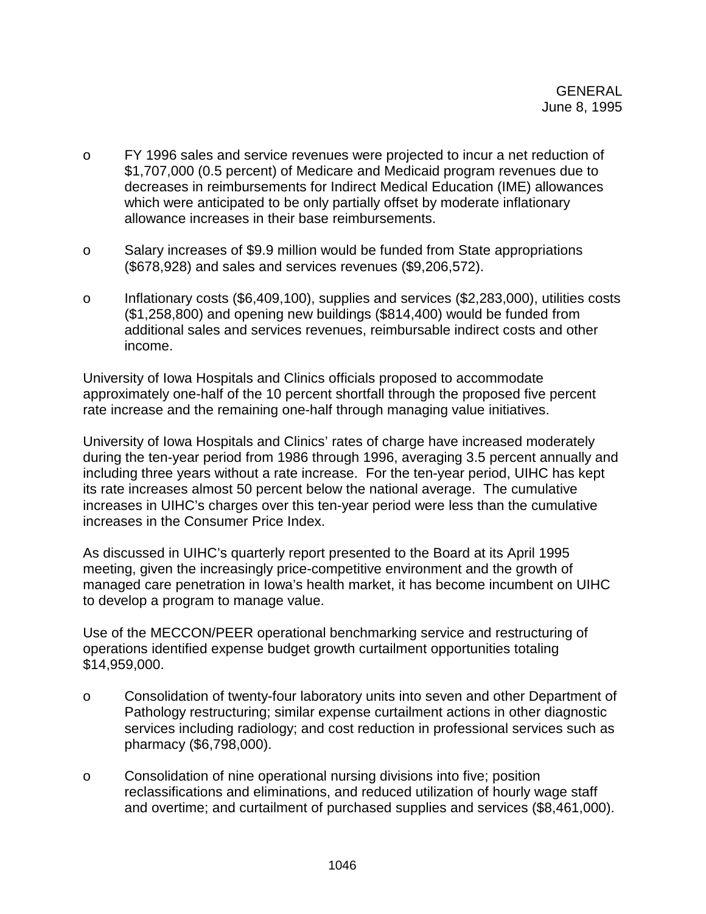- FY 1996 sales and service revenues were projected to incur a net reduction of $1,707,000 (0.5 percent) of Medicare and Medicaid program revenues due to decreases in reimbursements for Indirect Medical Education (IME) allowances which were anticipated to be only partially offset by moderate inflationary allowance increases in their base reimbursements.

- Salary increases of $9.9 million would be funded from State appropriations ($678,928) and sales and services revenues ($9,206,572).

- Inflationary costs ($6,409,100), supplies and services ($2,283,000), utilities costs ($1,258,800) and opening new buildings ($814,400) would be funded from additional sales and services revenues, reimbursable indirect costs and other income.

University of Iowa Hospitals and Clinics officials proposed to accommodate approximately one-half of the 10 percent shortfall through the proposed five percent rate increase and the remaining one-half through managing value initiatives.

University of Iowa Hospitals and Clinics' rates of charge have increased moderately during the ten-year period from 1986 through 1996, averaging 3.5 percent annually and including three years without a rate increase. For the ten-year period, UIHC has kept its rate increases almost 50 percent below the national average. The cumulative increases in UIHC's charges over this ten-year period were less than the cumulative increases in the Consumer Price Index.

As discussed in UIHC's quarterly report presented to the Board at its April 1995 meeting, given the increasingly price-competitive environment and the growth of managed care penetration in Iowa's health market, it has become incumbent on UIHC to develop a program to manage value.

Use of the MECCON/PEER operational benchmarking service and restructuring of operations identified expense budget growth curtailment opportunities totaling $14,959,000.

- Consolidation of twenty-four laboratory units into seven and other Department of Pathology restructuring; similar expense curtailment actions in other diagnostic services including radiology; and cost reduction in professional services such as pharmacy ($6,798,000).

- Consolidation of nine operational nursing divisions into five; position reclassifications and eliminations, and reduced utilization of hourly wage staff and overtime; and curtailment of purchased supplies and services ($8,461,000).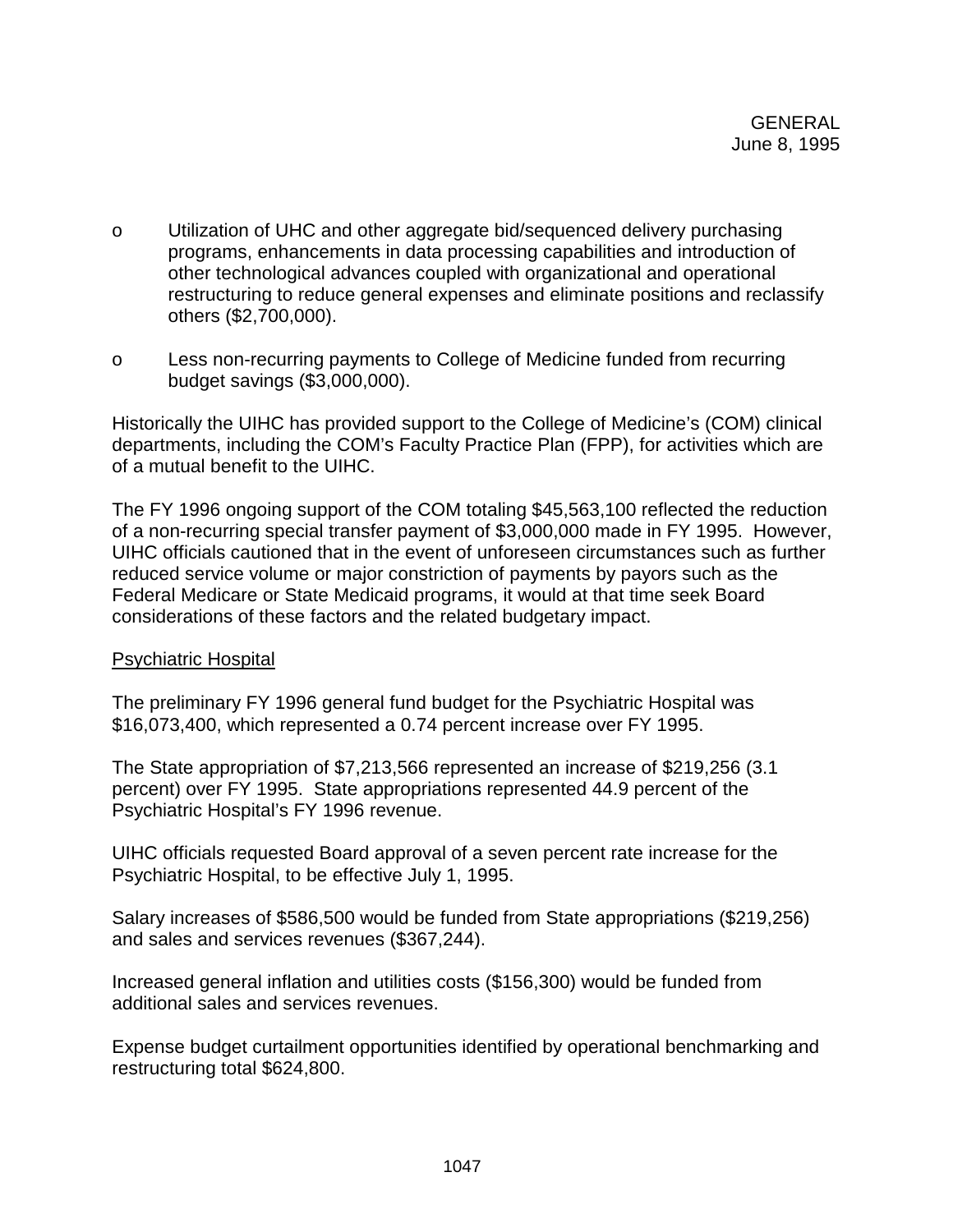- o Utilization of UHC and other aggregate bid/sequenced delivery purchasing programs, enhancements in data processing capabilities and introduction of other technological advances coupled with organizational and operational restructuring to reduce general expenses and eliminate positions and reclassify others ($2,700,000).

- o Less non-recurring payments to College of Medicine funded from recurring budget savings ($3,000,000).

Historically the UIHC has provided support to the College of Medicine's (COM) clinical departments, including the COM's Faculty Practice Plan (FPP), for activities which are of a mutual benefit to the UIHC.

The FY 1996 ongoing support of the COM totaling $45,563,100 reflected the reduction of a non-recurring special transfer payment of $3,000,000 made in FY 1995. However, UIHC officials cautioned that in the event of unforeseen circumstances such as further reduced service volume or major constriction of payments by payors such as the Federal Medicare or State Medicaid programs, it would at that time seek Board considerations of these factors and the related budgetary impact.

Psychiatric Hospital

The preliminary FY 1996 general fund budget for the Psychiatric Hospital was $16,073,400, which represented a 0.74 percent increase over FY 1995.

The State appropriation of $7,213,566 represented an increase of $219,256 (3.1 percent) over FY 1995. State appropriations represented 44.9 percent of the Psychiatric Hospital's FY 1996 revenue.

UIHC officials requested Board approval of a seven percent rate increase for the Psychiatric Hospital, to be effective July 1, 1995.

Salary increases of $586,500 would be funded from State appropriations ($219,256) and sales and services revenues ($367,244).

Increased general inflation and utilities costs ($156,300) would be funded from additional sales and services revenues.

Expense budget curtailment opportunities identified by operational benchmarking and restructuring total $624,800.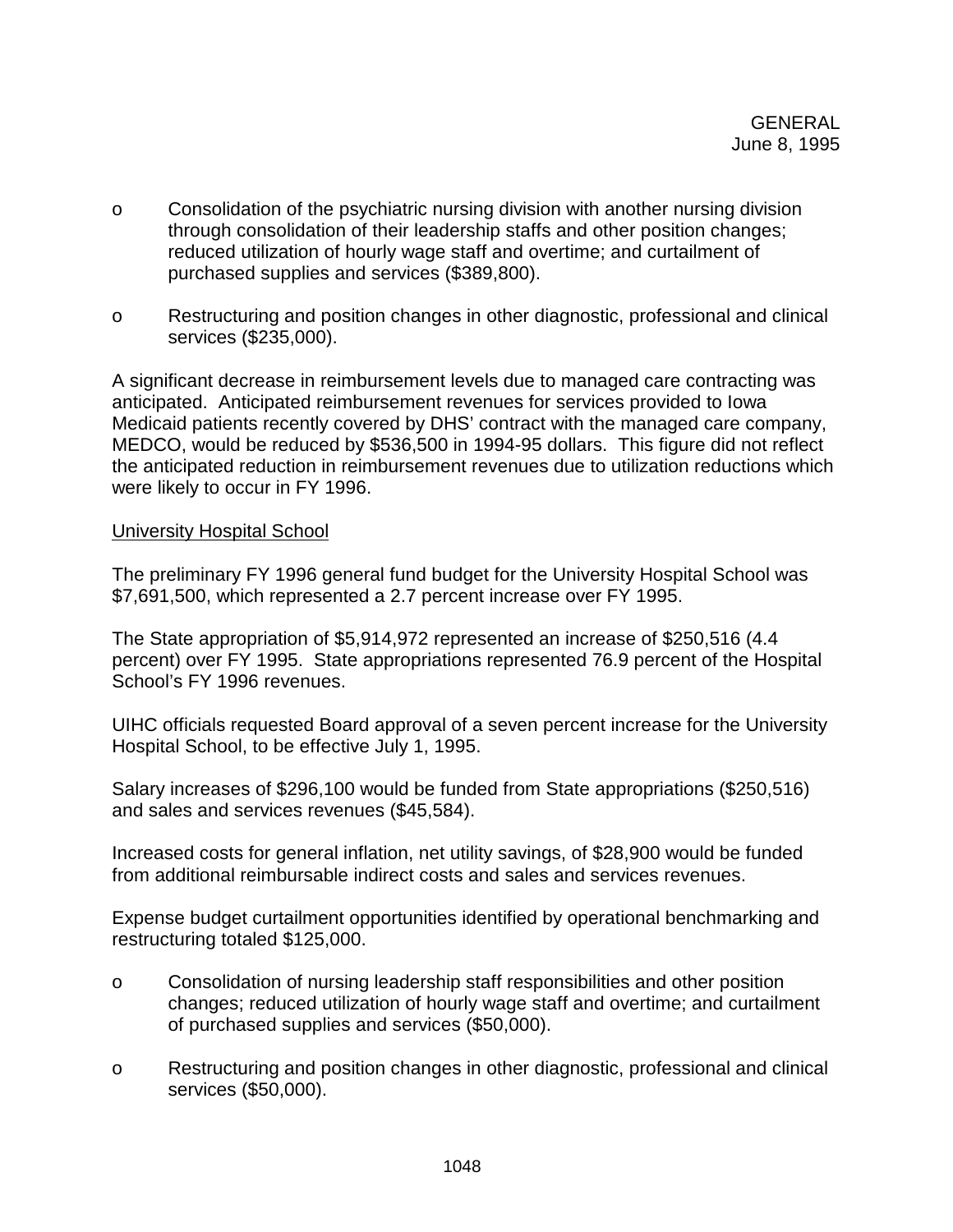- o Consolidation of the psychiatric nursing division with another nursing division through consolidation of their leadership staffs and other position changes; reduced utilization of hourly wage staff and overtime; and curtailment of purchased supplies and services ($389,800).

- o Restructuring and position changes in other diagnostic, professional and clinical services ($235,000).

A significant decrease in reimbursement levels due to managed care contracting was anticipated. Anticipated reimbursement revenues for services provided to Iowa Medicaid patients recently covered by DHS' contract with the managed care company, MEDCO, would be reduced by $536,500 in 1994-95 dollars. This figure did not reflect the anticipated reduction in reimbursement revenues due to utilization reductions which were likely to occur in FY 1996.

<u>University Hospital School</u>

The preliminary FY 1996 general fund budget for the University Hospital School was $7,691,500, which represented a 2.7 percent increase over FY 1995.

The State appropriation of $5,914,972 represented an increase of $250,516 (4.4 percent) over FY 1995. State appropriations represented 76.9 percent of the Hospital School's FY 1996 revenues.

UIHC officials requested Board approval of a seven percent increase for the University Hospital School, to be effective July 1, 1995.

Salary increases of $296,100 would be funded from State appropriations ($250,516) and sales and services revenues ($45,584).

Increased costs for general inflation, net utility savings, of $28,900 would be funded from additional reimbursable indirect costs and sales and services revenues.

Expense budget curtailment opportunities identified by operational benchmarking and restructuring totaled $125,000.

- o Consolidation of nursing leadership staff responsibilities and other position changes; reduced utilization of hourly wage staff and overtime; and curtailment of purchased supplies and services ($50,000).

- o Restructuring and position changes in other diagnostic, professional and clinical services ($50,000).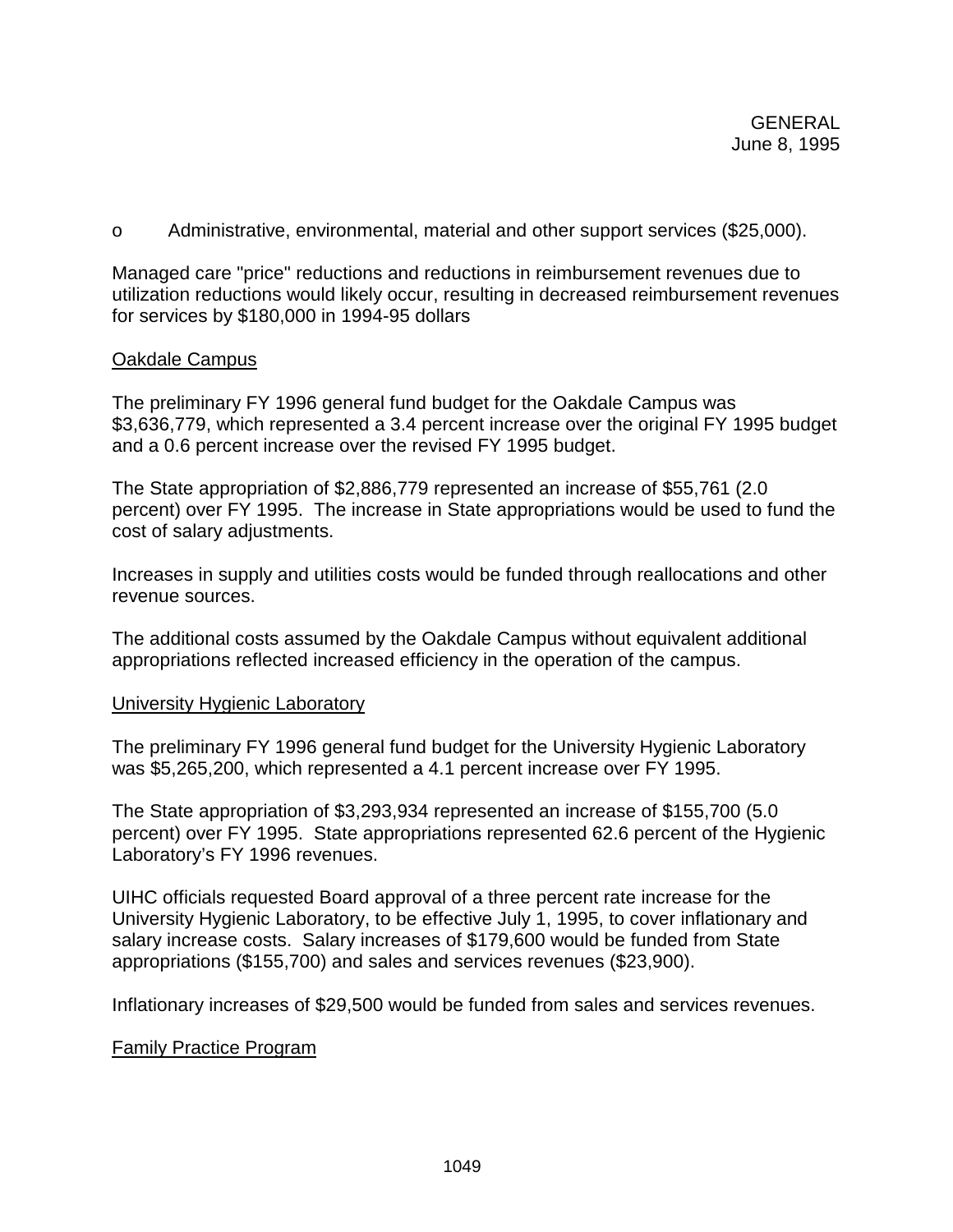- Administrative, environmental, material and other support services ($25,000).

Managed care "price" reductions and reductions in reimbursement revenues due to utilization reductions would likely occur, resulting in decreased reimbursement revenues for services by $180,000 in 1994-95 dollars

Oakdale Campus

The preliminary FY 1996 general fund budget for the Oakdale Campus was $3,636,779, which represented a 3.4 percent increase over the original FY 1995 budget and a 0.6 percent increase over the revised FY 1995 budget.

The State appropriation of $2,886,779 represented an increase of $55,761 (2.0 percent) over FY 1995. The increase in State appropriations would be used to fund the cost of salary adjustments.

Increases in supply and utilities costs would be funded through reallocations and other revenue sources.

The additional costs assumed by the Oakdale Campus without equivalent additional appropriations reflected increased efficiency in the operation of the campus.

University Hygienic Laboratory

The preliminary FY 1996 general fund budget for the University Hygienic Laboratory was $5,265,200, which represented a 4.1 percent increase over FY 1995.

The State appropriation of $3,293,934 represented an increase of $155,700 (5.0 percent) over FY 1995. State appropriations represented 62.6 percent of the Hygienic Laboratory's FY 1996 revenues.

UIHC officials requested Board approval of a three percent rate increase for the University Hygienic Laboratory, to be effective July 1, 1995, to cover inflationary and salary increase costs. Salary increases of $179,600 would be funded from State appropriations ($155,700) and sales and services revenues ($23,900).

Inflationary increases of $29,500 would be funded from sales and services revenues.

Family Practice Program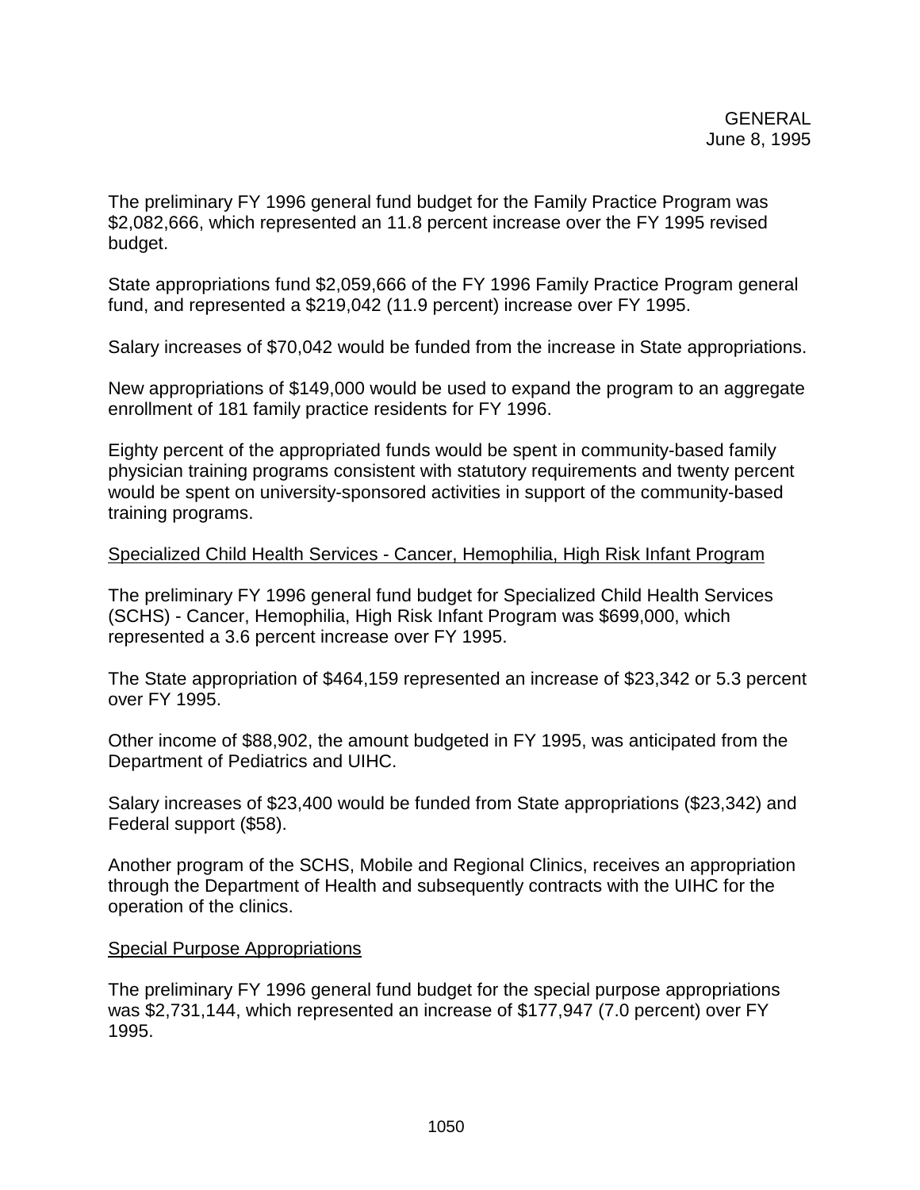The preliminary FY 1996 general fund budget for the Family Practice Program was $2,082,666, which represented an 11.8 percent increase over the FY 1995 revised budget.

State appropriations fund $2,059,666 of the FY 1996 Family Practice Program general fund, and represented a $219,042 (11.9 percent) increase over FY 1995.

Salary increases of $70,042 would be funded from the increase in State appropriations.

New appropriations of $149,000 would be used to expand the program to an aggregate enrollment of 181 family practice residents for FY 1996.

Eighty percent of the appropriated funds would be spent in community-based family physician training programs consistent with statutory requirements and twenty percent would be spent on university-sponsored activities in support of the community-based training programs.

<u>Specialized Child Health Services - Cancer, Hemophilia, High Risk Infant Program</u>

The preliminary FY 1996 general fund budget for Specialized Child Health Services (SCHS) - Cancer, Hemophilia, High Risk Infant Program was $699,000, which represented a 3.6 percent increase over FY 1995.

The State appropriation of $464,159 represented an increase of $23,342 or 5.3 percent over FY 1995.

Other income of $88,902, the amount budgeted in FY 1995, was anticipated from the Department of Pediatrics and UIHC.

Salary increases of $23,400 would be funded from State appropriations ($23,342) and Federal support ($58).

Another program of the SCHS, Mobile and Regional Clinics, receives an appropriation through the Department of Health and subsequently contracts with the UIHC for the operation of the clinics.

<u>Special Purpose Appropriations</u>

The preliminary FY 1996 general fund budget for the special purpose appropriations was $2,731,144, which represented an increase of $177,947 (7.0 percent) over FY 1995.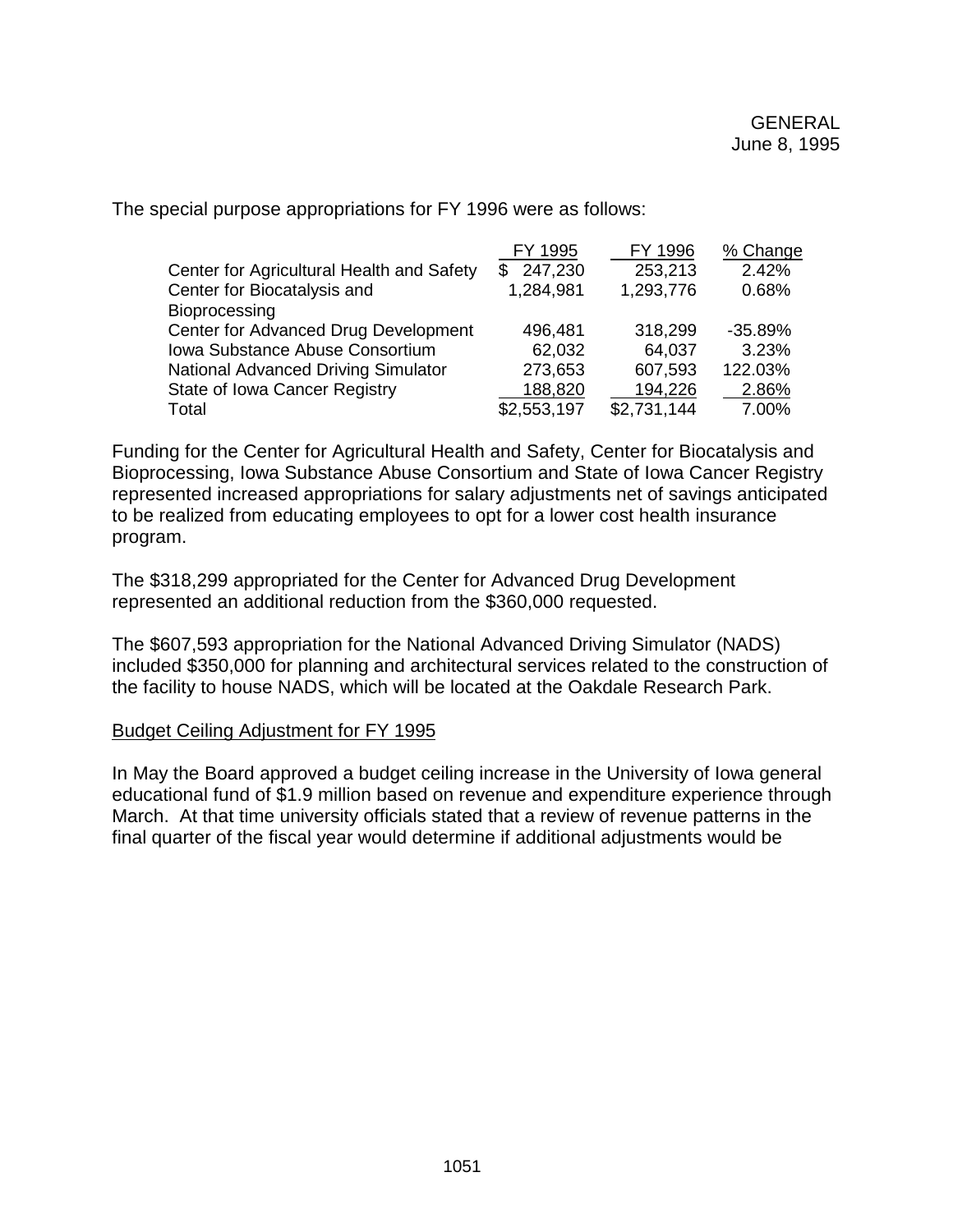GENERAL
June 8, 1995

The special purpose appropriations for FY 1996 were as follows:

| | FY 1995 | FY 1996 | % Change |
|---|---|---|---|
| Center for Agricultural Health and Safety | $ 247,230 | 253,213 | 2.42% |
| Center for Biocatalysis and Bioprocessing | 1,284,981 | 1,293,776 | 0.68% |
| Center for Advanced Drug Development | 496,481 | 318,299 | -35.89% |
| Iowa Substance Abuse Consortium | 62,032 | 64,037 | 3.23% |
| National Advanced Driving Simulator | 273,653 | 607,593 | 122.03% |
| State of Iowa Cancer Registry | 188,820 | 194,226 | 2.86% |
| Total | $2,553,197 | $2,731,144 | 7.00% |

Funding for the Center for Agricultural Health and Safety, Center for Biocatalysis and Bioprocessing, Iowa Substance Abuse Consortium and State of Iowa Cancer Registry represented increased appropriations for salary adjustments net of savings anticipated to be realized from educating employees to opt for a lower cost health insurance program.

The $318,299 appropriated for the Center for Advanced Drug Development represented an additional reduction from the $360,000 requested.

The $607,593 appropriation for the National Advanced Driving Simulator (NADS) included $350,000 for planning and architectural services related to the construction of the facility to house NADS, which will be located at the Oakdale Research Park.

Budget Ceiling Adjustment for FY 1995

In May the Board approved a budget ceiling increase in the University of Iowa general educational fund of $1.9 million based on revenue and expenditure experience through March. At that time university officials stated that a review of revenue patterns in the final quarter of the fiscal year would determine if additional adjustments would be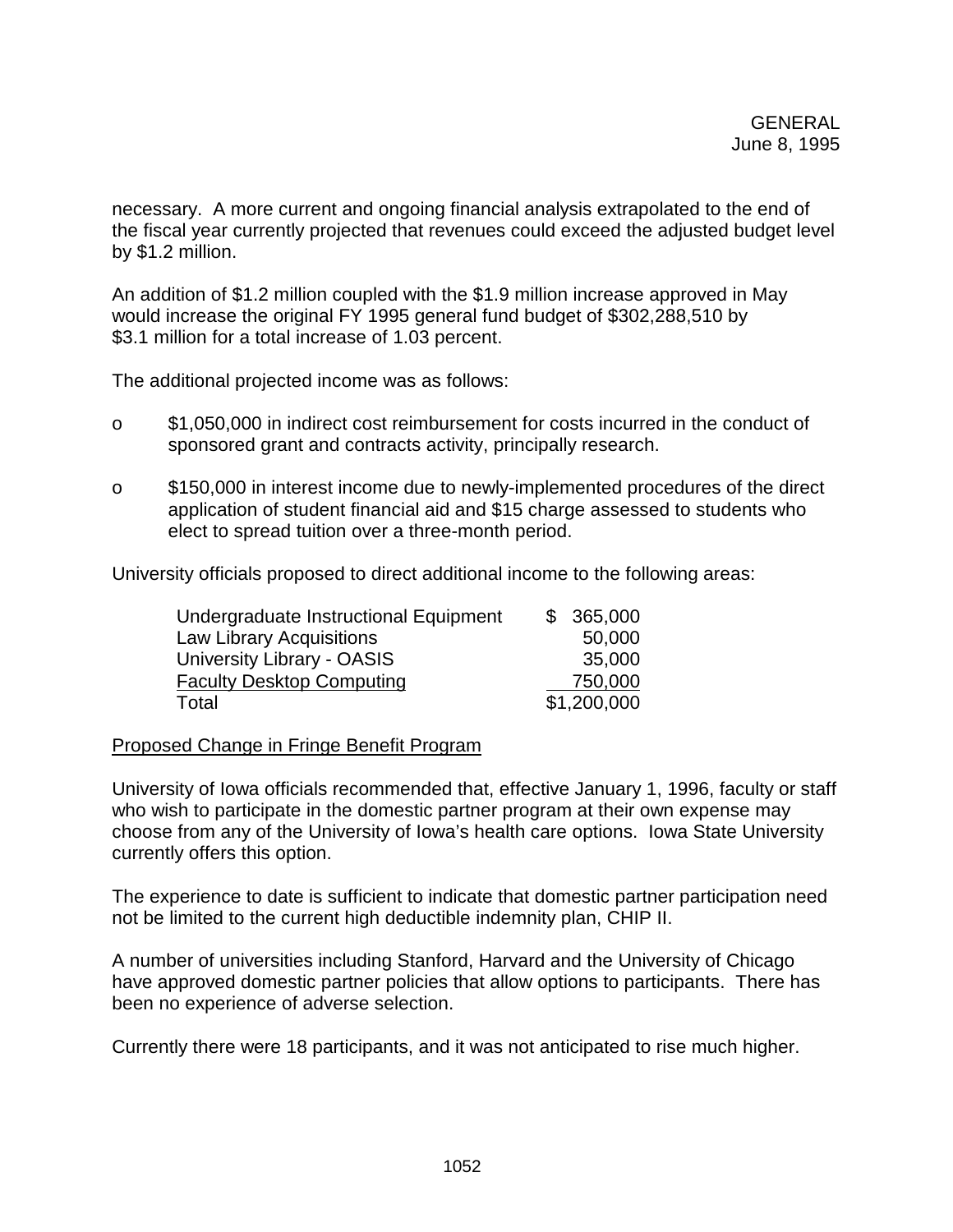necessary. A more current and ongoing financial analysis extrapolated to the end of the fiscal year currently projected that revenues could exceed the adjusted budget level by $1.2 million.

An addition of $1.2 million coupled with the $1.9 million increase approved in May would increase the original FY 1995 general fund budget of $302,288,510 by $3.1 million for a total increase of 1.03 percent.

The additional projected income was as follows:

- o $1,050,000 in indirect cost reimbursement for costs incurred in the conduct of sponsored grant and contracts activity, principally research.
- o $150,000 in interest income due to newly-implemented procedures of the direct application of student financial aid and $15 charge assessed to students who elect to spread tuition over a three-month period.

University officials proposed to direct additional income to the following areas:

| | |
|---|---|
| Undergraduate Instructional Equipment | $ 365,000 |
| Law Library Acquisitions | 50,000 |
| University Library - OASIS | 35,000 |
| Faculty Desktop Computing | 750,000 |
| Total | $1,200,000 |

Proposed Change in Fringe Benefit Program

University of Iowa officials recommended that, effective January 1, 1996, faculty or staff who wish to participate in the domestic partner program at their own expense may choose from any of the University of Iowa's health care options. Iowa State University currently offers this option.

The experience to date is sufficient to indicate that domestic partner participation need not be limited to the current high deductible indemnity plan, CHIP II.

A number of universities including Stanford, Harvard and the University of Chicago have approved domestic partner policies that allow options to participants. There has been no experience of adverse selection.

Currently there were 18 participants, and it was not anticipated to rise much higher.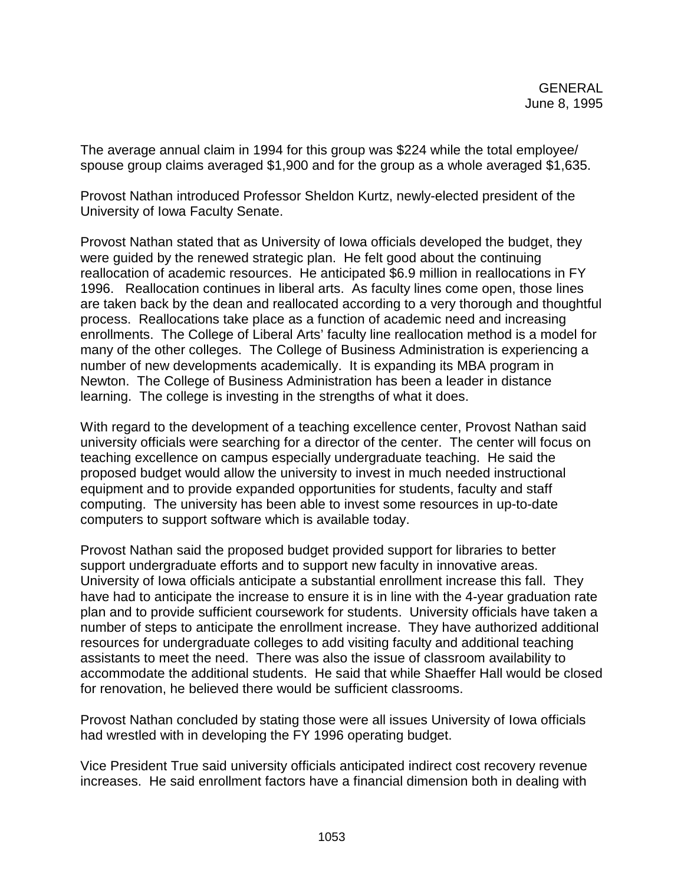The average annual claim in 1994 for this group was $224 while the total employee/spouse group claims averaged $1,900 and for the group as a whole averaged $1,635.

Provost Nathan introduced Professor Sheldon Kurtz, newly-elected president of the University of Iowa Faculty Senate.

Provost Nathan stated that as University of Iowa officials developed the budget, they were guided by the renewed strategic plan. He felt good about the continuing reallocation of academic resources. He anticipated $6.9 million in reallocations in FY 1996. Reallocation continues in liberal arts. As faculty lines come open, those lines are taken back by the dean and reallocated according to a very thorough and thoughtful process. Reallocations take place as a function of academic need and increasing enrollments. The College of Liberal Arts' faculty line reallocation method is a model for many of the other colleges. The College of Business Administration is experiencing a number of new developments academically. It is expanding its MBA program in Newton. The College of Business Administration has been a leader in distance learning. The college is investing in the strengths of what it does.

With regard to the development of a teaching excellence center, Provost Nathan said university officials were searching for a director of the center. The center will focus on teaching excellence on campus especially undergraduate teaching. He said the proposed budget would allow the university to invest in much needed instructional equipment and to provide expanded opportunities for students, faculty and staff computing. The university has been able to invest some resources in up-to-date computers to support software which is available today.

Provost Nathan said the proposed budget provided support for libraries to better support undergraduate efforts and to support new faculty in innovative areas. University of Iowa officials anticipate a substantial enrollment increase this fall. They have had to anticipate the increase to ensure it is in line with the 4-year graduation rate plan and to provide sufficient coursework for students. University officials have taken a number of steps to anticipate the enrollment increase. They have authorized additional resources for undergraduate colleges to add visiting faculty and additional teaching assistants to meet the need. There was also the issue of classroom availability to accommodate the additional students. He said that while Shaeffer Hall would be closed for renovation, he believed there would be sufficient classrooms.

Provost Nathan concluded by stating those were all issues University of Iowa officials had wrestled with in developing the FY 1996 operating budget.

Vice President True said university officials anticipated indirect cost recovery revenue increases. He said enrollment factors have a financial dimension both in dealing with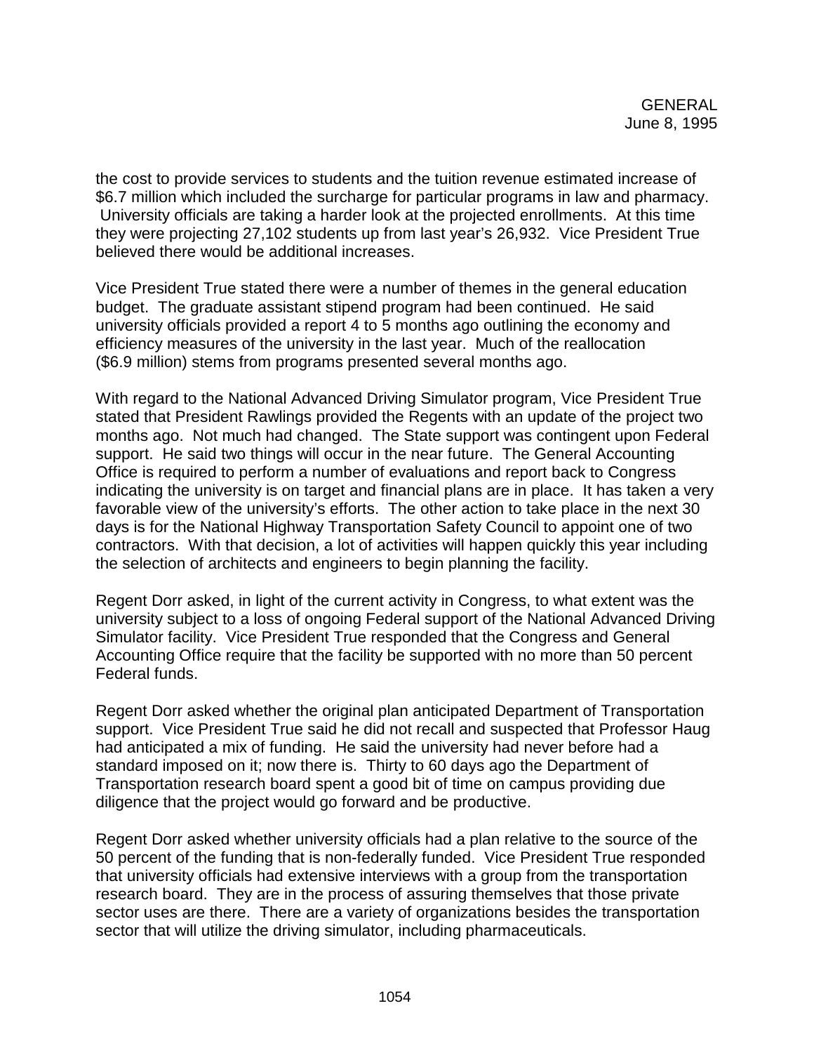the cost to provide services to students and the tuition revenue estimated increase of $6.7 million which included the surcharge for particular programs in law and pharmacy. University officials are taking a harder look at the projected enrollments. At this time they were projecting 27,102 students up from last year's 26,932. Vice President True believed there would be additional increases.

Vice President True stated there were a number of themes in the general education budget. The graduate assistant stipend program had been continued. He said university officials provided a report 4 to 5 months ago outlining the economy and efficiency measures of the university in the last year. Much of the reallocation ($6.9 million) stems from programs presented several months ago.

With regard to the National Advanced Driving Simulator program, Vice President True stated that President Rawlings provided the Regents with an update of the project two months ago. Not much had changed. The State support was contingent upon Federal support. He said two things will occur in the near future. The General Accounting Office is required to perform a number of evaluations and report back to Congress indicating the university is on target and financial plans are in place. It has taken a very favorable view of the university's efforts. The other action to take place in the next 30 days is for the National Highway Transportation Safety Council to appoint one of two contractors. With that decision, a lot of activities will happen quickly this year including the selection of architects and engineers to begin planning the facility.

Regent Dorr asked, in light of the current activity in Congress, to what extent was the university subject to a loss of ongoing Federal support of the National Advanced Driving Simulator facility. Vice President True responded that the Congress and General Accounting Office require that the facility be supported with no more than 50 percent Federal funds.

Regent Dorr asked whether the original plan anticipated Department of Transportation support. Vice President True said he did not recall and suspected that Professor Haug had anticipated a mix of funding. He said the university had never before had a standard imposed on it; now there is. Thirty to 60 days ago the Department of Transportation research board spent a good bit of time on campus providing due diligence that the project would go forward and be productive.

Regent Dorr asked whether university officials had a plan relative to the source of the 50 percent of the funding that is non-federally funded. Vice President True responded that university officials had extensive interviews with a group from the transportation research board. They are in the process of assuring themselves that those private sector uses are there. There are a variety of organizations besides the transportation sector that will utilize the driving simulator, including pharmaceuticals.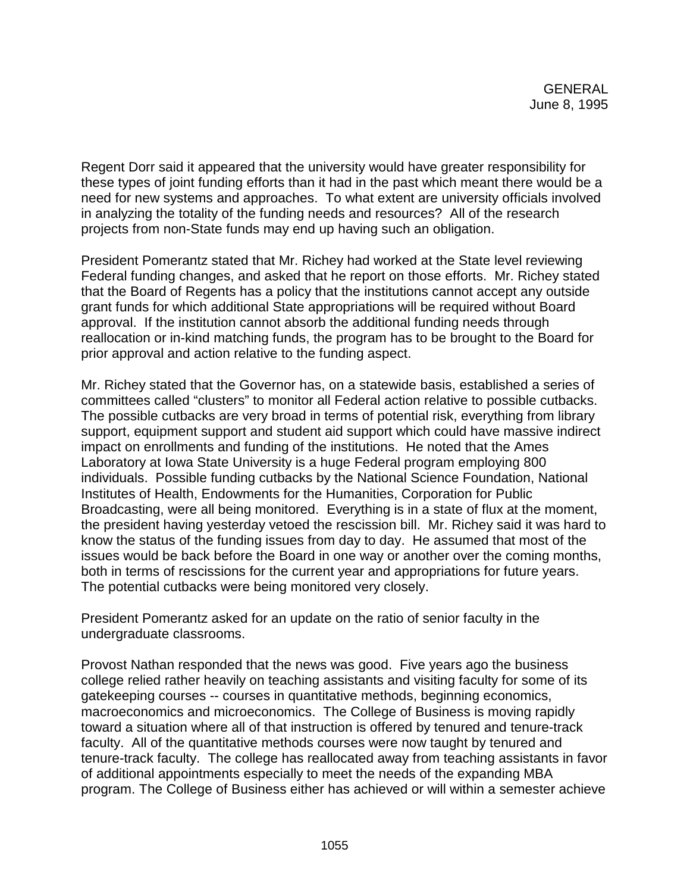Regent Dorr said it appeared that the university would have greater responsibility for these types of joint funding efforts than it had in the past which meant there would be a need for new systems and approaches. To what extent are university officials involved in analyzing the totality of the funding needs and resources? All of the research projects from non-State funds may end up having such an obligation.

President Pomerantz stated that Mr. Richey had worked at the State level reviewing Federal funding changes, and asked that he report on those efforts. Mr. Richey stated that the Board of Regents has a policy that the institutions cannot accept any outside grant funds for which additional State appropriations will be required without Board approval. If the institution cannot absorb the additional funding needs through reallocation or in-kind matching funds, the program has to be brought to the Board for prior approval and action relative to the funding aspect.

Mr. Richey stated that the Governor has, on a statewide basis, established a series of committees called "clusters" to monitor all Federal action relative to possible cutbacks. The possible cutbacks are very broad in terms of potential risk, everything from library support, equipment support and student aid support which could have massive indirect impact on enrollments and funding of the institutions. He noted that the Ames Laboratory at Iowa State University is a huge Federal program employing 800 individuals. Possible funding cutbacks by the National Science Foundation, National Institutes of Health, Endowments for the Humanities, Corporation for Public Broadcasting, were all being monitored. Everything is in a state of flux at the moment, the president having yesterday vetoed the rescission bill. Mr. Richey said it was hard to know the status of the funding issues from day to day. He assumed that most of the issues would be back before the Board in one way or another over the coming months, both in terms of rescissions for the current year and appropriations for future years. The potential cutbacks were being monitored very closely.

President Pomerantz asked for an update on the ratio of senior faculty in the undergraduate classrooms.

Provost Nathan responded that the news was good. Five years ago the business college relied rather heavily on teaching assistants and visiting faculty for some of its gatekeeping courses -- courses in quantitative methods, beginning economics, macroeconomics and microeconomics. The College of Business is moving rapidly toward a situation where all of that instruction is offered by tenured and tenure-track faculty. All of the quantitative methods courses were now taught by tenured and tenure-track faculty. The college has reallocated away from teaching assistants in favor of additional appointments especially to meet the needs of the expanding MBA program. The College of Business either has achieved or will within a semester achieve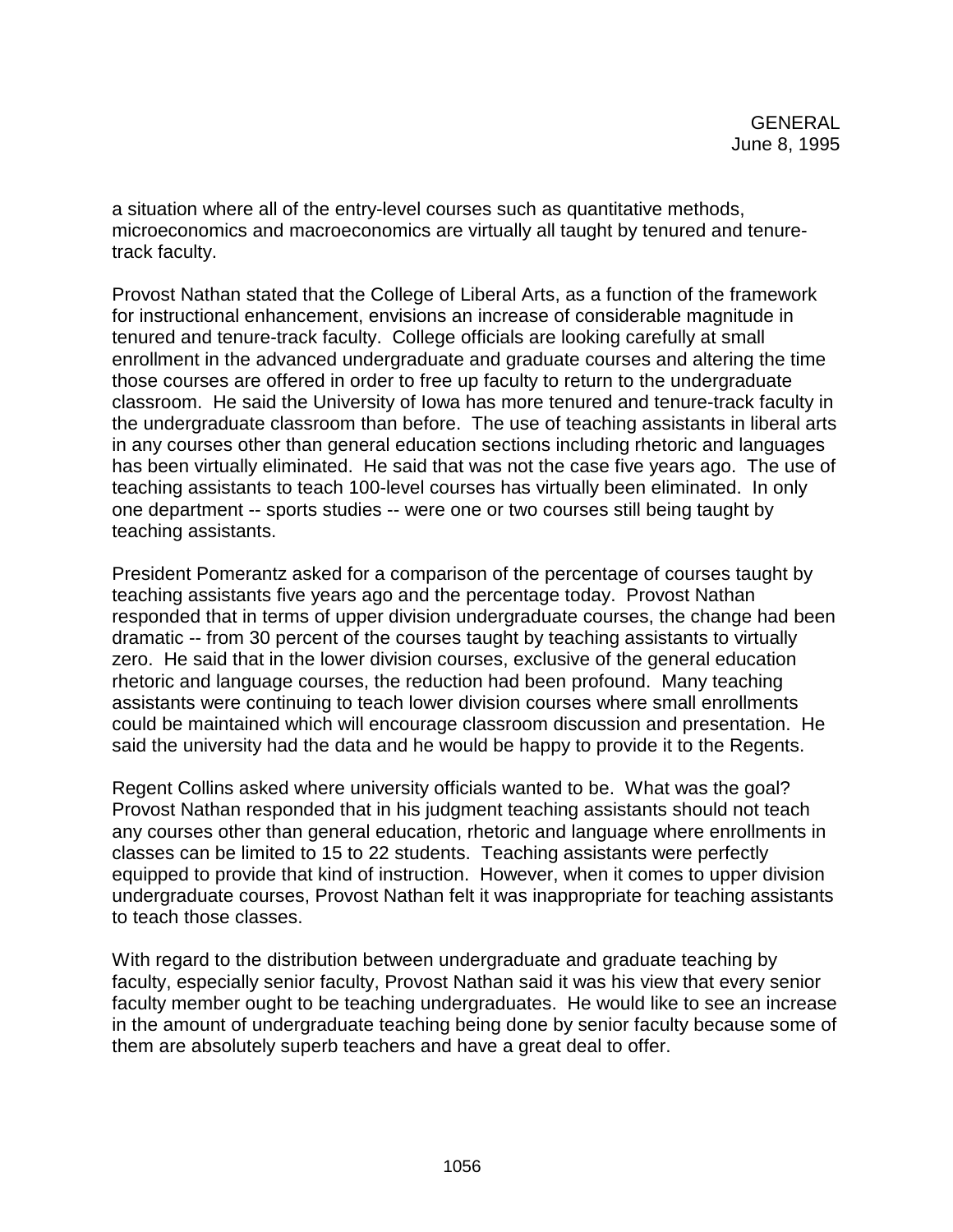a situation where all of the entry-level courses such as quantitative methods, microeconomics and macroeconomics are virtually all taught by tenured and tenure-track faculty.

Provost Nathan stated that the College of Liberal Arts, as a function of the framework for instructional enhancement, envisions an increase of considerable magnitude in tenured and tenure-track faculty. College officials are looking carefully at small enrollment in the advanced undergraduate and graduate courses and altering the time those courses are offered in order to free up faculty to return to the undergraduate classroom. He said the University of Iowa has more tenured and tenure-track faculty in the undergraduate classroom than before. The use of teaching assistants in liberal arts in any courses other than general education sections including rhetoric and languages has been virtually eliminated. He said that was not the case five years ago. The use of teaching assistants to teach 100-level courses has virtually been eliminated. In only one department -- sports studies -- were one or two courses still being taught by teaching assistants.

President Pomerantz asked for a comparison of the percentage of courses taught by teaching assistants five years ago and the percentage today. Provost Nathan responded that in terms of upper division undergraduate courses, the change had been dramatic -- from 30 percent of the courses taught by teaching assistants to virtually zero. He said that in the lower division courses, exclusive of the general education rhetoric and language courses, the reduction had been profound. Many teaching assistants were continuing to teach lower division courses where small enrollments could be maintained which will encourage classroom discussion and presentation. He said the university had the data and he would be happy to provide it to the Regents.

Regent Collins asked where university officials wanted to be. What was the goal? Provost Nathan responded that in his judgment teaching assistants should not teach any courses other than general education, rhetoric and language where enrollments in classes can be limited to 15 to 22 students. Teaching assistants were perfectly equipped to provide that kind of instruction. However, when it comes to upper division undergraduate courses, Provost Nathan felt it was inappropriate for teaching assistants to teach those classes.

With regard to the distribution between undergraduate and graduate teaching by faculty, especially senior faculty, Provost Nathan said it was his view that every senior faculty member ought to be teaching undergraduates. He would like to see an increase in the amount of undergraduate teaching being done by senior faculty because some of them are absolutely superb teachers and have a great deal to offer.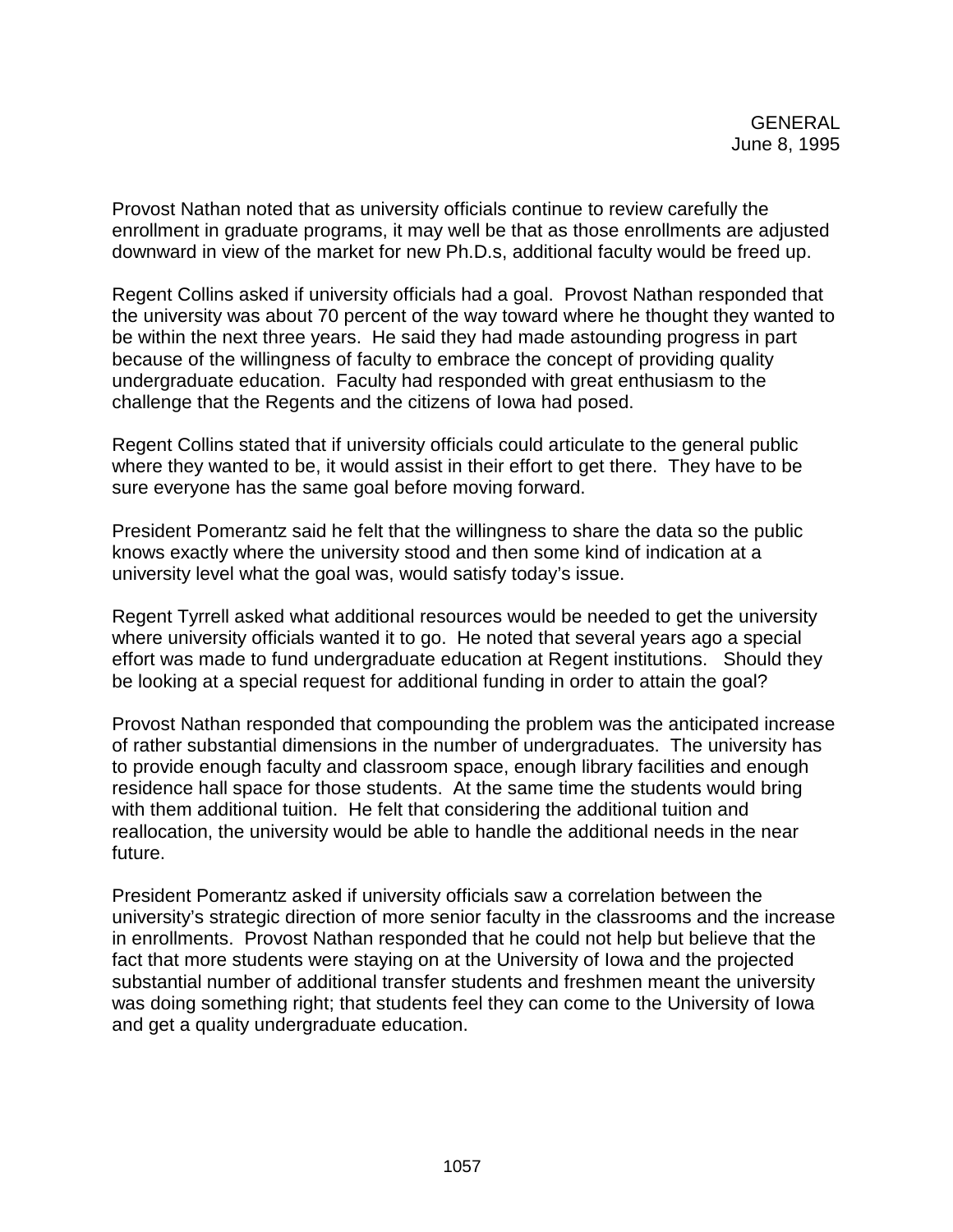Provost Nathan noted that as university officials continue to review carefully the enrollment in graduate programs, it may well be that as those enrollments are adjusted downward in view of the market for new Ph.D.s, additional faculty would be freed up.

Regent Collins asked if university officials had a goal. Provost Nathan responded that the university was about 70 percent of the way toward where he thought they wanted to be within the next three years. He said they had made astounding progress in part because of the willingness of faculty to embrace the concept of providing quality undergraduate education. Faculty had responded with great enthusiasm to the challenge that the Regents and the citizens of Iowa had posed.

Regent Collins stated that if university officials could articulate to the general public where they wanted to be, it would assist in their effort to get there. They have to be sure everyone has the same goal before moving forward.

President Pomerantz said he felt that the willingness to share the data so the public knows exactly where the university stood and then some kind of indication at a university level what the goal was, would satisfy today's issue.

Regent Tyrrell asked what additional resources would be needed to get the university where university officials wanted it to go. He noted that several years ago a special effort was made to fund undergraduate education at Regent institutions. Should they be looking at a special request for additional funding in order to attain the goal?

Provost Nathan responded that compounding the problem was the anticipated increase of rather substantial dimensions in the number of undergraduates. The university has to provide enough faculty and classroom space, enough library facilities and enough residence hall space for those students. At the same time the students would bring with them additional tuition. He felt that considering the additional tuition and reallocation, the university would be able to handle the additional needs in the near future.

President Pomerantz asked if university officials saw a correlation between the university's strategic direction of more senior faculty in the classrooms and the increase in enrollments. Provost Nathan responded that he could not help but believe that the fact that more students were staying on at the University of Iowa and the projected substantial number of additional transfer students and freshmen meant the university was doing something right; that students feel they can come to the University of Iowa and get a quality undergraduate education.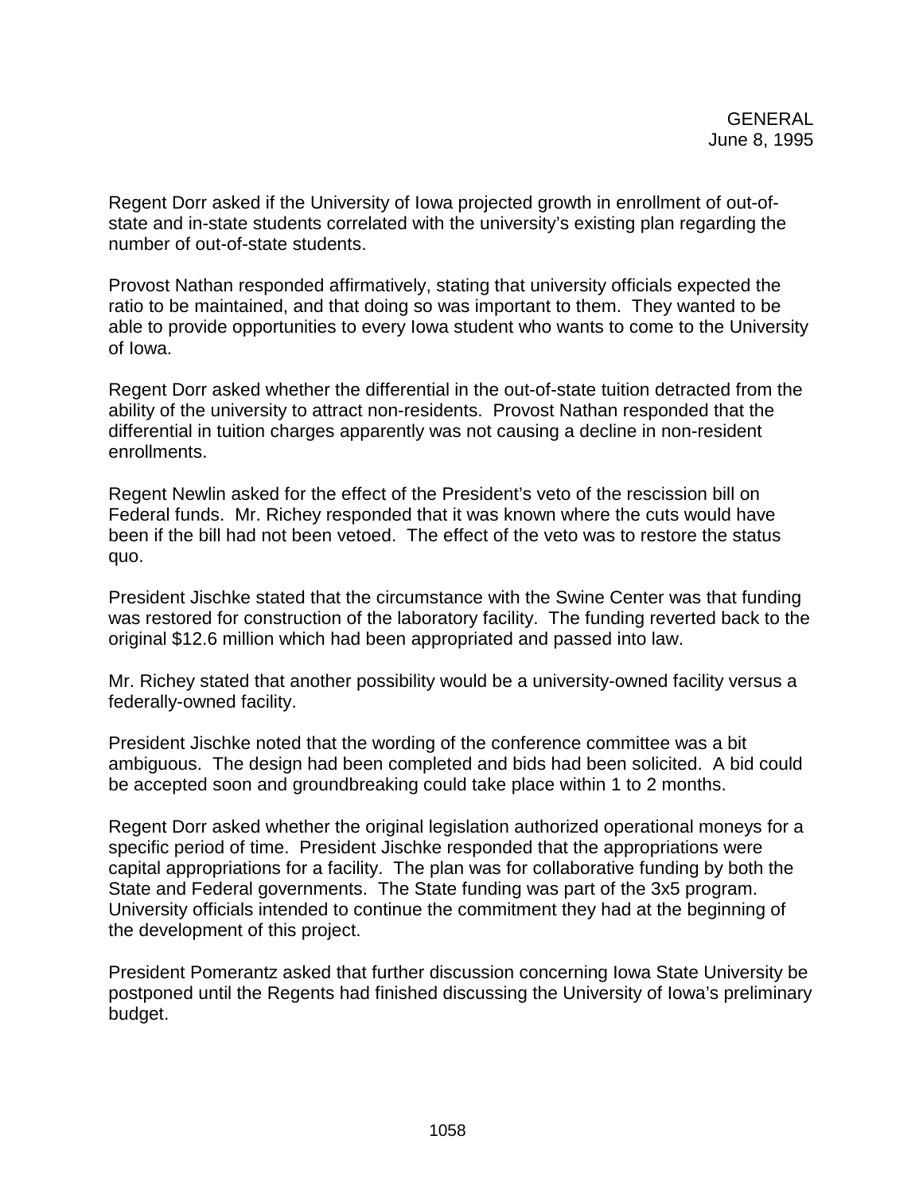Regent Dorr asked if the University of Iowa projected growth in enrollment of out-of-state and in-state students correlated with the university's existing plan regarding the number of out-of-state students.

Provost Nathan responded affirmatively, stating that university officials expected the ratio to be maintained, and that doing so was important to them. They wanted to be able to provide opportunities to every Iowa student who wants to come to the University of Iowa.

Regent Dorr asked whether the differential in the out-of-state tuition detracted from the ability of the university to attract non-residents. Provost Nathan responded that the differential in tuition charges apparently was not causing a decline in non-resident enrollments.

Regent Newlin asked for the effect of the President's veto of the rescission bill on Federal funds. Mr. Richey responded that it was known where the cuts would have been if the bill had not been vetoed. The effect of the veto was to restore the status quo.

President Jischke stated that the circumstance with the Swine Center was that funding was restored for construction of the laboratory facility. The funding reverted back to the original $12.6 million which had been appropriated and passed into law.

Mr. Richey stated that another possibility would be a university-owned facility versus a federally-owned facility.

President Jischke noted that the wording of the conference committee was a bit ambiguous. The design had been completed and bids had been solicited. A bid could be accepted soon and groundbreaking could take place within 1 to 2 months.

Regent Dorr asked whether the original legislation authorized operational moneys for a specific period of time. President Jischke responded that the appropriations were capital appropriations for a facility. The plan was for collaborative funding by both the State and Federal governments. The State funding was part of the 3x5 program. University officials intended to continue the commitment they had at the beginning of the development of this project.

President Pomerantz asked that further discussion concerning Iowa State University be postponed until the Regents had finished discussing the University of Iowa's preliminary budget.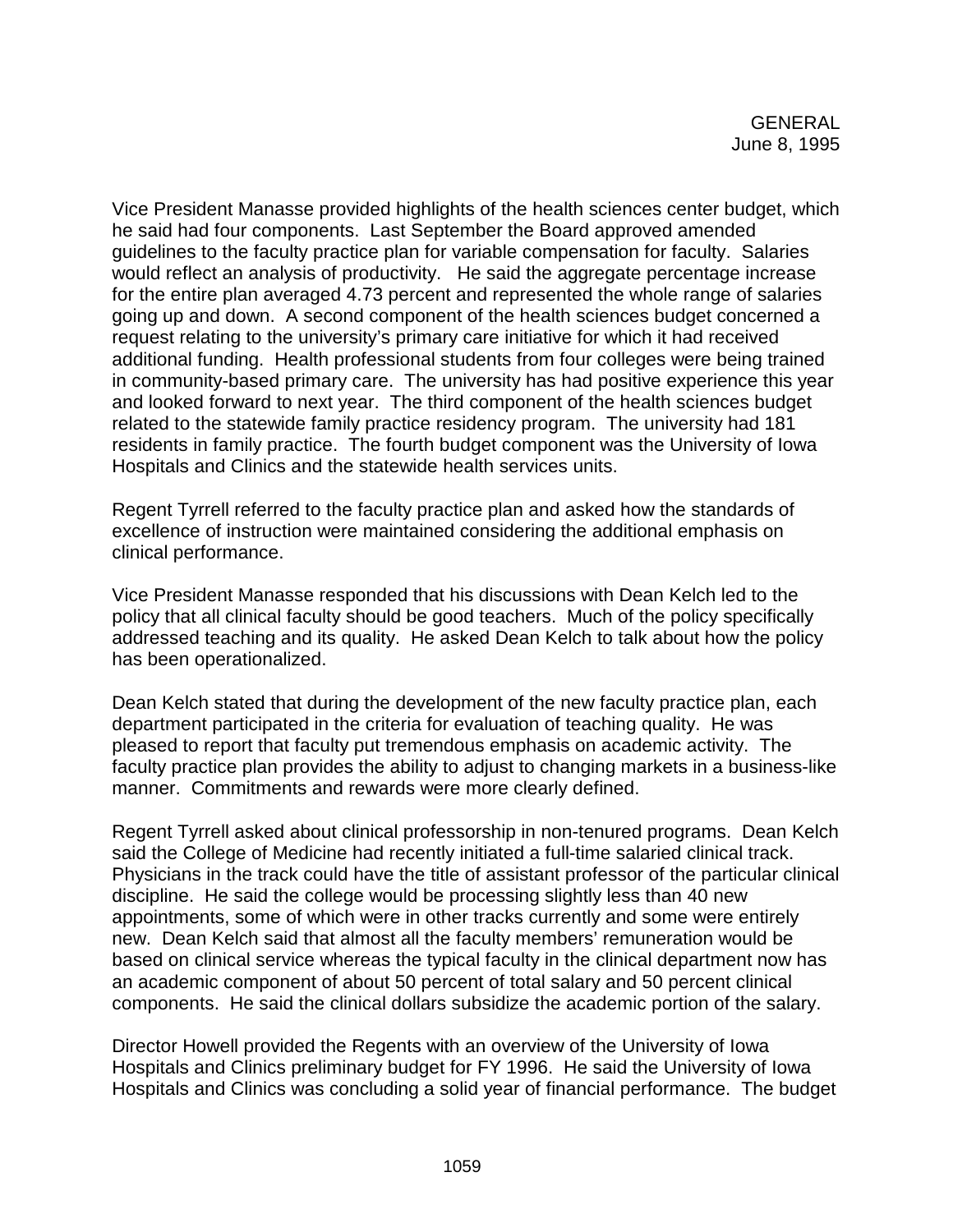Vice President Manasse provided highlights of the health sciences center budget, which he said had four components. Last September the Board approved amended guidelines to the faculty practice plan for variable compensation for faculty. Salaries would reflect an analysis of productivity. He said the aggregate percentage increase for the entire plan averaged 4.73 percent and represented the whole range of salaries going up and down. A second component of the health sciences budget concerned a request relating to the university's primary care initiative for which it had received additional funding. Health professional students from four colleges were being trained in community-based primary care. The university has had positive experience this year and looked forward to next year. The third component of the health sciences budget related to the statewide family practice residency program. The university had 181 residents in family practice. The fourth budget component was the University of Iowa Hospitals and Clinics and the statewide health services units.

Regent Tyrrell referred to the faculty practice plan and asked how the standards of excellence of instruction were maintained considering the additional emphasis on clinical performance.

Vice President Manasse responded that his discussions with Dean Kelch led to the policy that all clinical faculty should be good teachers. Much of the policy specifically addressed teaching and its quality. He asked Dean Kelch to talk about how the policy has been operationalized.

Dean Kelch stated that during the development of the new faculty practice plan, each department participated in the criteria for evaluation of teaching quality. He was pleased to report that faculty put tremendous emphasis on academic activity. The faculty practice plan provides the ability to adjust to changing markets in a business-like manner. Commitments and rewards were more clearly defined.

Regent Tyrrell asked about clinical professorship in non-tenured programs. Dean Kelch said the College of Medicine had recently initiated a full-time salaried clinical track. Physicians in the track could have the title of assistant professor of the particular clinical discipline. He said the college would be processing slightly less than 40 new appointments, some of which were in other tracks currently and some were entirely new. Dean Kelch said that almost all the faculty members' remuneration would be based on clinical service whereas the typical faculty in the clinical department now has an academic component of about 50 percent of total salary and 50 percent clinical components. He said the clinical dollars subsidize the academic portion of the salary.

Director Howell provided the Regents with an overview of the University of Iowa Hospitals and Clinics preliminary budget for FY 1996. He said the University of Iowa Hospitals and Clinics was concluding a solid year of financial performance. The budget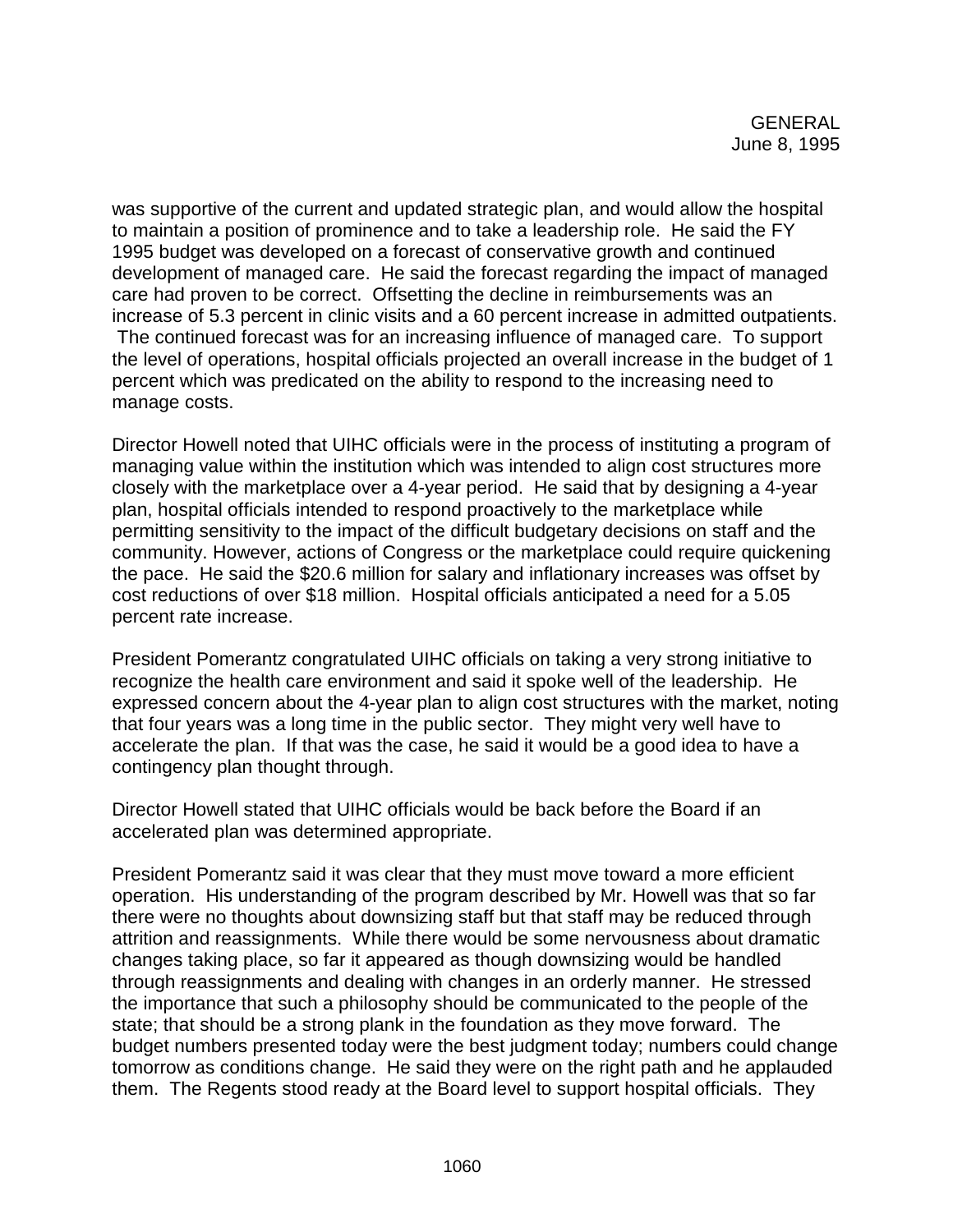was supportive of the current and updated strategic plan, and would allow the hospital to maintain a position of prominence and to take a leadership role. He said the FY 1995 budget was developed on a forecast of conservative growth and continued development of managed care. He said the forecast regarding the impact of managed care had proven to be correct. Offsetting the decline in reimbursements was an increase of 5.3 percent in clinic visits and a 60 percent increase in admitted outpatients. The continued forecast was for an increasing influence of managed care. To support the level of operations, hospital officials projected an overall increase in the budget of 1 percent which was predicated on the ability to respond to the increasing need to manage costs.

Director Howell noted that UIHC officials were in the process of instituting a program of managing value within the institution which was intended to align cost structures more closely with the marketplace over a 4-year period. He said that by designing a 4-year plan, hospital officials intended to respond proactively to the marketplace while permitting sensitivity to the impact of the difficult budgetary decisions on staff and the community. However, actions of Congress or the marketplace could require quickening the pace. He said the $20.6 million for salary and inflationary increases was offset by cost reductions of over $18 million. Hospital officials anticipated a need for a 5.05 percent rate increase.

President Pomerantz congratulated UIHC officials on taking a very strong initiative to recognize the health care environment and said it spoke well of the leadership. He expressed concern about the 4-year plan to align cost structures with the market, noting that four years was a long time in the public sector. They might very well have to accelerate the plan. If that was the case, he said it would be a good idea to have a contingency plan thought through.

Director Howell stated that UIHC officials would be back before the Board if an accelerated plan was determined appropriate.

President Pomerantz said it was clear that they must move toward a more efficient operation. His understanding of the program described by Mr. Howell was that so far there were no thoughts about downsizing staff but that staff may be reduced through attrition and reassignments. While there would be some nervousness about dramatic changes taking place, so far it appeared as though downsizing would be handled through reassignments and dealing with changes in an orderly manner. He stressed the importance that such a philosophy should be communicated to the people of the state; that should be a strong plank in the foundation as they move forward. The budget numbers presented today were the best judgment today; numbers could change tomorrow as conditions change. He said they were on the right path and he applauded them. The Regents stood ready at the Board level to support hospital officials. They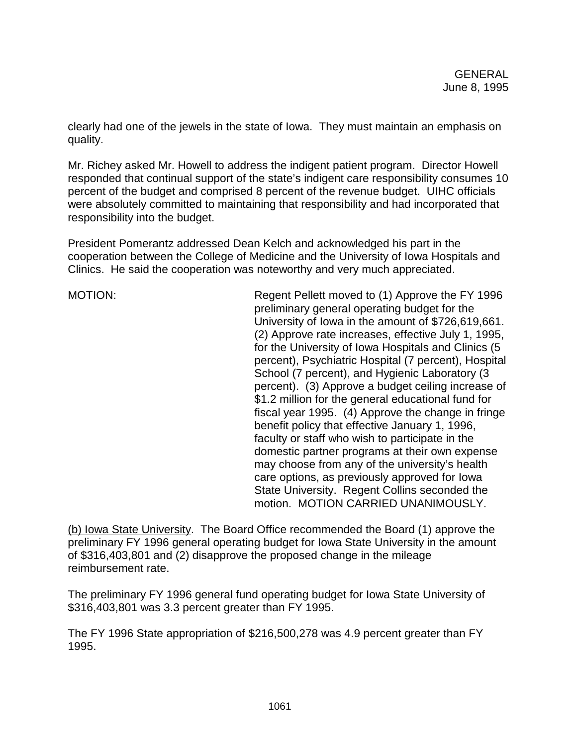clearly had one of the jewels in the state of Iowa. They must maintain an emphasis on quality.

Mr. Richey asked Mr. Howell to address the indigent patient program. Director Howell responded that continual support of the state's indigent care responsibility consumes 10 percent of the budget and comprised 8 percent of the revenue budget. UIHC officials were absolutely committed to maintaining that responsibility and had incorporated that responsibility into the budget.

President Pomerantz addressed Dean Kelch and acknowledged his part in the cooperation between the College of Medicine and the University of Iowa Hospitals and Clinics. He said the cooperation was noteworthy and very much appreciated.

MOTION: Regent Pellett moved to (1) Approve the FY 1996 preliminary general operating budget for the University of Iowa in the amount of $726,619,661. (2) Approve rate increases, effective July 1, 1995, for the University of Iowa Hospitals and Clinics (5 percent), Psychiatric Hospital (7 percent), Hospital School (7 percent), and Hygienic Laboratory (3 percent). (3) Approve a budget ceiling increase of $1.2 million for the general educational fund for fiscal year 1995. (4) Approve the change in fringe benefit policy that effective January 1, 1996, faculty or staff who wish to participate in the domestic partner programs at their own expense may choose from any of the university's health care options, as previously approved for Iowa State University. Regent Collins seconded the motion. MOTION CARRIED UNANIMOUSLY.

(b) Iowa State University. The Board Office recommended the Board (1) approve the preliminary FY 1996 general operating budget for Iowa State University in the amount of $316,403,801 and (2) disapprove the proposed change in the mileage reimbursement rate.

The preliminary FY 1996 general fund operating budget for Iowa State University of $316,403,801 was 3.3 percent greater than FY 1995.

The FY 1996 State appropriation of $216,500,278 was 4.9 percent greater than FY 1995.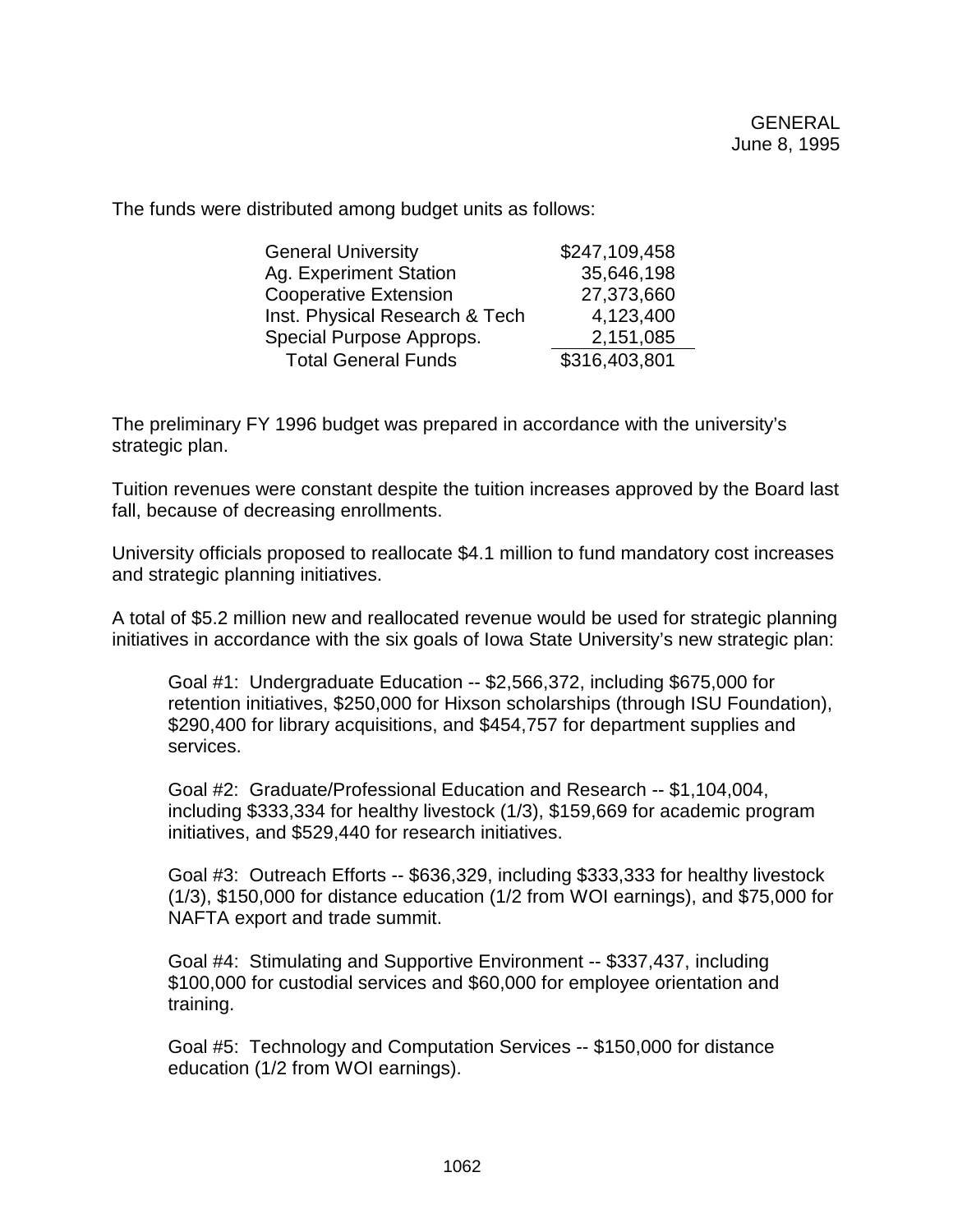The funds were distributed among budget units as follows:

| | |
|---|---|
| General University | \$247,109,458 |
| Ag. Experiment Station | 35,646,198 |
| Cooperative Extension | 27,373,660 |
| Inst. Physical Research & Tech | 4,123,400 |
| Special Purpose Approps. | 2,151,085 |
| Total General Funds | \$316,403,801 |

The preliminary FY 1996 budget was prepared in accordance with the university's strategic plan.

Tuition revenues were constant despite the tuition increases approved by the Board last fall, because of decreasing enrollments.

University officials proposed to reallocate \$4.1 million to fund mandatory cost increases and strategic planning initiatives.

A total of \$5.2 million new and reallocated revenue would be used for strategic planning initiatives in accordance with the six goals of Iowa State University's new strategic plan:

Goal #1: Undergraduate Education -- \$2,566,372, including \$675,000 for retention initiatives, \$250,000 for Hixson scholarships (through ISU Foundation), \$290,400 for library acquisitions, and \$454,757 for department supplies and services.

Goal #2: Graduate/Professional Education and Research -- \$1,104,004, including \$333,334 for healthy livestock (1/3), \$159,669 for academic program initiatives, and \$529,440 for research initiatives.

Goal #3: Outreach Efforts -- \$636,329, including \$333,333 for healthy livestock (1/3), \$150,000 for distance education (1/2 from WOI earnings), and \$75,000 for NAFTA export and trade summit.

Goal #4: Stimulating and Supportive Environment -- \$337,437, including \$100,000 for custodial services and \$60,000 for employee orientation and training.

Goal #5: Technology and Computation Services -- \$150,000 for distance education (1/2 from WOI earnings).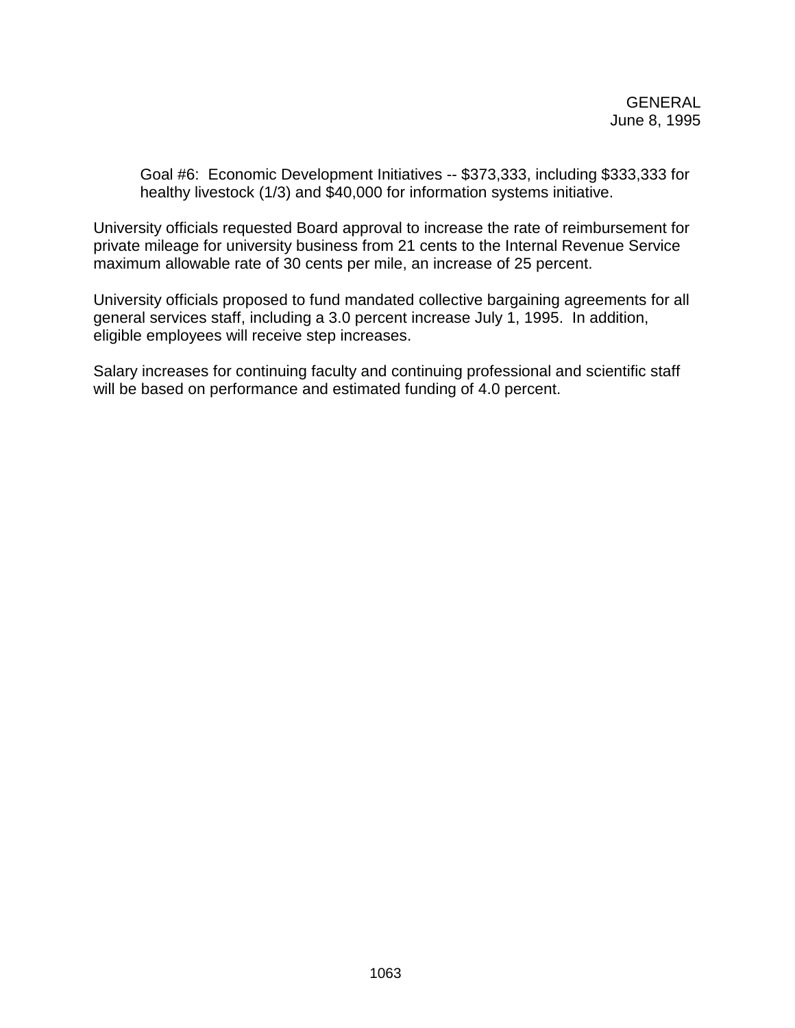Goal #6: Economic Development Initiatives -- $373,333, including $333,333 for healthy livestock (1/3) and $40,000 for information systems initiative.

University officials requested Board approval to increase the rate of reimbursement for private mileage for university business from 21 cents to the Internal Revenue Service maximum allowable rate of 30 cents per mile, an increase of 25 percent.

University officials proposed to fund mandated collective bargaining agreements for all general services staff, including a 3.0 percent increase July 1, 1995. In addition, eligible employees will receive step increases.

Salary increases for continuing faculty and continuing professional and scientific staff will be based on performance and estimated funding of 4.0 percent.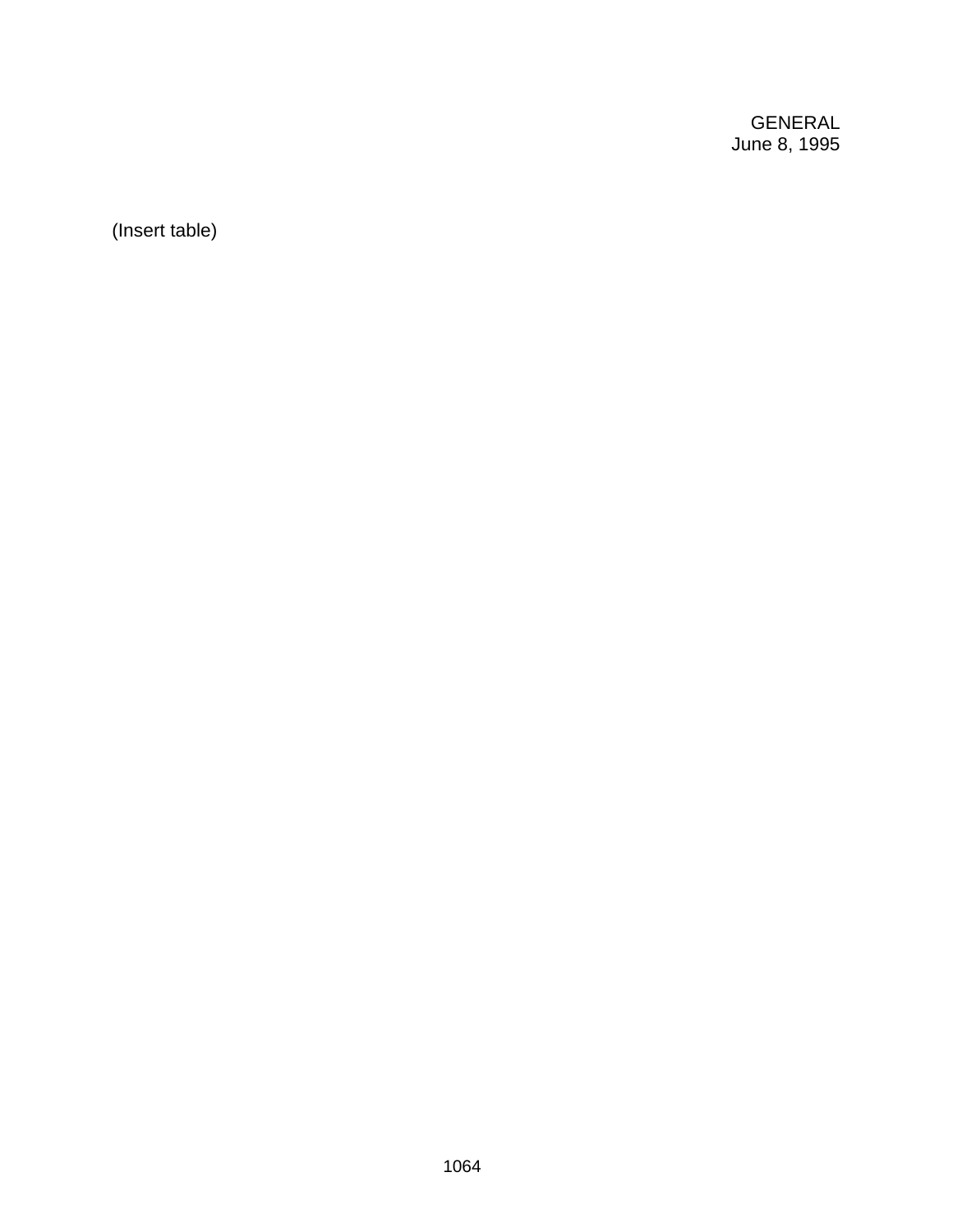(Insert table)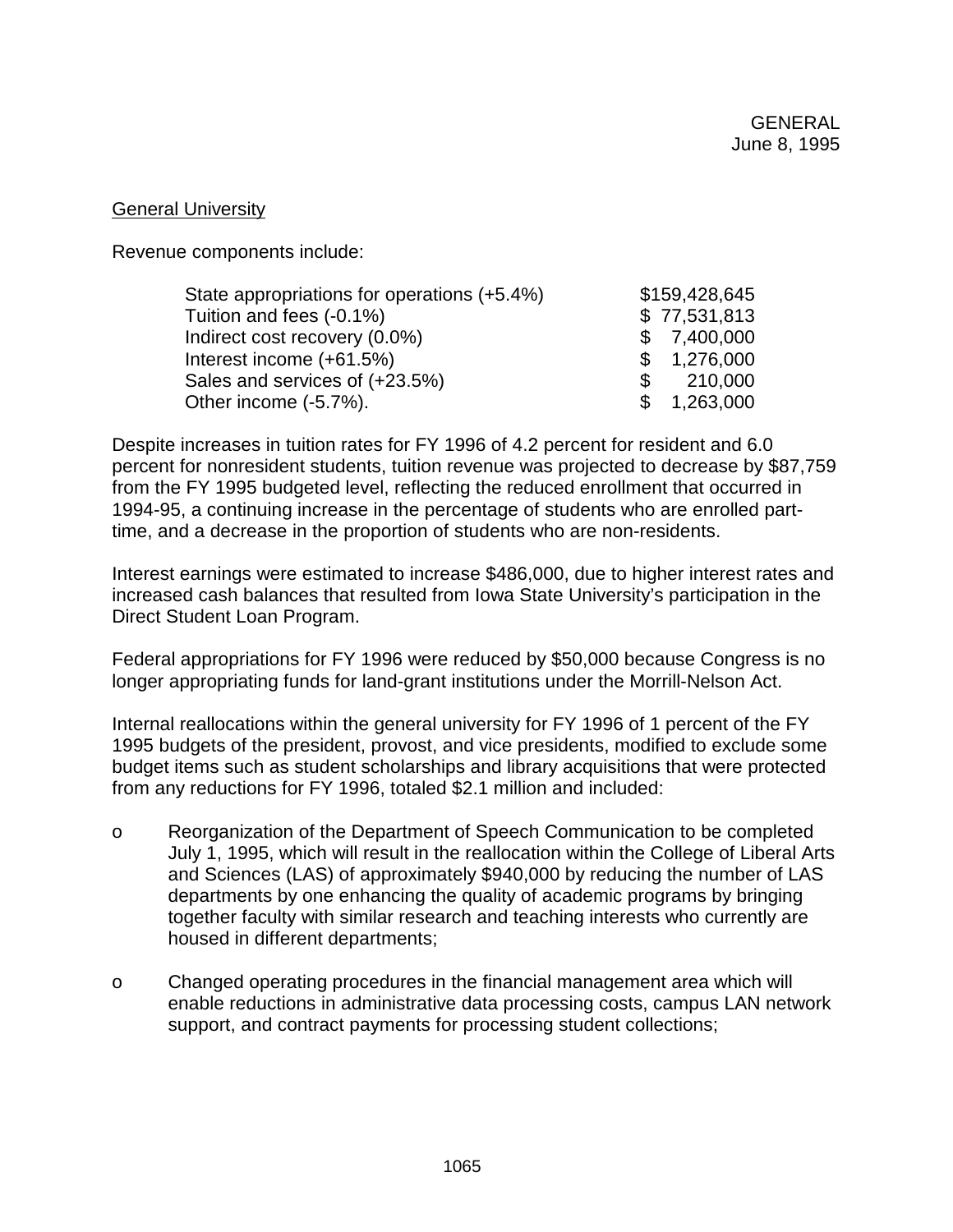GENERAL
June 8, 1995

General University

Revenue components include:

| | |
|---|---|
| State appropriations for operations (+5.4%) | $159,428,645 |
| Tuition and fees (-0.1%) | $ 77,531,813 |
| Indirect cost recovery (0.0%) | $ 7,400,000 |
| Interest income (+61.5%) | $ 1,276,000 |
| Sales and services of (+23.5%) | $ 210,000 |
| Other income (-5.7%). | $ 1,263,000 |

Despite increases in tuition rates for FY 1996 of 4.2 percent for resident and 6.0 percent for nonresident students, tuition revenue was projected to decrease by $87,759 from the FY 1995 budgeted level, reflecting the reduced enrollment that occurred in 1994-95, a continuing increase in the percentage of students who are enrolled part-time, and a decrease in the proportion of students who are non-residents.

Interest earnings were estimated to increase $486,000, due to higher interest rates and increased cash balances that resulted from Iowa State University's participation in the Direct Student Loan Program.

Federal appropriations for FY 1996 were reduced by $50,000 because Congress is no longer appropriating funds for land-grant institutions under the Morrill-Nelson Act.

Internal reallocations within the general university for FY 1996 of 1 percent of the FY 1995 budgets of the president, provost, and vice presidents, modified to exclude some budget items such as student scholarships and library acquisitions that were protected from any reductions for FY 1996, totaled $2.1 million and included:

- Reorganization of the Department of Speech Communication to be completed July 1, 1995, which will result in the reallocation within the College of Liberal Arts and Sciences (LAS) of approximately $940,000 by reducing the number of LAS departments by one enhancing the quality of academic programs by bringing together faculty with similar research and teaching interests who currently are housed in different departments;

- Changed operating procedures in the financial management area which will enable reductions in administrative data processing costs, campus LAN network support, and contract payments for processing student collections;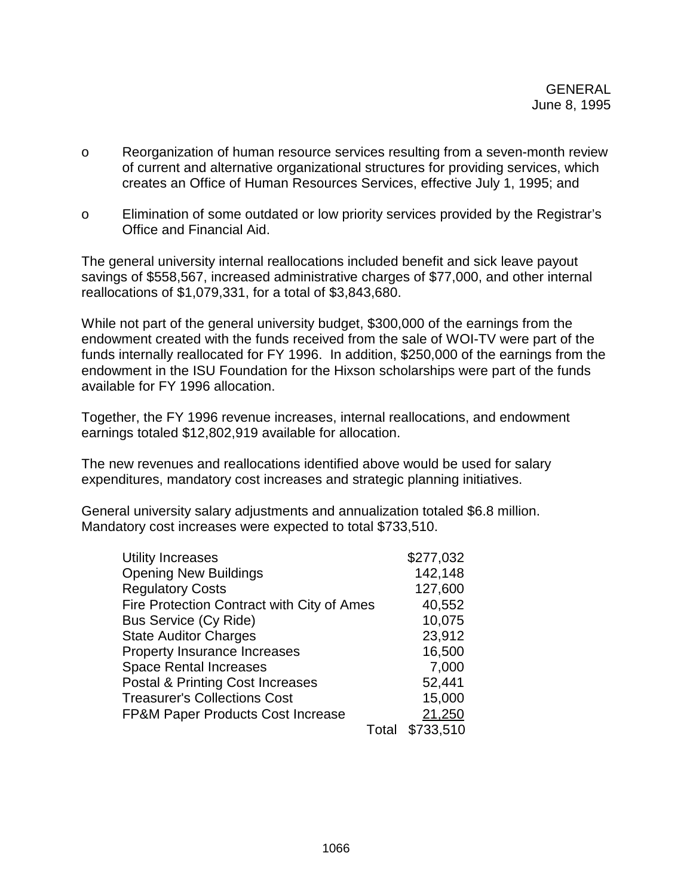- Reorganization of human resource services resulting from a seven-month review of current and alternative organizational structures for providing services, which creates an Office of Human Resources Services, effective July 1, 1995; and

- Elimination of some outdated or low priority services provided by the Registrar's Office and Financial Aid.

The general university internal reallocations included benefit and sick leave payout savings of $558,567, increased administrative charges of $77,000, and other internal reallocations of $1,079,331, for a total of $3,843,680.

While not part of the general university budget, $300,000 of the earnings from the endowment created with the funds received from the sale of WOI-TV were part of the funds internally reallocated for FY 1996. In addition, $250,000 of the earnings from the endowment in the ISU Foundation for the Hixson scholarships were part of the funds available for FY 1996 allocation.

Together, the FY 1996 revenue increases, internal reallocations, and endowment earnings totaled $12,802,919 available for allocation.

The new revenues and reallocations identified above would be used for salary expenditures, mandatory cost increases and strategic planning initiatives.

General university salary adjustments and annualization totaled $6.8 million. Mandatory cost increases were expected to total $733,510.

| | |
|---|---:|
| Utility Increases | $277,032 |
| Opening New Buildings | 142,148 |
| Regulatory Costs | 127,600 |
| Fire Protection Contract with City of Ames | 40,552 |
| Bus Service (Cy Ride) | 10,075 |
| State Auditor Charges | 23,912 |
| Property Insurance Increases | 16,500 |
| Space Rental Increases | 7,000 |
| Postal & Printing Cost Increases | 52,441 |
| Treasurer's Collections Cost | 15,000 |
| FP&M Paper Products Cost Increase | 21,250 |
| Total | $733,510 |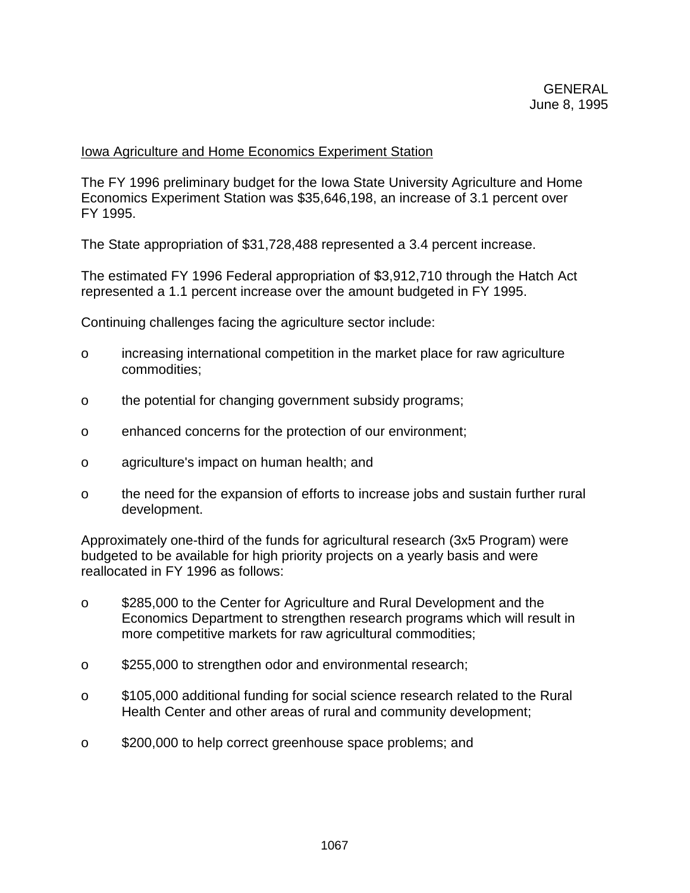GENERAL
June 8, 1995

Iowa Agriculture and Home Economics Experiment Station

The FY 1996 preliminary budget for the Iowa State University Agriculture and Home Economics Experiment Station was $35,646,198, an increase of 3.1 percent over FY 1995.

The State appropriation of $31,728,488 represented a 3.4 percent increase.

The estimated FY 1996 Federal appropriation of $3,912,710 through the Hatch Act represented a 1.1 percent increase over the amount budgeted in FY 1995.

Continuing challenges facing the agriculture sector include:

- increasing international competition in the market place for raw agriculture commodities;
- the potential for changing government subsidy programs;
- enhanced concerns for the protection of our environment;
- agriculture's impact on human health; and
- the need for the expansion of efforts to increase jobs and sustain further rural development.

Approximately one-third of the funds for agricultural research (3x5 Program) were budgeted to be available for high priority projects on a yearly basis and were reallocated in FY 1996 as follows:

- $285,000 to the Center for Agriculture and Rural Development and the Economics Department to strengthen research programs which will result in more competitive markets for raw agricultural commodities;
- $255,000 to strengthen odor and environmental research;
- $105,000 additional funding for social science research related to the Rural Health Center and other areas of rural and community development;
- $200,000 to help correct greenhouse space problems; and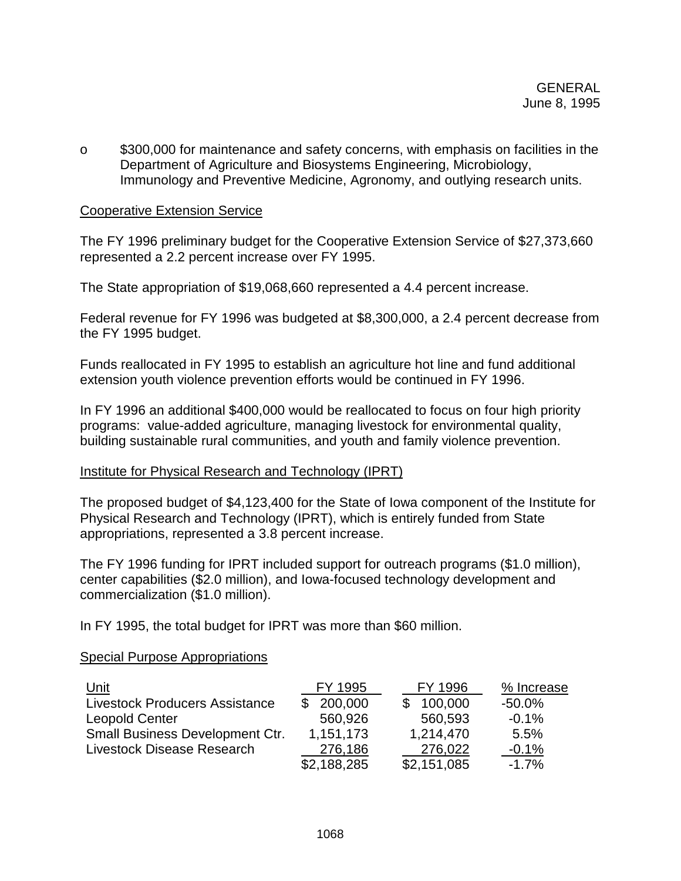o $300,000 for maintenance and safety concerns, with emphasis on facilities in the Department of Agriculture and Biosystems Engineering, Microbiology, Immunology and Preventive Medicine, Agronomy, and outlying research units.

Cooperative Extension Service

The FY 1996 preliminary budget for the Cooperative Extension Service of $27,373,660 represented a 2.2 percent increase over FY 1995.

The State appropriation of $19,068,660 represented a 4.4 percent increase.

Federal revenue for FY 1996 was budgeted at $8,300,000, a 2.4 percent decrease from the FY 1995 budget.

Funds reallocated in FY 1995 to establish an agriculture hot line and fund additional extension youth violence prevention efforts would be continued in FY 1996.

In FY 1996 an additional $400,000 would be reallocated to focus on four high priority programs: value-added agriculture, managing livestock for environmental quality, building sustainable rural communities, and youth and family violence prevention.

Institute for Physical Research and Technology (IPRT)

The proposed budget of $4,123,400 for the State of Iowa component of the Institute for Physical Research and Technology (IPRT), which is entirely funded from State appropriations, represented a 3.8 percent increase.

The FY 1996 funding for IPRT included support for outreach programs ($1.0 million), center capabilities ($2.0 million), and Iowa-focused technology development and commercialization ($1.0 million).

In FY 1995, the total budget for IPRT was more than $60 million.

Special Purpose Appropriations

| Unit | FY 1995 | FY 1996 | % Increase |
|---|---|---|---|
| Livestock Producers Assistance | $ 200,000 | $ 100,000 | -50.0% |
| Leopold Center | 560,926 | 560,593 | -0.1% |
| Small Business Development Ctr. | 1,151,173 | 1,214,470 | 5.5% |
| Livestock Disease Research | 276,186 | 276,022 | -0.1% |
| | $2,188,285 | $2,151,085 | -1.7% |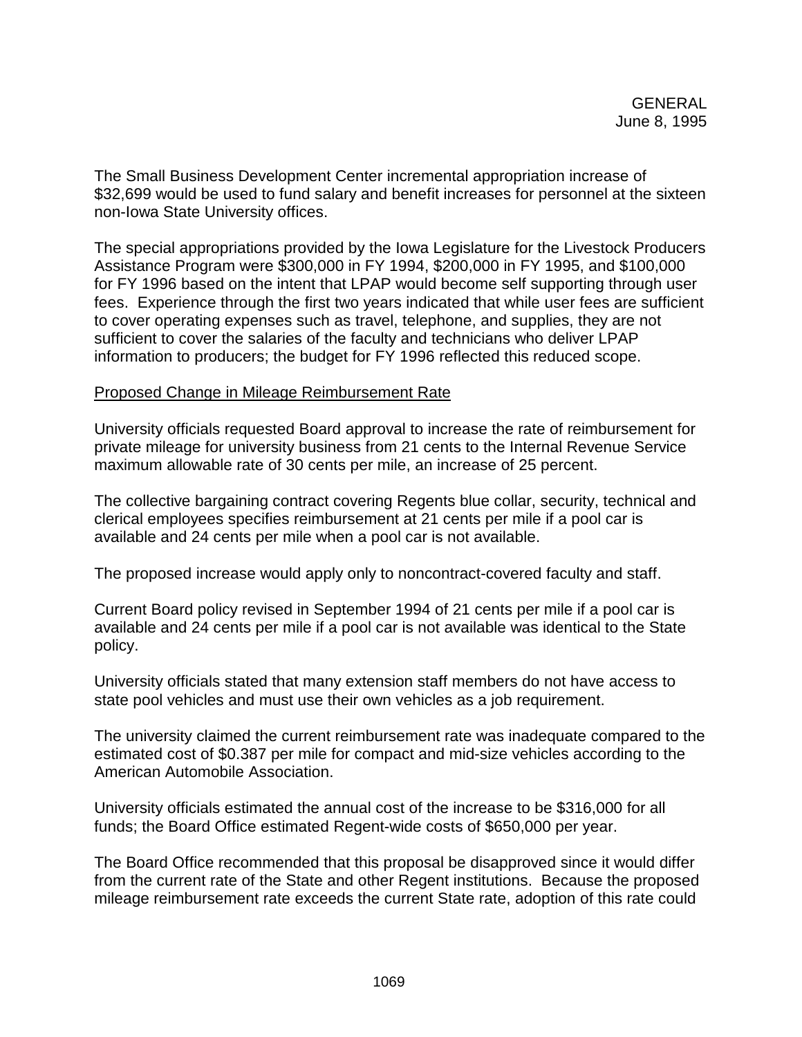The Small Business Development Center incremental appropriation increase of $32,699 would be used to fund salary and benefit increases for personnel at the sixteen non-Iowa State University offices.

The special appropriations provided by the Iowa Legislature for the Livestock Producers Assistance Program were $300,000 in FY 1994, $200,000 in FY 1995, and $100,000 for FY 1996 based on the intent that LPAP would become self supporting through user fees. Experience through the first two years indicated that while user fees are sufficient to cover operating expenses such as travel, telephone, and supplies, they are not sufficient to cover the salaries of the faculty and technicians who deliver LPAP information to producers; the budget for FY 1996 reflected this reduced scope.

Proposed Change in Mileage Reimbursement Rate

University officials requested Board approval to increase the rate of reimbursement for private mileage for university business from 21 cents to the Internal Revenue Service maximum allowable rate of 30 cents per mile, an increase of 25 percent.

The collective bargaining contract covering Regents blue collar, security, technical and clerical employees specifies reimbursement at 21 cents per mile if a pool car is available and 24 cents per mile when a pool car is not available.

The proposed increase would apply only to noncontract-covered faculty and staff.

Current Board policy revised in September 1994 of 21 cents per mile if a pool car is available and 24 cents per mile if a pool car is not available was identical to the State policy.

University officials stated that many extension staff members do not have access to state pool vehicles and must use their own vehicles as a job requirement.

The university claimed the current reimbursement rate was inadequate compared to the estimated cost of $0.387 per mile for compact and mid-size vehicles according to the American Automobile Association.

University officials estimated the annual cost of the increase to be $316,000 for all funds; the Board Office estimated Regent-wide costs of $650,000 per year.

The Board Office recommended that this proposal be disapproved since it would differ from the current rate of the State and other Regent institutions. Because the proposed mileage reimbursement rate exceeds the current State rate, adoption of this rate could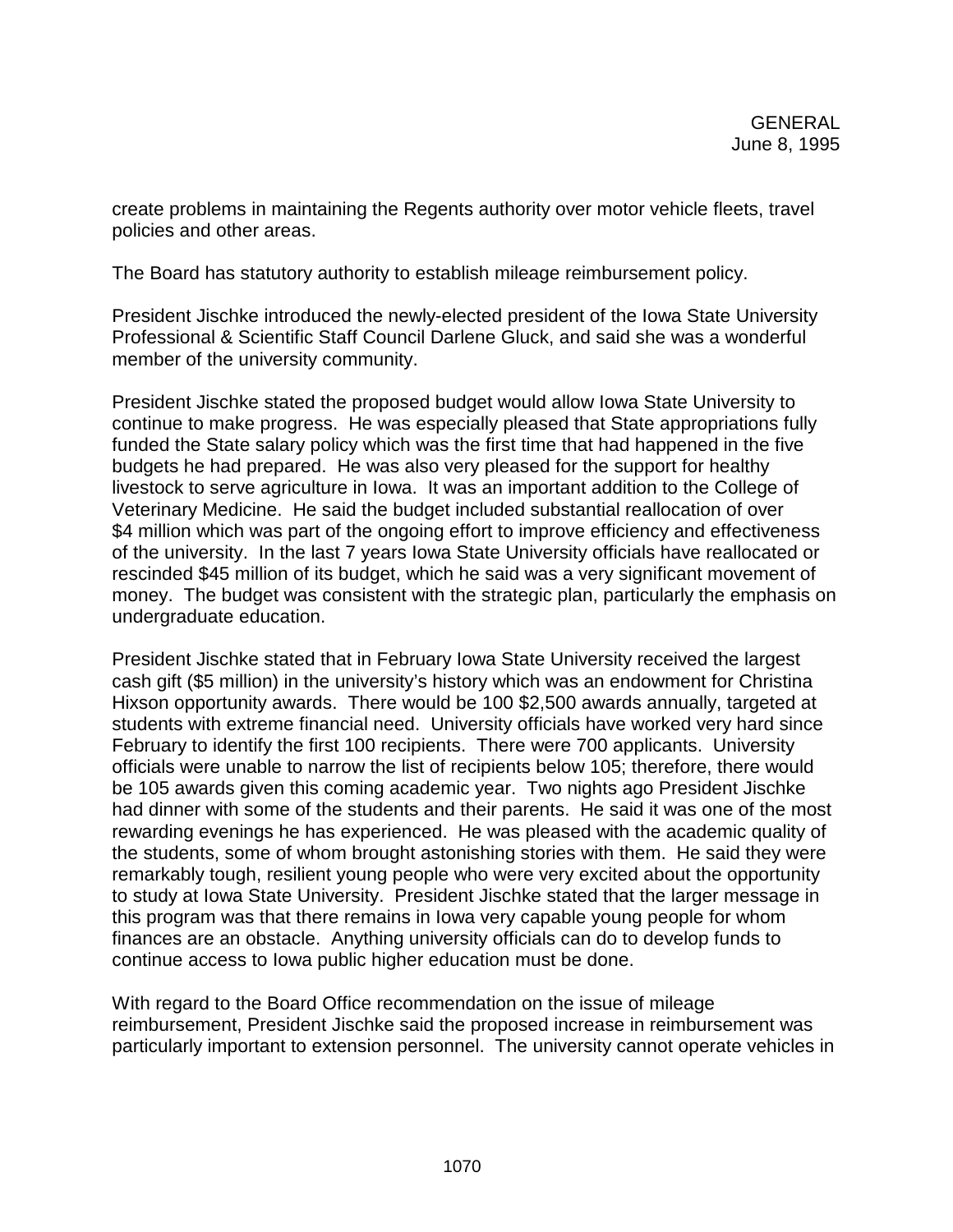create problems in maintaining the Regents authority over motor vehicle fleets, travel policies and other areas.

The Board has statutory authority to establish mileage reimbursement policy.

President Jischke introduced the newly-elected president of the Iowa State University Professional & Scientific Staff Council Darlene Gluck, and said she was a wonderful member of the university community.

President Jischke stated the proposed budget would allow Iowa State University to continue to make progress. He was especially pleased that State appropriations fully funded the State salary policy which was the first time that had happened in the five budgets he had prepared. He was also very pleased for the support for healthy livestock to serve agriculture in Iowa. It was an important addition to the College of Veterinary Medicine. He said the budget included substantial reallocation of over $4 million which was part of the ongoing effort to improve efficiency and effectiveness of the university. In the last 7 years Iowa State University officials have reallocated or rescinded $45 million of its budget, which he said was a very significant movement of money. The budget was consistent with the strategic plan, particularly the emphasis on undergraduate education.

President Jischke stated that in February Iowa State University received the largest cash gift ($5 million) in the university's history which was an endowment for Christina Hixson opportunity awards. There would be 100 $2,500 awards annually, targeted at students with extreme financial need. University officials have worked very hard since February to identify the first 100 recipients. There were 700 applicants. University officials were unable to narrow the list of recipients below 105; therefore, there would be 105 awards given this coming academic year. Two nights ago President Jischke had dinner with some of the students and their parents. He said it was one of the most rewarding evenings he has experienced. He was pleased with the academic quality of the students, some of whom brought astonishing stories with them. He said they were remarkably tough, resilient young people who were very excited about the opportunity to study at Iowa State University. President Jischke stated that the larger message in this program was that there remains in Iowa very capable young people for whom finances are an obstacle. Anything university officials can do to develop funds to continue access to Iowa public higher education must be done.

With regard to the Board Office recommendation on the issue of mileage reimbursement, President Jischke said the proposed increase in reimbursement was particularly important to extension personnel. The university cannot operate vehicles in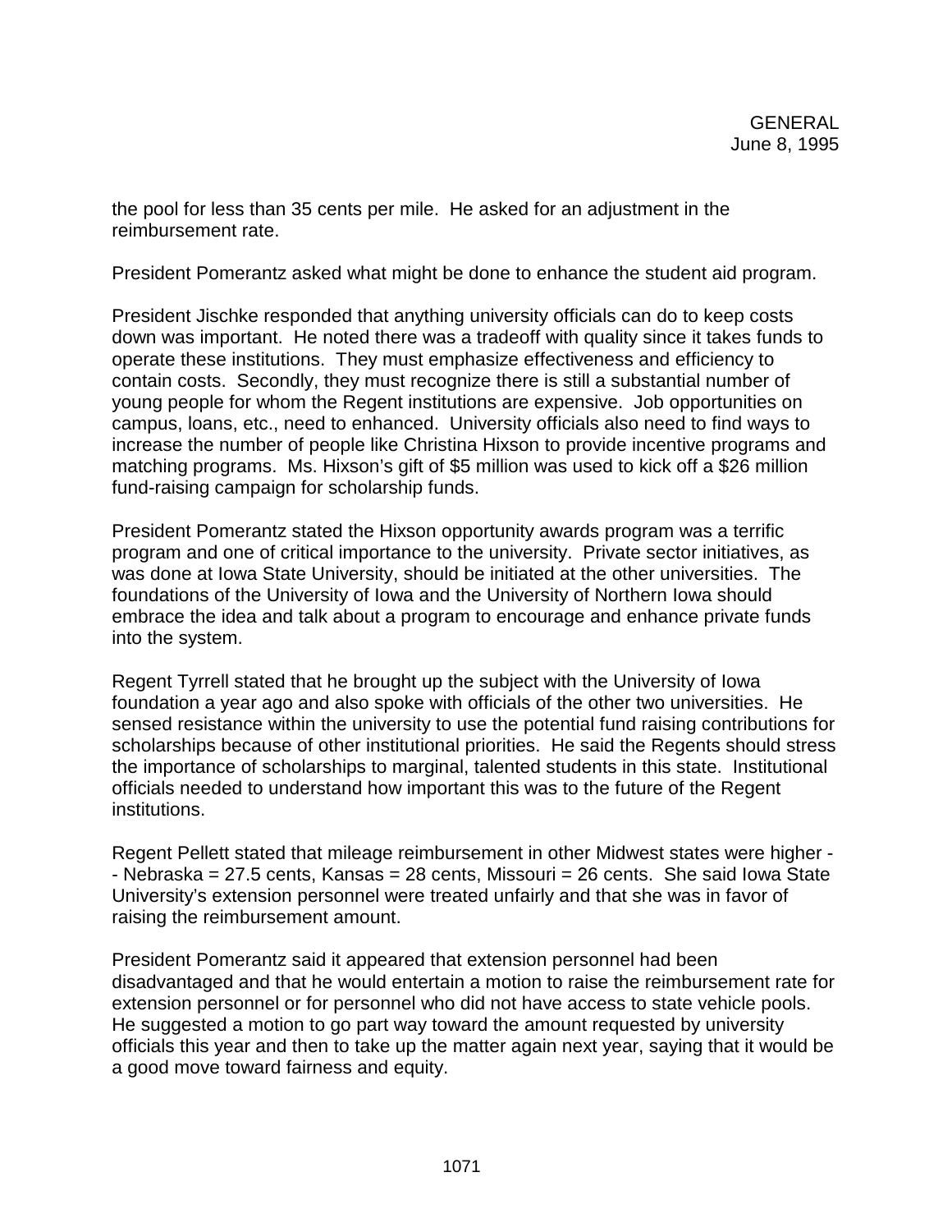the pool for less than 35 cents per mile. He asked for an adjustment in the reimbursement rate.

President Pomerantz asked what might be done to enhance the student aid program.

President Jischke responded that anything university officials can do to keep costs down was important. He noted there was a tradeoff with quality since it takes funds to operate these institutions. They must emphasize effectiveness and efficiency to contain costs. Secondly, they must recognize there is still a substantial number of young people for whom the Regent institutions are expensive. Job opportunities on campus, loans, etc., need to enhanced. University officials also need to find ways to increase the number of people like Christina Hixson to provide incentive programs and matching programs. Ms. Hixson's gift of $5 million was used to kick off a $26 million fund-raising campaign for scholarship funds.

President Pomerantz stated the Hixson opportunity awards program was a terrific program and one of critical importance to the university. Private sector initiatives, as was done at Iowa State University, should be initiated at the other universities. The foundations of the University of Iowa and the University of Northern Iowa should embrace the idea and talk about a program to encourage and enhance private funds into the system.

Regent Tyrrell stated that he brought up the subject with the University of Iowa foundation a year ago and also spoke with officials of the other two universities. He sensed resistance within the university to use the potential fund raising contributions for scholarships because of other institutional priorities. He said the Regents should stress the importance of scholarships to marginal, talented students in this state. Institutional officials needed to understand how important this was to the future of the Regent institutions.

Regent Pellett stated that mileage reimbursement in other Midwest states were higher -- Nebraska = 27.5 cents, Kansas = 28 cents, Missouri = 26 cents. She said Iowa State University's extension personnel were treated unfairly and that she was in favor of raising the reimbursement amount.

President Pomerantz said it appeared that extension personnel had been disadvantaged and that he would entertain a motion to raise the reimbursement rate for extension personnel or for personnel who did not have access to state vehicle pools. He suggested a motion to go part way toward the amount requested by university officials this year and then to take up the matter again next year, saying that it would be a good move toward fairness and equity.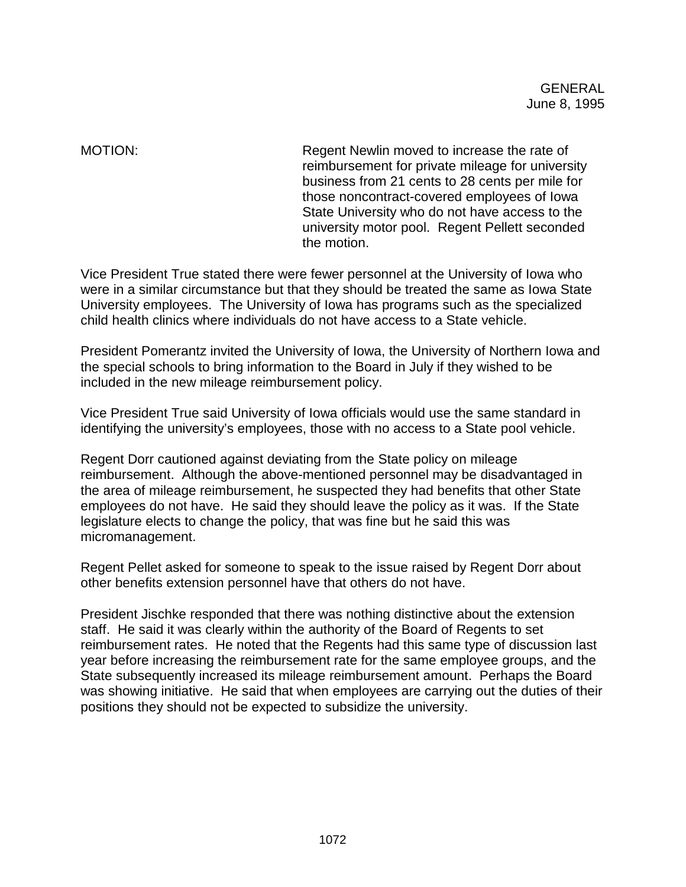MOTION: Regent Newlin moved to increase the rate of reimbursement for private mileage for university business from 21 cents to 28 cents per mile for those noncontract-covered employees of Iowa State University who do not have access to the university motor pool. Regent Pellett seconded the motion.

Vice President True stated there were fewer personnel at the University of Iowa who were in a similar circumstance but that they should be treated the same as Iowa State University employees. The University of Iowa has programs such as the specialized child health clinics where individuals do not have access to a State vehicle.

President Pomerantz invited the University of Iowa, the University of Northern Iowa and the special schools to bring information to the Board in July if they wished to be included in the new mileage reimbursement policy.

Vice President True said University of Iowa officials would use the same standard in identifying the university's employees, those with no access to a State pool vehicle.

Regent Dorr cautioned against deviating from the State policy on mileage reimbursement. Although the above-mentioned personnel may be disadvantaged in the area of mileage reimbursement, he suspected they had benefits that other State employees do not have. He said they should leave the policy as it was. If the State legislature elects to change the policy, that was fine but he said this was micromanagement.

Regent Pellet asked for someone to speak to the issue raised by Regent Dorr about other benefits extension personnel have that others do not have.

President Jischke responded that there was nothing distinctive about the extension staff. He said it was clearly within the authority of the Board of Regents to set reimbursement rates. He noted that the Regents had this same type of discussion last year before increasing the reimbursement rate for the same employee groups, and the State subsequently increased its mileage reimbursement amount. Perhaps the Board was showing initiative. He said that when employees are carrying out the duties of their positions they should not be expected to subsidize the university.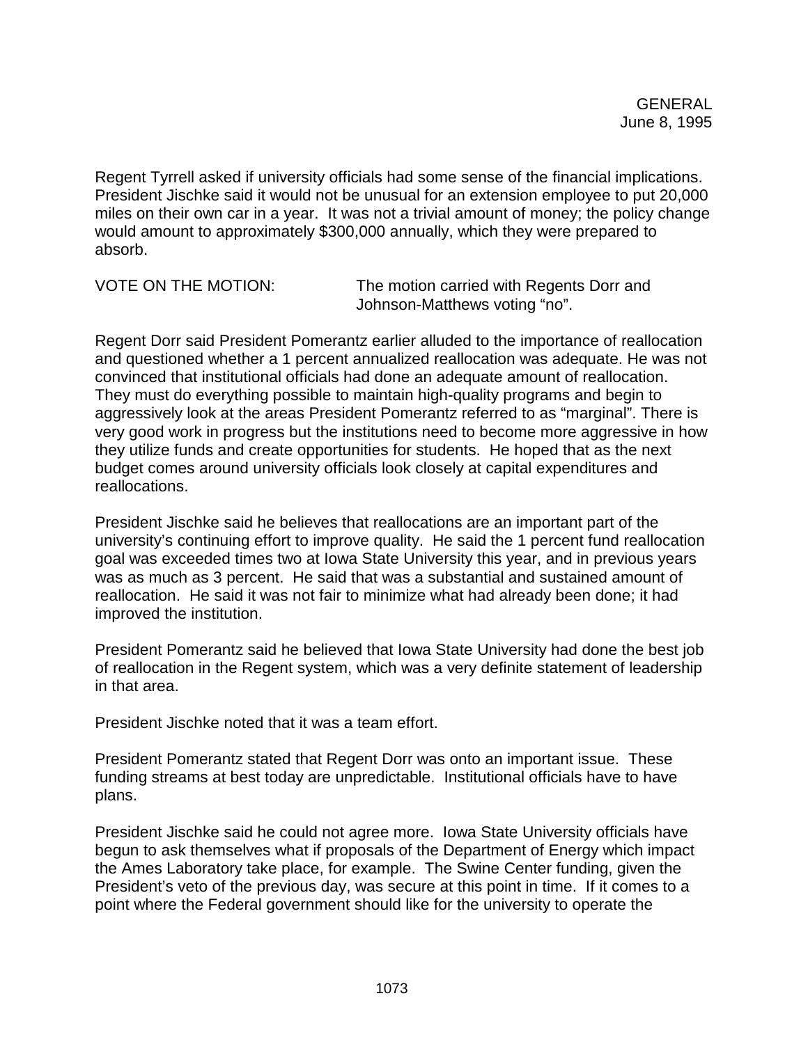Regent Tyrrell asked if university officials had some sense of the financial implications. President Jischke said it would not be unusual for an extension employee to put 20,000 miles on their own car in a year. It was not a trivial amount of money; the policy change would amount to approximately $300,000 annually, which they were prepared to absorb.

VOTE ON THE MOTION: The motion carried with Regents Dorr and Johnson-Matthews voting “no”.

Regent Dorr said President Pomerantz earlier alluded to the importance of reallocation and questioned whether a 1 percent annualized reallocation was adequate. He was not convinced that institutional officials had done an adequate amount of reallocation. They must do everything possible to maintain high-quality programs and begin to aggressively look at the areas President Pomerantz referred to as “marginal”. There is very good work in progress but the institutions need to become more aggressive in how they utilize funds and create opportunities for students. He hoped that as the next budget comes around university officials look closely at capital expenditures and reallocations.

President Jischke said he believes that reallocations are an important part of the university’s continuing effort to improve quality. He said the 1 percent fund reallocation goal was exceeded times two at Iowa State University this year, and in previous years was as much as 3 percent. He said that was a substantial and sustained amount of reallocation. He said it was not fair to minimize what had already been done; it had improved the institution.

President Pomerantz said he believed that Iowa State University had done the best job of reallocation in the Regent system, which was a very definite statement of leadership in that area.

President Jischke noted that it was a team effort.

President Pomerantz stated that Regent Dorr was onto an important issue. These funding streams at best today are unpredictable. Institutional officials have to have plans.

President Jischke said he could not agree more. Iowa State University officials have begun to ask themselves what if proposals of the Department of Energy which impact the Ames Laboratory take place, for example. The Swine Center funding, given the President’s veto of the previous day, was secure at this point in time. If it comes to a point where the Federal government should like for the university to operate the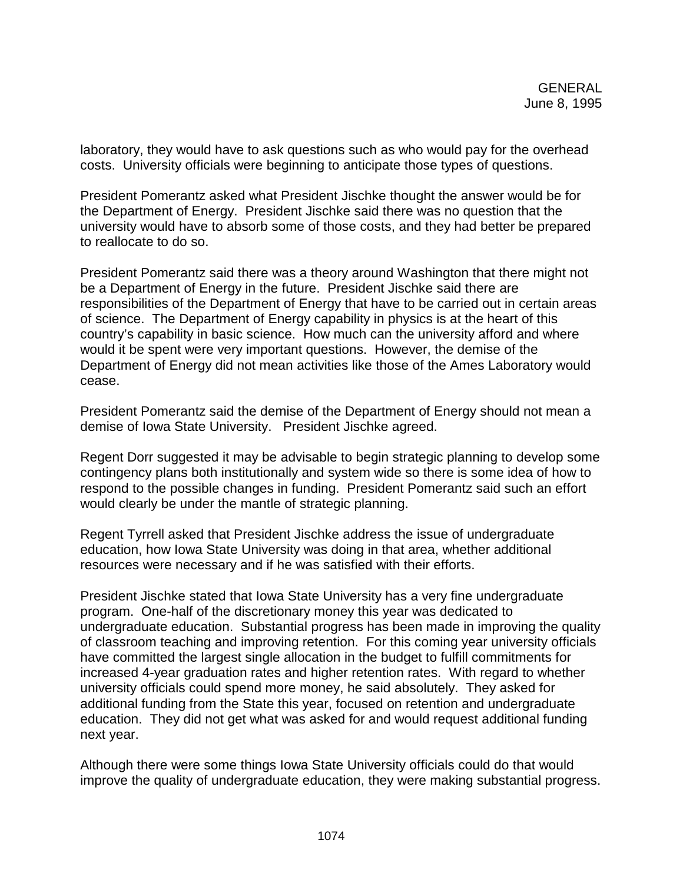laboratory, they would have to ask questions such as who would pay for the overhead costs. University officials were beginning to anticipate those types of questions.

President Pomerantz asked what President Jischke thought the answer would be for the Department of Energy. President Jischke said there was no question that the university would have to absorb some of those costs, and they had better be prepared to reallocate to do so.

President Pomerantz said there was a theory around Washington that there might not be a Department of Energy in the future. President Jischke said there are responsibilities of the Department of Energy that have to be carried out in certain areas of science. The Department of Energy capability in physics is at the heart of this country's capability in basic science. How much can the university afford and where would it be spent were very important questions. However, the demise of the Department of Energy did not mean activities like those of the Ames Laboratory would cease.

President Pomerantz said the demise of the Department of Energy should not mean a demise of Iowa State University. President Jischke agreed.

Regent Dorr suggested it may be advisable to begin strategic planning to develop some contingency plans both institutionally and system wide so there is some idea of how to respond to the possible changes in funding. President Pomerantz said such an effort would clearly be under the mantle of strategic planning.

Regent Tyrrell asked that President Jischke address the issue of undergraduate education, how Iowa State University was doing in that area, whether additional resources were necessary and if he was satisfied with their efforts.

President Jischke stated that Iowa State University has a very fine undergraduate program. One-half of the discretionary money this year was dedicated to undergraduate education. Substantial progress has been made in improving the quality of classroom teaching and improving retention. For this coming year university officials have committed the largest single allocation in the budget to fulfill commitments for increased 4-year graduation rates and higher retention rates. With regard to whether university officials could spend more money, he said absolutely. They asked for additional funding from the State this year, focused on retention and undergraduate education. They did not get what was asked for and would request additional funding next year.

Although there were some things Iowa State University officials could do that would improve the quality of undergraduate education, they were making substantial progress.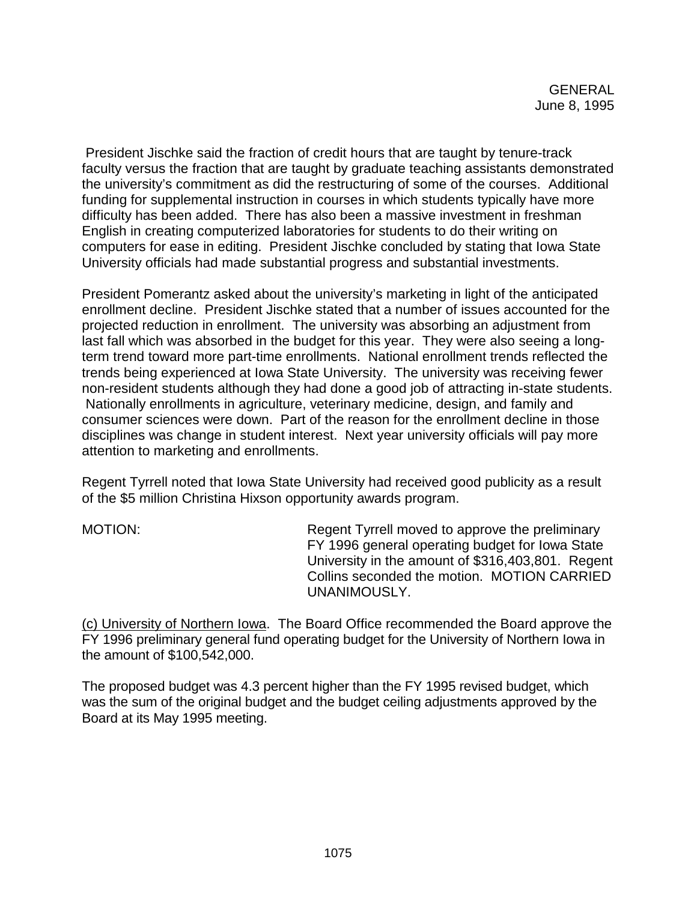President Jischke said the fraction of credit hours that are taught by tenure-track faculty versus the fraction that are taught by graduate teaching assistants demonstrated the university's commitment as did the restructuring of some of the courses. Additional funding for supplemental instruction in courses in which students typically have more difficulty has been added. There has also been a massive investment in freshman English in creating computerized laboratories for students to do their writing on computers for ease in editing. President Jischke concluded by stating that Iowa State University officials had made substantial progress and substantial investments.

President Pomerantz asked about the university's marketing in light of the anticipated enrollment decline. President Jischke stated that a number of issues accounted for the projected reduction in enrollment. The university was absorbing an adjustment from last fall which was absorbed in the budget for this year. They were also seeing a long-term trend toward more part-time enrollments. National enrollment trends reflected the trends being experienced at Iowa State University. The university was receiving fewer non-resident students although they had done a good job of attracting in-state students. Nationally enrollments in agriculture, veterinary medicine, design, and family and consumer sciences were down. Part of the reason for the enrollment decline in those disciplines was change in student interest. Next year university officials will pay more attention to marketing and enrollments.

Regent Tyrrell noted that Iowa State University had received good publicity as a result of the $5 million Christina Hixson opportunity awards program.

MOTION: Regent Tyrrell moved to approve the preliminary FY 1996 general operating budget for Iowa State University in the amount of $316,403,801. Regent Collins seconded the motion. MOTION CARRIED UNANIMOUSLY.

(c) University of Northern Iowa. The Board Office recommended the Board approve the FY 1996 preliminary general fund operating budget for the University of Northern Iowa in the amount of $100,542,000.

The proposed budget was 4.3 percent higher than the FY 1995 revised budget, which was the sum of the original budget and the budget ceiling adjustments approved by the Board at its May 1995 meeting.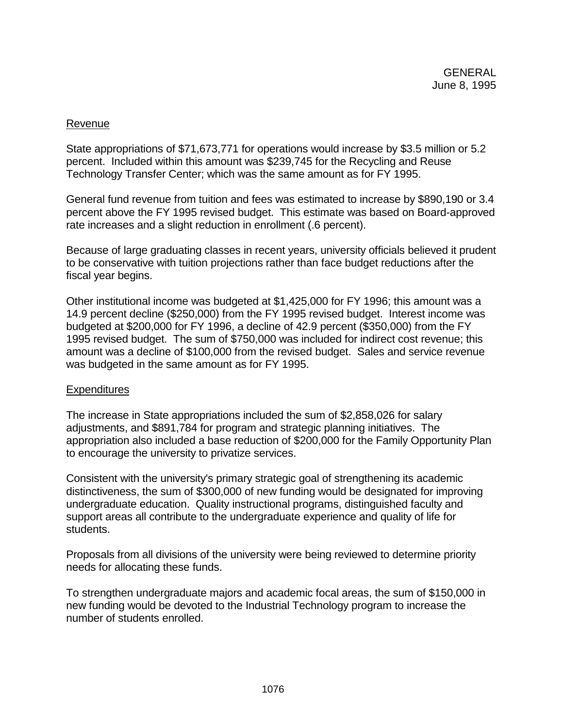GENERAL
June 8, 1995

Revenue

State appropriations of $71,673,771 for operations would increase by $3.5 million or 5.2 percent. Included within this amount was $239,745 for the Recycling and Reuse Technology Transfer Center; which was the same amount as for FY 1995.

General fund revenue from tuition and fees was estimated to increase by $890,190 or 3.4 percent above the FY 1995 revised budget. This estimate was based on Board-approved rate increases and a slight reduction in enrollment (.6 percent).

Because of large graduating classes in recent years, university officials believed it prudent to be conservative with tuition projections rather than face budget reductions after the fiscal year begins.

Other institutional income was budgeted at $1,425,000 for FY 1996; this amount was a 14.9 percent decline ($250,000) from the FY 1995 revised budget. Interest income was budgeted at $200,000 for FY 1996, a decline of 42.9 percent ($350,000) from the FY 1995 revised budget. The sum of $750,000 was included for indirect cost revenue; this amount was a decline of $100,000 from the revised budget. Sales and service revenue was budgeted in the same amount as for FY 1995.

Expenditures

The increase in State appropriations included the sum of $2,858,026 for salary adjustments, and $891,784 for program and strategic planning initiatives. The appropriation also included a base reduction of $200,000 for the Family Opportunity Plan to encourage the university to privatize services.

Consistent with the university's primary strategic goal of strengthening its academic distinctiveness, the sum of $300,000 of new funding would be designated for improving undergraduate education. Quality instructional programs, distinguished faculty and support areas all contribute to the undergraduate experience and quality of life for students.

Proposals from all divisions of the university were being reviewed to determine priority needs for allocating these funds.

To strengthen undergraduate majors and academic focal areas, the sum of $150,000 in new funding would be devoted to the Industrial Technology program to increase the number of students enrolled.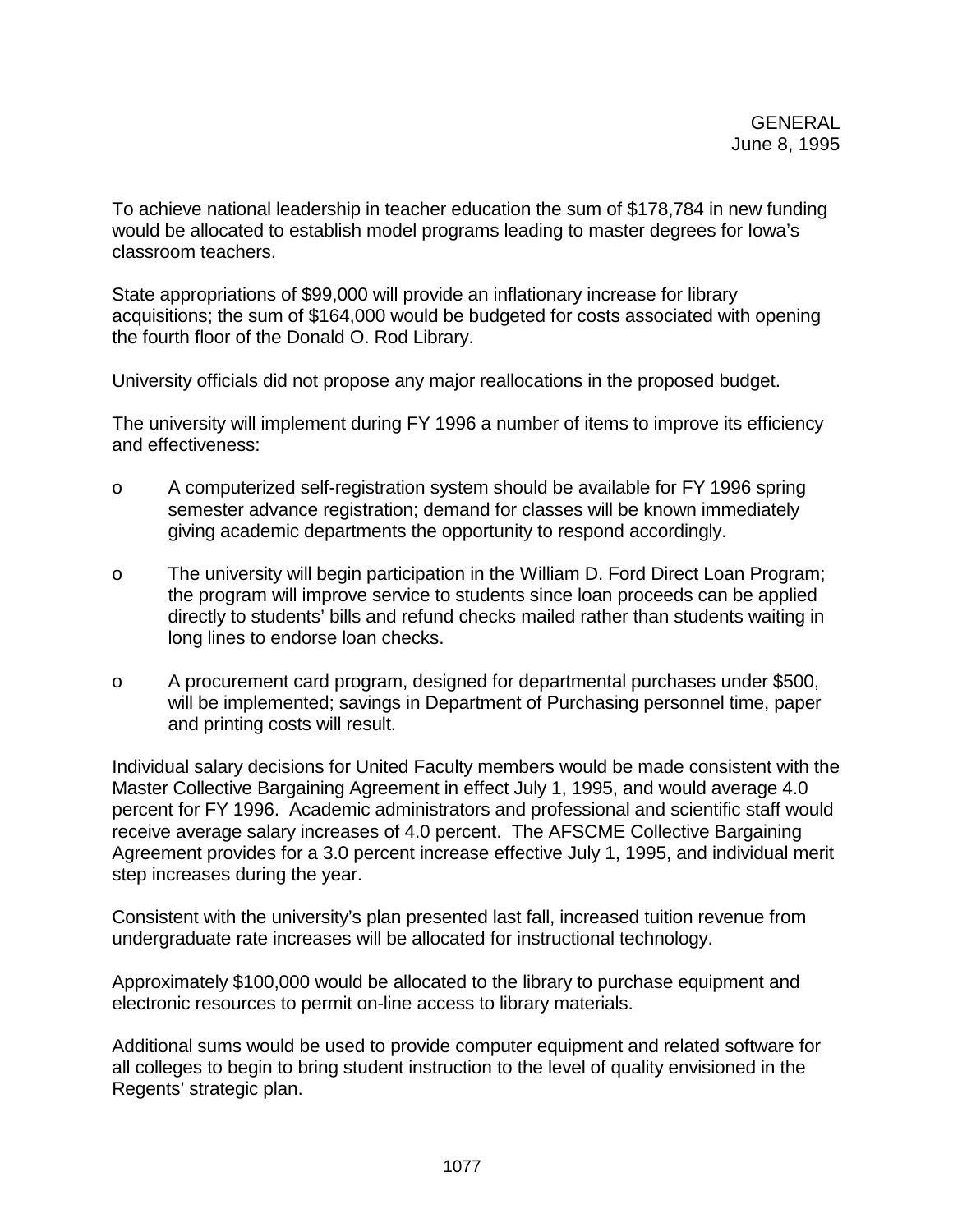To achieve national leadership in teacher education the sum of $178,784 in new funding would be allocated to establish model programs leading to master degrees for Iowa's classroom teachers.

State appropriations of $99,000 will provide an inflationary increase for library acquisitions; the sum of $164,000 would be budgeted for costs associated with opening the fourth floor of the Donald O. Rod Library.

University officials did not propose any major reallocations in the proposed budget.

The university will implement during FY 1996 a number of items to improve its efficiency and effectiveness:

- A computerized self-registration system should be available for FY 1996 spring semester advance registration; demand for classes will be known immediately giving academic departments the opportunity to respond accordingly.
- The university will begin participation in the William D. Ford Direct Loan Program; the program will improve service to students since loan proceeds can be applied directly to students' bills and refund checks mailed rather than students waiting in long lines to endorse loan checks.
- A procurement card program, designed for departmental purchases under $500, will be implemented; savings in Department of Purchasing personnel time, paper and printing costs will result.

Individual salary decisions for United Faculty members would be made consistent with the Master Collective Bargaining Agreement in effect July 1, 1995, and would average 4.0 percent for FY 1996. Academic administrators and professional and scientific staff would receive average salary increases of 4.0 percent. The AFSCME Collective Bargaining Agreement provides for a 3.0 percent increase effective July 1, 1995, and individual merit step increases during the year.

Consistent with the university's plan presented last fall, increased tuition revenue from undergraduate rate increases will be allocated for instructional technology.

Approximately $100,000 would be allocated to the library to purchase equipment and electronic resources to permit on-line access to library materials.

Additional sums would be used to provide computer equipment and related software for all colleges to begin to bring student instruction to the level of quality envisioned in the Regents' strategic plan.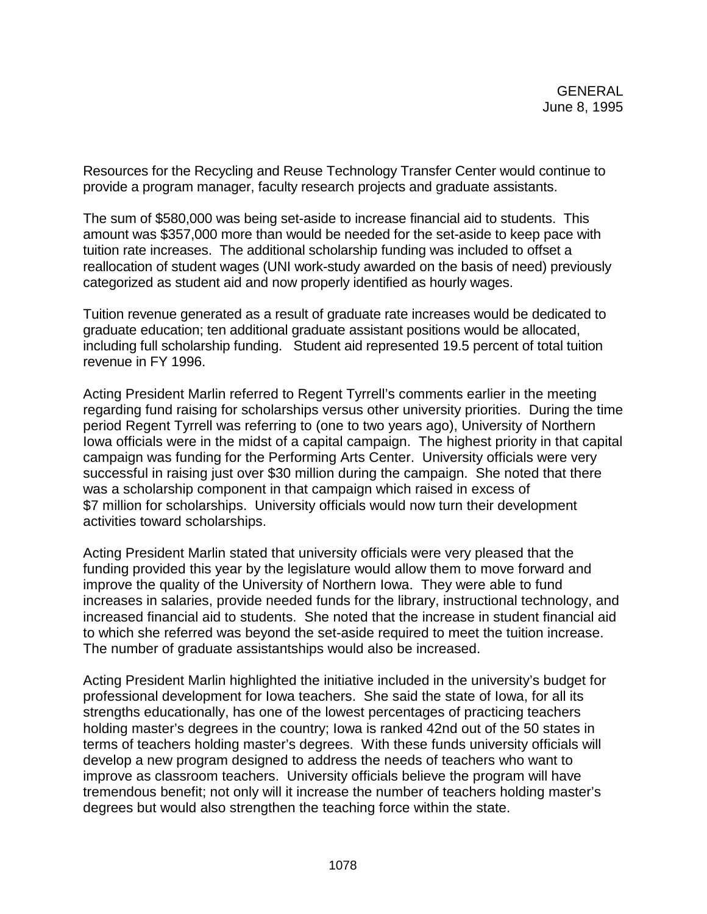Resources for the Recycling and Reuse Technology Transfer Center would continue to provide a program manager, faculty research projects and graduate assistants.

The sum of $580,000 was being set-aside to increase financial aid to students. This amount was $357,000 more than would be needed for the set-aside to keep pace with tuition rate increases. The additional scholarship funding was included to offset a reallocation of student wages (UNI work-study awarded on the basis of need) previously categorized as student aid and now properly identified as hourly wages.

Tuition revenue generated as a result of graduate rate increases would be dedicated to graduate education; ten additional graduate assistant positions would be allocated, including full scholarship funding. Student aid represented 19.5 percent of total tuition revenue in FY 1996.

Acting President Marlin referred to Regent Tyrrell's comments earlier in the meeting regarding fund raising for scholarships versus other university priorities. During the time period Regent Tyrrell was referring to (one to two years ago), University of Northern Iowa officials were in the midst of a capital campaign. The highest priority in that capital campaign was funding for the Performing Arts Center. University officials were very successful in raising just over $30 million during the campaign. She noted that there was a scholarship component in that campaign which raised in excess of $7 million for scholarships. University officials would now turn their development activities toward scholarships.

Acting President Marlin stated that university officials were very pleased that the funding provided this year by the legislature would allow them to move forward and improve the quality of the University of Northern Iowa. They were able to fund increases in salaries, provide needed funds for the library, instructional technology, and increased financial aid to students. She noted that the increase in student financial aid to which she referred was beyond the set-aside required to meet the tuition increase. The number of graduate assistantships would also be increased.

Acting President Marlin highlighted the initiative included in the university's budget for professional development for Iowa teachers. She said the state of Iowa, for all its strengths educationally, has one of the lowest percentages of practicing teachers holding master's degrees in the country; Iowa is ranked 42nd out of the 50 states in terms of teachers holding master's degrees. With these funds university officials will develop a new program designed to address the needs of teachers who want to improve as classroom teachers. University officials believe the program will have tremendous benefit; not only will it increase the number of teachers holding master's degrees but would also strengthen the teaching force within the state.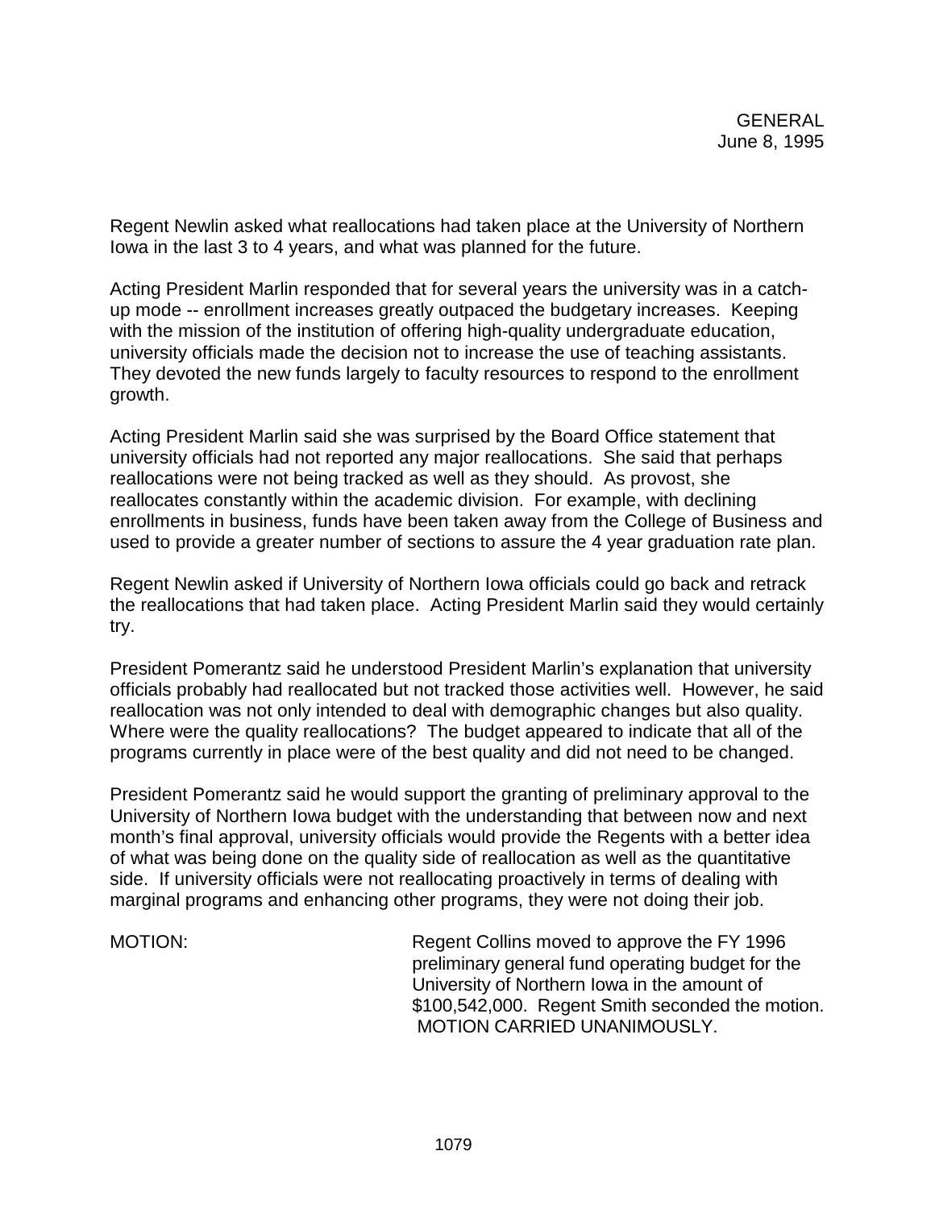Regent Newlin asked what reallocations had taken place at the University of Northern Iowa in the last 3 to 4 years, and what was planned for the future.

Acting President Marlin responded that for several years the university was in a catch-up mode -- enrollment increases greatly outpaced the budgetary increases. Keeping with the mission of the institution of offering high-quality undergraduate education, university officials made the decision not to increase the use of teaching assistants. They devoted the new funds largely to faculty resources to respond to the enrollment growth.

Acting President Marlin said she was surprised by the Board Office statement that university officials had not reported any major reallocations. She said that perhaps reallocations were not being tracked as well as they should. As provost, she reallocates constantly within the academic division. For example, with declining enrollments in business, funds have been taken away from the College of Business and used to provide a greater number of sections to assure the 4 year graduation rate plan.

Regent Newlin asked if University of Northern Iowa officials could go back and retrack the reallocations that had taken place. Acting President Marlin said they would certainly try.

President Pomerantz said he understood President Marlin's explanation that university officials probably had reallocated but not tracked those activities well. However, he said reallocation was not only intended to deal with demographic changes but also quality. Where were the quality reallocations? The budget appeared to indicate that all of the programs currently in place were of the best quality and did not need to be changed.

President Pomerantz said he would support the granting of preliminary approval to the University of Northern Iowa budget with the understanding that between now and next month's final approval, university officials would provide the Regents with a better idea of what was being done on the quality side of reallocation as well as the quantitative side. If university officials were not reallocating proactively in terms of dealing with marginal programs and enhancing other programs, they were not doing their job.

MOTION: Regent Collins moved to approve the FY 1996 preliminary general fund operating budget for the University of Northern Iowa in the amount of $100,542,000. Regent Smith seconded the motion. MOTION CARRIED UNANIMOUSLY.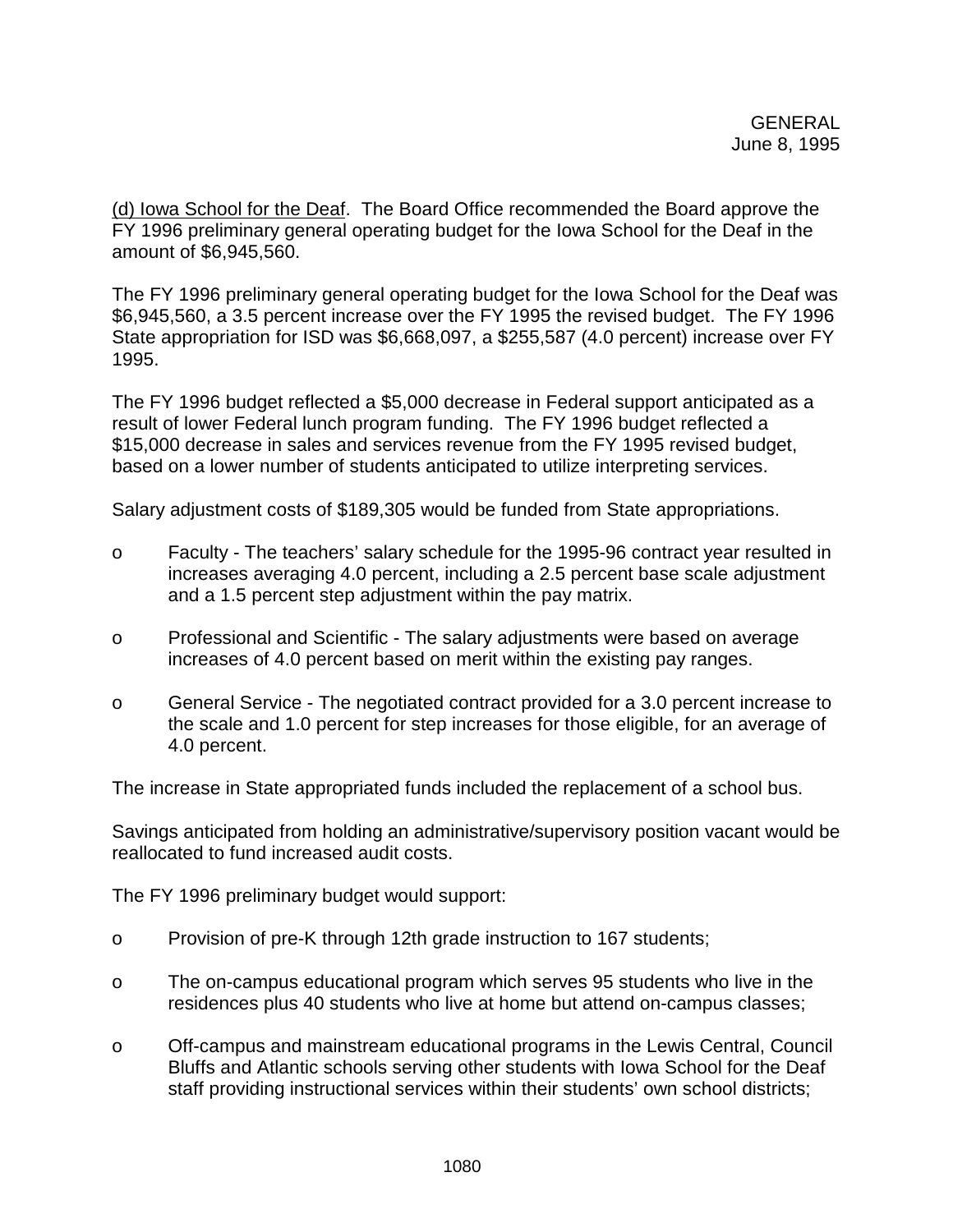(d) Iowa School for the Deaf. The Board Office recommended the Board approve the FY 1996 preliminary general operating budget for the Iowa School for the Deaf in the amount of $6,945,560.

The FY 1996 preliminary general operating budget for the Iowa School for the Deaf was $6,945,560, a 3.5 percent increase over the FY 1995 the revised budget. The FY 1996 State appropriation for ISD was $6,668,097, a $255,587 (4.0 percent) increase over FY 1995.

The FY 1996 budget reflected a $5,000 decrease in Federal support anticipated as a result of lower Federal lunch program funding. The FY 1996 budget reflected a $15,000 decrease in sales and services revenue from the FY 1995 revised budget, based on a lower number of students anticipated to utilize interpreting services.

Salary adjustment costs of $189,305 would be funded from State appropriations.

- Faculty - The teachers' salary schedule for the 1995-96 contract year resulted in increases averaging 4.0 percent, including a 2.5 percent base scale adjustment and a 1.5 percent step adjustment within the pay matrix.
- Professional and Scientific - The salary adjustments were based on average increases of 4.0 percent based on merit within the existing pay ranges.
- General Service - The negotiated contract provided for a 3.0 percent increase to the scale and 1.0 percent for step increases for those eligible, for an average of 4.0 percent.

The increase in State appropriated funds included the replacement of a school bus.

Savings anticipated from holding an administrative/supervisory position vacant would be reallocated to fund increased audit costs.

The FY 1996 preliminary budget would support:

- Provision of pre-K through 12th grade instruction to 167 students;
- The on-campus educational program which serves 95 students who live in the residences plus 40 students who live at home but attend on-campus classes;
- Off-campus and mainstream educational programs in the Lewis Central, Council Bluffs and Atlantic schools serving other students with Iowa School for the Deaf staff providing instructional services within their students' own school districts;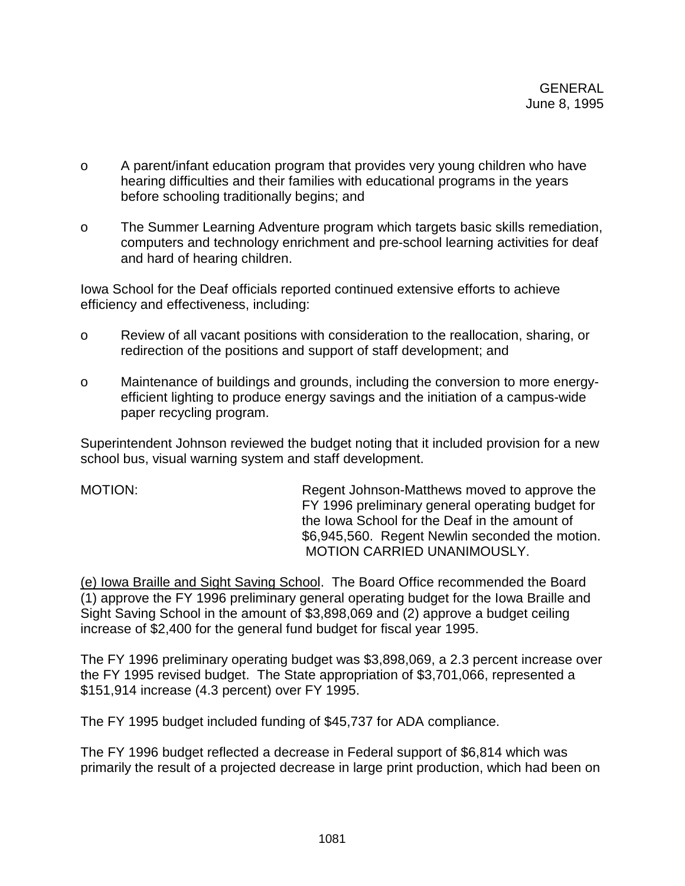- A parent/infant education program that provides very young children who have hearing difficulties and their families with educational programs in the years before schooling traditionally begins; and

- The Summer Learning Adventure program which targets basic skills remediation, computers and technology enrichment and pre-school learning activities for deaf and hard of hearing children.

Iowa School for the Deaf officials reported continued extensive efforts to achieve efficiency and effectiveness, including:

- Review of all vacant positions with consideration to the reallocation, sharing, or redirection of the positions and support of staff development; and

- Maintenance of buildings and grounds, including the conversion to more energy-efficient lighting to produce energy savings and the initiation of a campus-wide paper recycling program.

Superintendent Johnson reviewed the budget noting that it included provision for a new school bus, visual warning system and staff development.

MOTION: Regent Johnson-Matthews moved to approve the FY 1996 preliminary general operating budget for the Iowa School for the Deaf in the amount of $6,945,560. Regent Newlin seconded the motion. MOTION CARRIED UNANIMOUSLY.

(e) Iowa Braille and Sight Saving School. The Board Office recommended the Board (1) approve the FY 1996 preliminary general operating budget for the Iowa Braille and Sight Saving School in the amount of $3,898,069 and (2) approve a budget ceiling increase of $2,400 for the general fund budget for fiscal year 1995.

The FY 1996 preliminary operating budget was $3,898,069, a 2.3 percent increase over the FY 1995 revised budget. The State appropriation of $3,701,066, represented a $151,914 increase (4.3 percent) over FY 1995.

The FY 1995 budget included funding of $45,737 for ADA compliance.

The FY 1996 budget reflected a decrease in Federal support of $6,814 which was primarily the result of a projected decrease in large print production, which had been on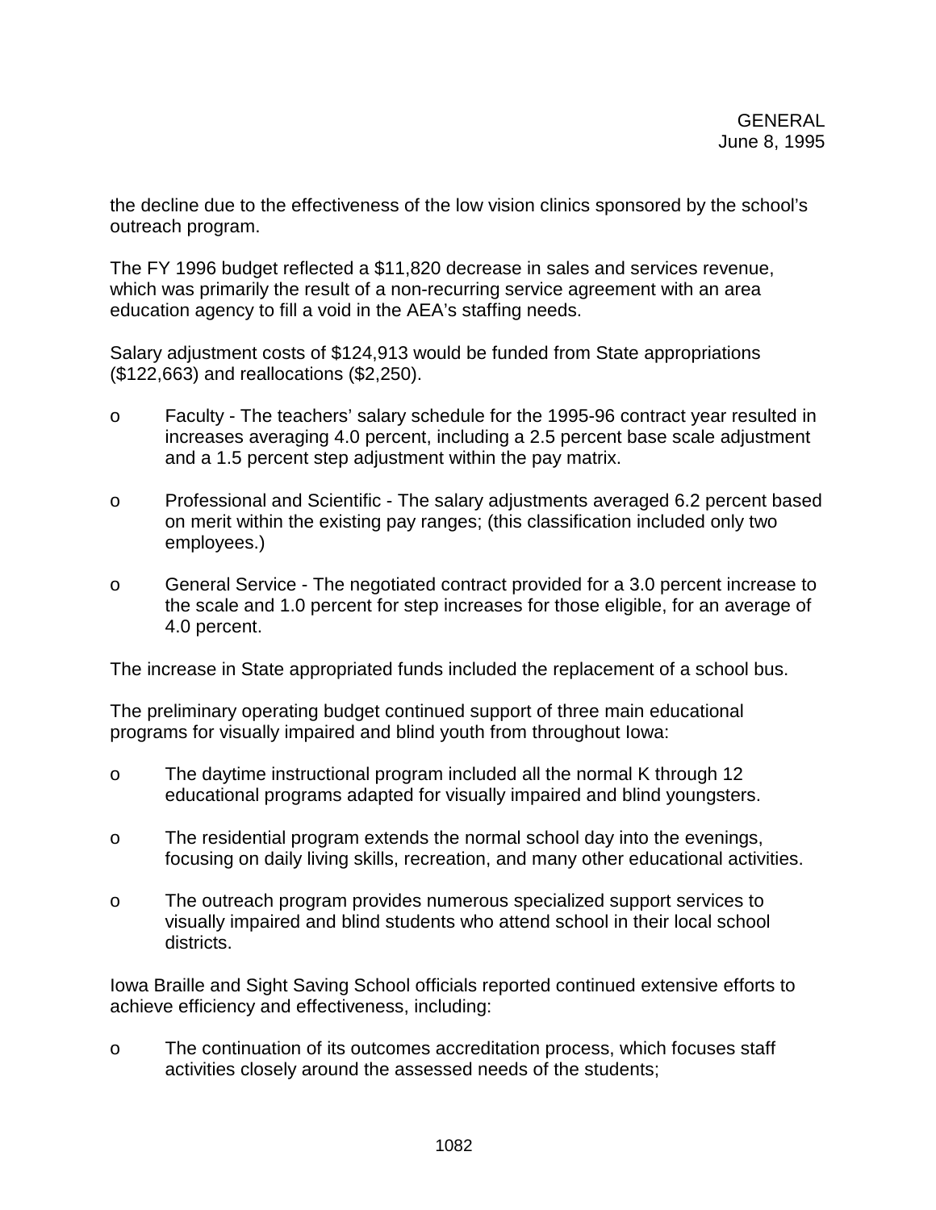the decline due to the effectiveness of the low vision clinics sponsored by the school's outreach program.

The FY 1996 budget reflected a $11,820 decrease in sales and services revenue, which was primarily the result of a non-recurring service agreement with an area education agency to fill a void in the AEA's staffing needs.

Salary adjustment costs of $124,913 would be funded from State appropriations ($122,663) and reallocations ($2,250).

- Faculty - The teachers' salary schedule for the 1995-96 contract year resulted in increases averaging 4.0 percent, including a 2.5 percent base scale adjustment and a 1.5 percent step adjustment within the pay matrix.
- Professional and Scientific - The salary adjustments averaged 6.2 percent based on merit within the existing pay ranges; (this classification included only two employees.)
- General Service - The negotiated contract provided for a 3.0 percent increase to the scale and 1.0 percent for step increases for those eligible, for an average of 4.0 percent.

The increase in State appropriated funds included the replacement of a school bus.

The preliminary operating budget continued support of three main educational programs for visually impaired and blind youth from throughout Iowa:

- The daytime instructional program included all the normal K through 12 educational programs adapted for visually impaired and blind youngsters.
- The residential program extends the normal school day into the evenings, focusing on daily living skills, recreation, and many other educational activities.
- The outreach program provides numerous specialized support services to visually impaired and blind students who attend school in their local school districts.

Iowa Braille and Sight Saving School officials reported continued extensive efforts to achieve efficiency and effectiveness, including:

- The continuation of its outcomes accreditation process, which focuses staff activities closely around the assessed needs of the students;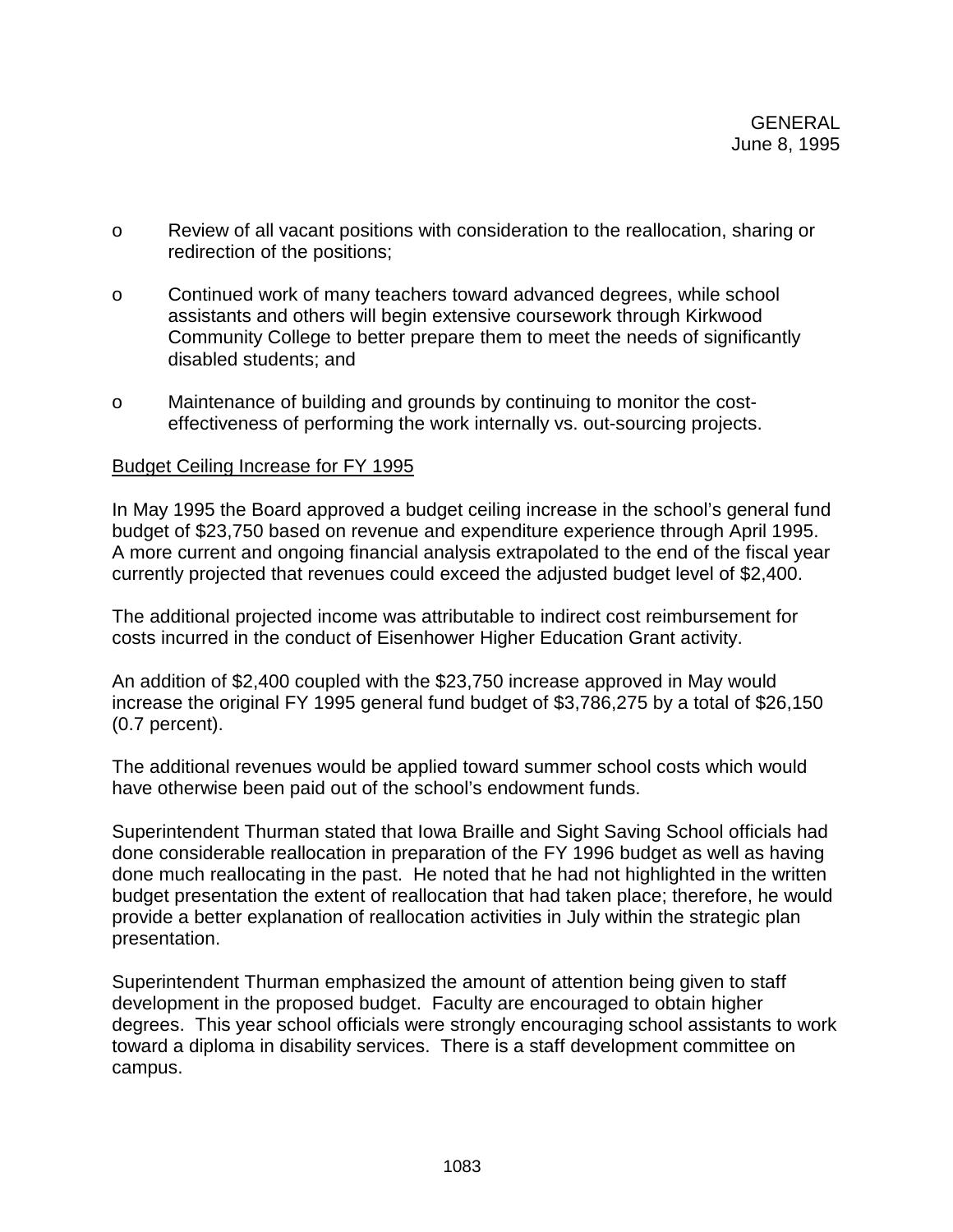- o Review of all vacant positions with consideration to the reallocation, sharing or redirection of the positions;
- o Continued work of many teachers toward advanced degrees, while school assistants and others will begin extensive coursework through Kirkwood Community College to better prepare them to meet the needs of significantly disabled students; and
- o Maintenance of building and grounds by continuing to monitor the cost-effectiveness of performing the work internally vs. out-sourcing projects.

<u>Budget Ceiling Increase for FY 1995</u>

In May 1995 the Board approved a budget ceiling increase in the school's general fund budget of $23,750 based on revenue and expenditure experience through April 1995. A more current and ongoing financial analysis extrapolated to the end of the fiscal year currently projected that revenues could exceed the adjusted budget level of $2,400.

The additional projected income was attributable to indirect cost reimbursement for costs incurred in the conduct of Eisenhower Higher Education Grant activity.

An addition of $2,400 coupled with the $23,750 increase approved in May would increase the original FY 1995 general fund budget of $3,786,275 by a total of $26,150 (0.7 percent).

The additional revenues would be applied toward summer school costs which would have otherwise been paid out of the school's endowment funds.

Superintendent Thurman stated that Iowa Braille and Sight Saving School officials had done considerable reallocation in preparation of the FY 1996 budget as well as having done much reallocating in the past. He noted that he had not highlighted in the written budget presentation the extent of reallocation that had taken place; therefore, he would provide a better explanation of reallocation activities in July within the strategic plan presentation.

Superintendent Thurman emphasized the amount of attention being given to staff development in the proposed budget. Faculty are encouraged to obtain higher degrees. This year school officials were strongly encouraging school assistants to work toward a diploma in disability services. There is a staff development committee on campus.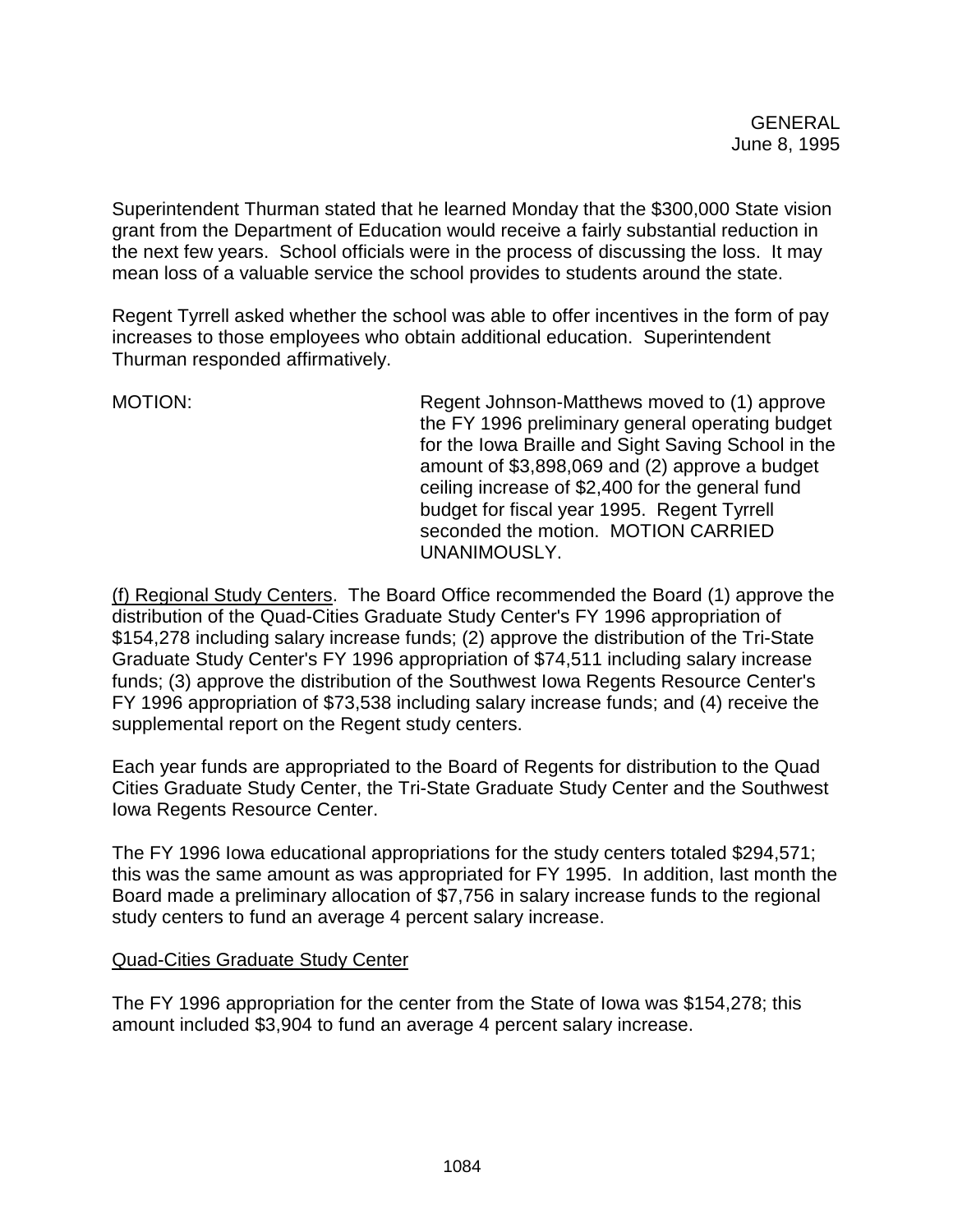Superintendent Thurman stated that he learned Monday that the $300,000 State vision grant from the Department of Education would receive a fairly substantial reduction in the next few years. School officials were in the process of discussing the loss. It may mean loss of a valuable service the school provides to students around the state.

Regent Tyrrell asked whether the school was able to offer incentives in the form of pay increases to those employees who obtain additional education. Superintendent Thurman responded affirmatively.

MOTION: Regent Johnson-Matthews moved to (1) approve the FY 1996 preliminary general operating budget for the Iowa Braille and Sight Saving School in the amount of $3,898,069 and (2) approve a budget ceiling increase of $2,400 for the general fund budget for fiscal year 1995. Regent Tyrrell seconded the motion. MOTION CARRIED UNANIMOUSLY.

(f) Regional Study Centers. The Board Office recommended the Board (1) approve the distribution of the Quad-Cities Graduate Study Center's FY 1996 appropriation of $154,278 including salary increase funds; (2) approve the distribution of the Tri-State Graduate Study Center's FY 1996 appropriation of $74,511 including salary increase funds; (3) approve the distribution of the Southwest Iowa Regents Resource Center's FY 1996 appropriation of $73,538 including salary increase funds; and (4) receive the supplemental report on the Regent study centers.

Each year funds are appropriated to the Board of Regents for distribution to the Quad Cities Graduate Study Center, the Tri-State Graduate Study Center and the Southwest Iowa Regents Resource Center.

The FY 1996 Iowa educational appropriations for the study centers totaled $294,571; this was the same amount as was appropriated for FY 1995. In addition, last month the Board made a preliminary allocation of $7,756 in salary increase funds to the regional study centers to fund an average 4 percent salary increase.

Quad-Cities Graduate Study Center

The FY 1996 appropriation for the center from the State of Iowa was $154,278; this amount included $3,904 to fund an average 4 percent salary increase.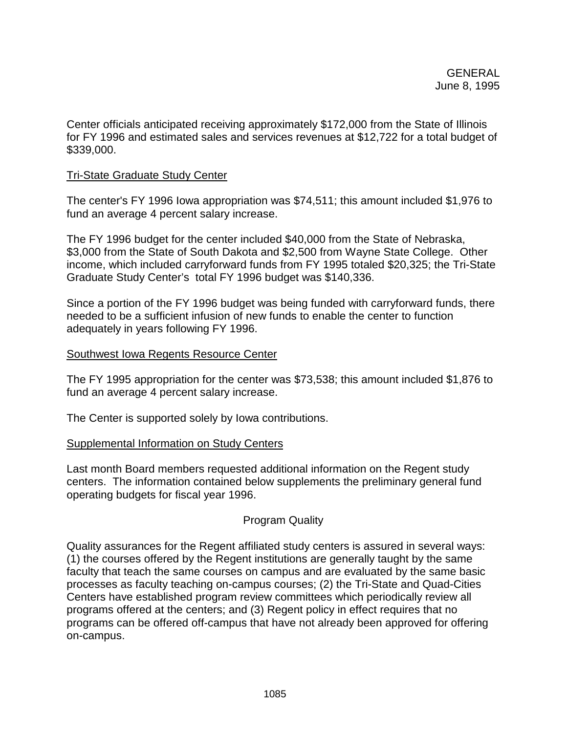GENERAL
June 8, 1995

Center officials anticipated receiving approximately $172,000 from the State of Illinois for FY 1996 and estimated sales and services revenues at $12,722 for a total budget of $339,000.

<u>Tri-State Graduate Study Center</u>

The center's FY 1996 Iowa appropriation was $74,511; this amount included $1,976 to fund an average 4 percent salary increase.

The FY 1996 budget for the center included $40,000 from the State of Nebraska, $3,000 from the State of South Dakota and $2,500 from Wayne State College. Other income, which included carryforward funds from FY 1995 totaled $20,325; the Tri-State Graduate Study Center's total FY 1996 budget was $140,336.

Since a portion of the FY 1996 budget was being funded with carryforward funds, there needed to be a sufficient infusion of new funds to enable the center to function adequately in years following FY 1996.

<u>Southwest Iowa Regents Resource Center</u>

The FY 1995 appropriation for the center was $73,538; this amount included $1,876 to fund an average 4 percent salary increase.

The Center is supported solely by Iowa contributions.

<u>Supplemental Information on Study Centers</u>

Last month Board members requested additional information on the Regent study centers. The information contained below supplements the preliminary general fund operating budgets for fiscal year 1996.

### Program Quality

Quality assurances for the Regent affiliated study centers is assured in several ways: (1) the courses offered by the Regent institutions are generally taught by the same faculty that teach the same courses on campus and are evaluated by the same basic processes as faculty teaching on-campus courses; (2) the Tri-State and Quad-Cities Centers have established program review committees which periodically review all programs offered at the centers; and (3) Regent policy in effect requires that no programs can be offered off-campus that have not already been approved for offering on-campus.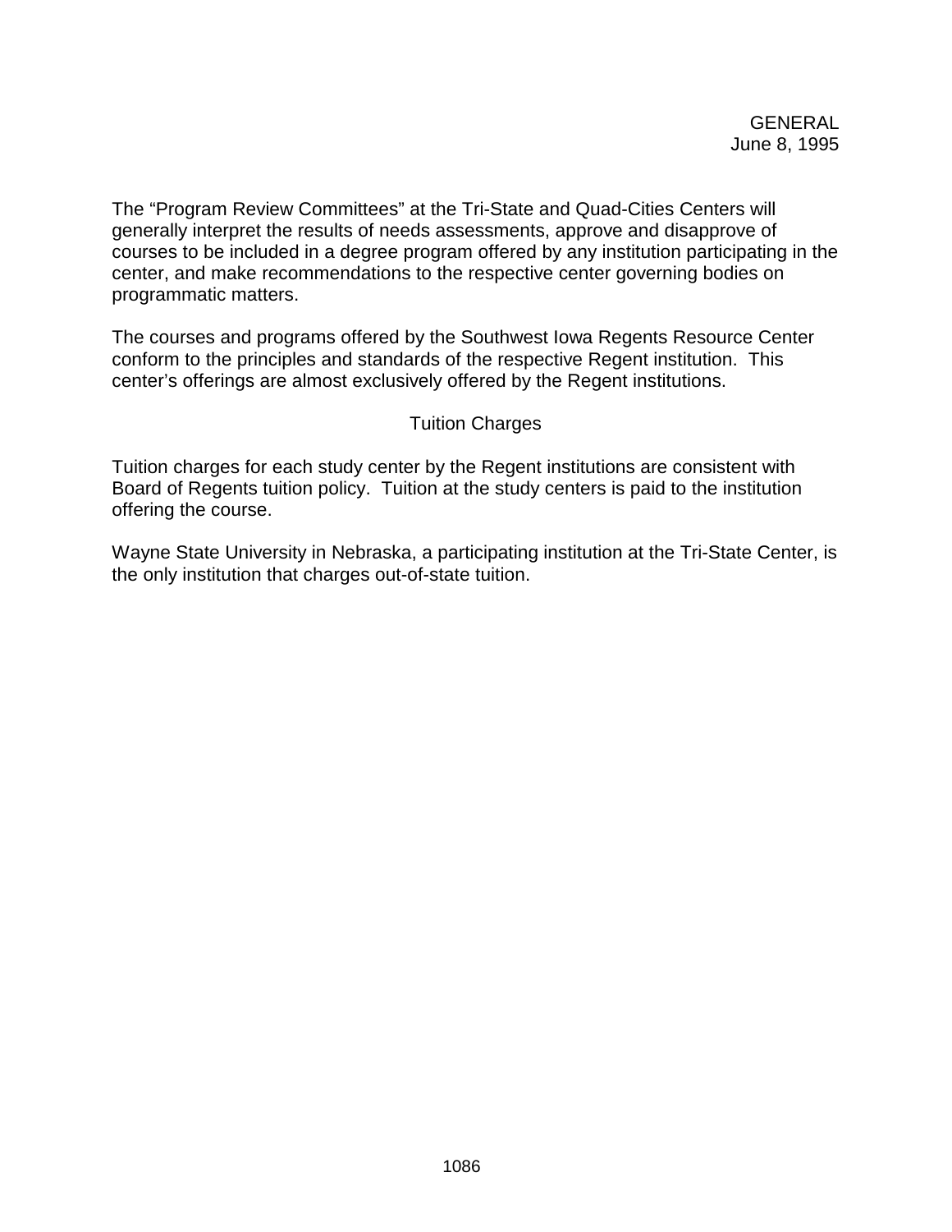The “Program Review Committees” at the Tri-State and Quad-Cities Centers will generally interpret the results of needs assessments, approve and disapprove of courses to be included in a degree program offered by any institution participating in the center, and make recommendations to the respective center governing bodies on programmatic matters.

The courses and programs offered by the Southwest Iowa Regents Resource Center conform to the principles and standards of the respective Regent institution. This center’s offerings are almost exclusively offered by the Regent institutions.

## Tuition Charges

Tuition charges for each study center by the Regent institutions are consistent with Board of Regents tuition policy. Tuition at the study centers is paid to the institution offering the course.

Wayne State University in Nebraska, a participating institution at the Tri-State Center, is the only institution that charges out-of-state tuition.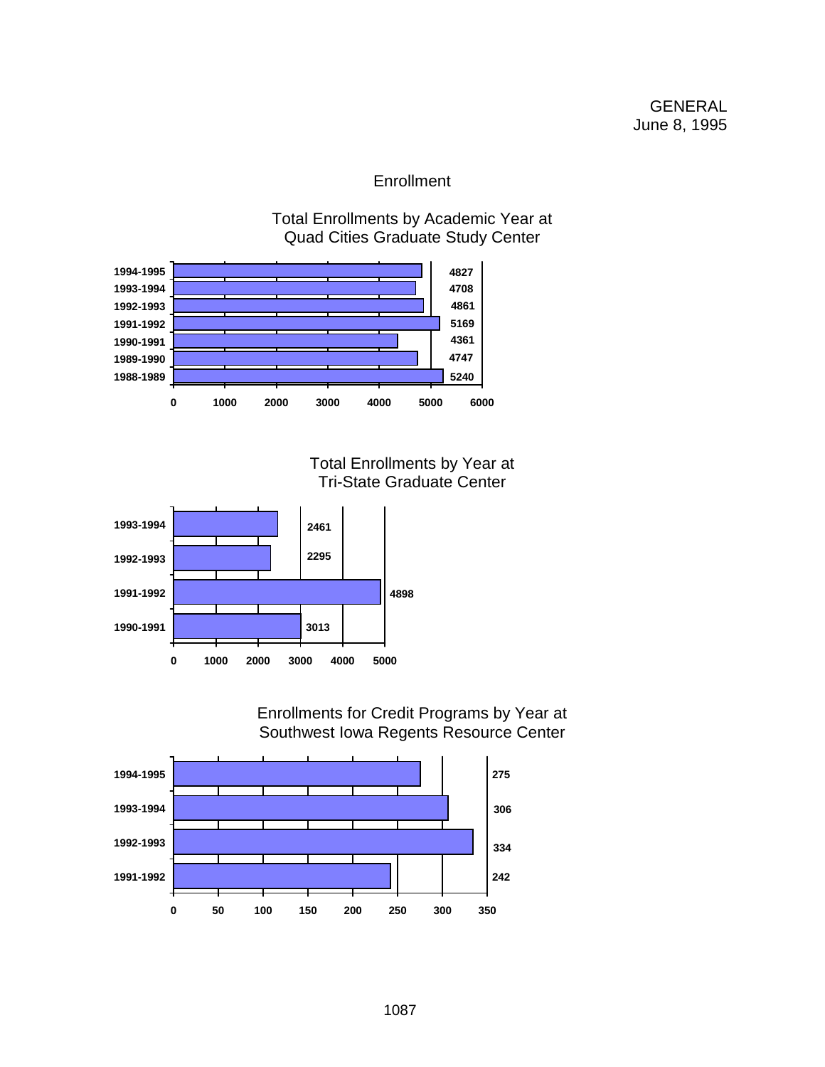GENERAL
June 8, 1995

## Enrollment

### Total Enrollments by Academic Year at Quad Cities Graduate Study Center

| Academic Year | Enrollments |
|---|---|
| 1994-1995 | 4827 |
| 1993-1994 | 4708 |
| 1992-1993 | 4861 |
| 1991-1992 | 5169 |
| 1990-1991 | 4361 |
| 1989-1990 | 4747 |
| 1988-1989 | 5240 |

### Total Enrollments by Year at Tri-State Graduate Center

| Year | Enrollments |
|---|---|
| 1993-1994 | 2461 |
| 1992-1993 | 2295 |
| 1991-1992 | 4898 |
| 1990-1991 | 3013 |

### Enrollments for Credit Programs by Year at Southwest Iowa Regents Resource Center

| Year | Enrollments |
|---|---|
| 1994-1995 | 275 |
| 1993-1994 | 306 |
| 1992-1993 | 334 |
| 1991-1992 | 242 |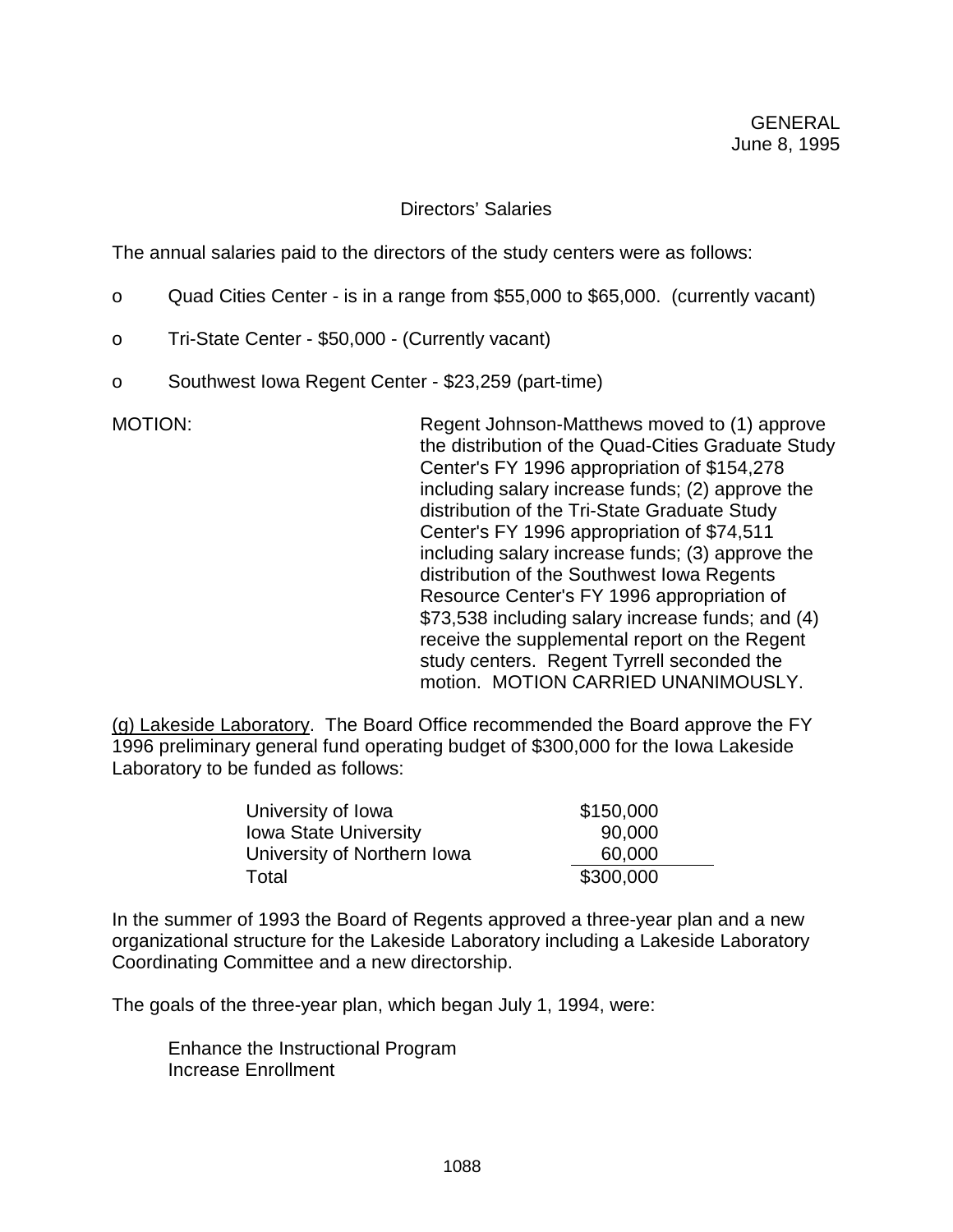Directors' Salaries

The annual salaries paid to the directors of the study centers were as follows:

- Quad Cities Center - is in a range from \$55,000 to \$65,000. (currently vacant)
- Tri-State Center - \$50,000 - (Currently vacant)
- Southwest Iowa Regent Center - \$23,259 (part-time)

MOTION: Regent Johnson-Matthews moved to (1) approve the distribution of the Quad-Cities Graduate Study Center's FY 1996 appropriation of \$154,278 including salary increase funds; (2) approve the distribution of the Tri-State Graduate Study Center's FY 1996 appropriation of \$74,511 including salary increase funds; (3) approve the distribution of the Southwest Iowa Regents Resource Center's FY 1996 appropriation of \$73,538 including salary increase funds; and (4) receive the supplemental report on the Regent study centers. Regent Tyrrell seconded the motion. MOTION CARRIED UNANIMOUSLY.

(g) Lakeside Laboratory. The Board Office recommended the Board approve the FY 1996 preliminary general fund operating budget of \$300,000 for the Iowa Lakeside Laboratory to be funded as follows:

| | |
|---|---|
| University of Iowa | \$150,000 |
| Iowa State University | 90,000 |
| University of Northern Iowa | 60,000 |
| Total | \$300,000 |

In the summer of 1993 the Board of Regents approved a three-year plan and a new organizational structure for the Lakeside Laboratory including a Lakeside Laboratory Coordinating Committee and a new directorship.

The goals of the three-year plan, which began July 1, 1994, were:

Enhance the Instructional Program
Increase Enrollment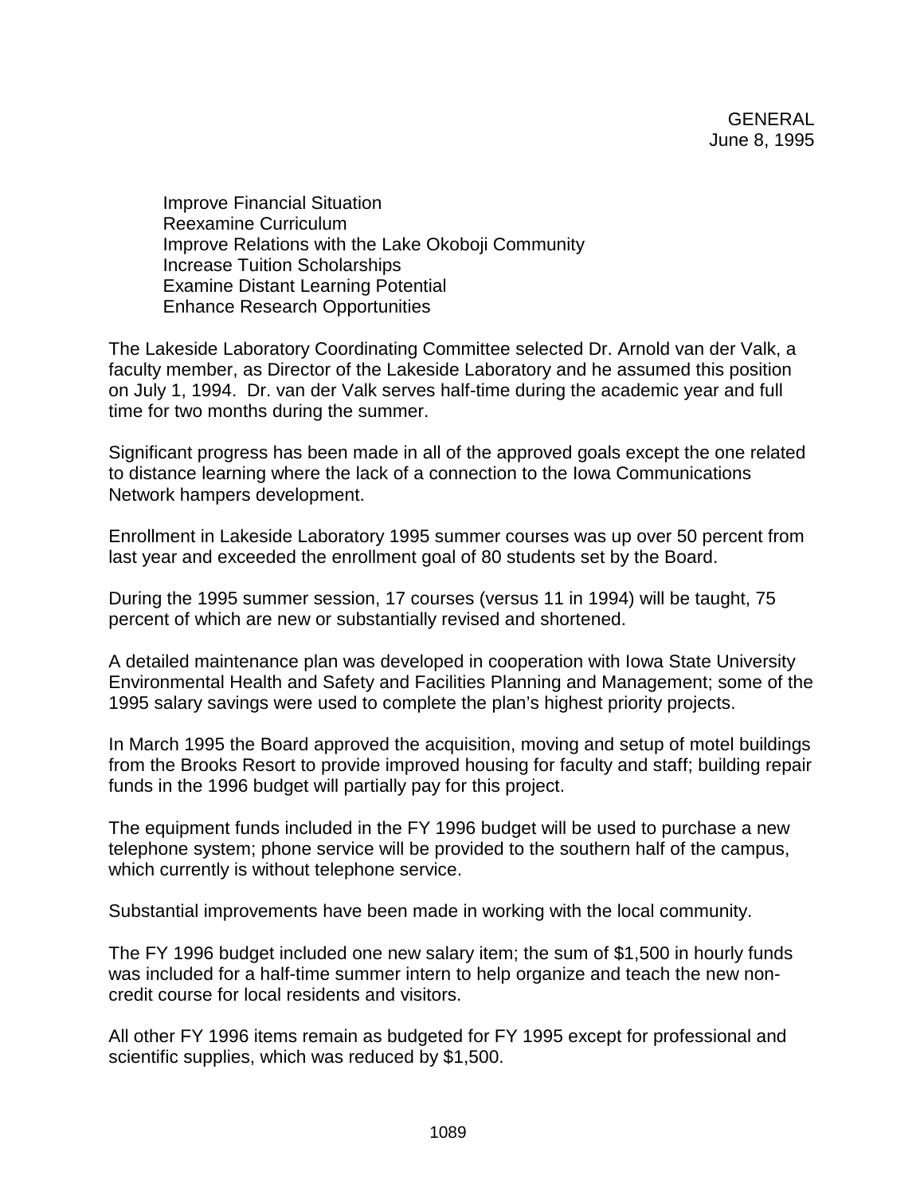Improve Financial Situation
Reexamine Curriculum
Improve Relations with the Lake Okoboji Community
Increase Tuition Scholarships
Examine Distant Learning Potential
Enhance Research Opportunities

The Lakeside Laboratory Coordinating Committee selected Dr. Arnold van der Valk, a faculty member, as Director of the Lakeside Laboratory and he assumed this position on July 1, 1994. Dr. van der Valk serves half-time during the academic year and full time for two months during the summer.

Significant progress has been made in all of the approved goals except the one related to distance learning where the lack of a connection to the Iowa Communications Network hampers development.

Enrollment in Lakeside Laboratory 1995 summer courses was up over 50 percent from last year and exceeded the enrollment goal of 80 students set by the Board.

During the 1995 summer session, 17 courses (versus 11 in 1994) will be taught, 75 percent of which are new or substantially revised and shortened.

A detailed maintenance plan was developed in cooperation with Iowa State University Environmental Health and Safety and Facilities Planning and Management; some of the 1995 salary savings were used to complete the plan's highest priority projects.

In March 1995 the Board approved the acquisition, moving and setup of motel buildings from the Brooks Resort to provide improved housing for faculty and staff; building repair funds in the 1996 budget will partially pay for this project.

The equipment funds included in the FY 1996 budget will be used to purchase a new telephone system; phone service will be provided to the southern half of the campus, which currently is without telephone service.

Substantial improvements have been made in working with the local community.

The FY 1996 budget included one new salary item; the sum of $1,500 in hourly funds was included for a half-time summer intern to help organize and teach the new non-credit course for local residents and visitors.

All other FY 1996 items remain as budgeted for FY 1995 except for professional and scientific supplies, which was reduced by $1,500.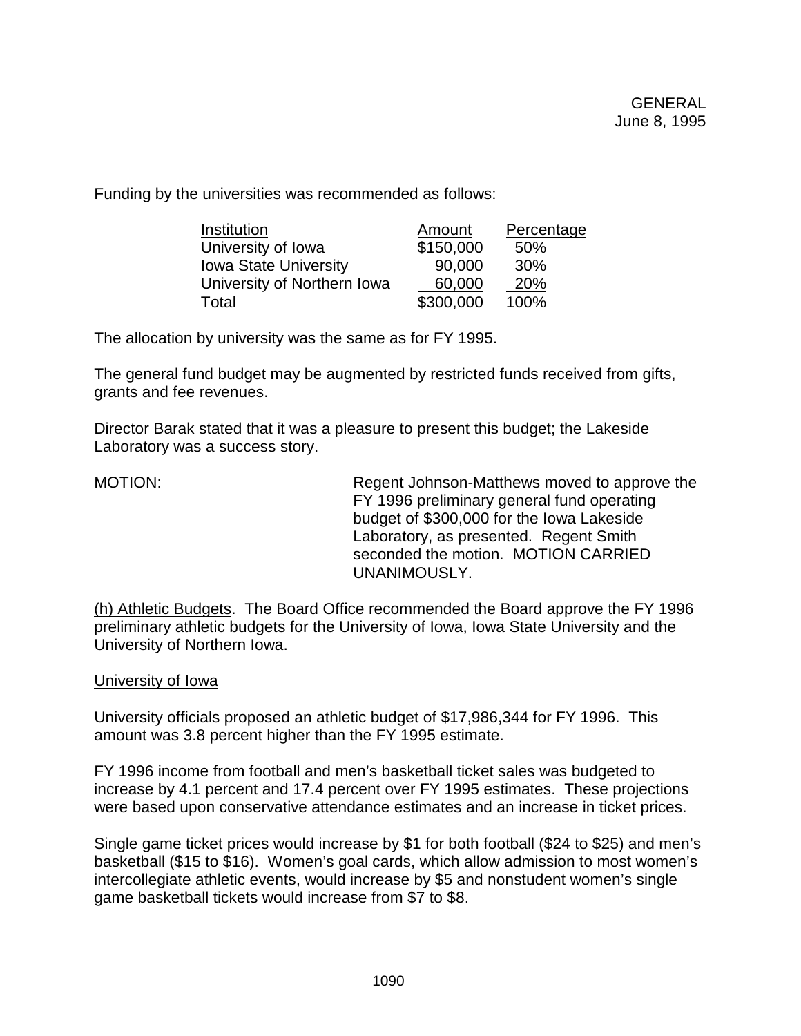Funding by the universities was recommended as follows:

| Institution | Amount | Percentage |
|---|---|---|
| University of Iowa | $150,000 | 50% |
| Iowa State University | 90,000 | 30% |
| University of Northern Iowa | 60,000 | 20% |
| Total | $300,000 | 100% |

The allocation by university was the same as for FY 1995.

The general fund budget may be augmented by restricted funds received from gifts, grants and fee revenues.

Director Barak stated that it was a pleasure to present this budget; the Lakeside Laboratory was a success story.

MOTION: Regent Johnson-Matthews moved to approve the FY 1996 preliminary general fund operating budget of $300,000 for the Iowa Lakeside Laboratory, as presented. Regent Smith seconded the motion. MOTION CARRIED UNANIMOUSLY.

(h) Athletic Budgets. The Board Office recommended the Board approve the FY 1996 preliminary athletic budgets for the University of Iowa, Iowa State University and the University of Northern Iowa.

University of Iowa

University officials proposed an athletic budget of $17,986,344 for FY 1996. This amount was 3.8 percent higher than the FY 1995 estimate.

FY 1996 income from football and men's basketball ticket sales was budgeted to increase by 4.1 percent and 17.4 percent over FY 1995 estimates. These projections were based upon conservative attendance estimates and an increase in ticket prices.

Single game ticket prices would increase by $1 for both football ($24 to $25) and men's basketball ($15 to $16). Women's goal cards, which allow admission to most women's intercollegiate athletic events, would increase by $5 and nonstudent women's single game basketball tickets would increase from $7 to $8.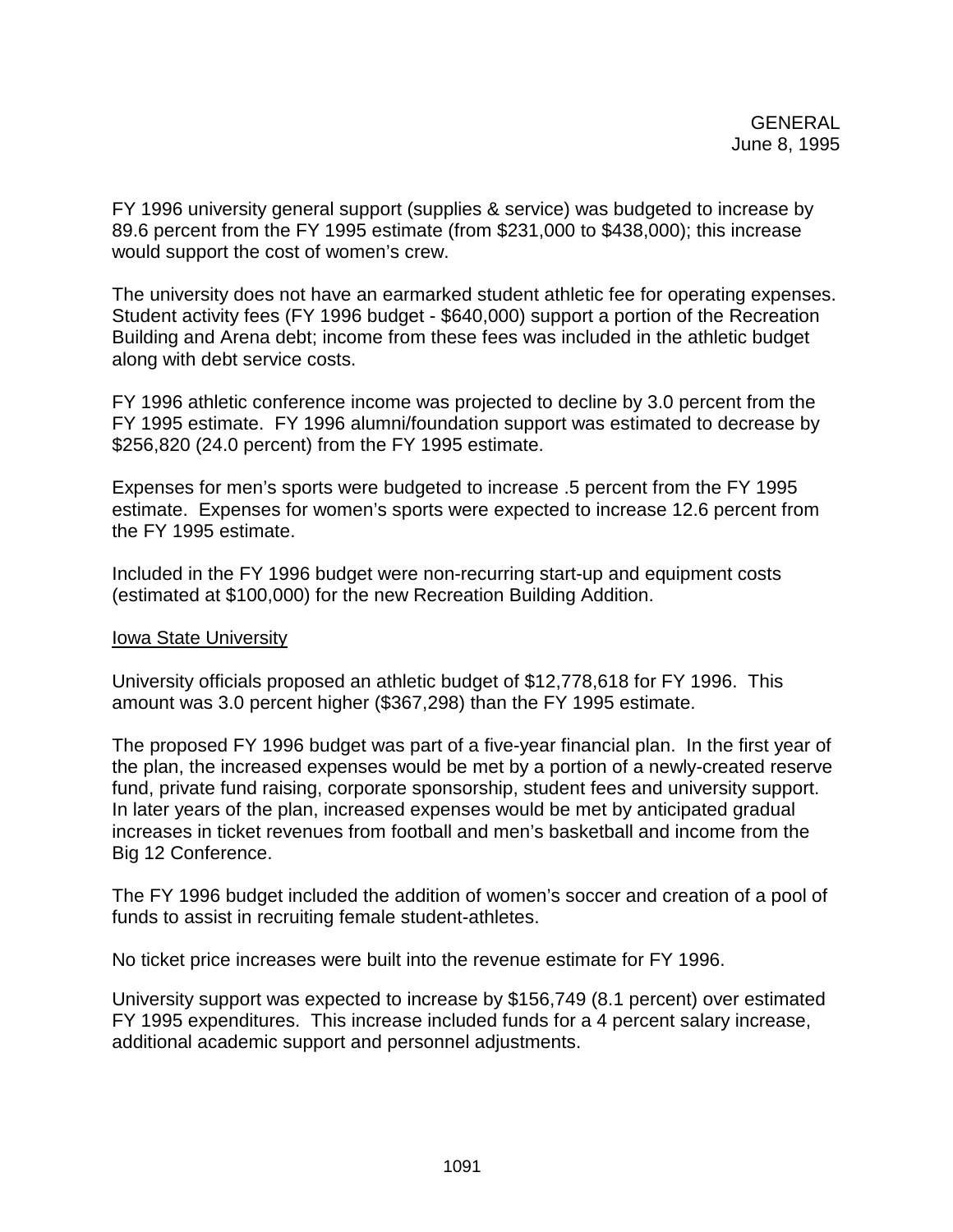FY 1996 university general support (supplies & service) was budgeted to increase by 89.6 percent from the FY 1995 estimate (from $231,000 to $438,000); this increase would support the cost of women's crew.

The university does not have an earmarked student athletic fee for operating expenses. Student activity fees (FY 1996 budget - $640,000) support a portion of the Recreation Building and Arena debt; income from these fees was included in the athletic budget along with debt service costs.

FY 1996 athletic conference income was projected to decline by 3.0 percent from the FY 1995 estimate. FY 1996 alumni/foundation support was estimated to decrease by $256,820 (24.0 percent) from the FY 1995 estimate.

Expenses for men's sports were budgeted to increase .5 percent from the FY 1995 estimate. Expenses for women's sports were expected to increase 12.6 percent from the FY 1995 estimate.

Included in the FY 1996 budget were non-recurring start-up and equipment costs (estimated at $100,000) for the new Recreation Building Addition.

<u>Iowa State University</u>

University officials proposed an athletic budget of $12,778,618 for FY 1996. This amount was 3.0 percent higher ($367,298) than the FY 1995 estimate.

The proposed FY 1996 budget was part of a five-year financial plan. In the first year of the plan, the increased expenses would be met by a portion of a newly-created reserve fund, private fund raising, corporate sponsorship, student fees and university support. In later years of the plan, increased expenses would be met by anticipated gradual increases in ticket revenues from football and men's basketball and income from the Big 12 Conference.

The FY 1996 budget included the addition of women's soccer and creation of a pool of funds to assist in recruiting female student-athletes.

No ticket price increases were built into the revenue estimate for FY 1996.

University support was expected to increase by $156,749 (8.1 percent) over estimated FY 1995 expenditures. This increase included funds for a 4 percent salary increase, additional academic support and personnel adjustments.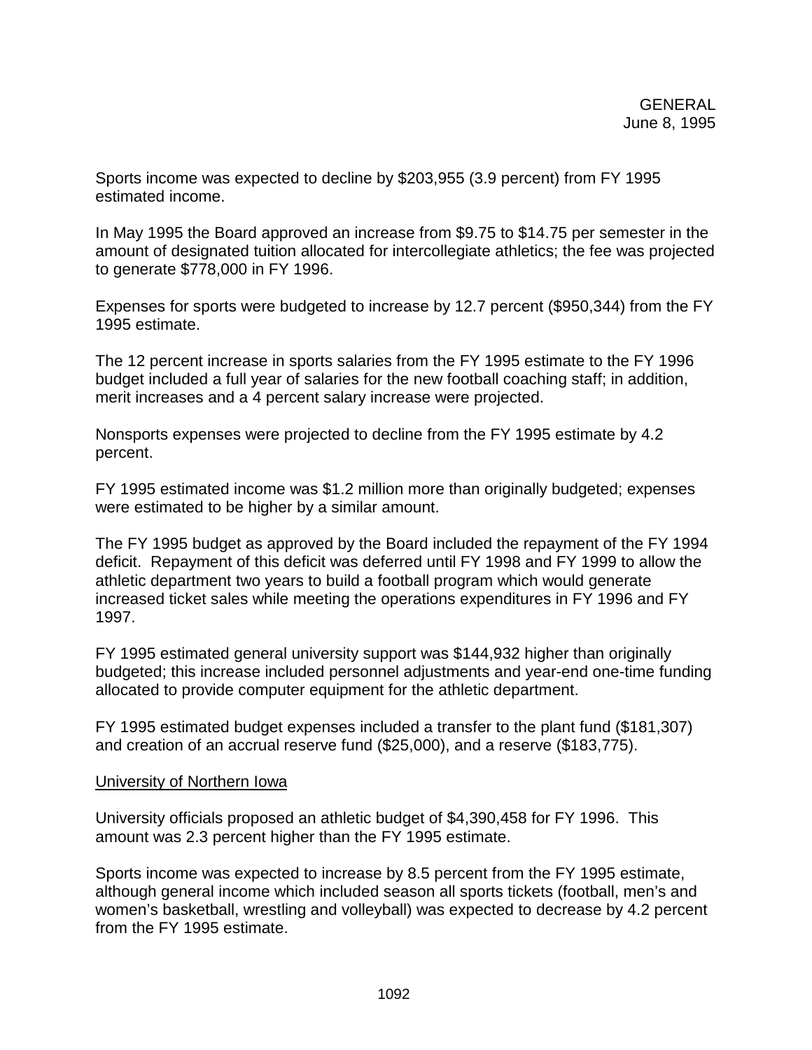Sports income was expected to decline by $203,955 (3.9 percent) from FY 1995 estimated income.

In May 1995 the Board approved an increase from $9.75 to $14.75 per semester in the amount of designated tuition allocated for intercollegiate athletics; the fee was projected to generate $778,000 in FY 1996.

Expenses for sports were budgeted to increase by 12.7 percent ($950,344) from the FY 1995 estimate.

The 12 percent increase in sports salaries from the FY 1995 estimate to the FY 1996 budget included a full year of salaries for the new football coaching staff; in addition, merit increases and a 4 percent salary increase were projected.

Nonsports expenses were projected to decline from the FY 1995 estimate by 4.2 percent.

FY 1995 estimated income was $1.2 million more than originally budgeted; expenses were estimated to be higher by a similar amount.

The FY 1995 budget as approved by the Board included the repayment of the FY 1994 deficit. Repayment of this deficit was deferred until FY 1998 and FY 1999 to allow the athletic department two years to build a football program which would generate increased ticket sales while meeting the operations expenditures in FY 1996 and FY 1997.

FY 1995 estimated general university support was $144,932 higher than originally budgeted; this increase included personnel adjustments and year-end one-time funding allocated to provide computer equipment for the athletic department.

FY 1995 estimated budget expenses included a transfer to the plant fund ($181,307) and creation of an accrual reserve fund ($25,000), and a reserve ($183,775).

<u>University of Northern Iowa</u>

University officials proposed an athletic budget of $4,390,458 for FY 1996. This amount was 2.3 percent higher than the FY 1995 estimate.

Sports income was expected to increase by 8.5 percent from the FY 1995 estimate, although general income which included season all sports tickets (football, men's and women's basketball, wrestling and volleyball) was expected to decrease by 4.2 percent from the FY 1995 estimate.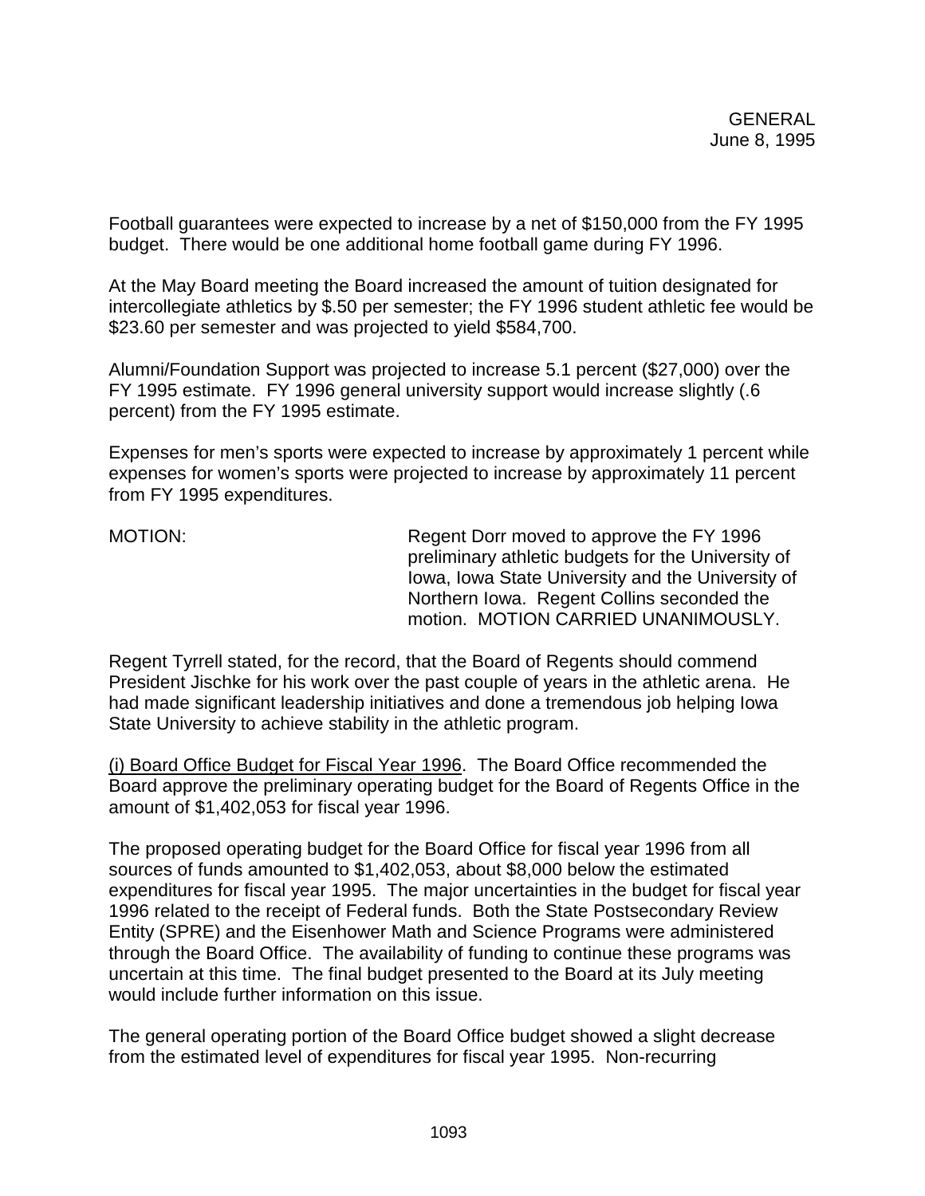Football guarantees were expected to increase by a net of $150,000 from the FY 1995 budget. There would be one additional home football game during FY 1996.

At the May Board meeting the Board increased the amount of tuition designated for intercollegiate athletics by $.50 per semester; the FY 1996 student athletic fee would be $23.60 per semester and was projected to yield $584,700.

Alumni/Foundation Support was projected to increase 5.1 percent ($27,000) over the FY 1995 estimate. FY 1996 general university support would increase slightly (.6 percent) from the FY 1995 estimate.

Expenses for men's sports were expected to increase by approximately 1 percent while expenses for women's sports were projected to increase by approximately 11 percent from FY 1995 expenditures.

MOTION: Regent Dorr moved to approve the FY 1996 preliminary athletic budgets for the University of Iowa, Iowa State University and the University of Northern Iowa. Regent Collins seconded the motion. MOTION CARRIED UNANIMOUSLY.

Regent Tyrrell stated, for the record, that the Board of Regents should commend President Jischke for his work over the past couple of years in the athletic arena. He had made significant leadership initiatives and done a tremendous job helping Iowa State University to achieve stability in the athletic program.

(i) Board Office Budget for Fiscal Year 1996. The Board Office recommended the Board approve the preliminary operating budget for the Board of Regents Office in the amount of $1,402,053 for fiscal year 1996.

The proposed operating budget for the Board Office for fiscal year 1996 from all sources of funds amounted to $1,402,053, about $8,000 below the estimated expenditures for fiscal year 1995. The major uncertainties in the budget for fiscal year 1996 related to the receipt of Federal funds. Both the State Postsecondary Review Entity (SPRE) and the Eisenhower Math and Science Programs were administered through the Board Office. The availability of funding to continue these programs was uncertain at this time. The final budget presented to the Board at its July meeting would include further information on this issue.

The general operating portion of the Board Office budget showed a slight decrease from the estimated level of expenditures for fiscal year 1995. Non-recurring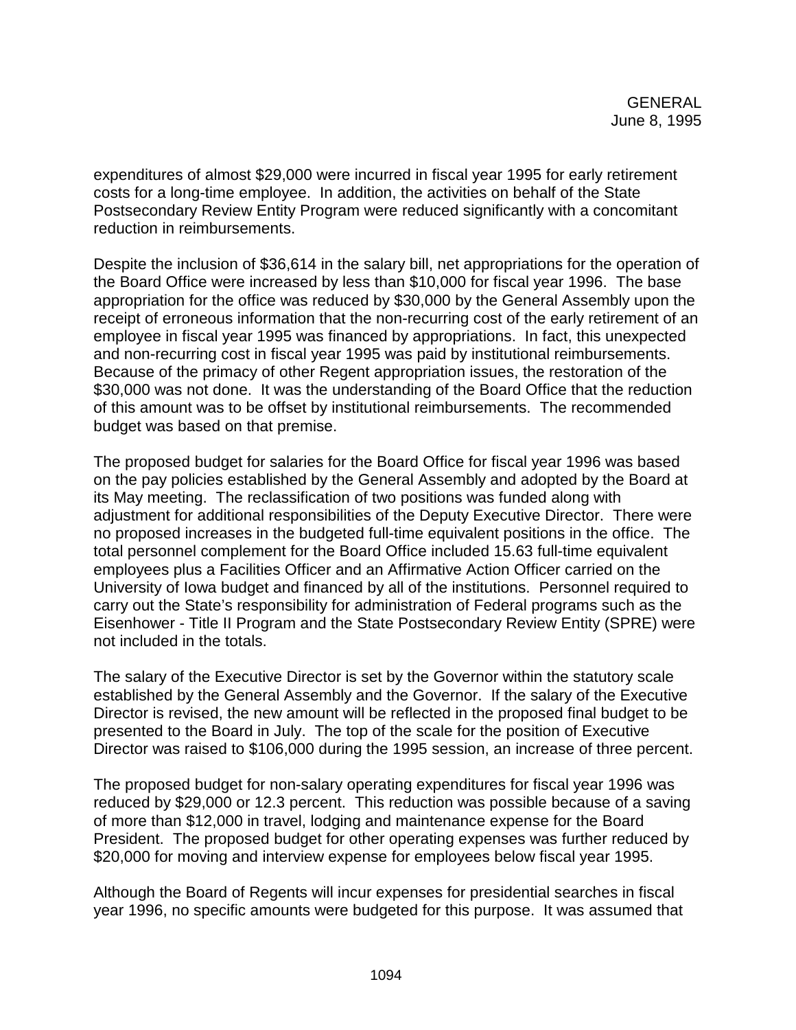expenditures of almost $29,000 were incurred in fiscal year 1995 for early retirement costs for a long-time employee. In addition, the activities on behalf of the State Postsecondary Review Entity Program were reduced significantly with a concomitant reduction in reimbursements.

Despite the inclusion of $36,614 in the salary bill, net appropriations for the operation of the Board Office were increased by less than $10,000 for fiscal year 1996. The base appropriation for the office was reduced by $30,000 by the General Assembly upon the receipt of erroneous information that the non-recurring cost of the early retirement of an employee in fiscal year 1995 was financed by appropriations. In fact, this unexpected and non-recurring cost in fiscal year 1995 was paid by institutional reimbursements. Because of the primacy of other Regent appropriation issues, the restoration of the $30,000 was not done. It was the understanding of the Board Office that the reduction of this amount was to be offset by institutional reimbursements. The recommended budget was based on that premise.

The proposed budget for salaries for the Board Office for fiscal year 1996 was based on the pay policies established by the General Assembly and adopted by the Board at its May meeting. The reclassification of two positions was funded along with adjustment for additional responsibilities of the Deputy Executive Director. There were no proposed increases in the budgeted full-time equivalent positions in the office. The total personnel complement for the Board Office included 15.63 full-time equivalent employees plus a Facilities Officer and an Affirmative Action Officer carried on the University of Iowa budget and financed by all of the institutions. Personnel required to carry out the State's responsibility for administration of Federal programs such as the Eisenhower - Title II Program and the State Postsecondary Review Entity (SPRE) were not included in the totals.

The salary of the Executive Director is set by the Governor within the statutory scale established by the General Assembly and the Governor. If the salary of the Executive Director is revised, the new amount will be reflected in the proposed final budget to be presented to the Board in July. The top of the scale for the position of Executive Director was raised to $106,000 during the 1995 session, an increase of three percent.

The proposed budget for non-salary operating expenditures for fiscal year 1996 was reduced by $29,000 or 12.3 percent. This reduction was possible because of a saving of more than $12,000 in travel, lodging and maintenance expense for the Board President. The proposed budget for other operating expenses was further reduced by $20,000 for moving and interview expense for employees below fiscal year 1995.

Although the Board of Regents will incur expenses for presidential searches in fiscal year 1996, no specific amounts were budgeted for this purpose. It was assumed that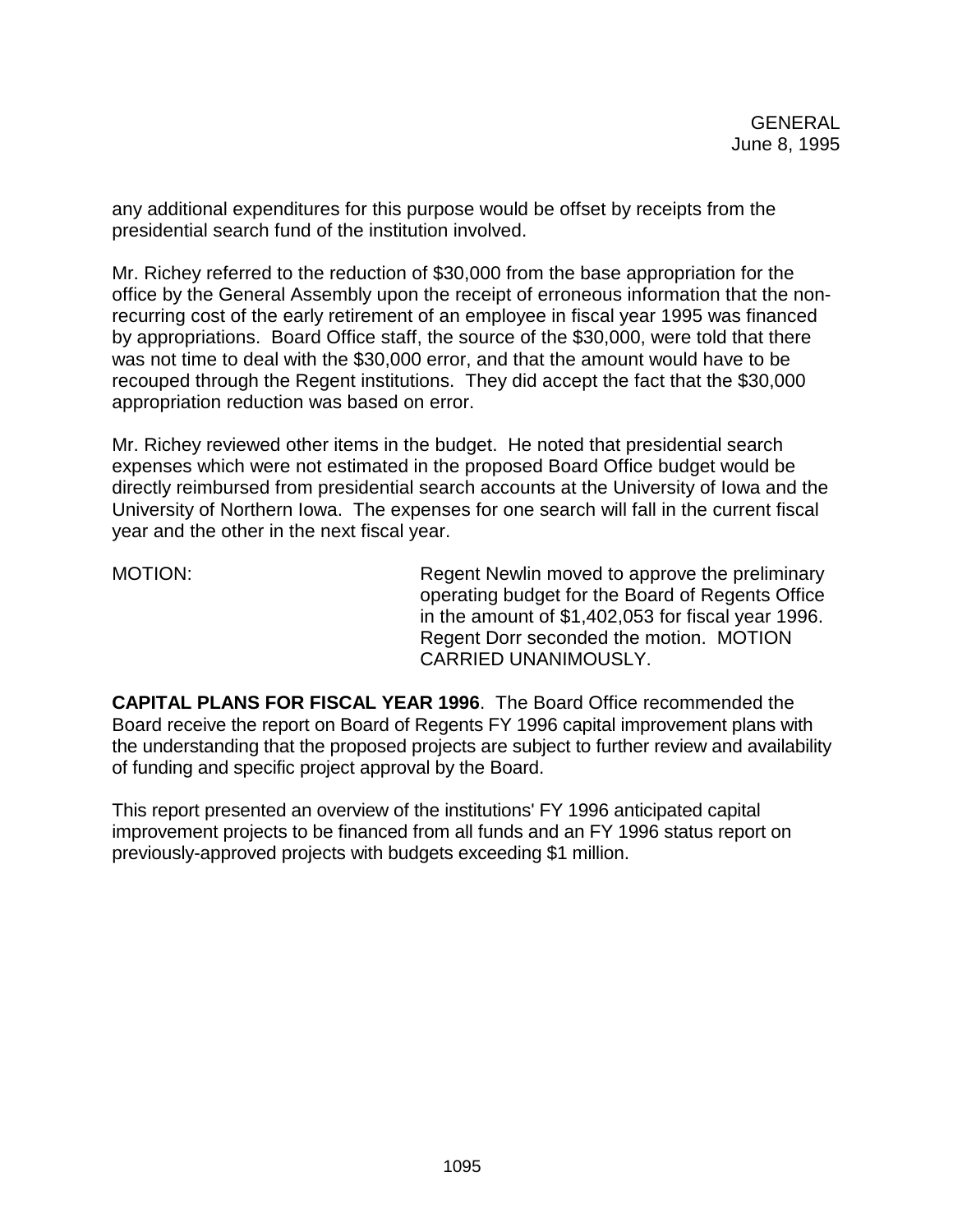any additional expenditures for this purpose would be offset by receipts from the presidential search fund of the institution involved.

Mr. Richey referred to the reduction of $30,000 from the base appropriation for the office by the General Assembly upon the receipt of erroneous information that the non-recurring cost of the early retirement of an employee in fiscal year 1995 was financed by appropriations. Board Office staff, the source of the $30,000, were told that there was not time to deal with the $30,000 error, and that the amount would have to be recouped through the Regent institutions. They did accept the fact that the $30,000 appropriation reduction was based on error.

Mr. Richey reviewed other items in the budget. He noted that presidential search expenses which were not estimated in the proposed Board Office budget would be directly reimbursed from presidential search accounts at the University of Iowa and the University of Northern Iowa. The expenses for one search will fall in the current fiscal year and the other in the next fiscal year.

MOTION: Regent Newlin moved to approve the preliminary operating budget for the Board of Regents Office in the amount of $1,402,053 for fiscal year 1996. Regent Dorr seconded the motion. MOTION CARRIED UNANIMOUSLY.

**CAPITAL PLANS FOR FISCAL YEAR 1996**. The Board Office recommended the Board receive the report on Board of Regents FY 1996 capital improvement plans with the understanding that the proposed projects are subject to further review and availability of funding and specific project approval by the Board.

This report presented an overview of the institutions' FY 1996 anticipated capital improvement projects to be financed from all funds and an FY 1996 status report on previously-approved projects with budgets exceeding $1 million.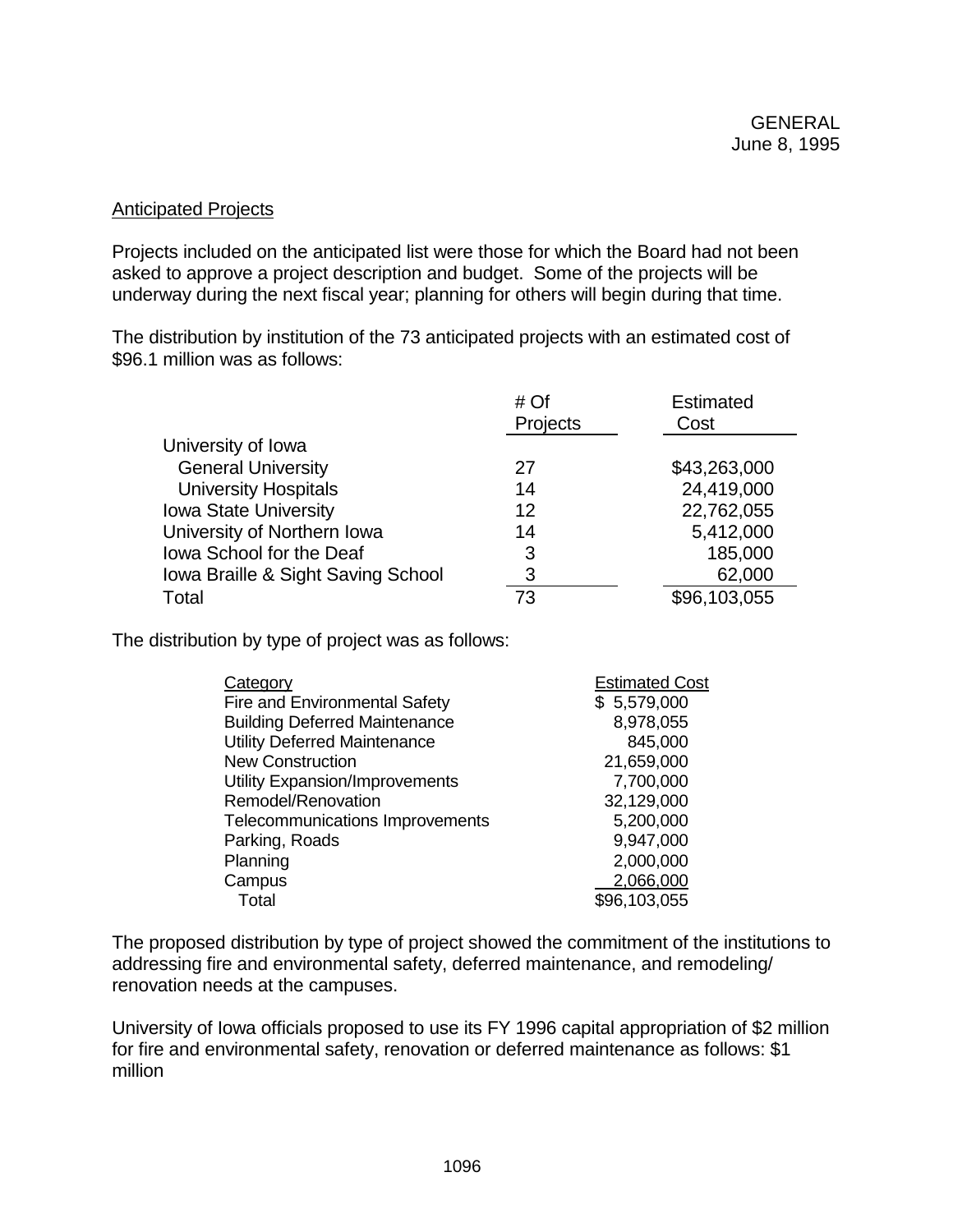GENERAL
June 8, 1995

Anticipated Projects

Projects included on the anticipated list were those for which the Board had not been asked to approve a project description and budget. Some of the projects will be underway during the next fiscal year; planning for others will begin during that time.

The distribution by institution of the 73 anticipated projects with an estimated cost of $96.1 million was as follows:

| | # Of Projects | Estimated Cost |
|---|---|---|
| University of Iowa | | |
| General University | 27 | $43,263,000 |
| University Hospitals | 14 | 24,419,000 |
| Iowa State University | 12 | 22,762,055 |
| University of Northern Iowa | 14 | 5,412,000 |
| Iowa School for the Deaf | 3 | 185,000 |
| Iowa Braille & Sight Saving School | 3 | 62,000 |
| Total | 73 | $96,103,055 |

The distribution by type of project was as follows:

| Category | Estimated Cost |
|---|---|
| Fire and Environmental Safety | $ 5,579,000 |
| Building Deferred Maintenance | 8,978,055 |
| Utility Deferred Maintenance | 845,000 |
| New Construction | 21,659,000 |
| Utility Expansion/Improvements | 7,700,000 |
| Remodel/Renovation | 32,129,000 |
| Telecommunications Improvements | 5,200,000 |
| Parking, Roads | 9,947,000 |
| Planning | 2,000,000 |
| Campus | 2,066,000 |
| Total | $96,103,055 |

The proposed distribution by type of project showed the commitment of the institutions to addressing fire and environmental safety, deferred maintenance, and remodeling/ renovation needs at the campuses.

University of Iowa officials proposed to use its FY 1996 capital appropriation of $2 million for fire and environmental safety, renovation or deferred maintenance as follows: $1 million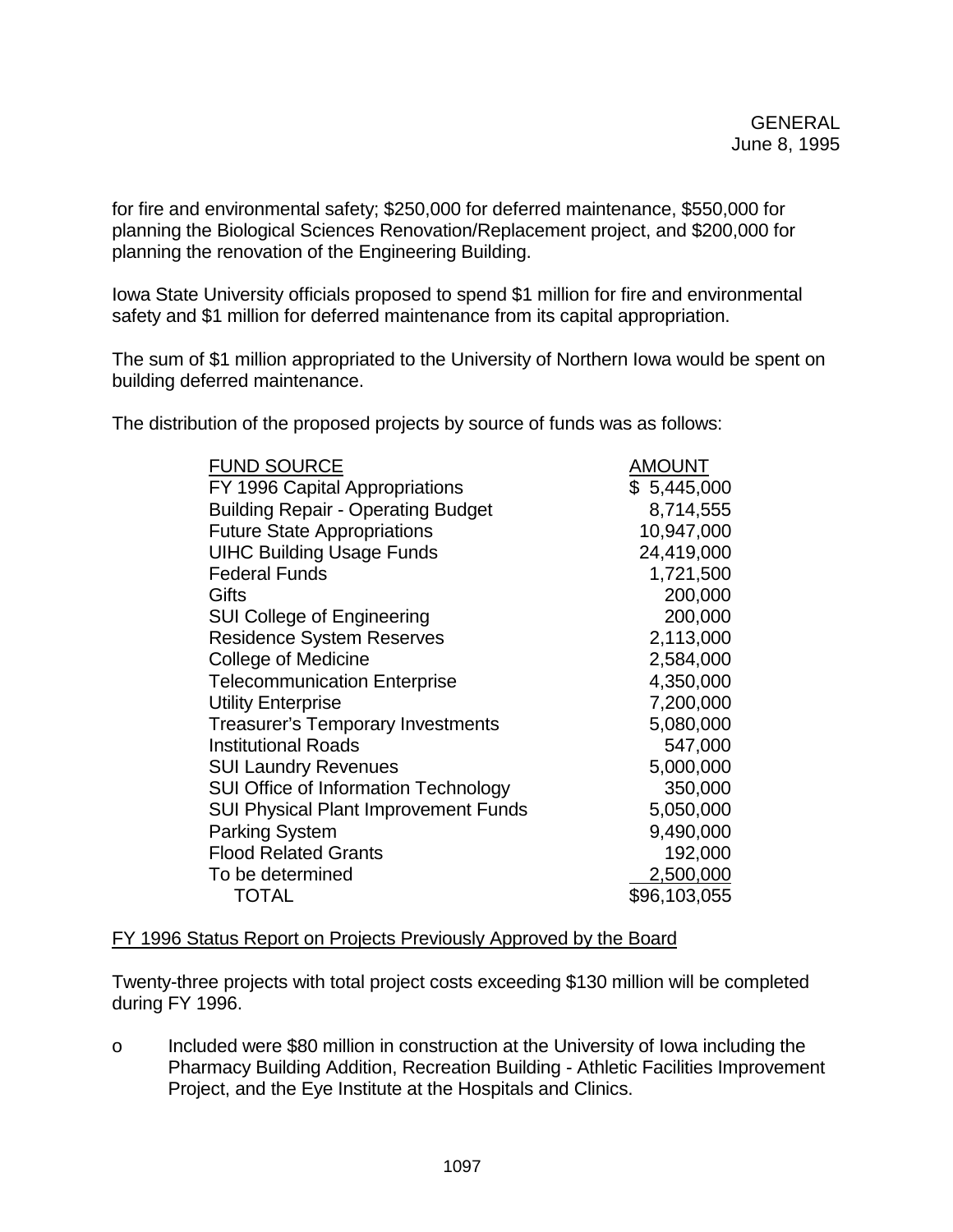for fire and environmental safety; $250,000 for deferred maintenance, $550,000 for planning the Biological Sciences Renovation/Replacement project, and $200,000 for planning the renovation of the Engineering Building.

Iowa State University officials proposed to spend $1 million for fire and environmental safety and $1 million for deferred maintenance from its capital appropriation.

The sum of $1 million appropriated to the University of Northern Iowa would be spent on building deferred maintenance.

The distribution of the proposed projects by source of funds was as follows:

| FUND SOURCE | AMOUNT |
|---|---|
| FY 1996 Capital Appropriations | $ 5,445,000 |
| Building Repair - Operating Budget | 8,714,555 |
| Future State Appropriations | 10,947,000 |
| UIHC Building Usage Funds | 24,419,000 |
| Federal Funds | 1,721,500 |
| Gifts | 200,000 |
| SUI College of Engineering | 200,000 |
| Residence System Reserves | 2,113,000 |
| College of Medicine | 2,584,000 |
| Telecommunication Enterprise | 4,350,000 |
| Utility Enterprise | 7,200,000 |
| Treasurer's Temporary Investments | 5,080,000 |
| Institutional Roads | 547,000 |
| SUI Laundry Revenues | 5,000,000 |
| SUI Office of Information Technology | 350,000 |
| SUI Physical Plant Improvement Funds | 5,050,000 |
| Parking System | 9,490,000 |
| Flood Related Grants | 192,000 |
| To be determined | 2,500,000 |
| TOTAL | $96,103,055 |

FY 1996 Status Report on Projects Previously Approved by the Board

Twenty-three projects with total project costs exceeding $130 million will be completed during FY 1996.

- Included were $80 million in construction at the University of Iowa including the Pharmacy Building Addition, Recreation Building - Athletic Facilities Improvement Project, and the Eye Institute at the Hospitals and Clinics.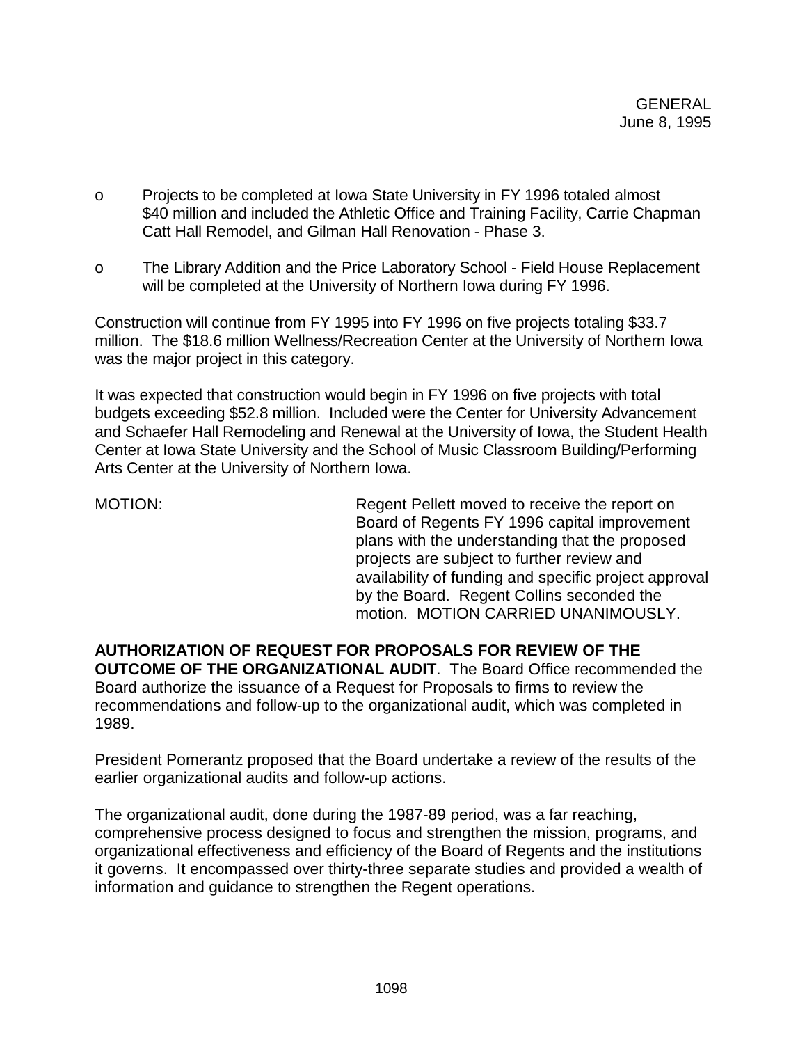- Projects to be completed at Iowa State University in FY 1996 totaled almost $40 million and included the Athletic Office and Training Facility, Carrie Chapman Catt Hall Remodel, and Gilman Hall Renovation - Phase 3.
- The Library Addition and the Price Laboratory School - Field House Replacement will be completed at the University of Northern Iowa during FY 1996.

Construction will continue from FY 1995 into FY 1996 on five projects totaling $33.7 million. The $18.6 million Wellness/Recreation Center at the University of Northern Iowa was the major project in this category.

It was expected that construction would begin in FY 1996 on five projects with total budgets exceeding $52.8 million. Included were the Center for University Advancement and Schaefer Hall Remodeling and Renewal at the University of Iowa, the Student Health Center at Iowa State University and the School of Music Classroom Building/Performing Arts Center at the University of Northern Iowa.

MOTION: Regent Pellett moved to receive the report on Board of Regents FY 1996 capital improvement plans with the understanding that the proposed projects are subject to further review and availability of funding and specific project approval by the Board. Regent Collins seconded the motion. MOTION CARRIED UNANIMOUSLY.

**AUTHORIZATION OF REQUEST FOR PROPOSALS FOR REVIEW OF THE OUTCOME OF THE ORGANIZATIONAL AUDIT**. The Board Office recommended the Board authorize the issuance of a Request for Proposals to firms to review the recommendations and follow-up to the organizational audit, which was completed in 1989.

President Pomerantz proposed that the Board undertake a review of the results of the earlier organizational audits and follow-up actions.

The organizational audit, done during the 1987-89 period, was a far reaching, comprehensive process designed to focus and strengthen the mission, programs, and organizational effectiveness and efficiency of the Board of Regents and the institutions it governs. It encompassed over thirty-three separate studies and provided a wealth of information and guidance to strengthen the Regent operations.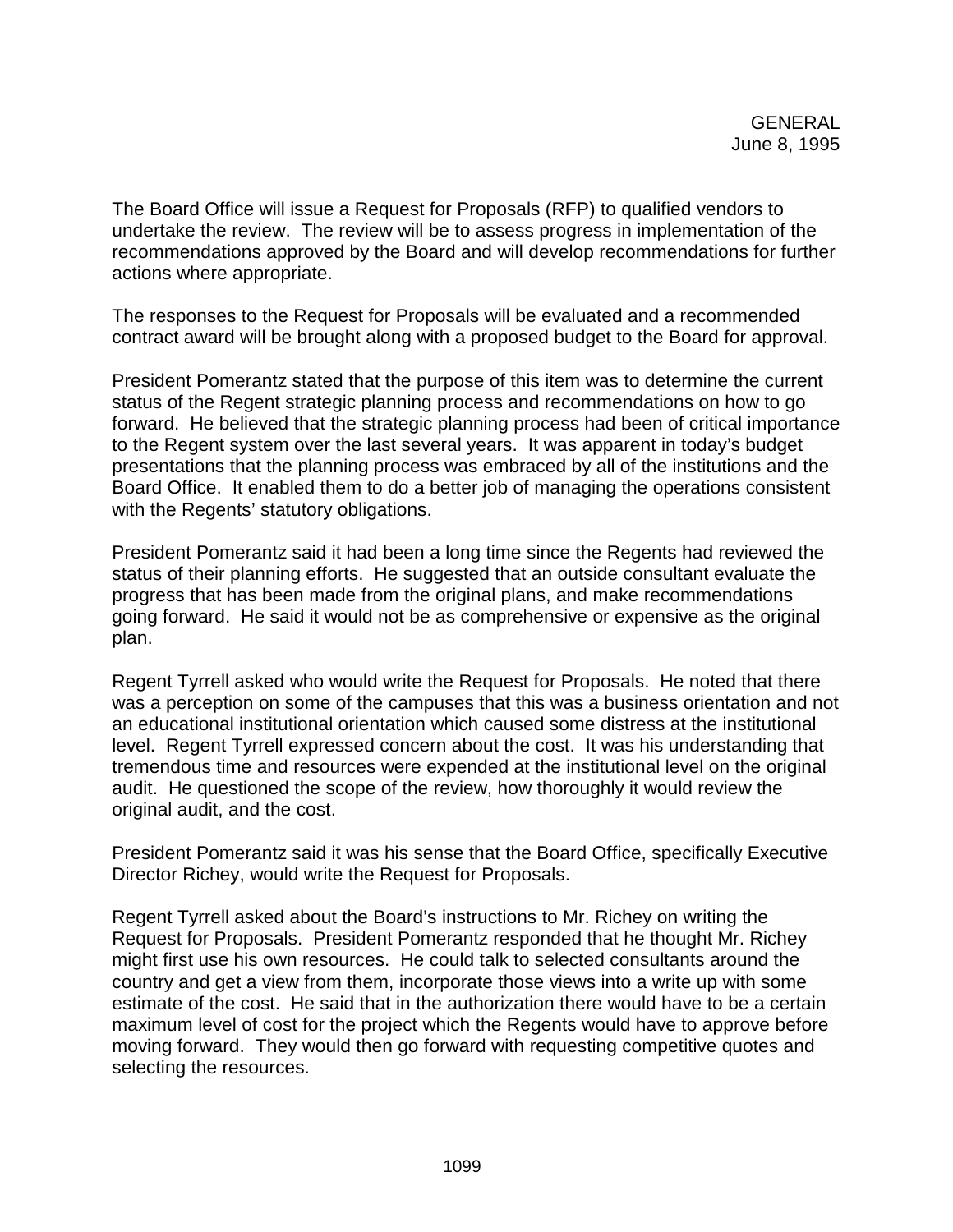The Board Office will issue a Request for Proposals (RFP) to qualified vendors to undertake the review. The review will be to assess progress in implementation of the recommendations approved by the Board and will develop recommendations for further actions where appropriate.

The responses to the Request for Proposals will be evaluated and a recommended contract award will be brought along with a proposed budget to the Board for approval.

President Pomerantz stated that the purpose of this item was to determine the current status of the Regent strategic planning process and recommendations on how to go forward. He believed that the strategic planning process had been of critical importance to the Regent system over the last several years. It was apparent in today's budget presentations that the planning process was embraced by all of the institutions and the Board Office. It enabled them to do a better job of managing the operations consistent with the Regents' statutory obligations.

President Pomerantz said it had been a long time since the Regents had reviewed the status of their planning efforts. He suggested that an outside consultant evaluate the progress that has been made from the original plans, and make recommendations going forward. He said it would not be as comprehensive or expensive as the original plan.

Regent Tyrrell asked who would write the Request for Proposals. He noted that there was a perception on some of the campuses that this was a business orientation and not an educational institutional orientation which caused some distress at the institutional level. Regent Tyrrell expressed concern about the cost. It was his understanding that tremendous time and resources were expended at the institutional level on the original audit. He questioned the scope of the review, how thoroughly it would review the original audit, and the cost.

President Pomerantz said it was his sense that the Board Office, specifically Executive Director Richey, would write the Request for Proposals.

Regent Tyrrell asked about the Board's instructions to Mr. Richey on writing the Request for Proposals. President Pomerantz responded that he thought Mr. Richey might first use his own resources. He could talk to selected consultants around the country and get a view from them, incorporate those views into a write up with some estimate of the cost. He said that in the authorization there would have to be a certain maximum level of cost for the project which the Regents would have to approve before moving forward. They would then go forward with requesting competitive quotes and selecting the resources.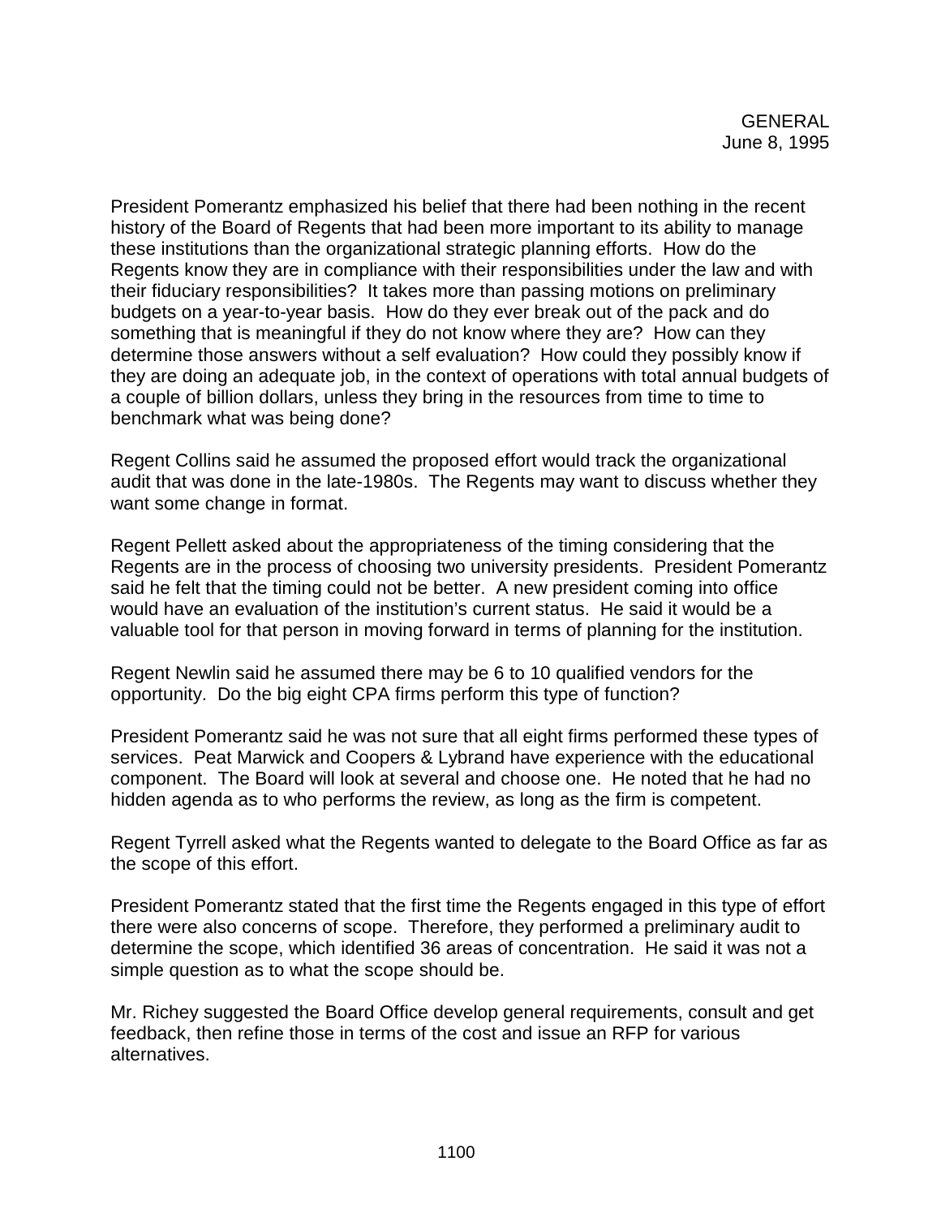President Pomerantz emphasized his belief that there had been nothing in the recent history of the Board of Regents that had been more important to its ability to manage these institutions than the organizational strategic planning efforts. How do the Regents know they are in compliance with their responsibilities under the law and with their fiduciary responsibilities? It takes more than passing motions on preliminary budgets on a year-to-year basis. How do they ever break out of the pack and do something that is meaningful if they do not know where they are? How can they determine those answers without a self evaluation? How could they possibly know if they are doing an adequate job, in the context of operations with total annual budgets of a couple of billion dollars, unless they bring in the resources from time to time to benchmark what was being done?

Regent Collins said he assumed the proposed effort would track the organizational audit that was done in the late-1980s. The Regents may want to discuss whether they want some change in format.

Regent Pellett asked about the appropriateness of the timing considering that the Regents are in the process of choosing two university presidents. President Pomerantz said he felt that the timing could not be better. A new president coming into office would have an evaluation of the institution's current status. He said it would be a valuable tool for that person in moving forward in terms of planning for the institution.

Regent Newlin said he assumed there may be 6 to 10 qualified vendors for the opportunity. Do the big eight CPA firms perform this type of function?

President Pomerantz said he was not sure that all eight firms performed these types of services. Peat Marwick and Coopers & Lybrand have experience with the educational component. The Board will look at several and choose one. He noted that he had no hidden agenda as to who performs the review, as long as the firm is competent.

Regent Tyrrell asked what the Regents wanted to delegate to the Board Office as far as the scope of this effort.

President Pomerantz stated that the first time the Regents engaged in this type of effort there were also concerns of scope. Therefore, they performed a preliminary audit to determine the scope, which identified 36 areas of concentration. He said it was not a simple question as to what the scope should be.

Mr. Richey suggested the Board Office develop general requirements, consult and get feedback, then refine those in terms of the cost and issue an RFP for various alternatives.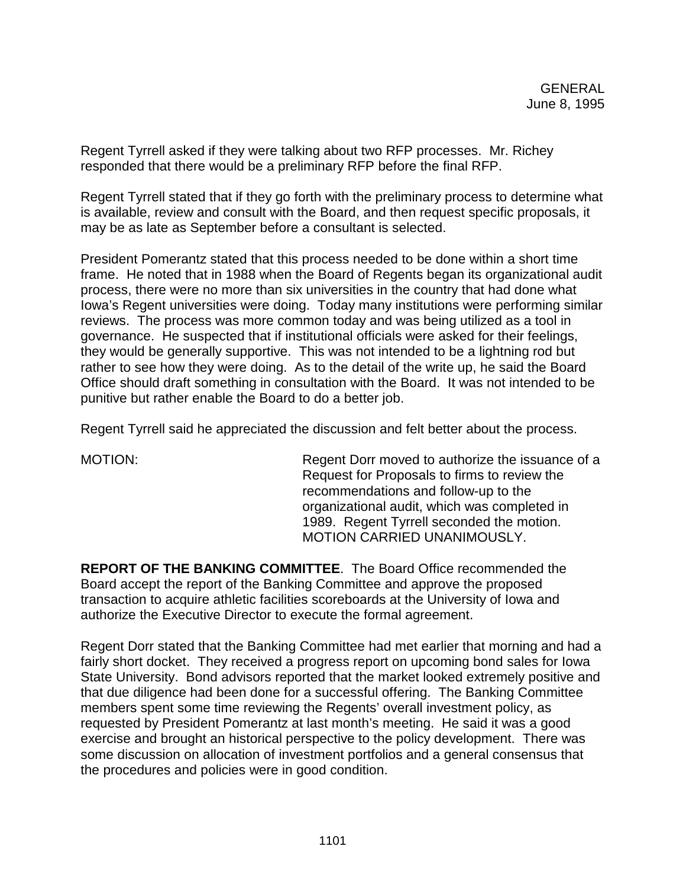Regent Tyrrell asked if they were talking about two RFP processes. Mr. Richey responded that there would be a preliminary RFP before the final RFP.

Regent Tyrrell stated that if they go forth with the preliminary process to determine what is available, review and consult with the Board, and then request specific proposals, it may be as late as September before a consultant is selected.

President Pomerantz stated that this process needed to be done within a short time frame. He noted that in 1988 when the Board of Regents began its organizational audit process, there were no more than six universities in the country that had done what Iowa's Regent universities were doing. Today many institutions were performing similar reviews. The process was more common today and was being utilized as a tool in governance. He suspected that if institutional officials were asked for their feelings, they would be generally supportive. This was not intended to be a lightning rod but rather to see how they were doing. As to the detail of the write up, he said the Board Office should draft something in consultation with the Board. It was not intended to be punitive but rather enable the Board to do a better job.

Regent Tyrrell said he appreciated the discussion and felt better about the process.

MOTION: Regent Dorr moved to authorize the issuance of a Request for Proposals to firms to review the recommendations and follow-up to the organizational audit, which was completed in 1989. Regent Tyrrell seconded the motion. MOTION CARRIED UNANIMOUSLY.

**REPORT OF THE BANKING COMMITTEE**. The Board Office recommended the Board accept the report of the Banking Committee and approve the proposed transaction to acquire athletic facilities scoreboards at the University of Iowa and authorize the Executive Director to execute the formal agreement.

Regent Dorr stated that the Banking Committee had met earlier that morning and had a fairly short docket. They received a progress report on upcoming bond sales for Iowa State University. Bond advisors reported that the market looked extremely positive and that due diligence had been done for a successful offering. The Banking Committee members spent some time reviewing the Regents' overall investment policy, as requested by President Pomerantz at last month's meeting. He said it was a good exercise and brought an historical perspective to the policy development. There was some discussion on allocation of investment portfolios and a general consensus that the procedures and policies were in good condition.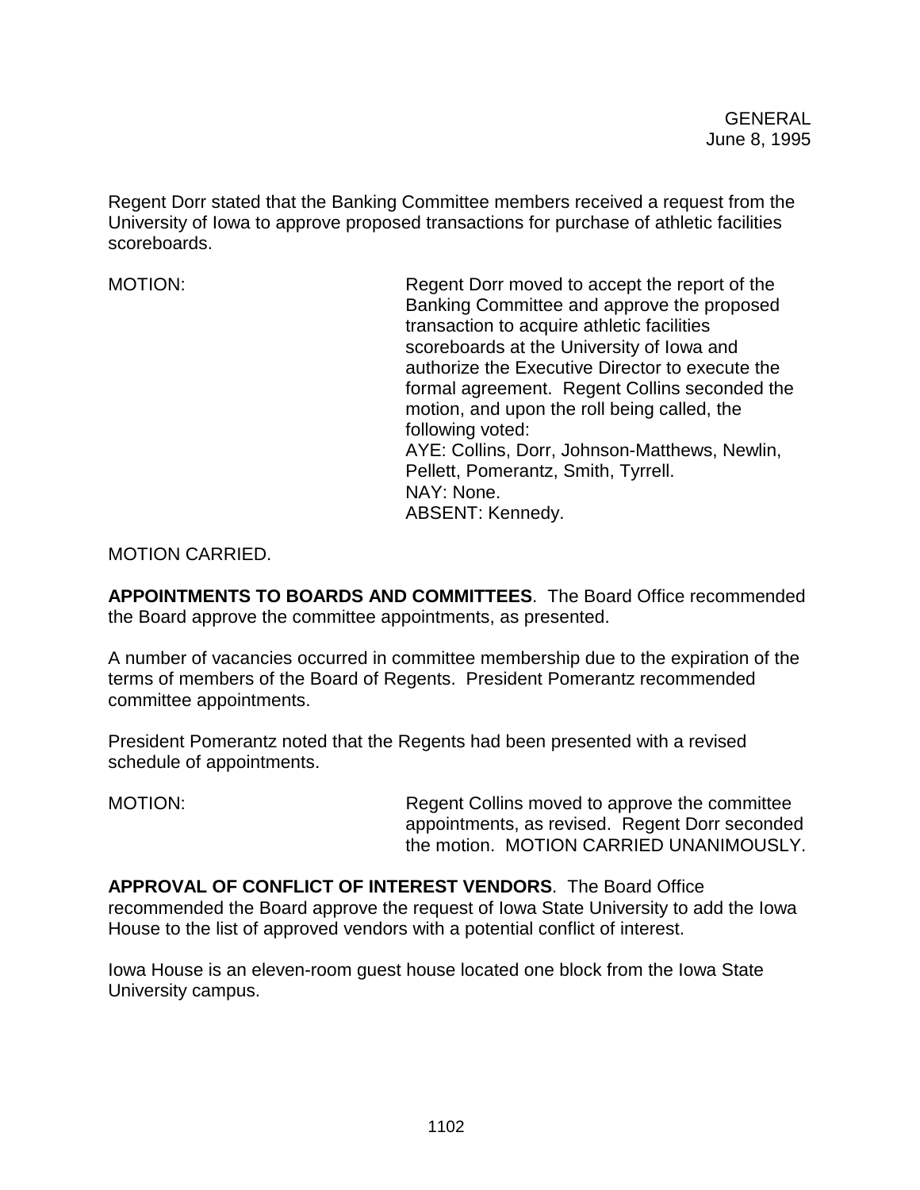Regent Dorr stated that the Banking Committee members received a request from the University of Iowa to approve proposed transactions for purchase of athletic facilities scoreboards.

MOTION: Regent Dorr moved to accept the report of the Banking Committee and approve the proposed transaction to acquire athletic facilities scoreboards at the University of Iowa and authorize the Executive Director to execute the formal agreement. Regent Collins seconded the motion, and upon the roll being called, the following voted:
AYE: Collins, Dorr, Johnson-Matthews, Newlin, Pellett, Pomerantz, Smith, Tyrrell.
NAY: None.
ABSENT: Kennedy.

MOTION CARRIED.

**APPOINTMENTS TO BOARDS AND COMMITTEES**. The Board Office recommended the Board approve the committee appointments, as presented.

A number of vacancies occurred in committee membership due to the expiration of the terms of members of the Board of Regents. President Pomerantz recommended committee appointments.

President Pomerantz noted that the Regents had been presented with a revised schedule of appointments.

MOTION: Regent Collins moved to approve the committee appointments, as revised. Regent Dorr seconded the motion. MOTION CARRIED UNANIMOUSLY.

**APPROVAL OF CONFLICT OF INTEREST VENDORS**. The Board Office recommended the Board approve the request of Iowa State University to add the Iowa House to the list of approved vendors with a potential conflict of interest.

Iowa House is an eleven-room guest house located one block from the Iowa State University campus.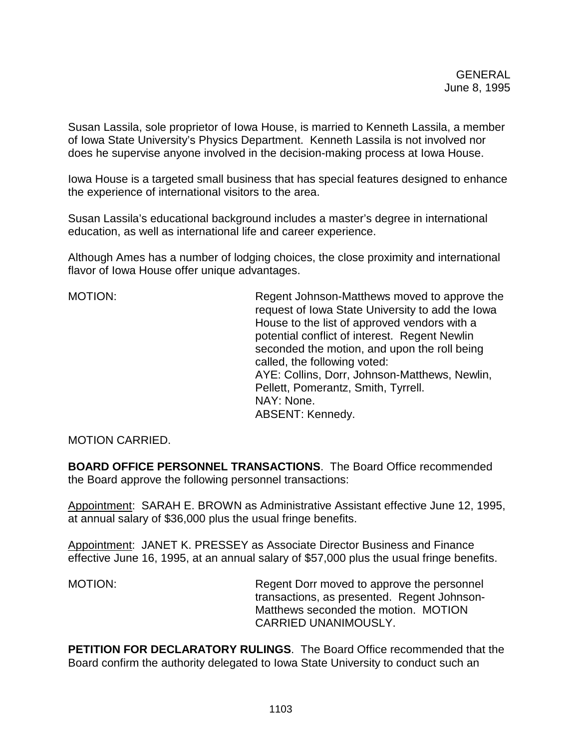Susan Lassila, sole proprietor of Iowa House, is married to Kenneth Lassila, a member of Iowa State University's Physics Department. Kenneth Lassila is not involved nor does he supervise anyone involved in the decision-making process at Iowa House.

Iowa House is a targeted small business that has special features designed to enhance the experience of international visitors to the area.

Susan Lassila's educational background includes a master's degree in international education, as well as international life and career experience.

Although Ames has a number of lodging choices, the close proximity and international flavor of Iowa House offer unique advantages.

MOTION: Regent Johnson-Matthews moved to approve the request of Iowa State University to add the Iowa House to the list of approved vendors with a potential conflict of interest. Regent Newlin seconded the motion, and upon the roll being called, the following voted:
AYE: Collins, Dorr, Johnson-Matthews, Newlin, Pellett, Pomerantz, Smith, Tyrrell.
NAY: None.
ABSENT: Kennedy.

MOTION CARRIED.

**BOARD OFFICE PERSONNEL TRANSACTIONS**. The Board Office recommended the Board approve the following personnel transactions:

Appointment: SARAH E. BROWN as Administrative Assistant effective June 12, 1995, at annual salary of $36,000 plus the usual fringe benefits.

Appointment: JANET K. PRESSEY as Associate Director Business and Finance effective June 16, 1995, at an annual salary of $57,000 plus the usual fringe benefits.

MOTION: Regent Dorr moved to approve the personnel transactions, as presented. Regent Johnson-Matthews seconded the motion. MOTION CARRIED UNANIMOUSLY.

**PETITION FOR DECLARATORY RULINGS**. The Board Office recommended that the Board confirm the authority delegated to Iowa State University to conduct such an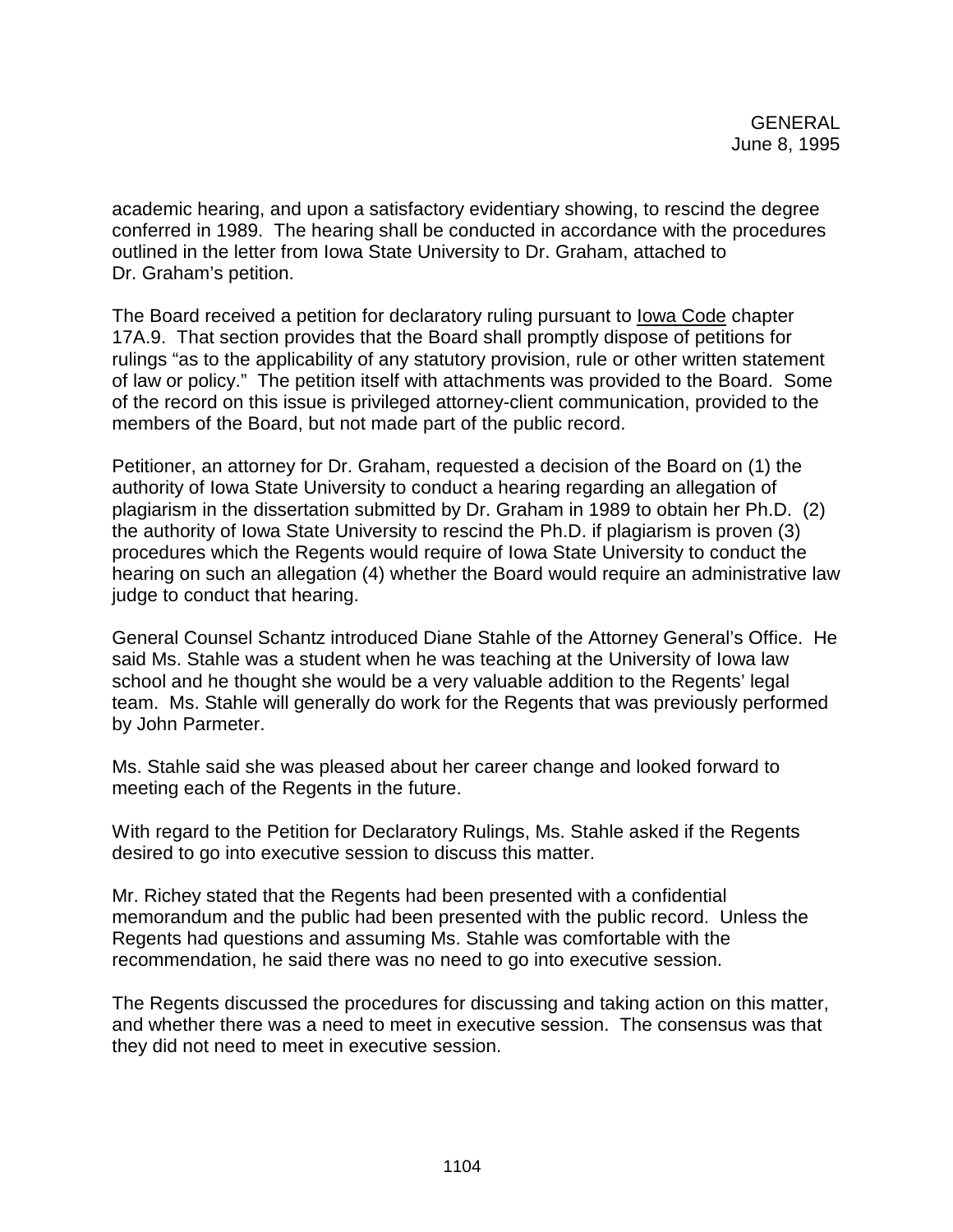academic hearing, and upon a satisfactory evidentiary showing, to rescind the degree conferred in 1989. The hearing shall be conducted in accordance with the procedures outlined in the letter from Iowa State University to Dr. Graham, attached to Dr. Graham's petition.

The Board received a petition for declaratory ruling pursuant to Iowa Code chapter 17A.9. That section provides that the Board shall promptly dispose of petitions for rulings "as to the applicability of any statutory provision, rule or other written statement of law or policy." The petition itself with attachments was provided to the Board. Some of the record on this issue is privileged attorney-client communication, provided to the members of the Board, but not made part of the public record.

Petitioner, an attorney for Dr. Graham, requested a decision of the Board on (1) the authority of Iowa State University to conduct a hearing regarding an allegation of plagiarism in the dissertation submitted by Dr. Graham in 1989 to obtain her Ph.D. (2) the authority of Iowa State University to rescind the Ph.D. if plagiarism is proven (3) procedures which the Regents would require of Iowa State University to conduct the hearing on such an allegation (4) whether the Board would require an administrative law judge to conduct that hearing.

General Counsel Schantz introduced Diane Stahle of the Attorney General's Office. He said Ms. Stahle was a student when he was teaching at the University of Iowa law school and he thought she would be a very valuable addition to the Regents' legal team. Ms. Stahle will generally do work for the Regents that was previously performed by John Parmeter.

Ms. Stahle said she was pleased about her career change and looked forward to meeting each of the Regents in the future.

With regard to the Petition for Declaratory Rulings, Ms. Stahle asked if the Regents desired to go into executive session to discuss this matter.

Mr. Richey stated that the Regents had been presented with a confidential memorandum and the public had been presented with the public record. Unless the Regents had questions and assuming Ms. Stahle was comfortable with the recommendation, he said there was no need to go into executive session.

The Regents discussed the procedures for discussing and taking action on this matter, and whether there was a need to meet in executive session. The consensus was that they did not need to meet in executive session.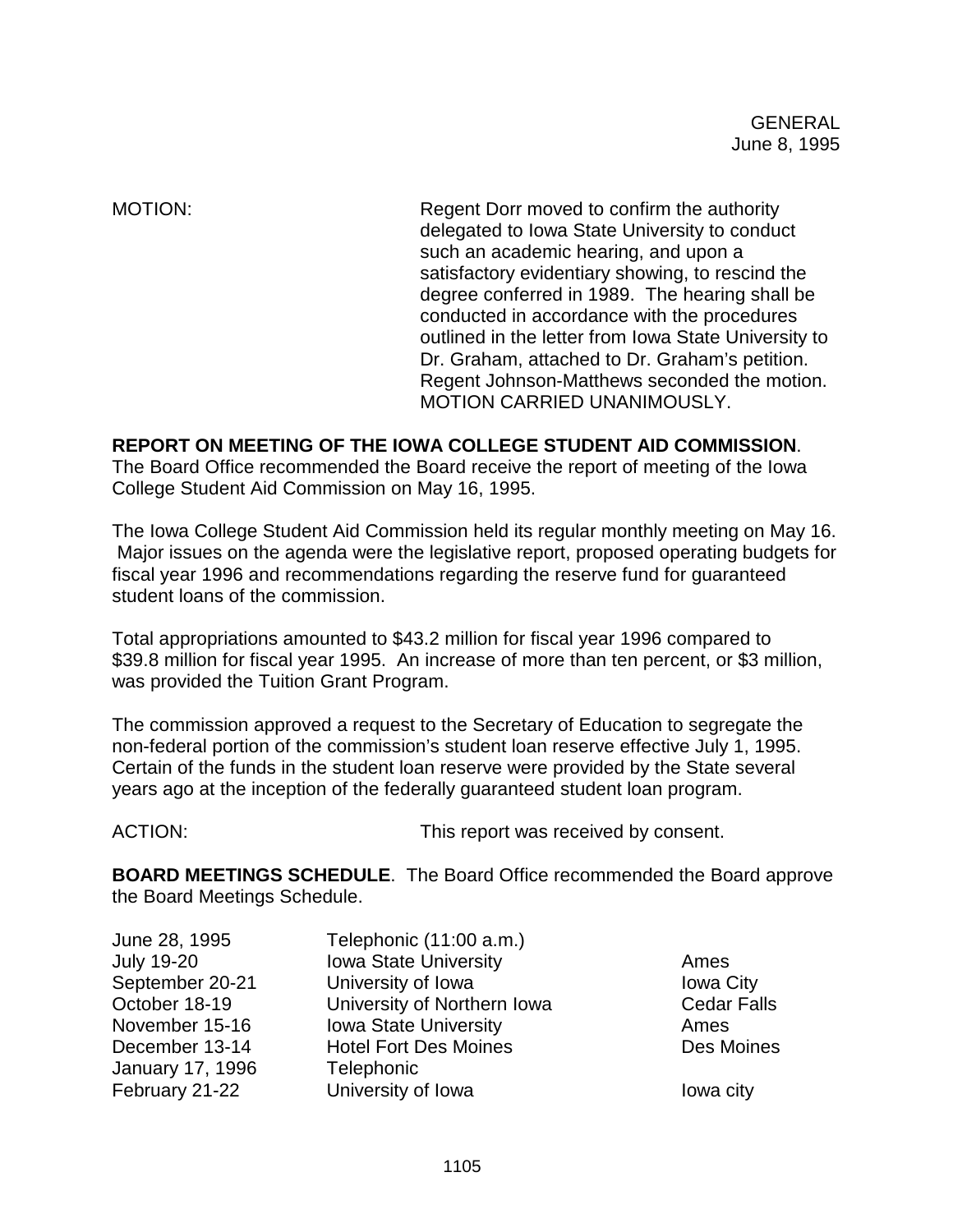GENERAL
June 8, 1995

MOTION: Regent Dorr moved to confirm the authority delegated to Iowa State University to conduct such an academic hearing, and upon a satisfactory evidentiary showing, to rescind the degree conferred in 1989. The hearing shall be conducted in accordance with the procedures outlined in the letter from Iowa State University to Dr. Graham, attached to Dr. Graham's petition. Regent Johnson-Matthews seconded the motion. MOTION CARRIED UNANIMOUSLY.

**REPORT ON MEETING OF THE IOWA COLLEGE STUDENT AID COMMISSION**. The Board Office recommended the Board receive the report of meeting of the Iowa College Student Aid Commission on May 16, 1995.

The Iowa College Student Aid Commission held its regular monthly meeting on May 16. Major issues on the agenda were the legislative report, proposed operating budgets for fiscal year 1996 and recommendations regarding the reserve fund for guaranteed student loans of the commission.

Total appropriations amounted to $43.2 million for fiscal year 1996 compared to $39.8 million for fiscal year 1995. An increase of more than ten percent, or $3 million, was provided the Tuition Grant Program.

The commission approved a request to the Secretary of Education to segregate the non-federal portion of the commission's student loan reserve effective July 1, 1995. Certain of the funds in the student loan reserve were provided by the State several years ago at the inception of the federally guaranteed student loan program.

ACTION: This report was received by consent.

**BOARD MEETINGS SCHEDULE**. The Board Office recommended the Board approve the Board Meetings Schedule.

| | | |
|---|---|---|
| June 28, 1995 | Telephonic (11:00 a.m.) | |
| July 19-20 | Iowa State University | Ames |
| September 20-21 | University of Iowa | Iowa City |
| October 18-19 | University of Northern Iowa | Cedar Falls |
| November 15-16 | Iowa State University | Ames |
| December 13-14 | Hotel Fort Des Moines | Des Moines |
| January 17, 1996 | Telephonic | |
| February 21-22 | University of Iowa | Iowa city |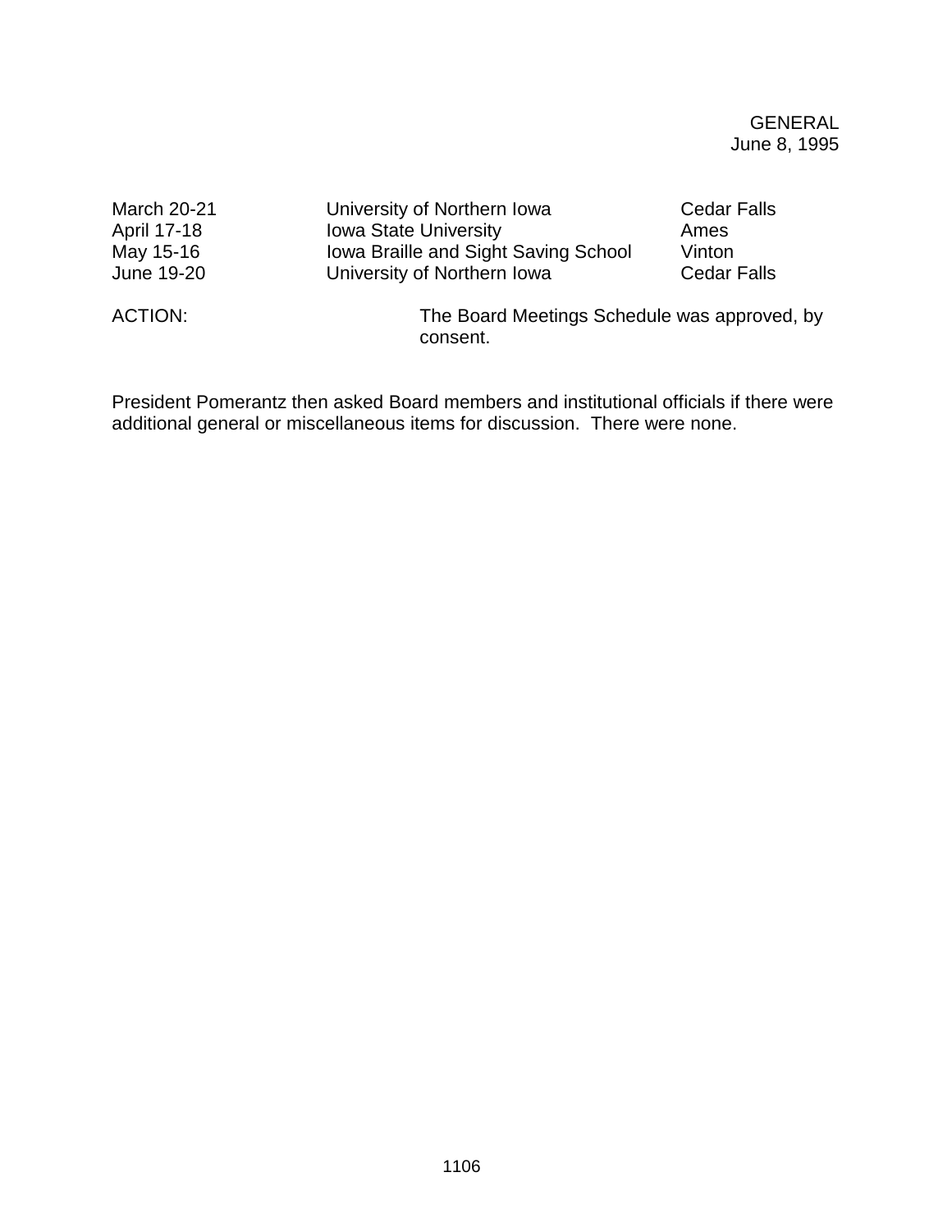| | | |
|---|---|---|
| March 20-21 | University of Northern Iowa | Cedar Falls |
| April 17-18 | Iowa State University | Ames |
| May 15-16 | Iowa Braille and Sight Saving School | Vinton |
| June 19-20 | University of Northern Iowa | Cedar Falls |

ACTION: The Board Meetings Schedule was approved, by consent.

President Pomerantz then asked Board members and institutional officials if there were additional general or miscellaneous items for discussion. There were none.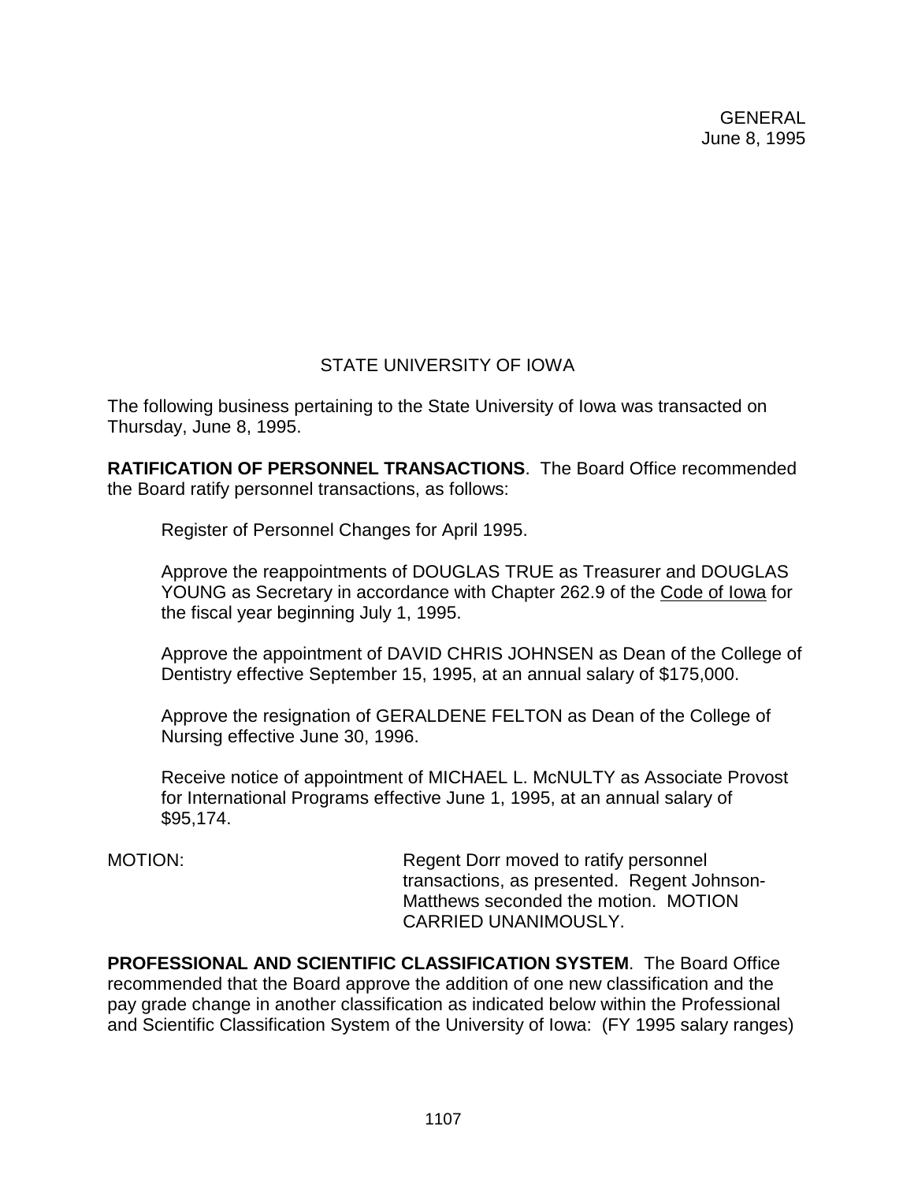GENERAL
June 8, 1995

## STATE UNIVERSITY OF IOWA

The following business pertaining to the State University of Iowa was transacted on Thursday, June 8, 1995.

**RATIFICATION OF PERSONNEL TRANSACTIONS**. The Board Office recommended the Board ratify personnel transactions, as follows:

Register of Personnel Changes for April 1995.

Approve the reappointments of DOUGLAS TRUE as Treasurer and DOUGLAS YOUNG as Secretary in accordance with Chapter 262.9 of the Code of Iowa for the fiscal year beginning July 1, 1995.

Approve the appointment of DAVID CHRIS JOHNSEN as Dean of the College of Dentistry effective September 15, 1995, at an annual salary of $175,000.

Approve the resignation of GERALDENE FELTON as Dean of the College of Nursing effective June 30, 1996.

Receive notice of appointment of MICHAEL L. McNULTY as Associate Provost for International Programs effective June 1, 1995, at an annual salary of $95,174.

MOTION: Regent Dorr moved to ratify personnel transactions, as presented. Regent Johnson-Matthews seconded the motion. MOTION CARRIED UNANIMOUSLY.

**PROFESSIONAL AND SCIENTIFIC CLASSIFICATION SYSTEM**. The Board Office recommended that the Board approve the addition of one new classification and the pay grade change in another classification as indicated below within the Professional and Scientific Classification System of the University of Iowa: (FY 1995 salary ranges)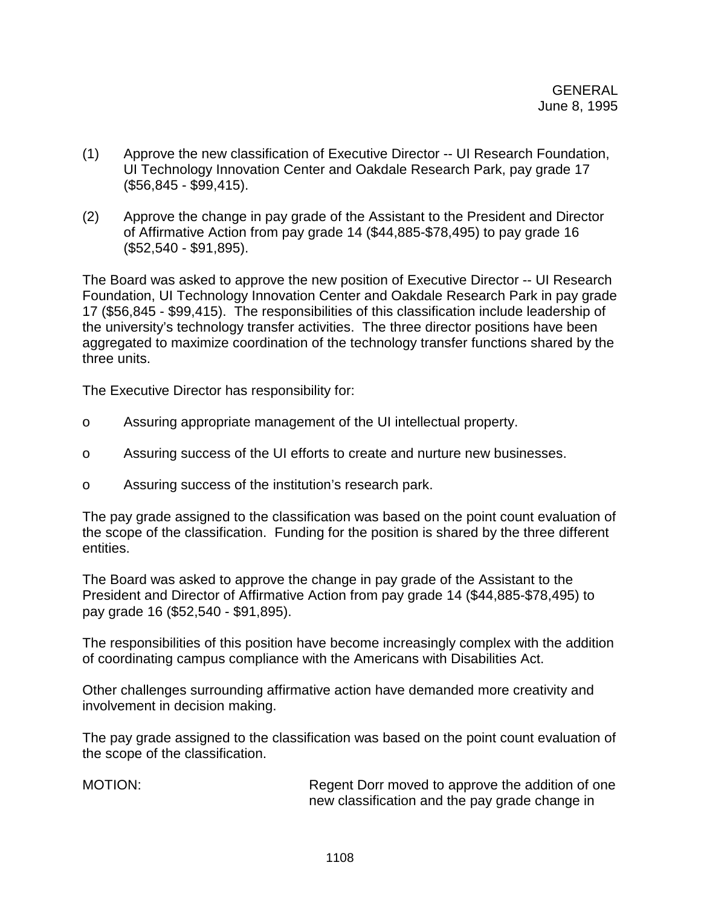(1) Approve the new classification of Executive Director -- UI Research Foundation, UI Technology Innovation Center and Oakdale Research Park, pay grade 17 ($56,845 - $99,415).

(2) Approve the change in pay grade of the Assistant to the President and Director of Affirmative Action from pay grade 14 ($44,885-$78,495) to pay grade 16 ($52,540 - $91,895).

The Board was asked to approve the new position of Executive Director -- UI Research Foundation, UI Technology Innovation Center and Oakdale Research Park in pay grade 17 ($56,845 - $99,415). The responsibilities of this classification include leadership of the university's technology transfer activities. The three director positions have been aggregated to maximize coordination of the technology transfer functions shared by the three units.

The Executive Director has responsibility for:

- Assuring appropriate management of the UI intellectual property.
- Assuring success of the UI efforts to create and nurture new businesses.
- Assuring success of the institution's research park.

The pay grade assigned to the classification was based on the point count evaluation of the scope of the classification. Funding for the position is shared by the three different entities.

The Board was asked to approve the change in pay grade of the Assistant to the President and Director of Affirmative Action from pay grade 14 ($44,885-$78,495) to pay grade 16 ($52,540 - $91,895).

The responsibilities of this position have become increasingly complex with the addition of coordinating campus compliance with the Americans with Disabilities Act.

Other challenges surrounding affirmative action have demanded more creativity and involvement in decision making.

The pay grade assigned to the classification was based on the point count evaluation of the scope of the classification.

MOTION: Regent Dorr moved to approve the addition of one new classification and the pay grade change in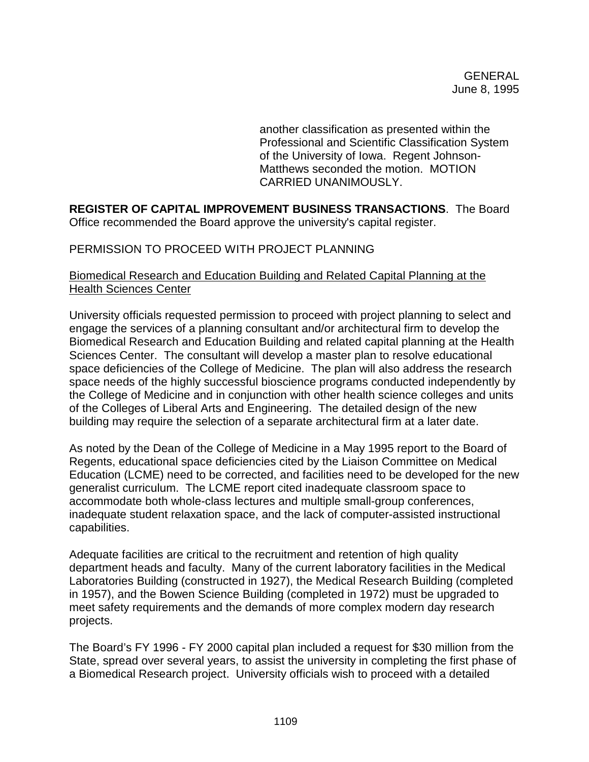another classification as presented within the Professional and Scientific Classification System of the University of Iowa. Regent Johnson-Matthews seconded the motion. MOTION CARRIED UNANIMOUSLY.

**REGISTER OF CAPITAL IMPROVEMENT BUSINESS TRANSACTIONS**. The Board Office recommended the Board approve the university's capital register.

PERMISSION TO PROCEED WITH PROJECT PLANNING

Biomedical Research and Education Building and Related Capital Planning at the Health Sciences Center

University officials requested permission to proceed with project planning to select and engage the services of a planning consultant and/or architectural firm to develop the Biomedical Research and Education Building and related capital planning at the Health Sciences Center. The consultant will develop a master plan to resolve educational space deficiencies of the College of Medicine. The plan will also address the research space needs of the highly successful bioscience programs conducted independently by the College of Medicine and in conjunction with other health science colleges and units of the Colleges of Liberal Arts and Engineering. The detailed design of the new building may require the selection of a separate architectural firm at a later date.

As noted by the Dean of the College of Medicine in a May 1995 report to the Board of Regents, educational space deficiencies cited by the Liaison Committee on Medical Education (LCME) need to be corrected, and facilities need to be developed for the new generalist curriculum. The LCME report cited inadequate classroom space to accommodate both whole-class lectures and multiple small-group conferences, inadequate student relaxation space, and the lack of computer-assisted instructional capabilities.

Adequate facilities are critical to the recruitment and retention of high quality department heads and faculty. Many of the current laboratory facilities in the Medical Laboratories Building (constructed in 1927), the Medical Research Building (completed in 1957), and the Bowen Science Building (completed in 1972) must be upgraded to meet safety requirements and the demands of more complex modern day research projects.

The Board's FY 1996 - FY 2000 capital plan included a request for $30 million from the State, spread over several years, to assist the university in completing the first phase of a Biomedical Research project. University officials wish to proceed with a detailed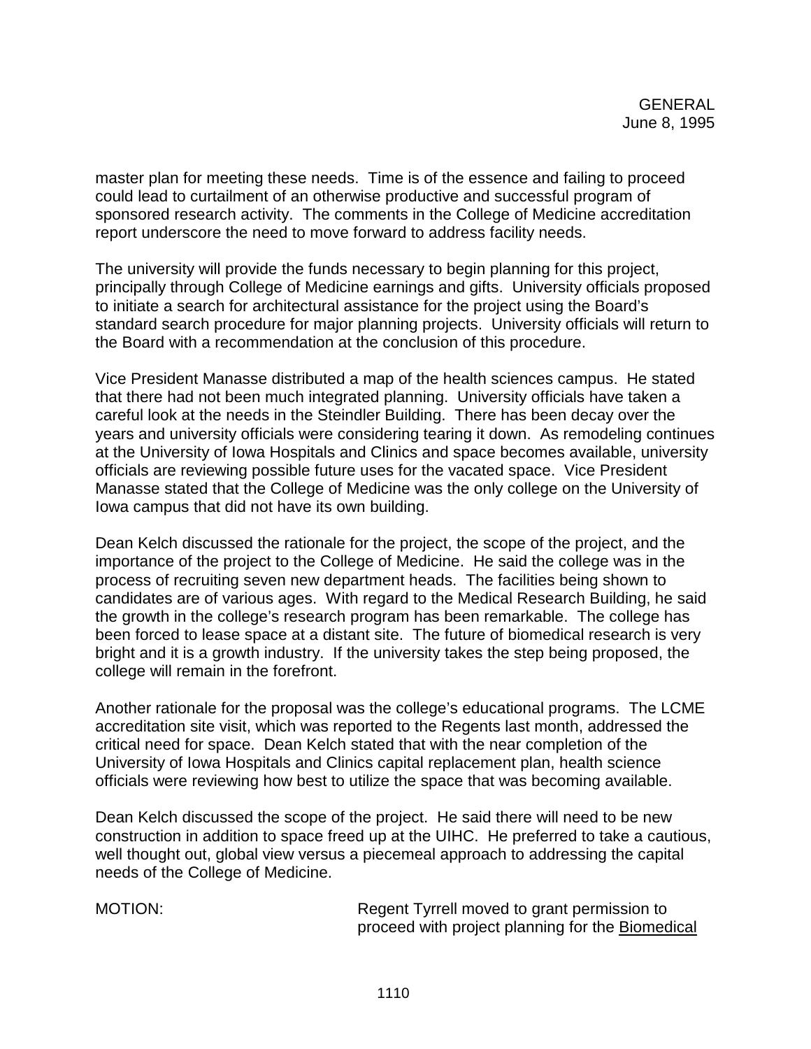master plan for meeting these needs. Time is of the essence and failing to proceed could lead to curtailment of an otherwise productive and successful program of sponsored research activity. The comments in the College of Medicine accreditation report underscore the need to move forward to address facility needs.

The university will provide the funds necessary to begin planning for this project, principally through College of Medicine earnings and gifts. University officials proposed to initiate a search for architectural assistance for the project using the Board's standard search procedure for major planning projects. University officials will return to the Board with a recommendation at the conclusion of this procedure.

Vice President Manasse distributed a map of the health sciences campus. He stated that there had not been much integrated planning. University officials have taken a careful look at the needs in the Steindler Building. There has been decay over the years and university officials were considering tearing it down. As remodeling continues at the University of Iowa Hospitals and Clinics and space becomes available, university officials are reviewing possible future uses for the vacated space. Vice President Manasse stated that the College of Medicine was the only college on the University of Iowa campus that did not have its own building.

Dean Kelch discussed the rationale for the project, the scope of the project, and the importance of the project to the College of Medicine. He said the college was in the process of recruiting seven new department heads. The facilities being shown to candidates are of various ages. With regard to the Medical Research Building, he said the growth in the college's research program has been remarkable. The college has been forced to lease space at a distant site. The future of biomedical research is very bright and it is a growth industry. If the university takes the step being proposed, the college will remain in the forefront.

Another rationale for the proposal was the college's educational programs. The LCME accreditation site visit, which was reported to the Regents last month, addressed the critical need for space. Dean Kelch stated that with the near completion of the University of Iowa Hospitals and Clinics capital replacement plan, health science officials were reviewing how best to utilize the space that was becoming available.

Dean Kelch discussed the scope of the project. He said there will need to be new construction in addition to space freed up at the UIHC. He preferred to take a cautious, well thought out, global view versus a piecemeal approach to addressing the capital needs of the College of Medicine.

MOTION: Regent Tyrrell moved to grant permission to proceed with project planning for the Biomedical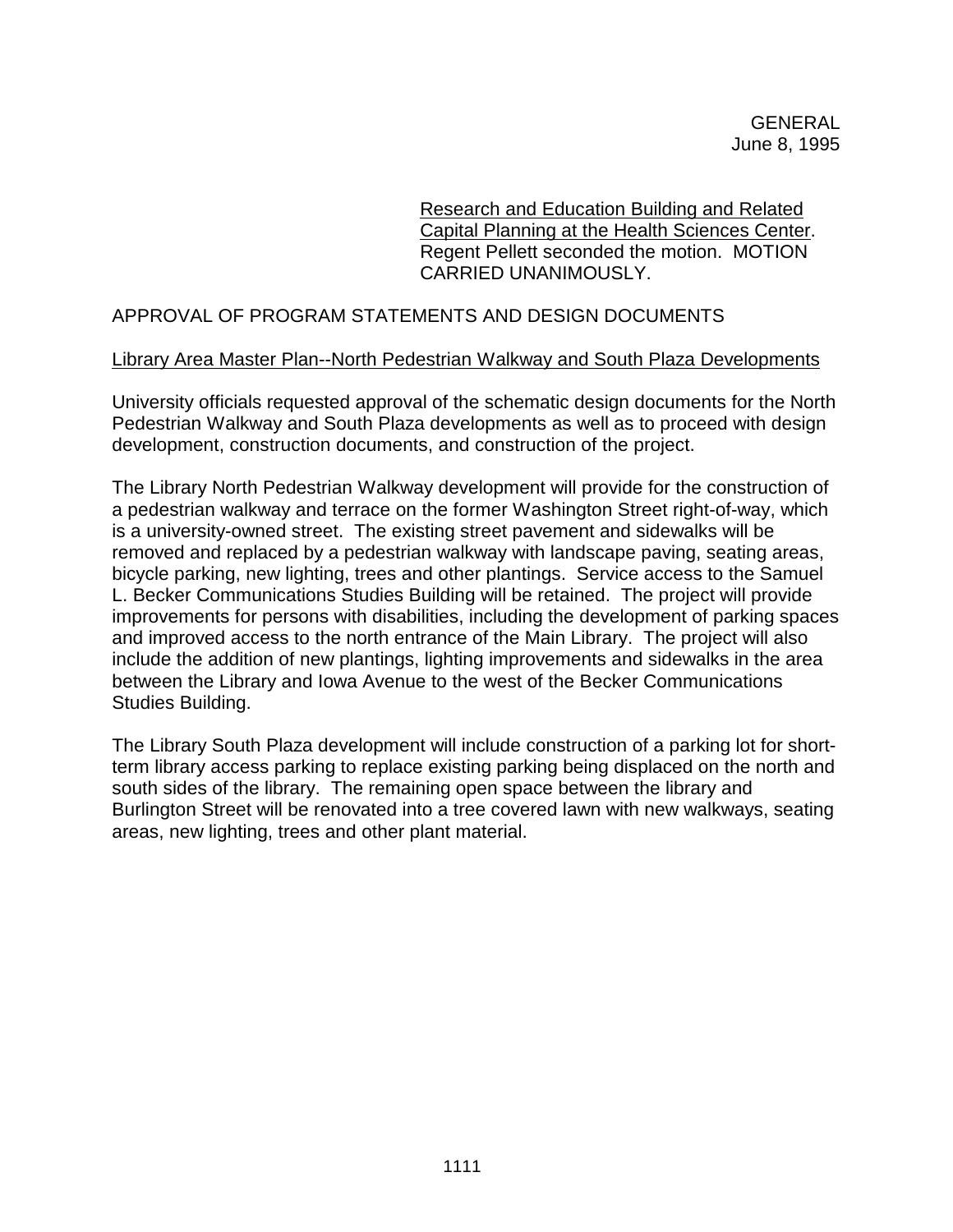Research and Education Building and Related Capital Planning at the Health Sciences Center. Regent Pellett seconded the motion. MOTION CARRIED UNANIMOUSLY.

## APPROVAL OF PROGRAM STATEMENTS AND DESIGN DOCUMENTS

Library Area Master Plan--North Pedestrian Walkway and South Plaza Developments

University officials requested approval of the schematic design documents for the North Pedestrian Walkway and South Plaza developments as well as to proceed with design development, construction documents, and construction of the project.

The Library North Pedestrian Walkway development will provide for the construction of a pedestrian walkway and terrace on the former Washington Street right-of-way, which is a university-owned street. The existing street pavement and sidewalks will be removed and replaced by a pedestrian walkway with landscape paving, seating areas, bicycle parking, new lighting, trees and other plantings. Service access to the Samuel L. Becker Communications Studies Building will be retained. The project will provide improvements for persons with disabilities, including the development of parking spaces and improved access to the north entrance of the Main Library. The project will also include the addition of new plantings, lighting improvements and sidewalks in the area between the Library and Iowa Avenue to the west of the Becker Communications Studies Building.

The Library South Plaza development will include construction of a parking lot for short-term library access parking to replace existing parking being displaced on the north and south sides of the library. The remaining open space between the library and Burlington Street will be renovated into a tree covered lawn with new walkways, seating areas, new lighting, trees and other plant material.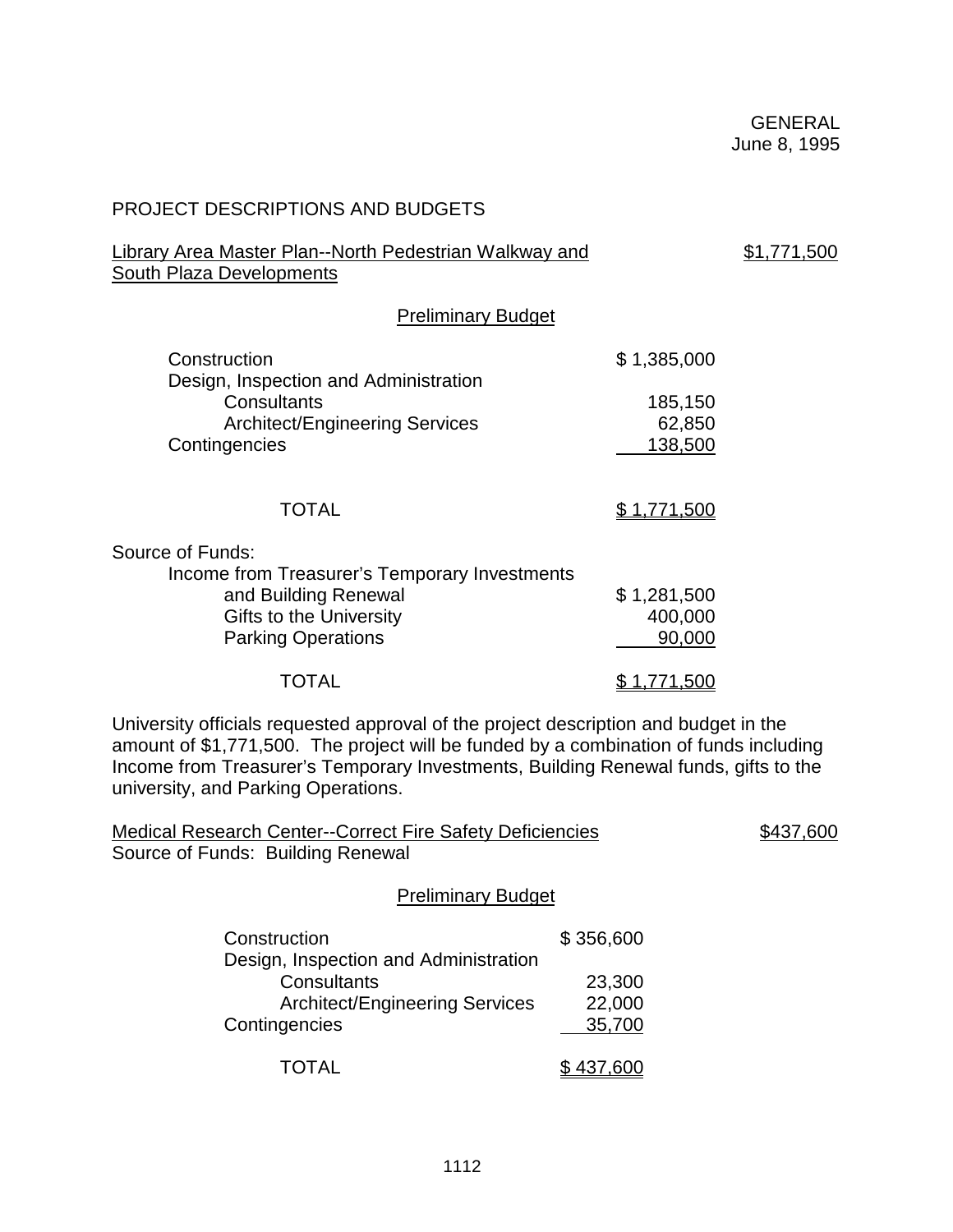GENERAL
June 8, 1995

## PROJECT DESCRIPTIONS AND BUDGETS

Library Area Master Plan--North Pedestrian Walkway and South Plaza Developments — $1,771,500

### Preliminary Budget

| | |
|---|---|
| Construction | $ 1,385,000 |
| Design, Inspection and Administration | |
| Consultants | 185,150 |
| Architect/Engineering Services | 62,850 |
| Contingencies | 138,500 |
| TOTAL | $ 1,771,500 |

| | |
|---|---|
| Source of Funds: | |
| Income from Treasurer's Temporary Investments and Building Renewal | $ 1,281,500 |
| Gifts to the University | 400,000 |
| Parking Operations | 90,000 |
| TOTAL | $ 1,771,500 |

University officials requested approval of the project description and budget in the amount of $1,771,500. The project will be funded by a combination of funds including Income from Treasurer's Temporary Investments, Building Renewal funds, gifts to the university, and Parking Operations.

Medical Research Center--Correct Fire Safety Deficiencies — $437,600

Source of Funds: Building Renewal

### Preliminary Budget

| | |
|---|---|
| Construction | $ 356,600 |
| Design, Inspection and Administration | |
| Consultants | 23,300 |
| Architect/Engineering Services | 22,000 |
| Contingencies | 35,700 |
| TOTAL | $ 437,600 |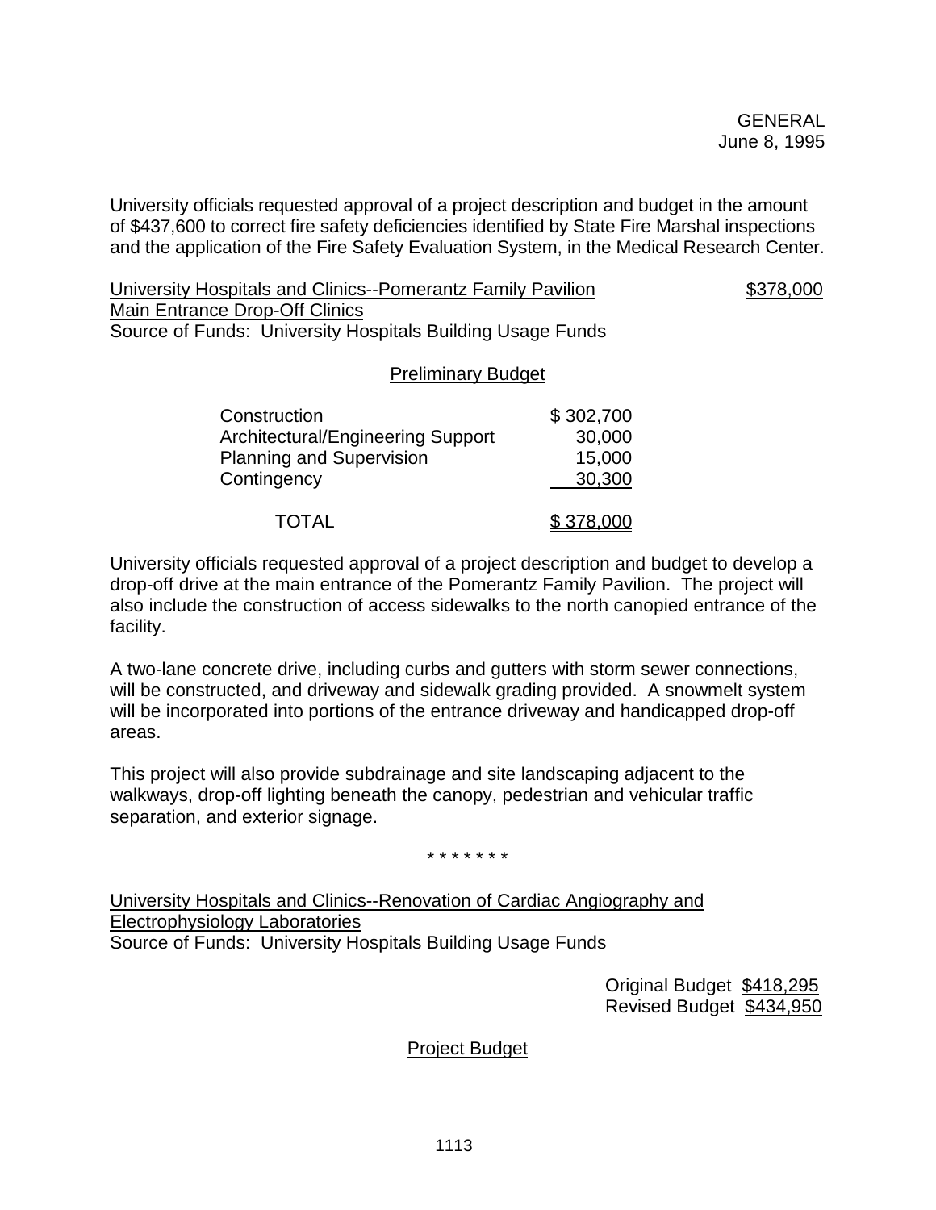GENERAL
June 8, 1995

University officials requested approval of a project description and budget in the amount of $437,600 to correct fire safety deficiencies identified by State Fire Marshal inspections and the application of the Fire Safety Evaluation System, in the Medical Research Center.

University Hospitals and Clinics--Pomerantz Family Pavilion Main Entrance Drop-Off Clinics — $378,000
Source of Funds: University Hospitals Building Usage Funds

Preliminary Budget

| | |
|---|---|
| Construction | $ 302,700 |
| Architectural/Engineering Support | 30,000 |
| Planning and Supervision | 15,000 |
| Contingency | 30,300 |
| TOTAL | $ 378,000 |

University officials requested approval of a project description and budget to develop a drop-off drive at the main entrance of the Pomerantz Family Pavilion. The project will also include the construction of access sidewalks to the north canopied entrance of the facility.

A two-lane concrete drive, including curbs and gutters with storm sewer connections, will be constructed, and driveway and sidewalk grading provided. A snowmelt system will be incorporated into portions of the entrance driveway and handicapped drop-off areas.

This project will also provide subdrainage and site landscaping adjacent to the walkways, drop-off lighting beneath the canopy, pedestrian and vehicular traffic separation, and exterior signage.

\* \* \* \* \* \* \*

University Hospitals and Clinics--Renovation of Cardiac Angiography and Electrophysiology Laboratories
Source of Funds: University Hospitals Building Usage Funds

Original Budget $418,295
Revised Budget $434,950

Project Budget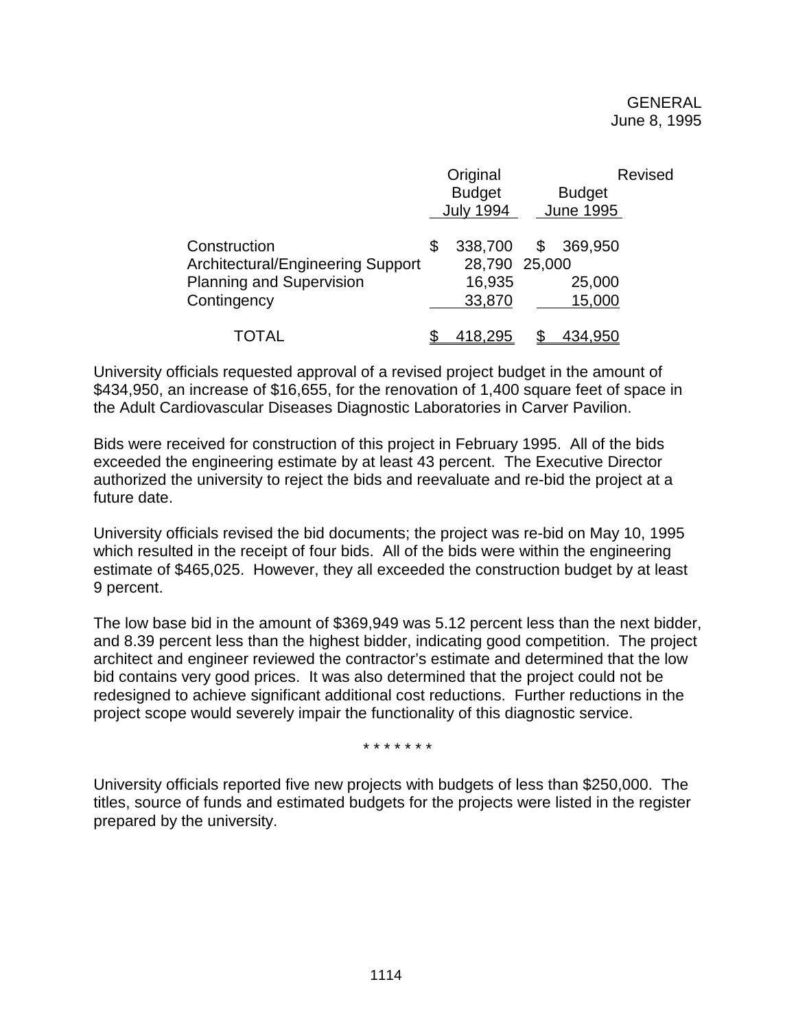GENERAL
June 8, 1995

| | Original Budget July 1994 | Revised Budget June 1995 |
|---|---|---|
| Construction | $ 338,700 | $ 369,950 |
| Architectural/Engineering Support | 28,790 | 25,000 |
| Planning and Supervision | 16,935 | 25,000 |
| Contingency | 33,870 | 15,000 |
| TOTAL | $ 418,295 | $ 434,950 |

University officials requested approval of a revised project budget in the amount of $434,950, an increase of $16,655, for the renovation of 1,400 square feet of space in the Adult Cardiovascular Diseases Diagnostic Laboratories in Carver Pavilion.

Bids were received for construction of this project in February 1995. All of the bids exceeded the engineering estimate by at least 43 percent. The Executive Director authorized the university to reject the bids and reevaluate and re-bid the project at a future date.

University officials revised the bid documents; the project was re-bid on May 10, 1995 which resulted in the receipt of four bids. All of the bids were within the engineering estimate of $465,025. However, they all exceeded the construction budget by at least 9 percent.

The low base bid in the amount of $369,949 was 5.12 percent less than the next bidder, and 8.39 percent less than the highest bidder, indicating good competition. The project architect and engineer reviewed the contractor's estimate and determined that the low bid contains very good prices. It was also determined that the project could not be redesigned to achieve significant additional cost reductions. Further reductions in the project scope would severely impair the functionality of this diagnostic service.

\* \* \* \* \* \* \*

University officials reported five new projects with budgets of less than $250,000. The titles, source of funds and estimated budgets for the projects were listed in the register prepared by the university.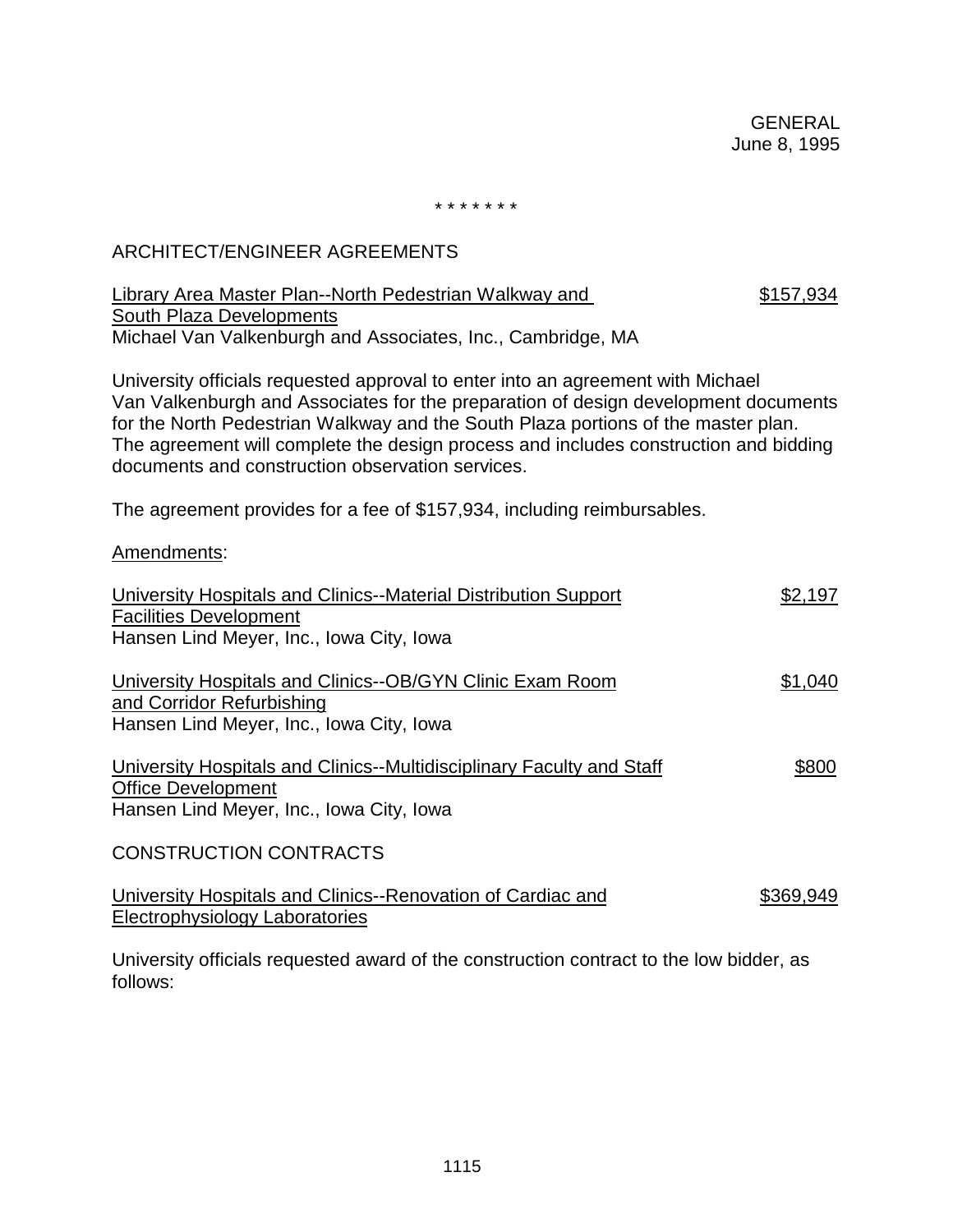GENERAL
June 8, 1995

\* \* \* \* \* \* \*

ARCHITECT/ENGINEER AGREEMENTS

<u>Library Area Master Plan--North Pedestrian Walkway and South Plaza Developments</u> — <u>$157,934</u>
Michael Van Valkenburgh and Associates, Inc., Cambridge, MA

University officials requested approval to enter into an agreement with Michael Van Valkenburgh and Associates for the preparation of design development documents for the North Pedestrian Walkway and the South Plaza portions of the master plan. The agreement will complete the design process and includes construction and bidding documents and construction observation services.

The agreement provides for a fee of $157,934, including reimbursables.

<u>Amendments</u>:

<u>University Hospitals and Clinics--Material Distribution Support Facilities Development</u> — <u>$2,197</u>
Hansen Lind Meyer, Inc., Iowa City, Iowa

<u>University Hospitals and Clinics--OB/GYN Clinic Exam Room and Corridor Refurbishing</u> — <u>$1,040</u>
Hansen Lind Meyer, Inc., Iowa City, Iowa

<u>University Hospitals and Clinics--Multidisciplinary Faculty and Staff Office Development</u> — <u>$800</u>
Hansen Lind Meyer, Inc., Iowa City, Iowa

CONSTRUCTION CONTRACTS

<u>University Hospitals and Clinics--Renovation of Cardiac and Electrophysiology Laboratories</u> — <u>$369,949</u>

University officials requested award of the construction contract to the low bidder, as follows: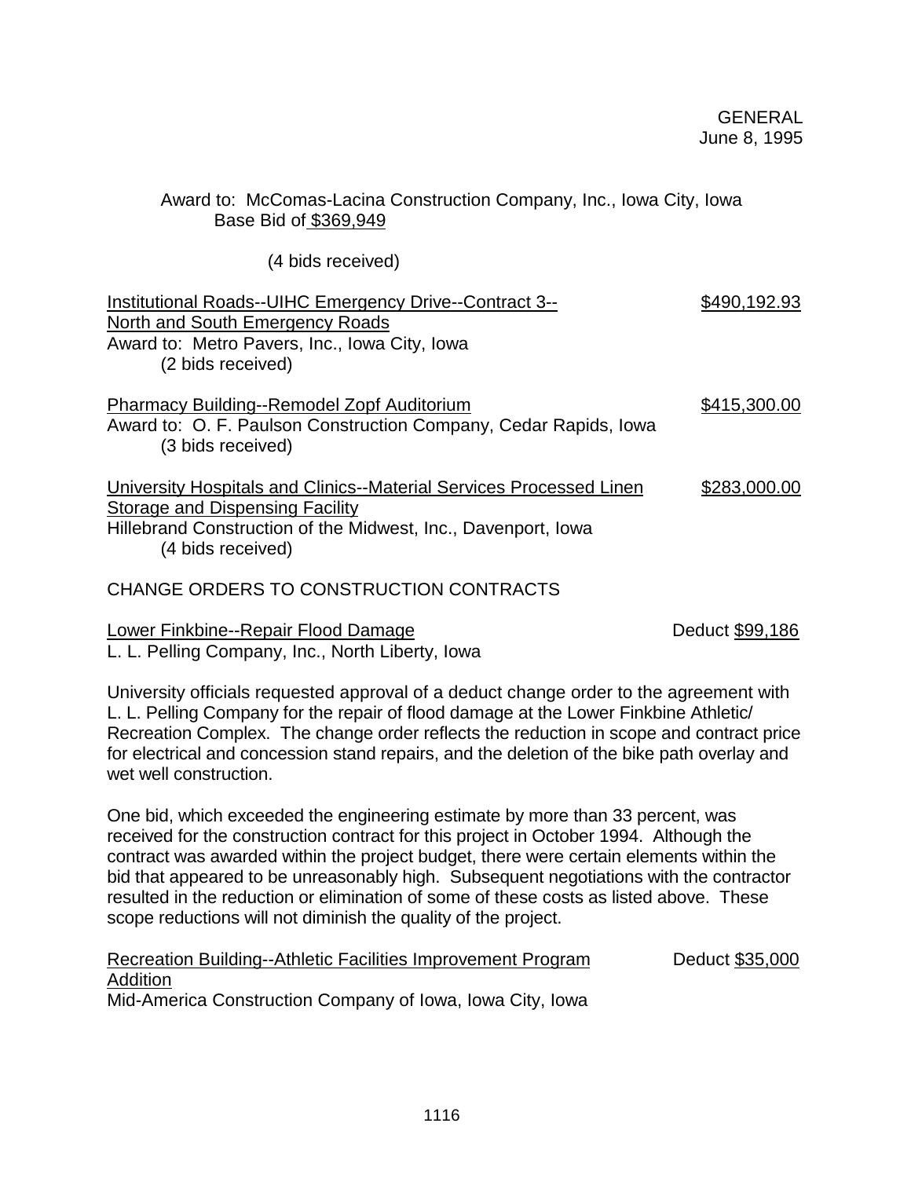Award to: McComas-Lacina Construction Company, Inc., Iowa City, Iowa
Base Bid of $369,949

(4 bids received)

Institutional Roads--UIHC Emergency Drive--Contract 3-- North and South Emergency Roads — $490,192.93
Award to: Metro Pavers, Inc., Iowa City, Iowa
(2 bids received)

Pharmacy Building--Remodel Zopf Auditorium — $415,300.00
Award to: O. F. Paulson Construction Company, Cedar Rapids, Iowa
(3 bids received)

University Hospitals and Clinics--Material Services Processed Linen Storage and Dispensing Facility — $283,000.00
Hillebrand Construction of the Midwest, Inc., Davenport, Iowa
(4 bids received)

CHANGE ORDERS TO CONSTRUCTION CONTRACTS

Lower Finkbine--Repair Flood Damage — Deduct $99,186
L. L. Pelling Company, Inc., North Liberty, Iowa

University officials requested approval of a deduct change order to the agreement with L. L. Pelling Company for the repair of flood damage at the Lower Finkbine Athletic/ Recreation Complex. The change order reflects the reduction in scope and contract price for electrical and concession stand repairs, and the deletion of the bike path overlay and wet well construction.

One bid, which exceeded the engineering estimate by more than 33 percent, was received for the construction contract for this project in October 1994. Although the contract was awarded within the project budget, there were certain elements within the bid that appeared to be unreasonably high. Subsequent negotiations with the contractor resulted in the reduction or elimination of some of these costs as listed above. These scope reductions will not diminish the quality of the project.

Recreation Building--Athletic Facilities Improvement Program Addition — Deduct $35,000
Mid-America Construction Company of Iowa, Iowa City, Iowa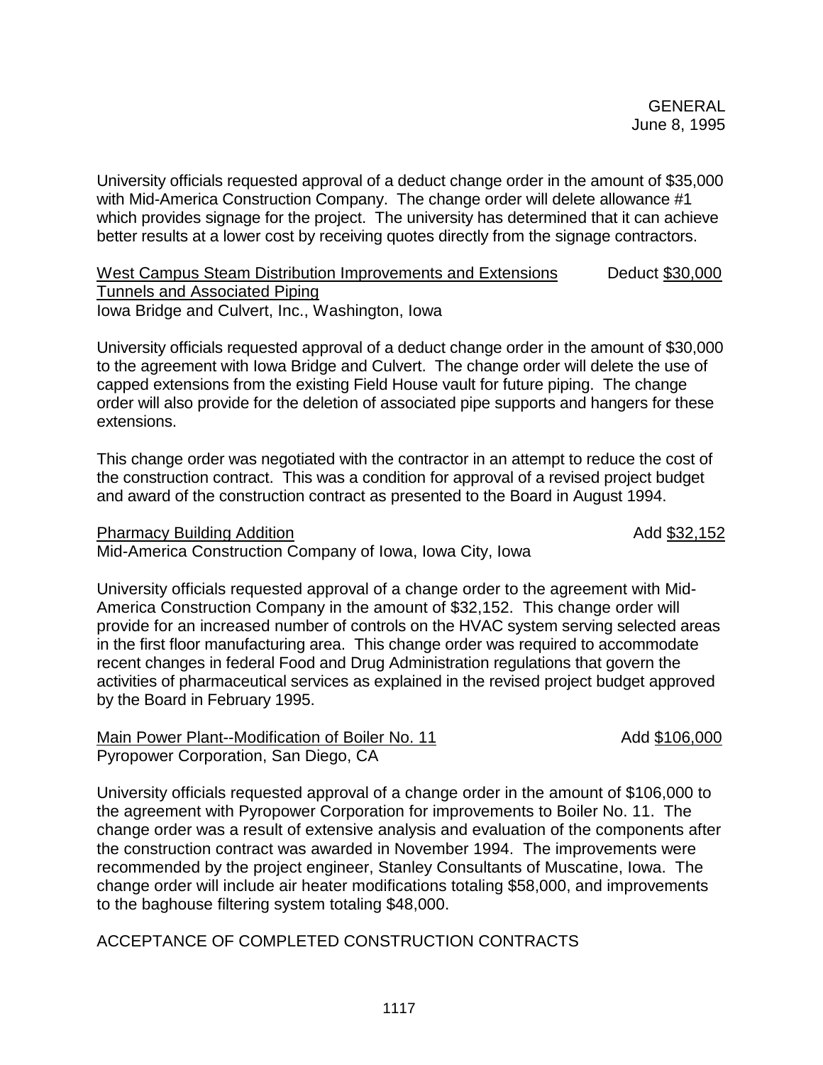University officials requested approval of a deduct change order in the amount of $35,000 with Mid-America Construction Company. The change order will delete allowance #1 which provides signage for the project. The university has determined that it can achieve better results at a lower cost by receiving quotes directly from the signage contractors.

West Campus Steam Distribution Improvements and Extensions Tunnels and Associated Piping — Deduct $30,000
Iowa Bridge and Culvert, Inc., Washington, Iowa

University officials requested approval of a deduct change order in the amount of $30,000 to the agreement with Iowa Bridge and Culvert. The change order will delete the use of capped extensions from the existing Field House vault for future piping. The change order will also provide for the deletion of associated pipe supports and hangers for these extensions.

This change order was negotiated with the contractor in an attempt to reduce the cost of the construction contract. This was a condition for approval of a revised project budget and award of the construction contract as presented to the Board in August 1994.

Pharmacy Building Addition — Add $32,152
Mid-America Construction Company of Iowa, Iowa City, Iowa

University officials requested approval of a change order to the agreement with Mid-America Construction Company in the amount of $32,152. This change order will provide for an increased number of controls on the HVAC system serving selected areas in the first floor manufacturing area. This change order was required to accommodate recent changes in federal Food and Drug Administration regulations that govern the activities of pharmaceutical services as explained in the revised project budget approved by the Board in February 1995.

Main Power Plant--Modification of Boiler No. 11 — Add $106,000
Pyropower Corporation, San Diego, CA

University officials requested approval of a change order in the amount of $106,000 to the agreement with Pyropower Corporation for improvements to Boiler No. 11. The change order was a result of extensive analysis and evaluation of the components after the construction contract was awarded in November 1994. The improvements were recommended by the project engineer, Stanley Consultants of Muscatine, Iowa. The change order will include air heater modifications totaling $58,000, and improvements to the baghouse filtering system totaling $48,000.

ACCEPTANCE OF COMPLETED CONSTRUCTION CONTRACTS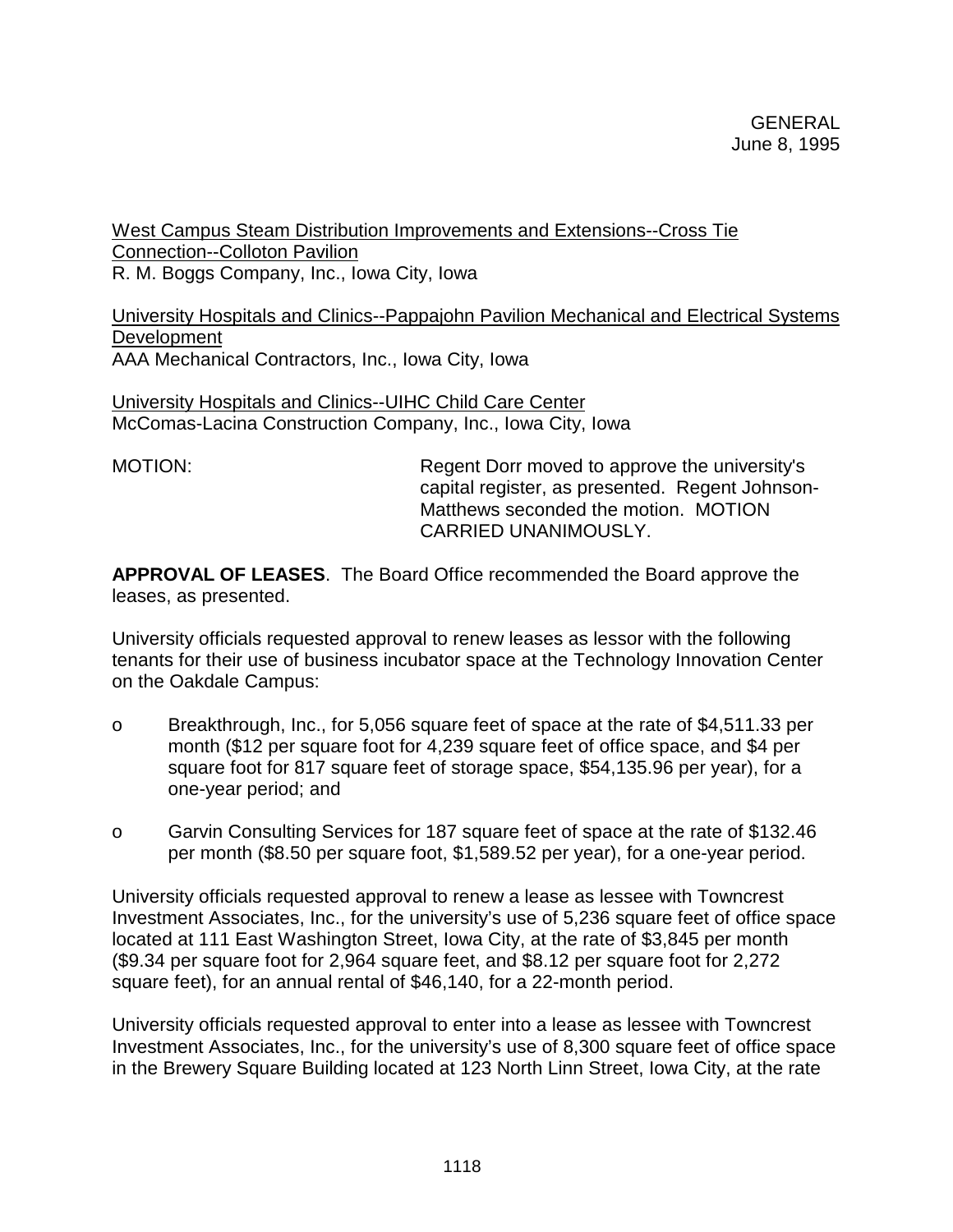GENERAL
June 8, 1995

West Campus Steam Distribution Improvements and Extensions--Cross Tie Connection--Colloton Pavilion
R. M. Boggs Company, Inc., Iowa City, Iowa

University Hospitals and Clinics--Pappajohn Pavilion Mechanical and Electrical Systems Development
AAA Mechanical Contractors, Inc., Iowa City, Iowa

University Hospitals and Clinics--UIHC Child Care Center
McComas-Lacina Construction Company, Inc., Iowa City, Iowa

MOTION: Regent Dorr moved to approve the university's capital register, as presented. Regent Johnson-Matthews seconded the motion. MOTION CARRIED UNANIMOUSLY.

**APPROVAL OF LEASES**. The Board Office recommended the Board approve the leases, as presented.

University officials requested approval to renew leases as lessor with the following tenants for their use of business incubator space at the Technology Innovation Center on the Oakdale Campus:

- Breakthrough, Inc., for 5,056 square feet of space at the rate of $4,511.33 per month ($12 per square foot for 4,239 square feet of office space, and $4 per square foot for 817 square feet of storage space, $54,135.96 per year), for a one-year period; and
- Garvin Consulting Services for 187 square feet of space at the rate of $132.46 per month ($8.50 per square foot, $1,589.52 per year), for a one-year period.

University officials requested approval to renew a lease as lessee with Towncrest Investment Associates, Inc., for the university's use of 5,236 square feet of office space located at 111 East Washington Street, Iowa City, at the rate of $3,845 per month ($9.34 per square foot for 2,964 square feet, and $8.12 per square foot for 2,272 square feet), for an annual rental of $46,140, for a 22-month period.

University officials requested approval to enter into a lease as lessee with Towncrest Investment Associates, Inc., for the university's use of 8,300 square feet of office space in the Brewery Square Building located at 123 North Linn Street, Iowa City, at the rate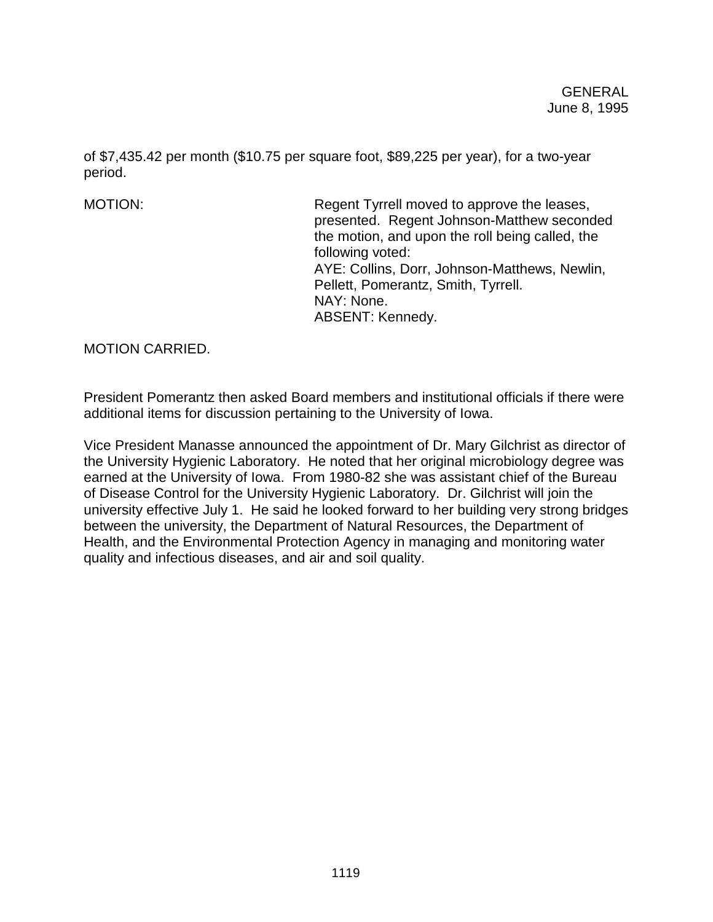of $7,435.42 per month ($10.75 per square foot, $89,225 per year), for a two-year period.

MOTION: Regent Tyrrell moved to approve the leases, presented. Regent Johnson-Matthew seconded the motion, and upon the roll being called, the following voted:
AYE: Collins, Dorr, Johnson-Matthews, Newlin, Pellett, Pomerantz, Smith, Tyrrell.
NAY: None.
ABSENT: Kennedy.

MOTION CARRIED.

President Pomerantz then asked Board members and institutional officials if there were additional items for discussion pertaining to the University of Iowa.

Vice President Manasse announced the appointment of Dr. Mary Gilchrist as director of the University Hygienic Laboratory. He noted that her original microbiology degree was earned at the University of Iowa. From 1980-82 she was assistant chief of the Bureau of Disease Control for the University Hygienic Laboratory. Dr. Gilchrist will join the university effective July 1. He said he looked forward to her building very strong bridges between the university, the Department of Natural Resources, the Department of Health, and the Environmental Protection Agency in managing and monitoring water quality and infectious diseases, and air and soil quality.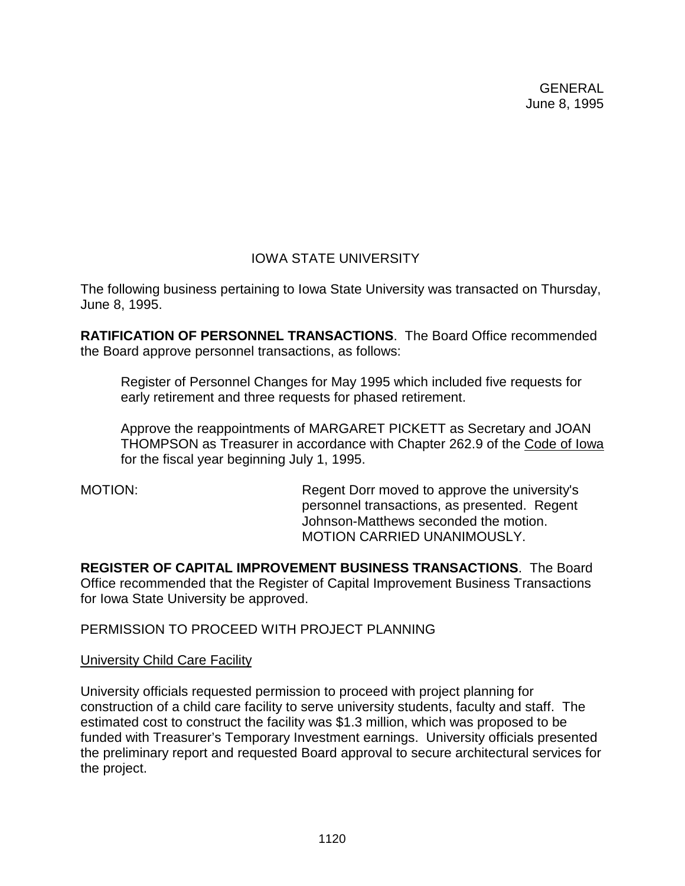GENERAL
June 8, 1995

## IOWA STATE UNIVERSITY

The following business pertaining to Iowa State University was transacted on Thursday, June 8, 1995.

**RATIFICATION OF PERSONNEL TRANSACTIONS**. The Board Office recommended the Board approve personnel transactions, as follows:

> Register of Personnel Changes for May 1995 which included five requests for early retirement and three requests for phased retirement.
>
> Approve the reappointments of MARGARET PICKETT as Secretary and JOAN THOMPSON as Treasurer in accordance with Chapter 262.9 of the Code of Iowa for the fiscal year beginning July 1, 1995.

MOTION: Regent Dorr moved to approve the university's personnel transactions, as presented. Regent Johnson-Matthews seconded the motion. MOTION CARRIED UNANIMOUSLY.

**REGISTER OF CAPITAL IMPROVEMENT BUSINESS TRANSACTIONS**. The Board Office recommended that the Register of Capital Improvement Business Transactions for Iowa State University be approved.

PERMISSION TO PROCEED WITH PROJECT PLANNING

University Child Care Facility

University officials requested permission to proceed with project planning for construction of a child care facility to serve university students, faculty and staff. The estimated cost to construct the facility was $1.3 million, which was proposed to be funded with Treasurer's Temporary Investment earnings. University officials presented the preliminary report and requested Board approval to secure architectural services for the project.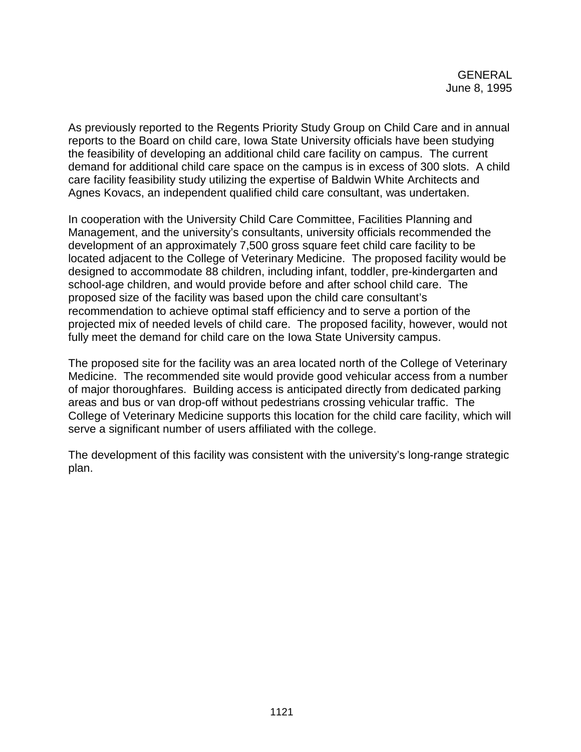GENERAL
June 8, 1995

As previously reported to the Regents Priority Study Group on Child Care and in annual reports to the Board on child care, Iowa State University officials have been studying the feasibility of developing an additional child care facility on campus. The current demand for additional child care space on the campus is in excess of 300 slots. A child care facility feasibility study utilizing the expertise of Baldwin White Architects and Agnes Kovacs, an independent qualified child care consultant, was undertaken.

In cooperation with the University Child Care Committee, Facilities Planning and Management, and the university's consultants, university officials recommended the development of an approximately 7,500 gross square feet child care facility to be located adjacent to the College of Veterinary Medicine. The proposed facility would be designed to accommodate 88 children, including infant, toddler, pre-kindergarten and school-age children, and would provide before and after school child care. The proposed size of the facility was based upon the child care consultant's recommendation to achieve optimal staff efficiency and to serve a portion of the projected mix of needed levels of child care. The proposed facility, however, would not fully meet the demand for child care on the Iowa State University campus.

The proposed site for the facility was an area located north of the College of Veterinary Medicine. The recommended site would provide good vehicular access from a number of major thoroughfares. Building access is anticipated directly from dedicated parking areas and bus or van drop-off without pedestrians crossing vehicular traffic. The College of Veterinary Medicine supports this location for the child care facility, which will serve a significant number of users affiliated with the college.

The development of this facility was consistent with the university's long-range strategic plan.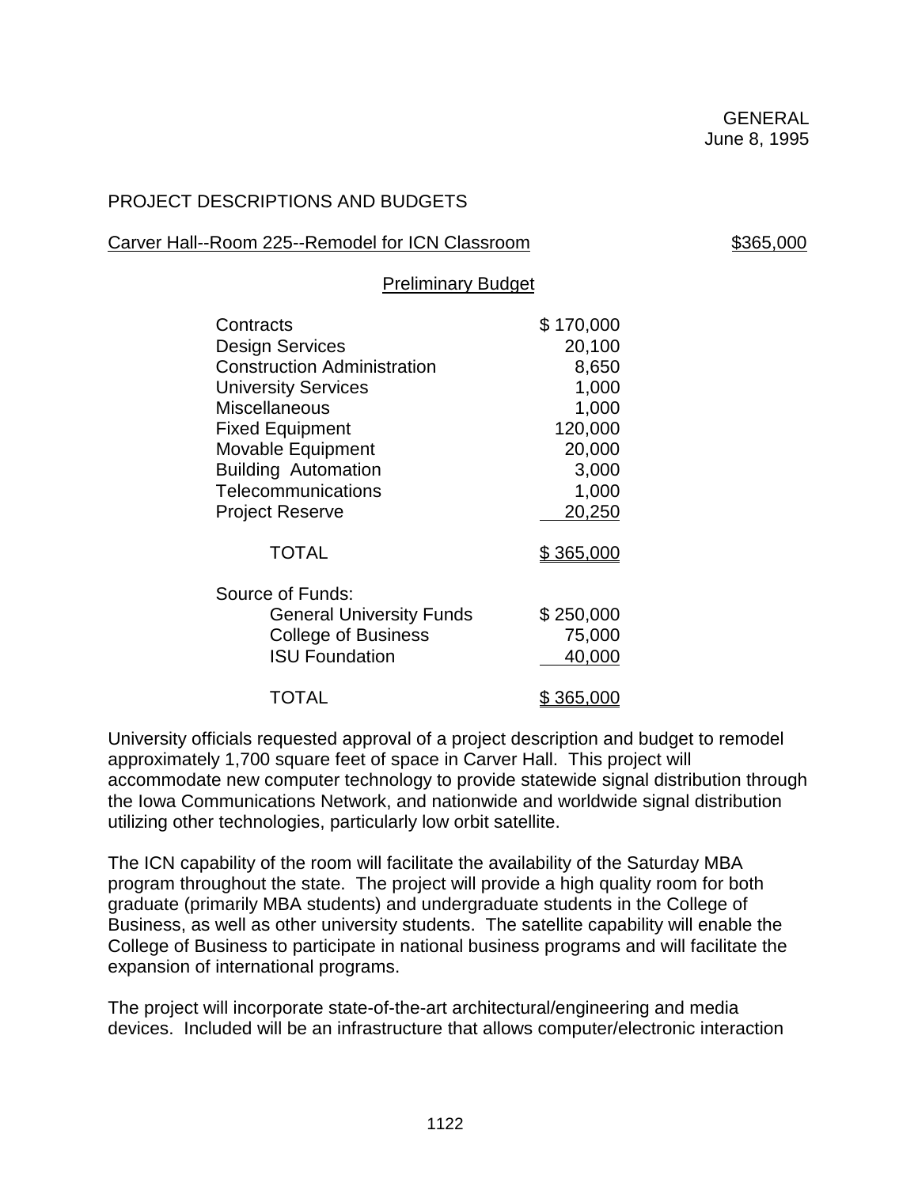GENERAL
June 8, 1995

## PROJECT DESCRIPTIONS AND BUDGETS

Carver Hall--Room 225--Remodel for ICN Classroom $365,000

Preliminary Budget

| | |
|---|---|
| Contracts | $ 170,000 |
| Design Services | 20,100 |
| Construction Administration | 8,650 |
| University Services | 1,000 |
| Miscellaneous | 1,000 |
| Fixed Equipment | 120,000 |
| Movable Equipment | 20,000 |
| Building Automation | 3,000 |
| Telecommunications | 1,000 |
| Project Reserve | 20,250 |
| TOTAL | $ 365,000 |
| Source of Funds: | |
| General University Funds | $ 250,000 |
| College of Business | 75,000 |
| ISU Foundation | 40,000 |
| TOTAL | $ 365,000 |

University officials requested approval of a project description and budget to remodel approximately 1,700 square feet of space in Carver Hall. This project will accommodate new computer technology to provide statewide signal distribution through the Iowa Communications Network, and nationwide and worldwide signal distribution utilizing other technologies, particularly low orbit satellite.

The ICN capability of the room will facilitate the availability of the Saturday MBA program throughout the state. The project will provide a high quality room for both graduate (primarily MBA students) and undergraduate students in the College of Business, as well as other university students. The satellite capability will enable the College of Business to participate in national business programs and will facilitate the expansion of international programs.

The project will incorporate state-of-the-art architectural/engineering and media devices. Included will be an infrastructure that allows computer/electronic interaction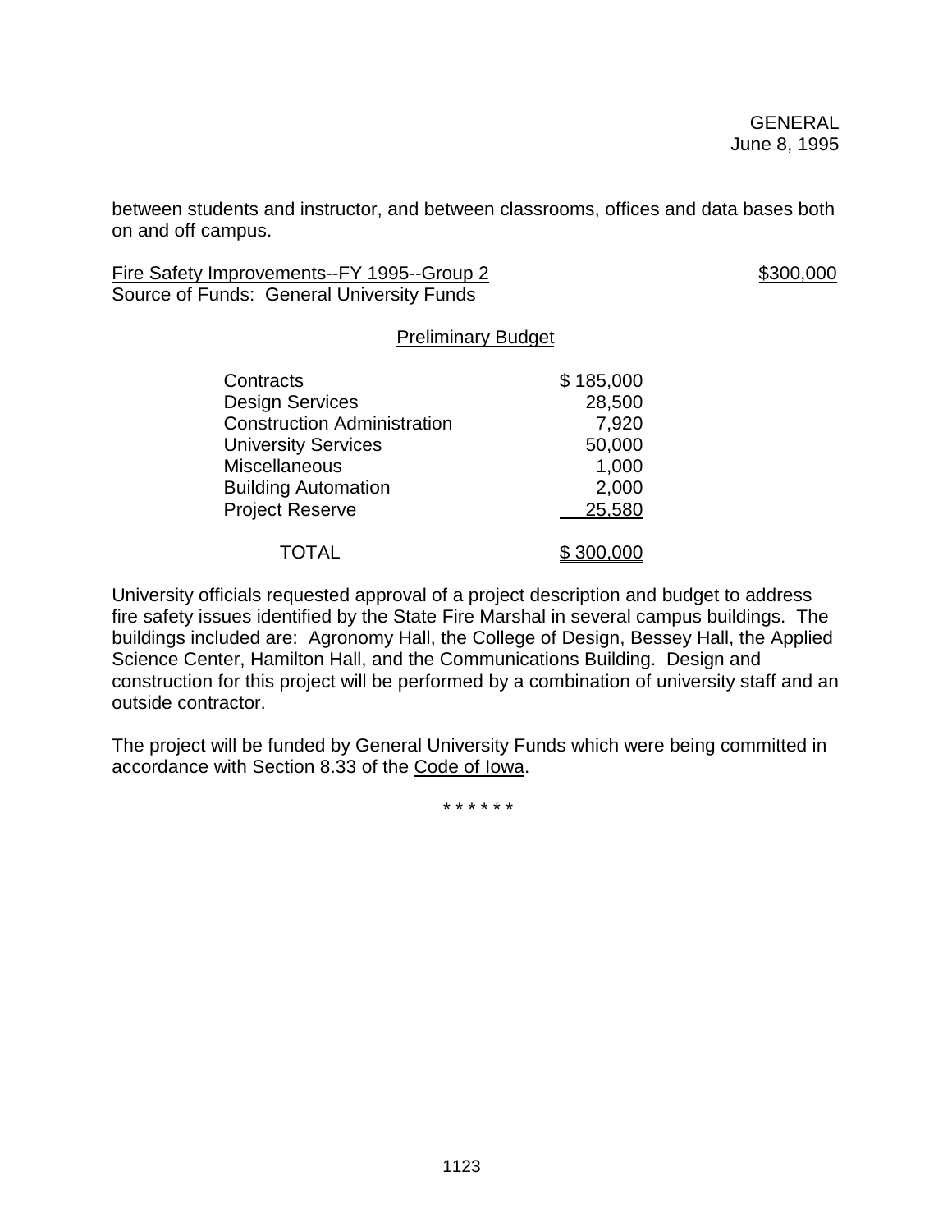between students and instructor, and between classrooms, offices and data bases both on and off campus.

Fire Safety Improvements--FY 1995--Group 2 — $300,000
Source of Funds: General University Funds

Preliminary Budget

| | |
|---|---|
| Contracts | $ 185,000 |
| Design Services | 28,500 |
| Construction Administration | 7,920 |
| University Services | 50,000 |
| Miscellaneous | 1,000 |
| Building Automation | 2,000 |
| Project Reserve | 25,580 |
| TOTAL | $ 300,000 |

University officials requested approval of a project description and budget to address fire safety issues identified by the State Fire Marshal in several campus buildings. The buildings included are: Agronomy Hall, the College of Design, Bessey Hall, the Applied Science Center, Hamilton Hall, and the Communications Building. Design and construction for this project will be performed by a combination of university staff and an outside contractor.

The project will be funded by General University Funds which were being committed in accordance with Section 8.33 of the Code of Iowa.

\* \* \* \* \* \*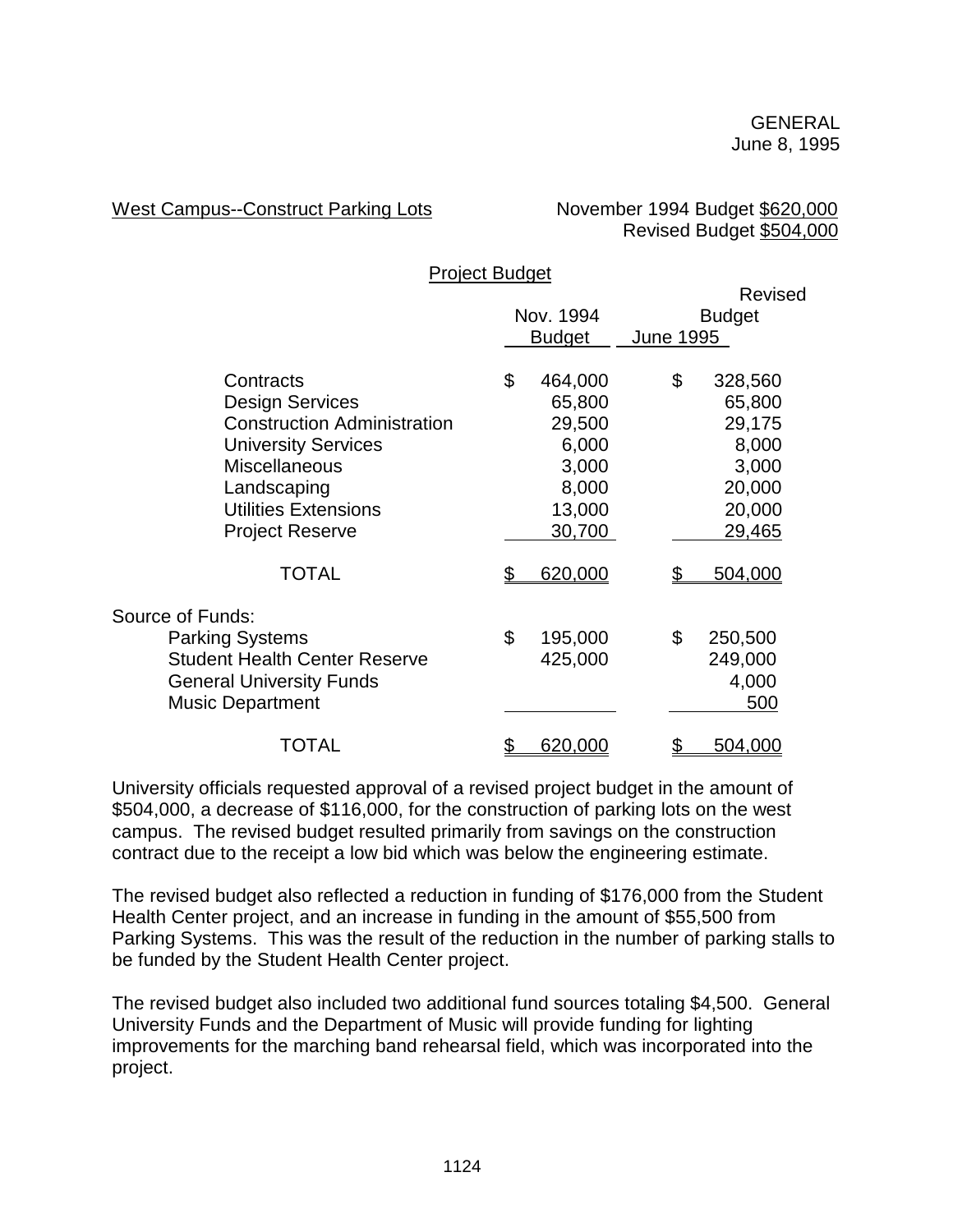GENERAL
June 8, 1995

West Campus--Construct Parking Lots

November 1994 Budget $620,000
Revised Budget $504,000

Project Budget

| | Nov. 1994 Budget | Revised Budget June 1995 |
|---|---|---|
| Contracts | $ 464,000 | $ 328,560 |
| Design Services | 65,800 | 65,800 |
| Construction Administration | 29,500 | 29,175 |
| University Services | 6,000 | 8,000 |
| Miscellaneous | 3,000 | 3,000 |
| Landscaping | 8,000 | 20,000 |
| Utilities Extensions | 13,000 | 20,000 |
| Project Reserve | 30,700 | 29,465 |
| TOTAL | $ 620,000 | $ 504,000 |
| Source of Funds: | | |
| Parking Systems | $ 195,000 | $ 250,500 |
| Student Health Center Reserve | 425,000 | 249,000 |
| General University Funds | | 4,000 |
| Music Department | | 500 |
| TOTAL | $ 620,000 | $ 504,000 |

University officials requested approval of a revised project budget in the amount of $504,000, a decrease of $116,000, for the construction of parking lots on the west campus. The revised budget resulted primarily from savings on the construction contract due to the receipt a low bid which was below the engineering estimate.

The revised budget also reflected a reduction in funding of $176,000 from the Student Health Center project, and an increase in funding in the amount of $55,500 from Parking Systems. This was the result of the reduction in the number of parking stalls to be funded by the Student Health Center project.

The revised budget also included two additional fund sources totaling $4,500. General University Funds and the Department of Music will provide funding for lighting improvements for the marching band rehearsal field, which was incorporated into the project.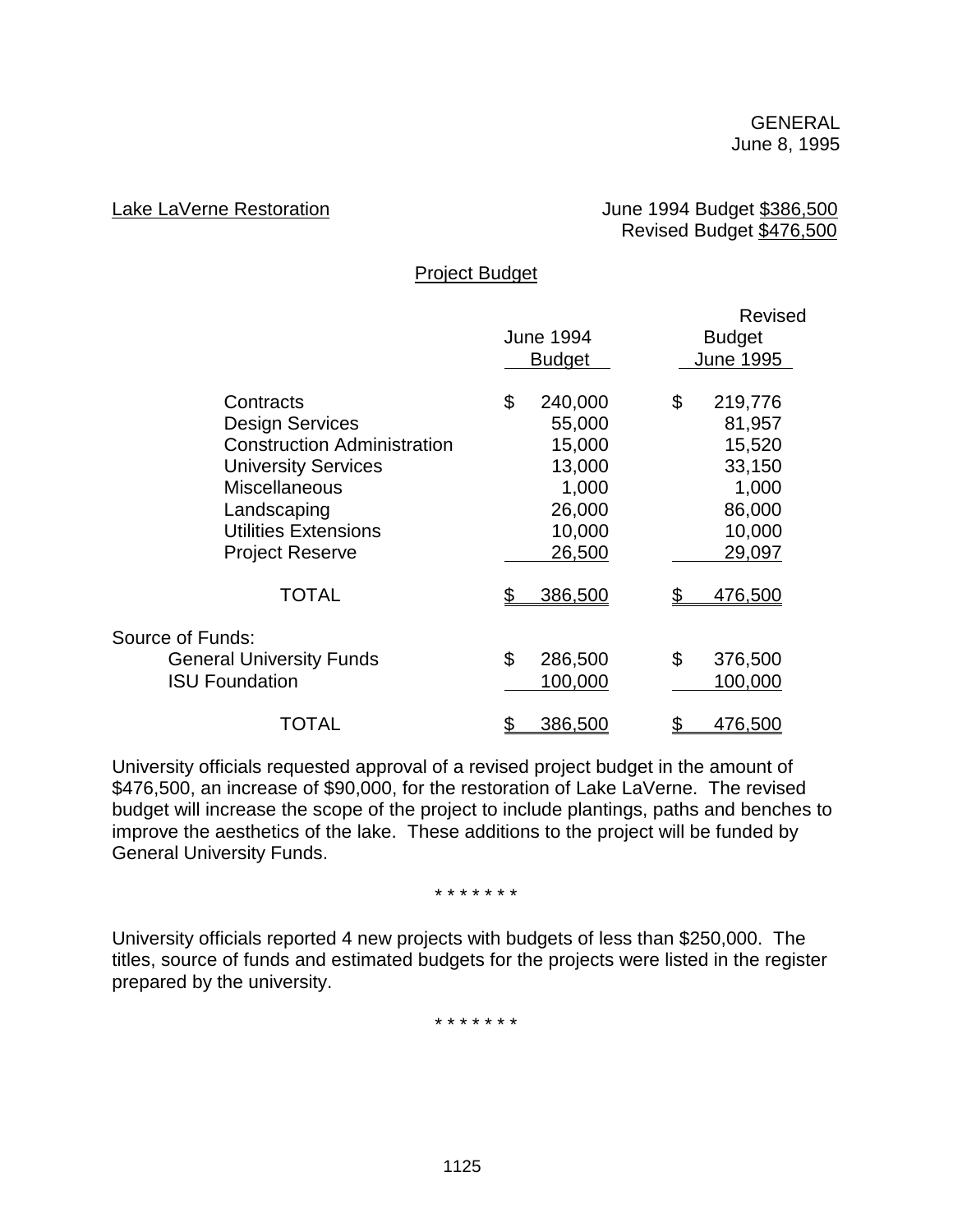GENERAL
June 8, 1995

Lake LaVerne Restoration

June 1994 Budget $386,500
Revised Budget $476,500

Project Budget

| | June 1994 Budget | Revised Budget June 1995 |
|---|---|---|
| Contracts | $ 240,000 | $ 219,776 |
| Design Services | 55,000 | 81,957 |
| Construction Administration | 15,000 | 15,520 |
| University Services | 13,000 | 33,150 |
| Miscellaneous | 1,000 | 1,000 |
| Landscaping | 26,000 | 86,000 |
| Utilities Extensions | 10,000 | 10,000 |
| Project Reserve | 26,500 | 29,097 |
| TOTAL | $ 386,500 | $ 476,500 |
| Source of Funds: | | |
| General University Funds | $ 286,500 | $ 376,500 |
| ISU Foundation | 100,000 | 100,000 |
| TOTAL | $ 386,500 | $ 476,500 |

University officials requested approval of a revised project budget in the amount of $476,500, an increase of $90,000, for the restoration of Lake LaVerne. The revised budget will increase the scope of the project to include plantings, paths and benches to improve the aesthetics of the lake. These additions to the project will be funded by General University Funds.

\* \* \* \* \* \* \*

University officials reported 4 new projects with budgets of less than $250,000. The titles, source of funds and estimated budgets for the projects were listed in the register prepared by the university.

\* \* \* \* \* \* \*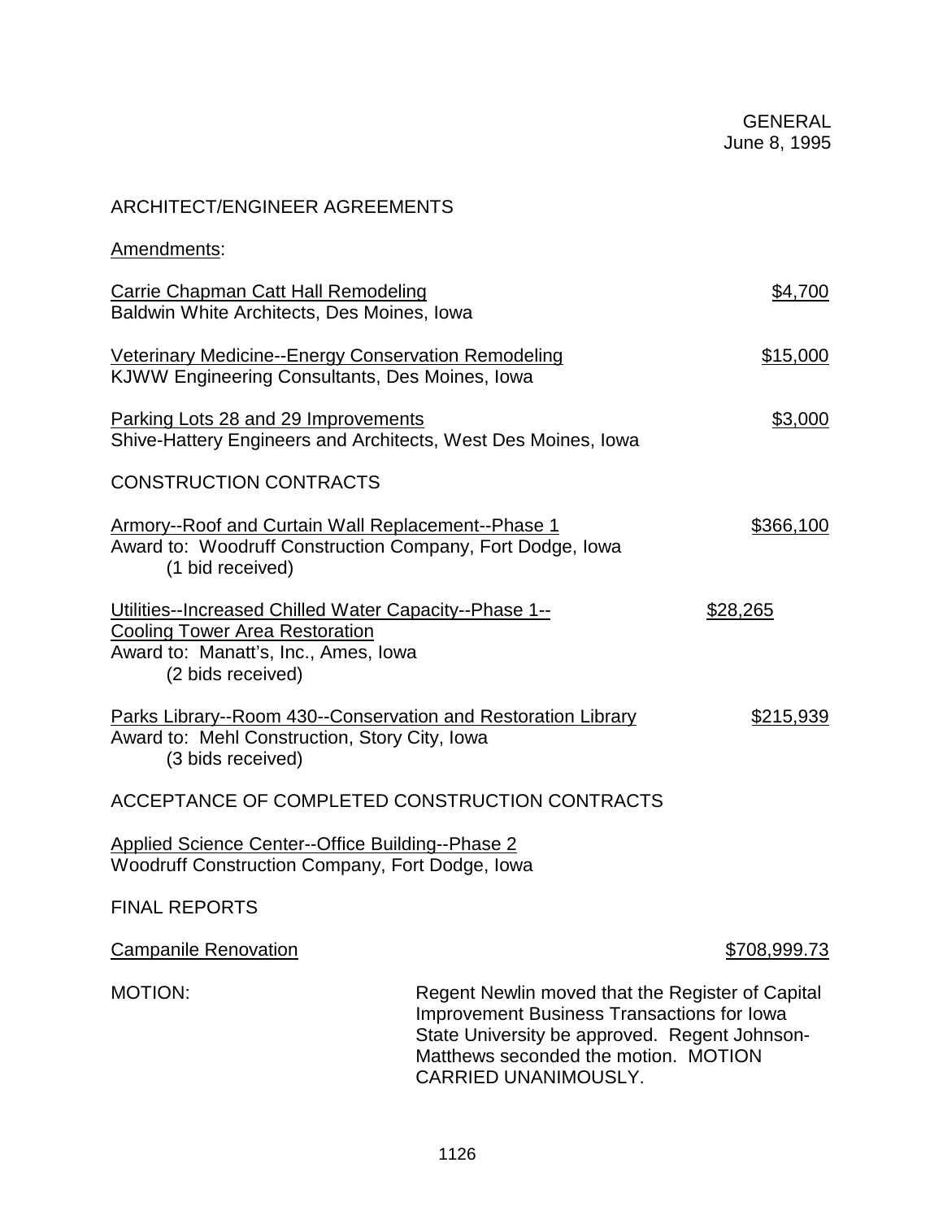GENERAL
June 8, 1995

ARCHITECT/ENGINEER AGREEMENTS

Amendments:

Carrie Chapman Catt Hall Remodeling — $4,700
Baldwin White Architects, Des Moines, Iowa

Veterinary Medicine--Energy Conservation Remodeling — $15,000
KJWW Engineering Consultants, Des Moines, Iowa

Parking Lots 28 and 29 Improvements — $3,000
Shive-Hattery Engineers and Architects, West Des Moines, Iowa

CONSTRUCTION CONTRACTS

Armory--Roof and Curtain Wall Replacement--Phase 1 — $366,100
Award to: Woodruff Construction Company, Fort Dodge, Iowa
(1 bid received)

Utilities--Increased Chilled Water Capacity--Phase 1-- Cooling Tower Area Restoration — $28,265
Award to: Manatt's, Inc., Ames, Iowa
(2 bids received)

Parks Library--Room 430--Conservation and Restoration Library — $215,939
Award to: Mehl Construction, Story City, Iowa
(3 bids received)

ACCEPTANCE OF COMPLETED CONSTRUCTION CONTRACTS

Applied Science Center--Office Building--Phase 2
Woodruff Construction Company, Fort Dodge, Iowa

FINAL REPORTS

Campanile Renovation — $708,999.73

MOTION: Regent Newlin moved that the Register of Capital Improvement Business Transactions for Iowa State University be approved. Regent Johnson-Matthews seconded the motion. MOTION CARRIED UNANIMOUSLY.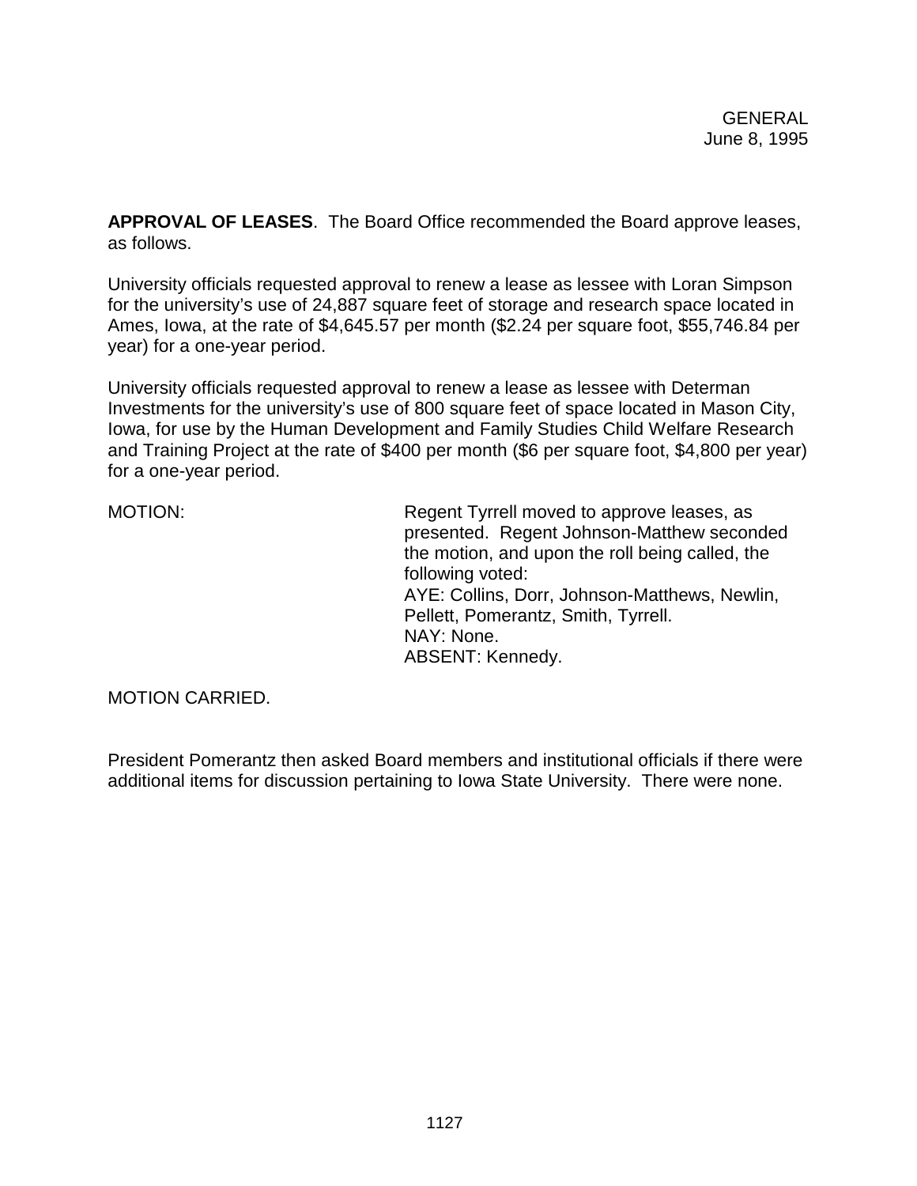**APPROVAL OF LEASES**. The Board Office recommended the Board approve leases, as follows.

University officials requested approval to renew a lease as lessee with Loran Simpson for the university's use of 24,887 square feet of storage and research space located in Ames, Iowa, at the rate of $4,645.57 per month ($2.24 per square foot, $55,746.84 per year) for a one-year period.

University officials requested approval to renew a lease as lessee with Determan Investments for the university's use of 800 square feet of space located in Mason City, Iowa, for use by the Human Development and Family Studies Child Welfare Research and Training Project at the rate of $400 per month ($6 per square foot, $4,800 per year) for a one-year period.

MOTION: Regent Tyrrell moved to approve leases, as presented. Regent Johnson-Matthew seconded the motion, and upon the roll being called, the following voted:
AYE: Collins, Dorr, Johnson-Matthews, Newlin, Pellett, Pomerantz, Smith, Tyrrell.
NAY: None.
ABSENT: Kennedy.

MOTION CARRIED.

President Pomerantz then asked Board members and institutional officials if there were additional items for discussion pertaining to Iowa State University. There were none.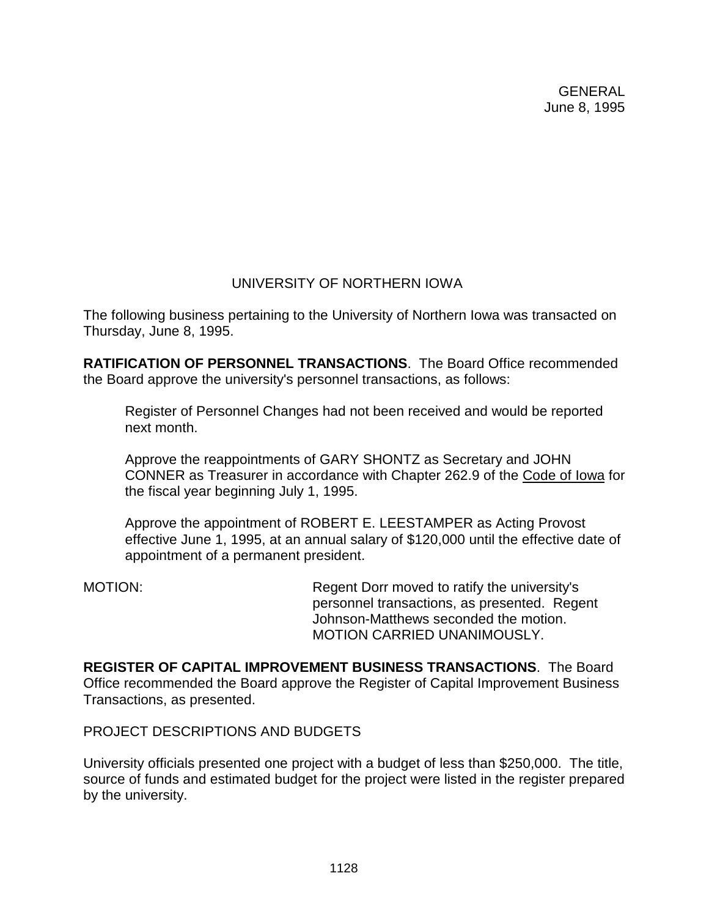GENERAL
June 8, 1995

## UNIVERSITY OF NORTHERN IOWA

The following business pertaining to the University of Northern Iowa was transacted on Thursday, June 8, 1995.

**RATIFICATION OF PERSONNEL TRANSACTIONS**. The Board Office recommended the Board approve the university's personnel transactions, as follows:

> Register of Personnel Changes had not been received and would be reported next month.
>
> Approve the reappointments of GARY SHONTZ as Secretary and JOHN CONNER as Treasurer in accordance with Chapter 262.9 of the Code of Iowa for the fiscal year beginning July 1, 1995.
>
> Approve the appointment of ROBERT E. LEESTAMPER as Acting Provost effective June 1, 1995, at an annual salary of $120,000 until the effective date of appointment of a permanent president.

MOTION: Regent Dorr moved to ratify the university's personnel transactions, as presented. Regent Johnson-Matthews seconded the motion. MOTION CARRIED UNANIMOUSLY.

**REGISTER OF CAPITAL IMPROVEMENT BUSINESS TRANSACTIONS**. The Board Office recommended the Board approve the Register of Capital Improvement Business Transactions, as presented.

PROJECT DESCRIPTIONS AND BUDGETS

University officials presented one project with a budget of less than $250,000. The title, source of funds and estimated budget for the project were listed in the register prepared by the university.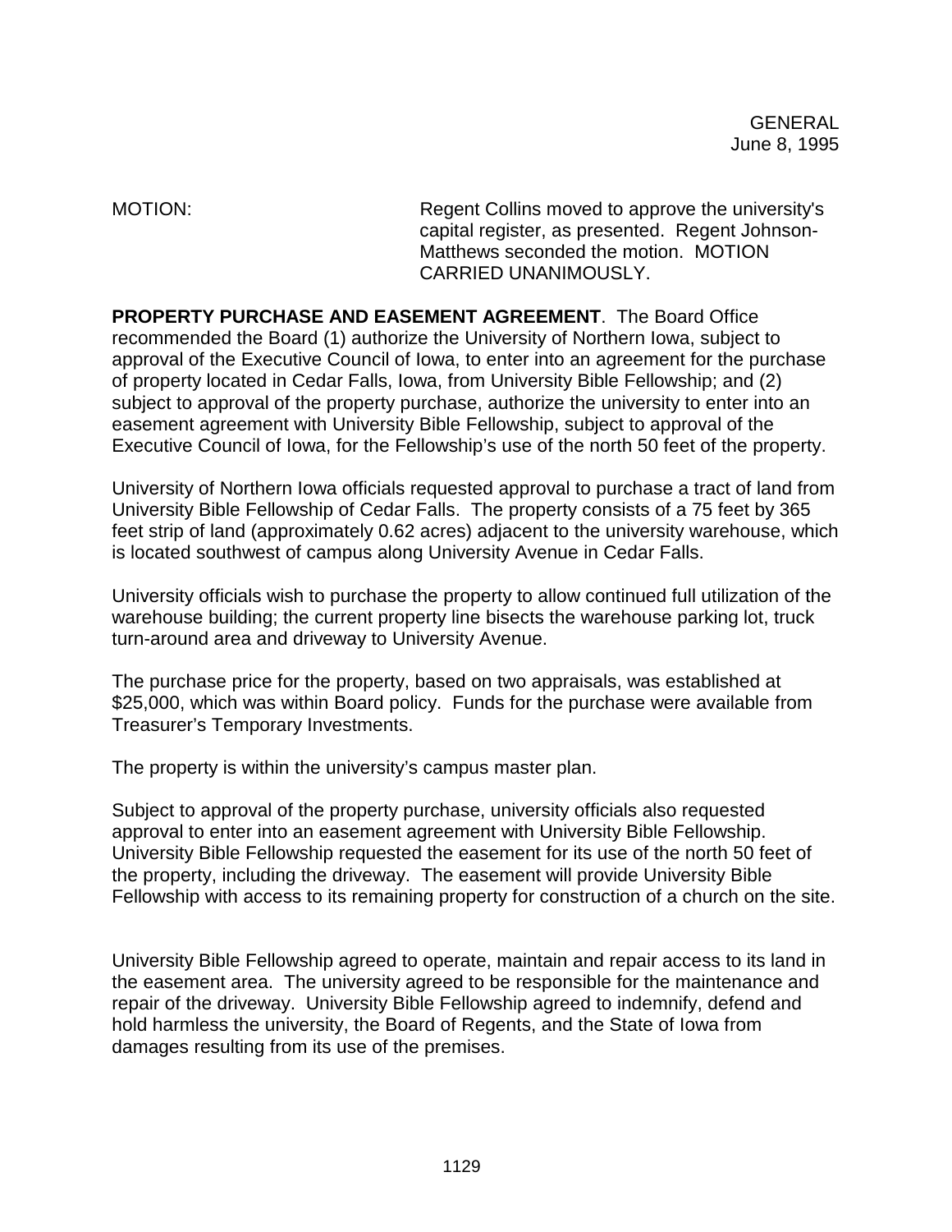MOTION: Regent Collins moved to approve the university's capital register, as presented. Regent Johnson-Matthews seconded the motion. MOTION CARRIED UNANIMOUSLY.

**PROPERTY PURCHASE AND EASEMENT AGREEMENT**. The Board Office recommended the Board (1) authorize the University of Northern Iowa, subject to approval of the Executive Council of Iowa, to enter into an agreement for the purchase of property located in Cedar Falls, Iowa, from University Bible Fellowship; and (2) subject to approval of the property purchase, authorize the university to enter into an easement agreement with University Bible Fellowship, subject to approval of the Executive Council of Iowa, for the Fellowship's use of the north 50 feet of the property.

University of Northern Iowa officials requested approval to purchase a tract of land from University Bible Fellowship of Cedar Falls. The property consists of a 75 feet by 365 feet strip of land (approximately 0.62 acres) adjacent to the university warehouse, which is located southwest of campus along University Avenue in Cedar Falls.

University officials wish to purchase the property to allow continued full utilization of the warehouse building; the current property line bisects the warehouse parking lot, truck turn-around area and driveway to University Avenue.

The purchase price for the property, based on two appraisals, was established at $25,000, which was within Board policy. Funds for the purchase were available from Treasurer's Temporary Investments.

The property is within the university's campus master plan.

Subject to approval of the property purchase, university officials also requested approval to enter into an easement agreement with University Bible Fellowship. University Bible Fellowship requested the easement for its use of the north 50 feet of the property, including the driveway. The easement will provide University Bible Fellowship with access to its remaining property for construction of a church on the site.

University Bible Fellowship agreed to operate, maintain and repair access to its land in the easement area. The university agreed to be responsible for the maintenance and repair of the driveway. University Bible Fellowship agreed to indemnify, defend and hold harmless the university, the Board of Regents, and the State of Iowa from damages resulting from its use of the premises.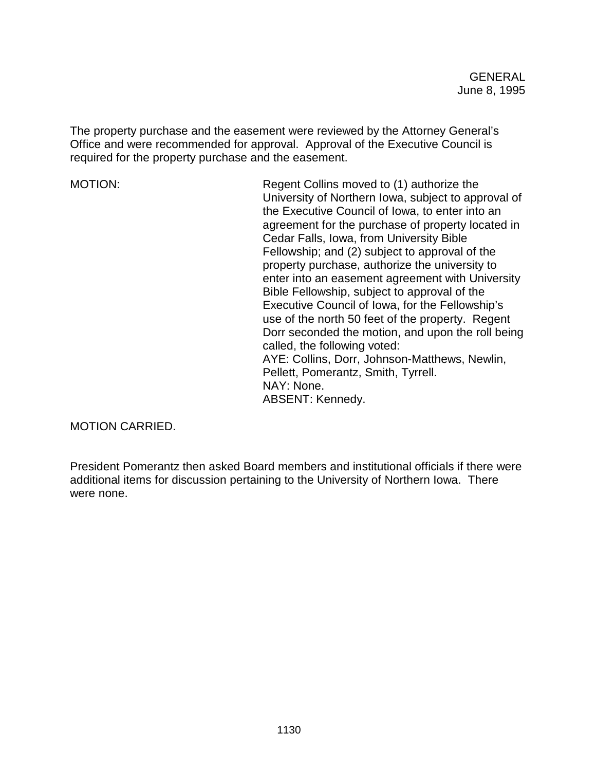The property purchase and the easement were reviewed by the Attorney General's Office and were recommended for approval. Approval of the Executive Council is required for the property purchase and the easement.

MOTION: Regent Collins moved to (1) authorize the University of Northern Iowa, subject to approval of the Executive Council of Iowa, to enter into an agreement for the purchase of property located in Cedar Falls, Iowa, from University Bible Fellowship; and (2) subject to approval of the property purchase, authorize the university to enter into an easement agreement with University Bible Fellowship, subject to approval of the Executive Council of Iowa, for the Fellowship's use of the north 50 feet of the property. Regent Dorr seconded the motion, and upon the roll being called, the following voted:
AYE: Collins, Dorr, Johnson-Matthews, Newlin, Pellett, Pomerantz, Smith, Tyrrell.
NAY: None.
ABSENT: Kennedy.

MOTION CARRIED.

President Pomerantz then asked Board members and institutional officials if there were additional items for discussion pertaining to the University of Northern Iowa. There were none.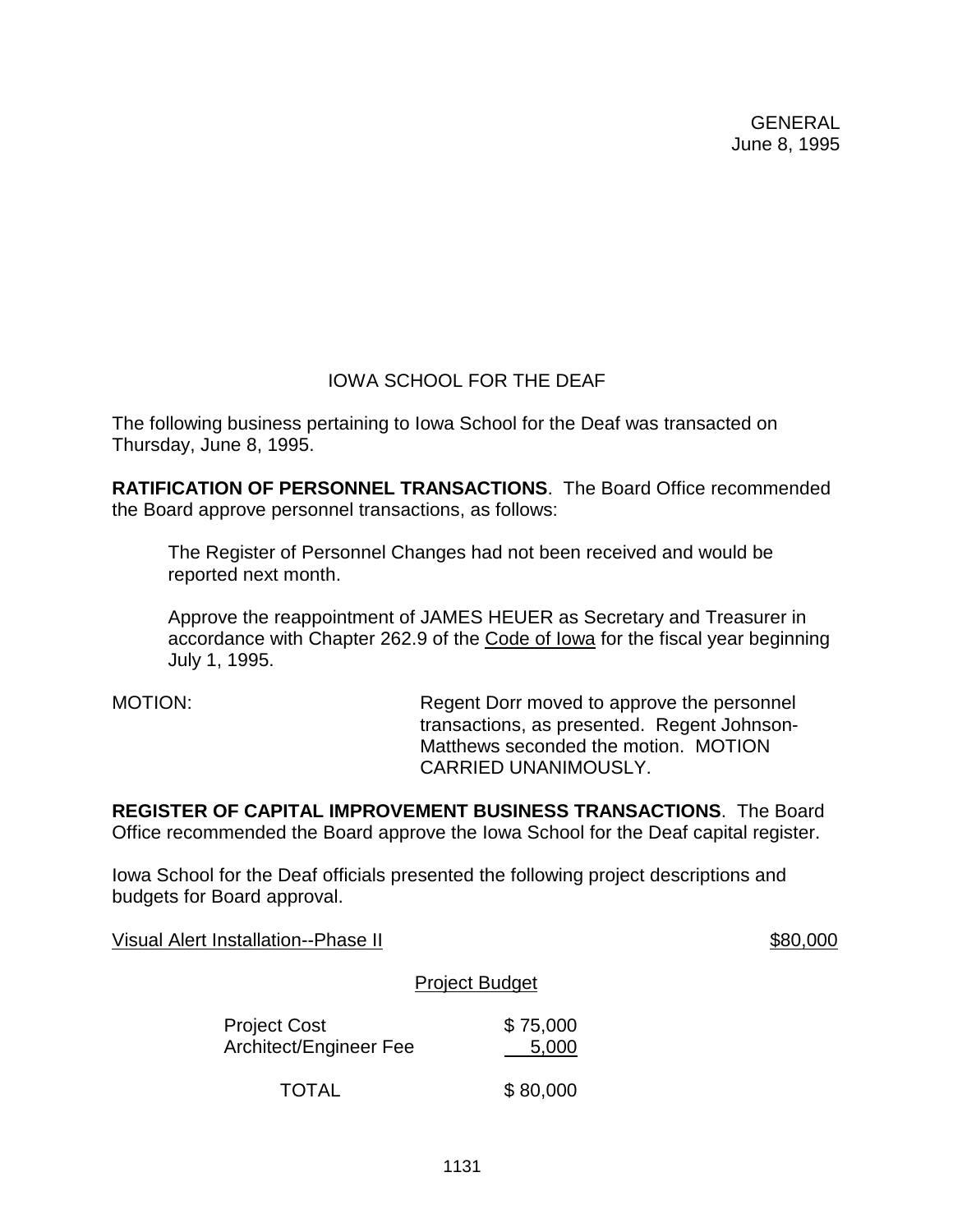GENERAL
June 8, 1995

## IOWA SCHOOL FOR THE DEAF

The following business pertaining to Iowa School for the Deaf was transacted on Thursday, June 8, 1995.

**RATIFICATION OF PERSONNEL TRANSACTIONS**. The Board Office recommended the Board approve personnel transactions, as follows:

> The Register of Personnel Changes had not been received and would be reported next month.
>
> Approve the reappointment of JAMES HEUER as Secretary and Treasurer in accordance with Chapter 262.9 of the Code of Iowa for the fiscal year beginning July 1, 1995.

MOTION: Regent Dorr moved to approve the personnel transactions, as presented. Regent Johnson-Matthews seconded the motion. MOTION CARRIED UNANIMOUSLY.

**REGISTER OF CAPITAL IMPROVEMENT BUSINESS TRANSACTIONS**. The Board Office recommended the Board approve the Iowa School for the Deaf capital register.

Iowa School for the Deaf officials presented the following project descriptions and budgets for Board approval.

Visual Alert Installation--Phase II $80,000

Project Budget

| | |
|---|---|
| Project Cost | $ 75,000 |
| Architect/Engineer Fee | 5,000 |
| TOTAL | $ 80,000 |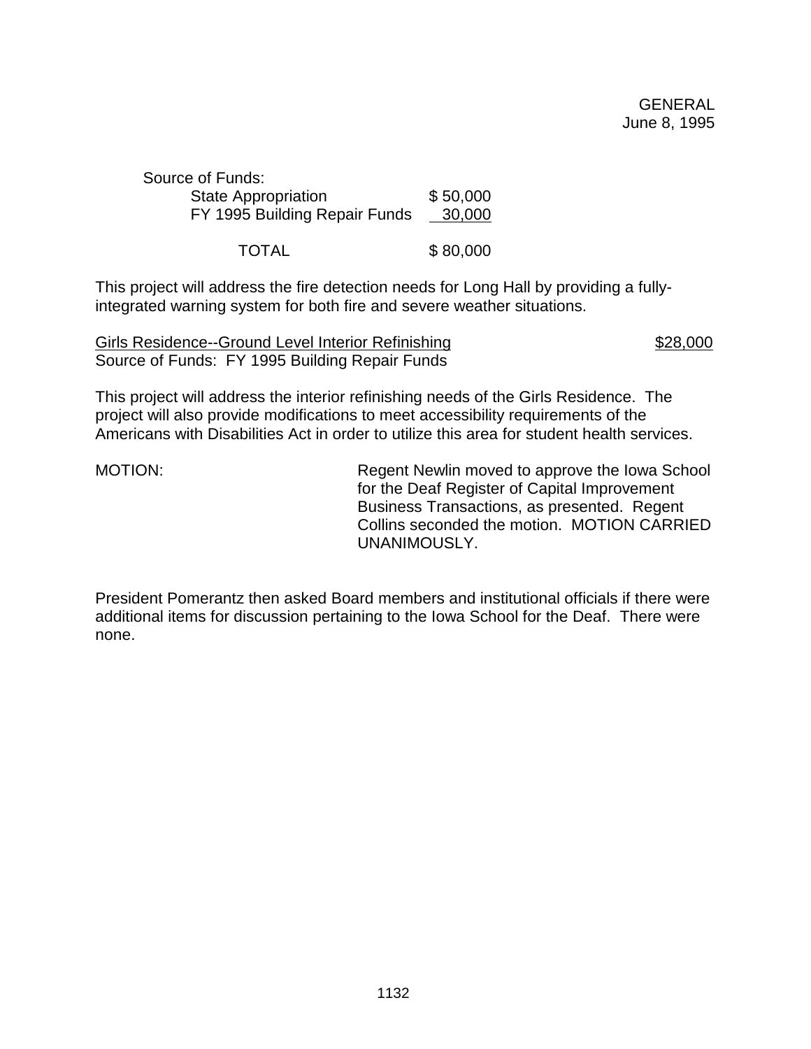Source of Funds:

| | |
|---|---|
| State Appropriation | $ 50,000 |
| FY 1995 Building Repair Funds | 30,000 |
| TOTAL | $ 80,000 |

This project will address the fire detection needs for Long Hall by providing a fully-integrated warning system for both fire and severe weather situations.

Girls Residence--Ground Level Interior Refinishing $28,000
Source of Funds: FY 1995 Building Repair Funds

This project will address the interior refinishing needs of the Girls Residence. The project will also provide modifications to meet accessibility requirements of the Americans with Disabilities Act in order to utilize this area for student health services.

MOTION: Regent Newlin moved to approve the Iowa School for the Deaf Register of Capital Improvement Business Transactions, as presented. Regent Collins seconded the motion. MOTION CARRIED UNANIMOUSLY.

President Pomerantz then asked Board members and institutional officials if there were additional items for discussion pertaining to the Iowa School for the Deaf. There were none.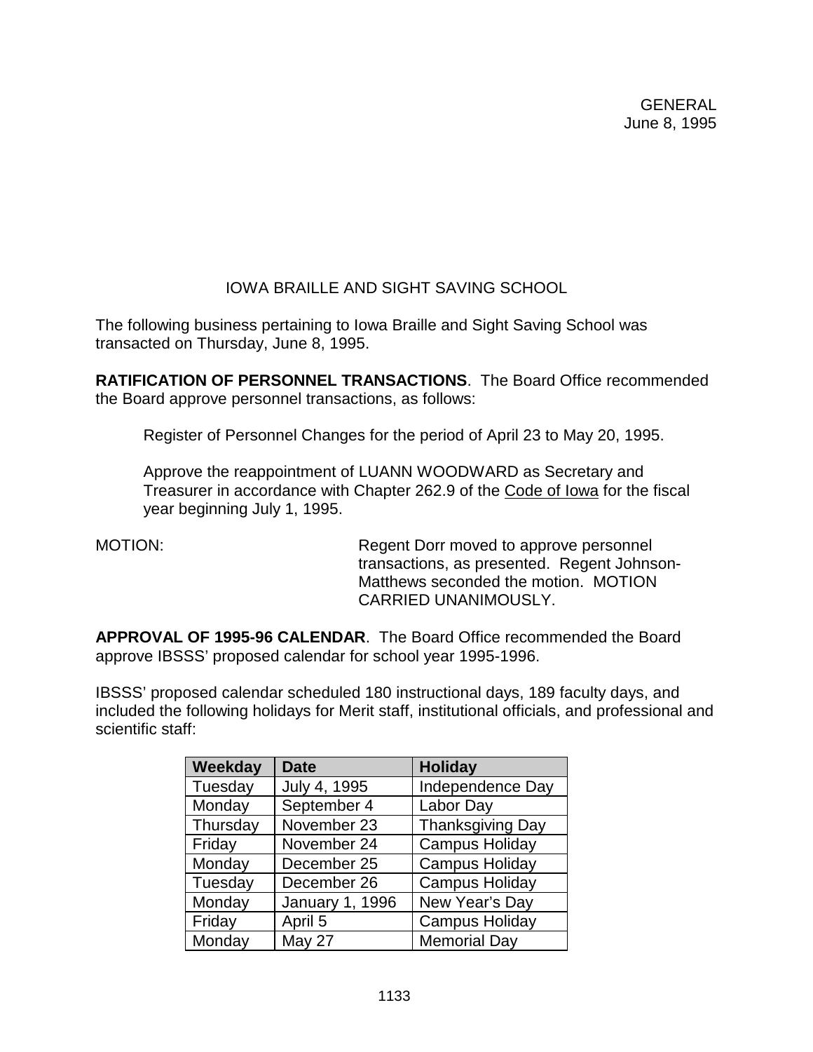GENERAL
June 8, 1995

## IOWA BRAILLE AND SIGHT SAVING SCHOOL

The following business pertaining to Iowa Braille and Sight Saving School was transacted on Thursday, June 8, 1995.

**RATIFICATION OF PERSONNEL TRANSACTIONS**. The Board Office recommended the Board approve personnel transactions, as follows:

Register of Personnel Changes for the period of April 23 to May 20, 1995.

Approve the reappointment of LUANN WOODWARD as Secretary and Treasurer in accordance with Chapter 262.9 of the Code of Iowa for the fiscal year beginning July 1, 1995.

MOTION: Regent Dorr moved to approve personnel transactions, as presented. Regent Johnson-Matthews seconded the motion. MOTION CARRIED UNANIMOUSLY.

**APPROVAL OF 1995-96 CALENDAR**. The Board Office recommended the Board approve IBSSS' proposed calendar for school year 1995-1996.

IBSSS' proposed calendar scheduled 180 instructional days, 189 faculty days, and included the following holidays for Merit staff, institutional officials, and professional and scientific staff:

| Weekday | Date | Holiday |
|---|---|---|
| Tuesday | July 4, 1995 | Independence Day |
| Monday | September 4 | Labor Day |
| Thursday | November 23 | Thanksgiving Day |
| Friday | November 24 | Campus Holiday |
| Monday | December 25 | Campus Holiday |
| Tuesday | December 26 | Campus Holiday |
| Monday | January 1, 1996 | New Year's Day |
| Friday | April 5 | Campus Holiday |
| Monday | May 27 | Memorial Day |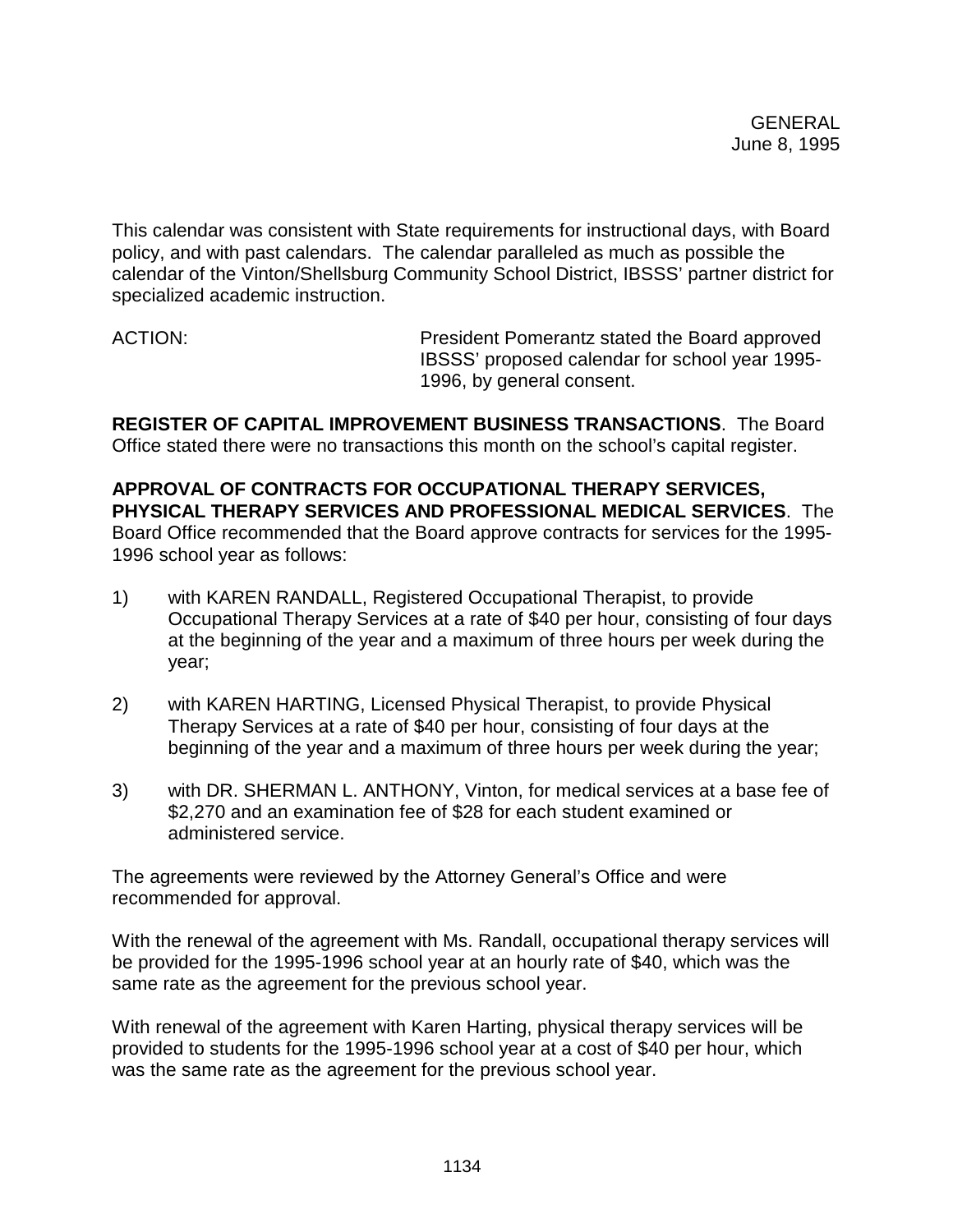This calendar was consistent with State requirements for instructional days, with Board policy, and with past calendars. The calendar paralleled as much as possible the calendar of the Vinton/Shellsburg Community School District, IBSSS' partner district for specialized academic instruction.

ACTION: President Pomerantz stated the Board approved IBSSS' proposed calendar for school year 1995-1996, by general consent.

**REGISTER OF CAPITAL IMPROVEMENT BUSINESS TRANSACTIONS**. The Board Office stated there were no transactions this month on the school's capital register.

**APPROVAL OF CONTRACTS FOR OCCUPATIONAL THERAPY SERVICES, PHYSICAL THERAPY SERVICES AND PROFESSIONAL MEDICAL SERVICES**. The Board Office recommended that the Board approve contracts for services for the 1995-1996 school year as follows:

1) with KAREN RANDALL, Registered Occupational Therapist, to provide Occupational Therapy Services at a rate of $40 per hour, consisting of four days at the beginning of the year and a maximum of three hours per week during the year;

2) with KAREN HARTING, Licensed Physical Therapist, to provide Physical Therapy Services at a rate of $40 per hour, consisting of four days at the beginning of the year and a maximum of three hours per week during the year;

3) with DR. SHERMAN L. ANTHONY, Vinton, for medical services at a base fee of $2,270 and an examination fee of $28 for each student examined or administered service.

The agreements were reviewed by the Attorney General's Office and were recommended for approval.

With the renewal of the agreement with Ms. Randall, occupational therapy services will be provided for the 1995-1996 school year at an hourly rate of $40, which was the same rate as the agreement for the previous school year.

With renewal of the agreement with Karen Harting, physical therapy services will be provided to students for the 1995-1996 school year at a cost of $40 per hour, which was the same rate as the agreement for the previous school year.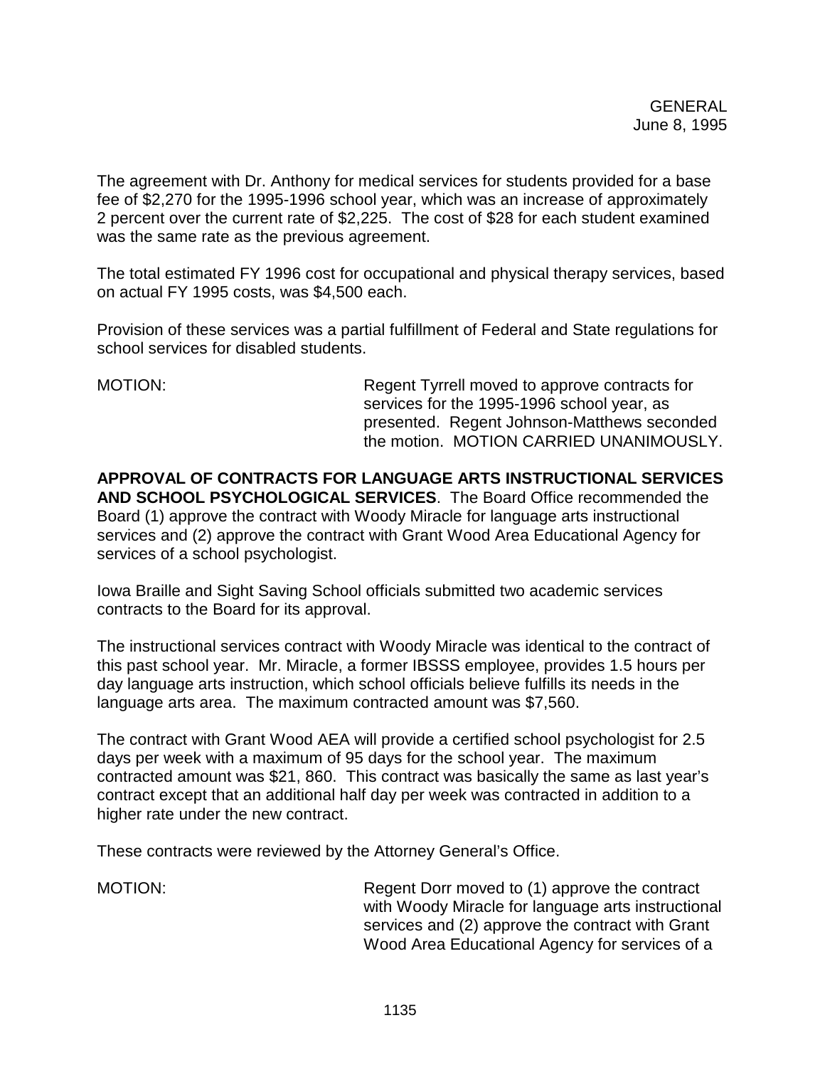The agreement with Dr. Anthony for medical services for students provided for a base fee of $2,270 for the 1995-1996 school year, which was an increase of approximately 2 percent over the current rate of $2,225. The cost of $28 for each student examined was the same rate as the previous agreement.

The total estimated FY 1996 cost for occupational and physical therapy services, based on actual FY 1995 costs, was $4,500 each.

Provision of these services was a partial fulfillment of Federal and State regulations for school services for disabled students.

MOTION: Regent Tyrrell moved to approve contracts for services for the 1995-1996 school year, as presented. Regent Johnson-Matthews seconded the motion. MOTION CARRIED UNANIMOUSLY.

**APPROVAL OF CONTRACTS FOR LANGUAGE ARTS INSTRUCTIONAL SERVICES AND SCHOOL PSYCHOLOGICAL SERVICES**. The Board Office recommended the Board (1) approve the contract with Woody Miracle for language arts instructional services and (2) approve the contract with Grant Wood Area Educational Agency for services of a school psychologist.

Iowa Braille and Sight Saving School officials submitted two academic services contracts to the Board for its approval.

The instructional services contract with Woody Miracle was identical to the contract of this past school year. Mr. Miracle, a former IBSSS employee, provides 1.5 hours per day language arts instruction, which school officials believe fulfills its needs in the language arts area. The maximum contracted amount was $7,560.

The contract with Grant Wood AEA will provide a certified school psychologist for 2.5 days per week with a maximum of 95 days for the school year. The maximum contracted amount was $21, 860. This contract was basically the same as last year's contract except that an additional half day per week was contracted in addition to a higher rate under the new contract.

These contracts were reviewed by the Attorney General's Office.

MOTION: Regent Dorr moved to (1) approve the contract with Woody Miracle for language arts instructional services and (2) approve the contract with Grant Wood Area Educational Agency for services of a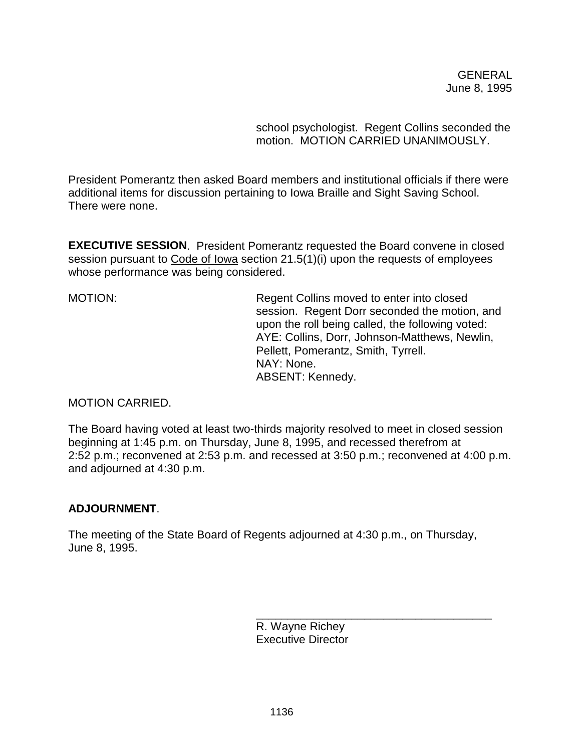school psychologist. Regent Collins seconded the motion. MOTION CARRIED UNANIMOUSLY.

President Pomerantz then asked Board members and institutional officials if there were additional items for discussion pertaining to Iowa Braille and Sight Saving School. There were none.

**EXECUTIVE SESSION**. President Pomerantz requested the Board convene in closed session pursuant to Code of Iowa section 21.5(1)(i) upon the requests of employees whose performance was being considered.

MOTION: Regent Collins moved to enter into closed session. Regent Dorr seconded the motion, and upon the roll being called, the following voted:
AYE: Collins, Dorr, Johnson-Matthews, Newlin, Pellett, Pomerantz, Smith, Tyrrell.
NAY: None.
ABSENT: Kennedy.

MOTION CARRIED.

The Board having voted at least two-thirds majority resolved to meet in closed session beginning at 1:45 p.m. on Thursday, June 8, 1995, and recessed therefrom at 2:52 p.m.; reconvened at 2:53 p.m. and recessed at 3:50 p.m.; reconvened at 4:00 p.m. and adjourned at 4:30 p.m.

**ADJOURNMENT**.

The meeting of the State Board of Regents adjourned at 4:30 p.m., on Thursday, June 8, 1995.

\_\_\_\_\_\_\_\_\_\_\_\_\_\_\_\_\_\_\_\_\_\_\_\_\_\_\_\_\_\_\_\_\_\_\_\_\_\_

R. Wayne Richey
Executive Director